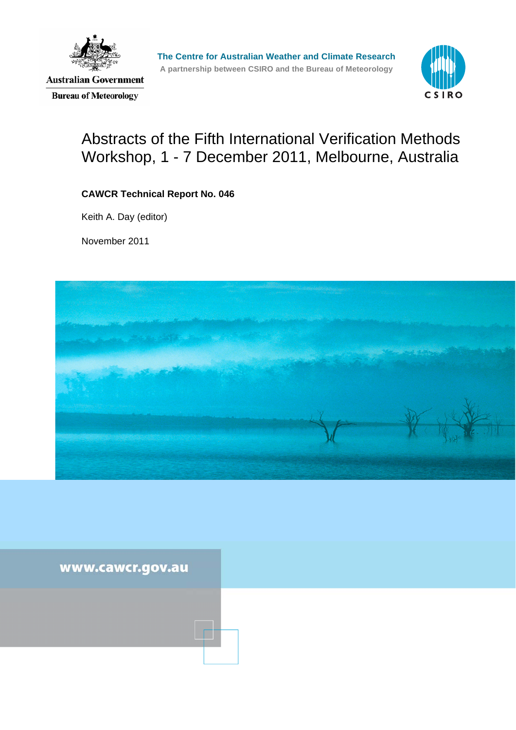Australian Government

Bureau of Meteorology

**The Centre for Australian Weather and Climate Research**

**A partnership between CSIRO and the Bureau of Meteorology**

CSIRO

# Abstracts of the Fifth International Verification Methods Workshop, 1 - 7 December 2011, Melbourne, Australia

**CAWCR Technical Report No. 046**

Keith A. Day (editor)

November 2011

**www.cawcr.gov.au**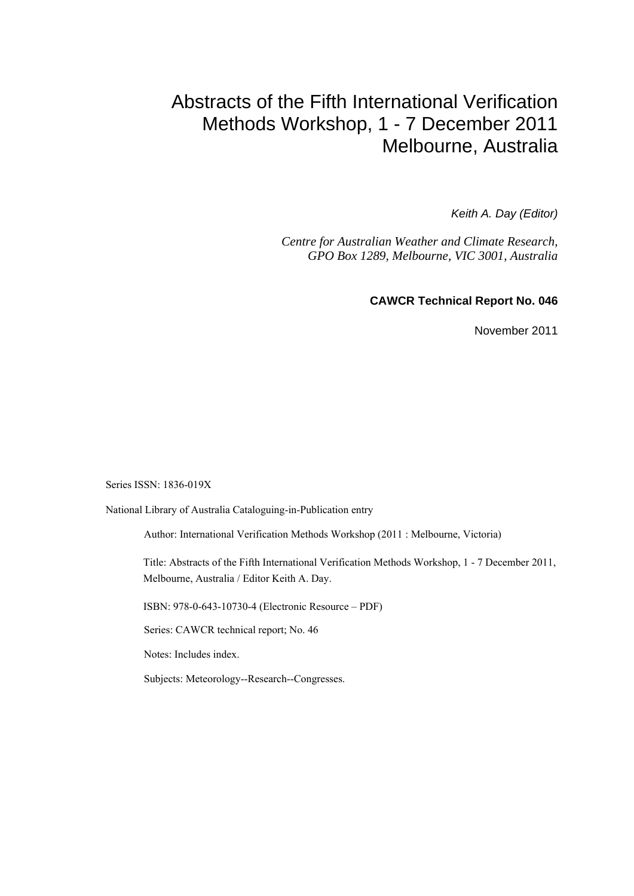# Abstracts of the Fifth International Verification Methods Workshop, 1 - 7 December 2011 Melbourne, Australia

*Keith A. Day (Editor)*

*Centre for Australian Weather and Climate Research, GPO Box 1289, Melbourne, VIC 3001, Australia*

**CAWCR Technical Report No. 046**

November 2011

Series ISSN: 1836-019X

National Library of Australia Cataloguing-in-Publication entry

Author: International Verification Methods Workshop (2011 : Melbourne, Victoria)

Title: Abstracts of the Fifth International Verification Methods Workshop, 1 - 7 December 2011, Melbourne, Australia / Editor Keith A. Day.

ISBN: 978-0-643-10730-4 (Electronic Resource – PDF)

Series: CAWCR technical report; No. 46

Notes: Includes index.

Subjects: Meteorology--Research--Congresses.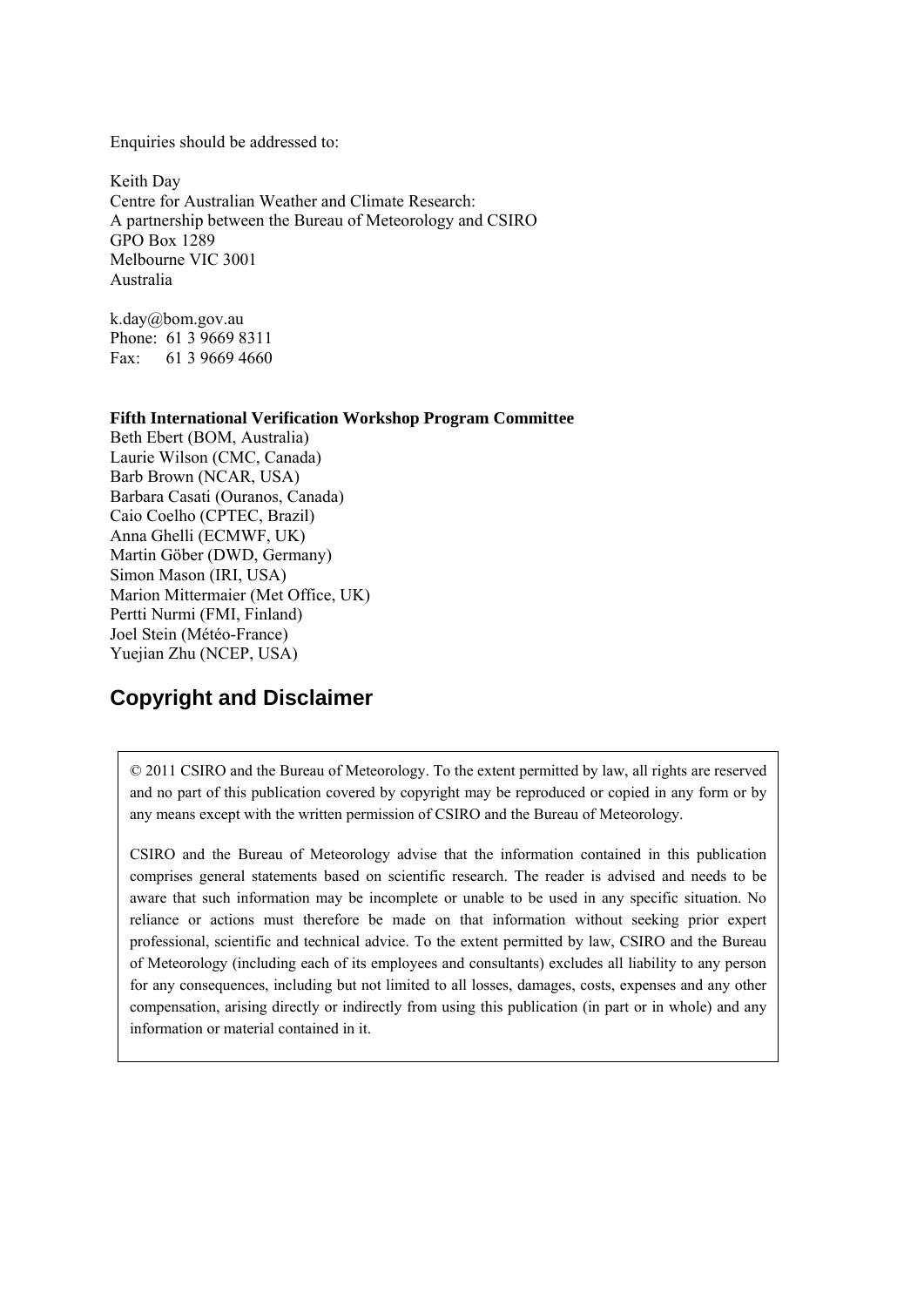Enquiries should be addressed to:

Keith Day
Centre for Australian Weather and Climate Research:
A partnership between the Bureau of Meteorology and CSIRO
GPO Box 1289
Melbourne VIC 3001
Australia

k.day@bom.gov.au
Phone: 61 3 9669 8311
Fax: 61 3 9669 4660

**Fifth International Verification Workshop Program Committee**
Beth Ebert (BOM, Australia)
Laurie Wilson (CMC, Canada)
Barb Brown (NCAR, USA)
Barbara Casati (Ouranos, Canada)
Caio Coelho (CPTEC, Brazil)
Anna Ghelli (ECMWF, UK)
Martin Göber (DWD, Germany)
Simon Mason (IRI, USA)
Marion Mittermaier (Met Office, UK)
Pertti Nurmi (FMI, Finland)
Joel Stein (Météo-France)
Yuejian Zhu (NCEP, USA)

## Copyright and Disclaimer

© 2011 CSIRO and the Bureau of Meteorology. To the extent permitted by law, all rights are reserved and no part of this publication covered by copyright may be reproduced or copied in any form or by any means except with the written permission of CSIRO and the Bureau of Meteorology.

CSIRO and the Bureau of Meteorology advise that the information contained in this publication comprises general statements based on scientific research. The reader is advised and needs to be aware that such information may be incomplete or unable to be used in any specific situation. No reliance or actions must therefore be made on that information without seeking prior expert professional, scientific and technical advice. To the extent permitted by law, CSIRO and the Bureau of Meteorology (including each of its employees and consultants) excludes all liability to any person for any consequences, including but not limited to all losses, damages, costs, expenses and any other compensation, arising directly or indirectly from using this publication (in part or in whole) and any information or material contained in it.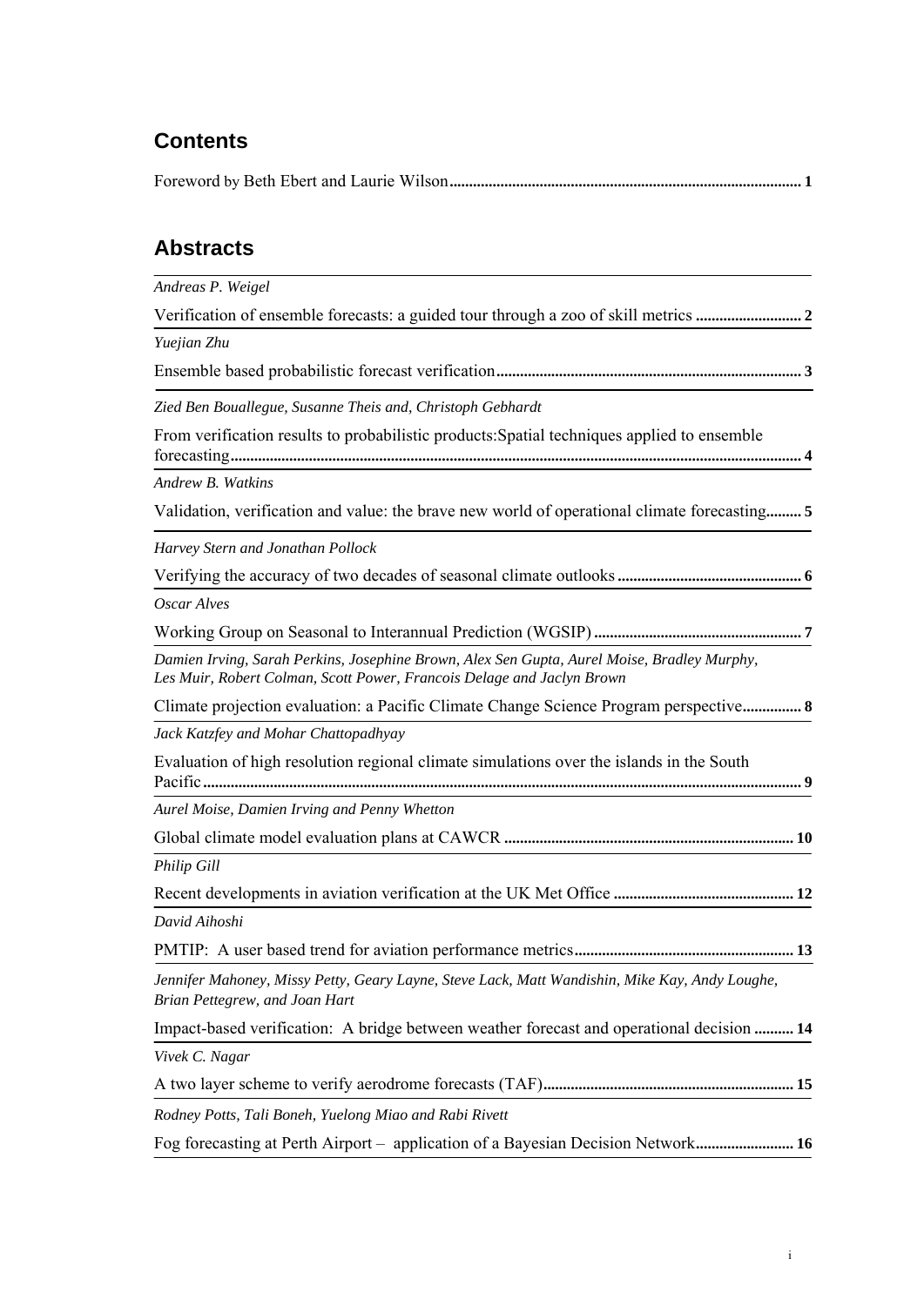## Contents

Foreword by Beth Ebert and Laurie Wilson ........ **1**

## Abstracts

*Andreas P. Weigel*

Verification of ensemble forecasts: a guided tour through a zoo of skill metrics ........ **2**

*Yuejian Zhu*

Ensemble based probabilistic forecast verification ........ **3**

*Zied Ben Bouallegue, Susanne Theis, and Christoph Gebhardt*

From verification results to probabilistic products:Spatial techniques applied to ensemble forecasting ........ **4**

*Andrew B. Watkins*

Validation, verification and value: the brave new world of operational climate forecasting ........ **5**

*Harvey Stern and Jonathan Pollock*

Verifying the accuracy of two decades of seasonal climate outlooks ........ **6**

*Oscar Alves*

Working Group on Seasonal to Interannual Prediction (WGSIP) ........ **7**

*Damien Irving, Sarah Perkins, Josephine Brown, Alex Sen Gupta, Aurel Moise, Bradley Murphy, Les Muir, Robert Colman, Scott Power, Francois Delage and Jaclyn Brown*

Climate projection evaluation: a Pacific Climate Change Science Program perspective ........ **8**

*Jack Katzfey and Mohar Chattopadhyay*

Evaluation of high resolution regional climate simulations over the islands in the South Pacific ........ **9**

*Aurel Moise, Damien Irving and Penny Whetton*

Global climate model evaluation plans at CAWCR ........ **10**

*Philip Gill*

Recent developments in aviation verification at the UK Met Office ........ **12**

*David Aihoshi*

PMTIP: A user based trend for aviation performance metrics ........ **13**

*Jennifer Mahoney, Missy Petty, Geary Layne, Steve Lack, Matt Wandishin, Mike Kay, Andy Loughe, Brian Pettegrew, and Joan Hart*

Impact-based verification: A bridge between weather forecast and operational decision ........ **14**

*Vivek C. Nagar*

A two layer scheme to verify aerodrome forecasts (TAF) ........ **15**

*Rodney Potts, Tali Boneh, Yuelong Miao and Rabi Rivett*

Fog forecasting at Perth Airport – application of a Bayesian Decision Network ........ **16**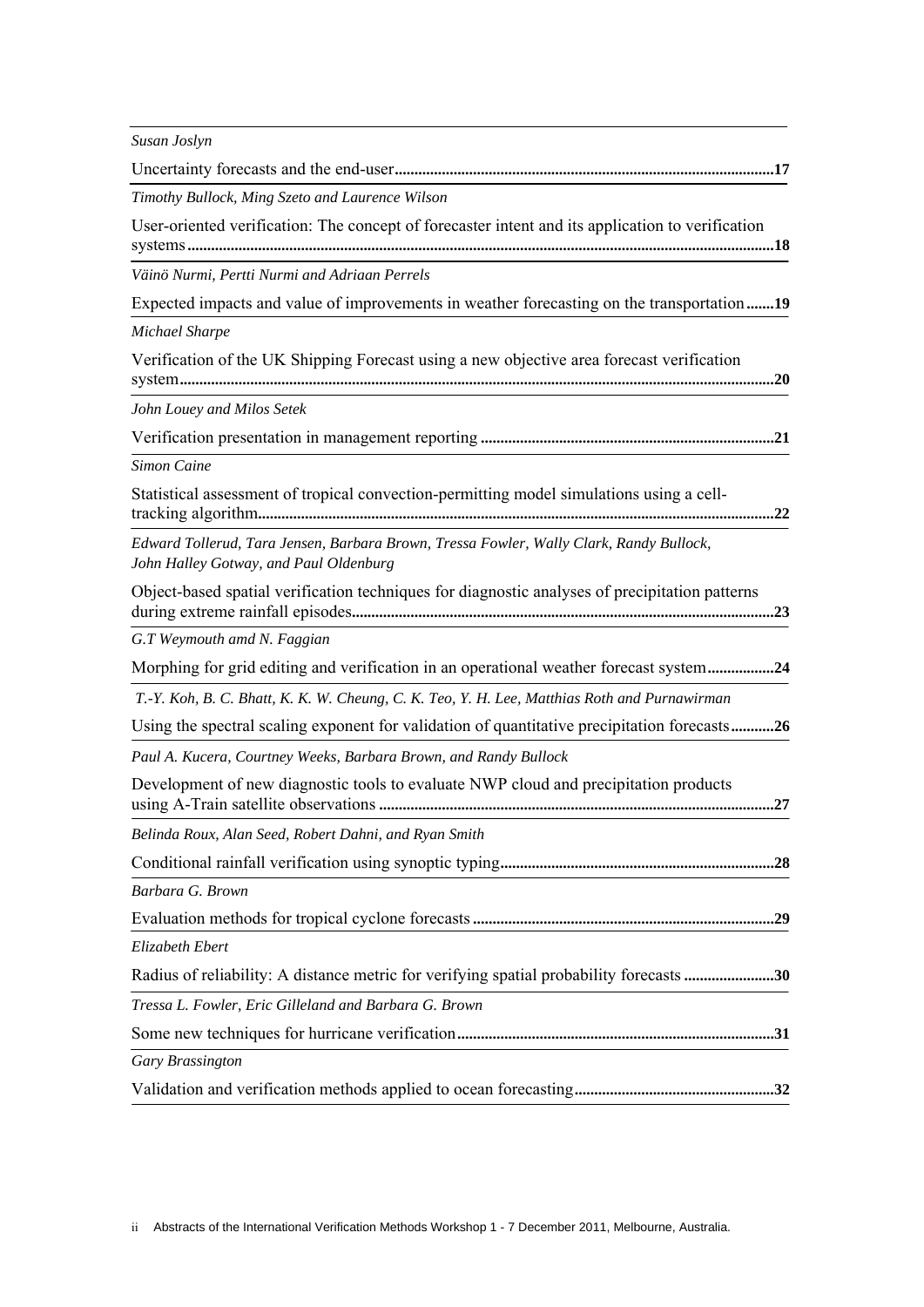*Susan Joslyn*

Uncertainty forecasts and the end-user................................................................................................**17**

*Timothy Bullock, Ming Szeto and Laurence Wilson*

User-oriented verification: The concept of forecaster intent and its application to verification systems..................................................................................................................................................**18**

*Väinö Nurmi, Pertti Nurmi and Adriaan Perrels*

Expected impacts and value of improvements in weather forecasting on the transportation.......**19**

*Michael Sharpe*

Verification of the UK Shipping Forecast using a new objective area forecast verification system....................................................................................................................................................**20**

*John Louey and Milos Setek*

Verification presentation in management reporting ..........................................................................**21**

*Simon Caine*

Statistical assessment of tropical convection-permitting model simulations using a cell-tracking algorithm..................................................................................................................................**22**

*Edward Tollerud, Tara Jensen, Barbara Brown, Tressa Fowler, Wally Clark, Randy Bullock, John Halley Gotway, and Paul Oldenburg*

Object-based spatial verification techniques for diagnostic analyses of precipitation patterns during extreme rainfall episodes..........................................................................................................**23**

*G.T Weymouth amd N. Faggian*

Morphing for grid editing and verification in an operational weather forecast system.................**24**

*T.-Y. Koh, B. C. Bhatt, K. K. W. Cheung, C. K. Teo, Y. H. Lee, Matthias Roth and Purnawirman*

Using the spectral scaling exponent for validation of quantitative precipitation forecasts...........**26**

*Paul A. Kucera, Courtney Weeks, Barbara Brown, and Randy Bullock*

Development of new diagnostic tools to evaluate NWP cloud and precipitation products using A-Train satellite observations ....................................................................................................**27**

*Belinda Roux, Alan Seed, Robert Dahni, and Ryan Smith*

Conditional rainfall verification using synoptic typing.....................................................................**28**

*Barbara G. Brown*

Evaluation methods for tropical cyclone forecasts ............................................................................**29**

*Elizabeth Ebert*

Radius of reliability: A distance metric for verifying spatial probability forecasts .......................**30**

*Tressa L. Fowler, Eric Gilleland and Barbara G. Brown*

Some new techniques for hurricane verification................................................................................**31**

*Gary Brassington*

Validation and verification methods applied to ocean forecasting..................................................**32**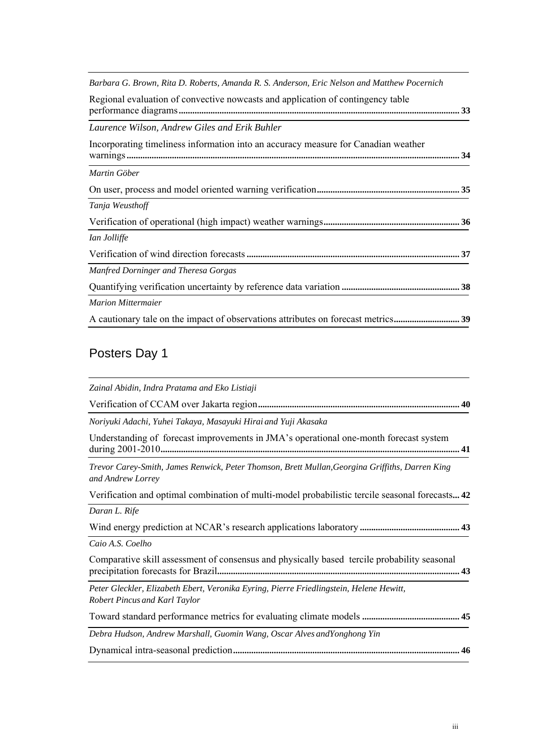*Barbara G. Brown, Rita D. Roberts, Amanda R. S. Anderson, Eric Nelson and Matthew Pocernich*

Regional evaluation of convective nowcasts and application of contingency table performance diagrams ........ **33**

*Laurence Wilson, Andrew Giles and Erik Buhler*

Incorporating timeliness information into an accuracy measure for Canadian weather warnings ........ **34**

*Martin Göber*

On user, process and model oriented warning verification ........ **35**

*Tanja Weusthoff*

Verification of operational (high impact) weather warnings ........ **36**

*Ian Jolliffe*

Verification of wind direction forecasts ........ **37**

*Manfred Dorninger and Theresa Gorgas*

Quantifying verification uncertainty by reference data variation ........ **38**

*Marion Mittermaier*

A cautionary tale on the impact of observations attributes on forecast metrics ........ **39**

## Posters Day 1

*Zainal Abidin, Indra Pratama and Eko Listiaji*

Verification of CCAM over Jakarta region ........ **40**

*Noriyuki Adachi, Yuhei Takaya, Masayuki Hirai and Yuji Akasaka*

Understanding of forecast improvements in JMA's operational one-month forecast system during 2001-2010 ........ **41**

*Trevor Carey-Smith, James Renwick, Peter Thomson, Brett Mullan,Georgina Griffiths, Darren King and Andrew Lorrey*

Verification and optimal combination of multi-model probabilistic tercile seasonal forecasts... **42**

*Daran L. Rife*

Wind energy prediction at NCAR's research applications laboratory ........ **43**

*Caio A.S. Coelho*

Comparative skill assessment of consensus and physically based tercile probability seasonal precipitation forecasts for Brazil ........ **43**

*Peter Gleckler, Elizabeth Ebert, Veronika Eyring, Pierre Friedlingstein, Helene Hewitt, Robert Pincus and Karl Taylor*

Toward standard performance metrics for evaluating climate models ........ **45**

*Debra Hudson, Andrew Marshall, Guomin Wang, Oscar Alves andYonghong Yin*

Dynamical intra-seasonal prediction ........ **46**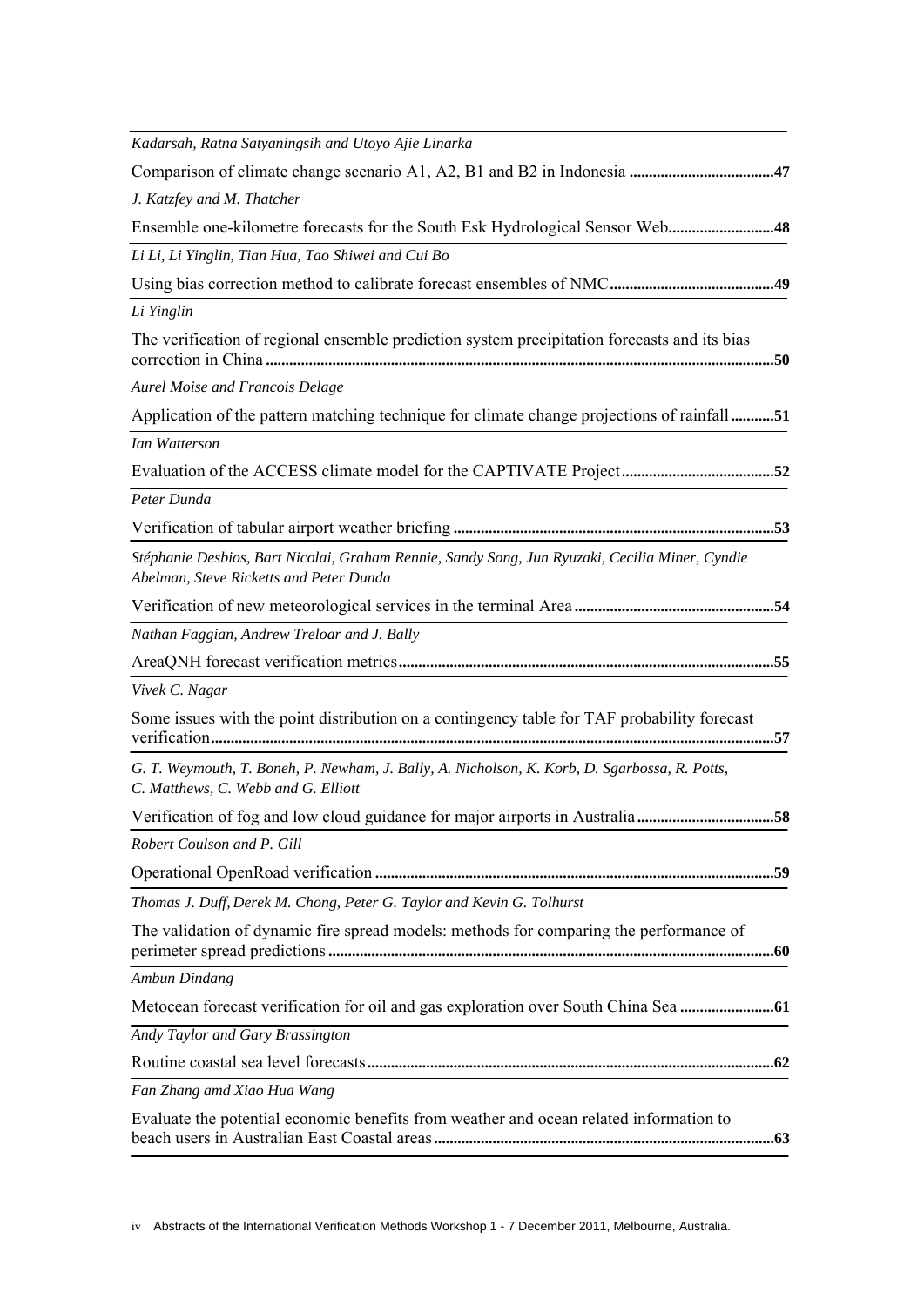*Kadarsah, Ratna Satyaningsih and Utoyo Ajie Linarka*

Comparison of climate change scenario A1, A2, B1 and B2 in Indonesia ....................................**47**

*J. Katzfey and M. Thatcher*

Ensemble one-kilometre forecasts for the South Esk Hydrological Sensor Web..........................**48**

*Li Li, Li Yinglin, Tian Hua, Tao Shiwei and Cui Bo*

Using bias correction method to calibrate forecast ensembles of NMC.........................................**49**

*Li Yinglin*

The verification of regional ensemble prediction system precipitation forecasts and its bias correction in China ...............................................................................................................................**50**

*Aurel Moise and Francois Delage*

Application of the pattern matching technique for climate change projections of rainfall ...........**51**

*Ian Watterson*

Evaluation of the ACCESS climate model for the CAPTIVATE Project......................................**52**

*Peter Dunda*

Verification of tabular airport weather briefing ................................................................................**53**

*Stéphanie Desbios, Bart Nicolai, Graham Rennie, Sandy Song, Jun Ryuzaki, Cecilia Miner, Cyndie Abelman, Steve Ricketts and Peter Dunda*

Verification of new meteorological services in the terminal Area ..................................................**54**

*Nathan Faggian, Andrew Treloar and J. Bally*

AreaQNH forecast verification metrics..............................................................................................**55**

*Vivek C. Nagar*

Some issues with the point distribution on a contingency table for TAF probability forecast verification..............................................................................................................................................**57**

*G. T. Weymouth, T. Boneh, P. Newham, J. Bally, A. Nicholson, K. Korb, D. Sgarbossa, R. Potts, C. Matthews, C. Webb and G. Elliott*

Verification of fog and low cloud guidance for major airports in Australia ..................................**58**

*Robert Coulson and P. Gill*

Operational OpenRoad verification ....................................................................................................**59**

*Thomas J. Duff, Derek M. Chong, Peter G. Taylor and Kevin G. Tolhurst*

The validation of dynamic fire spread models: methods for comparing the performance of perimeter spread predictions ................................................................................................................**60**

*Ambun Dindang*

Metocean forecast verification for oil and gas exploration over South China Sea .......................**61**

*Andy Taylor and Gary Brassington*

Routine coastal sea level forecasts......................................................................................................**62**

*Fan Zhang amd Xiao Hua Wang*

Evaluate the potential economic benefits from weather and ocean related information to beach users in Australian East Coastal areas .....................................................................................**63**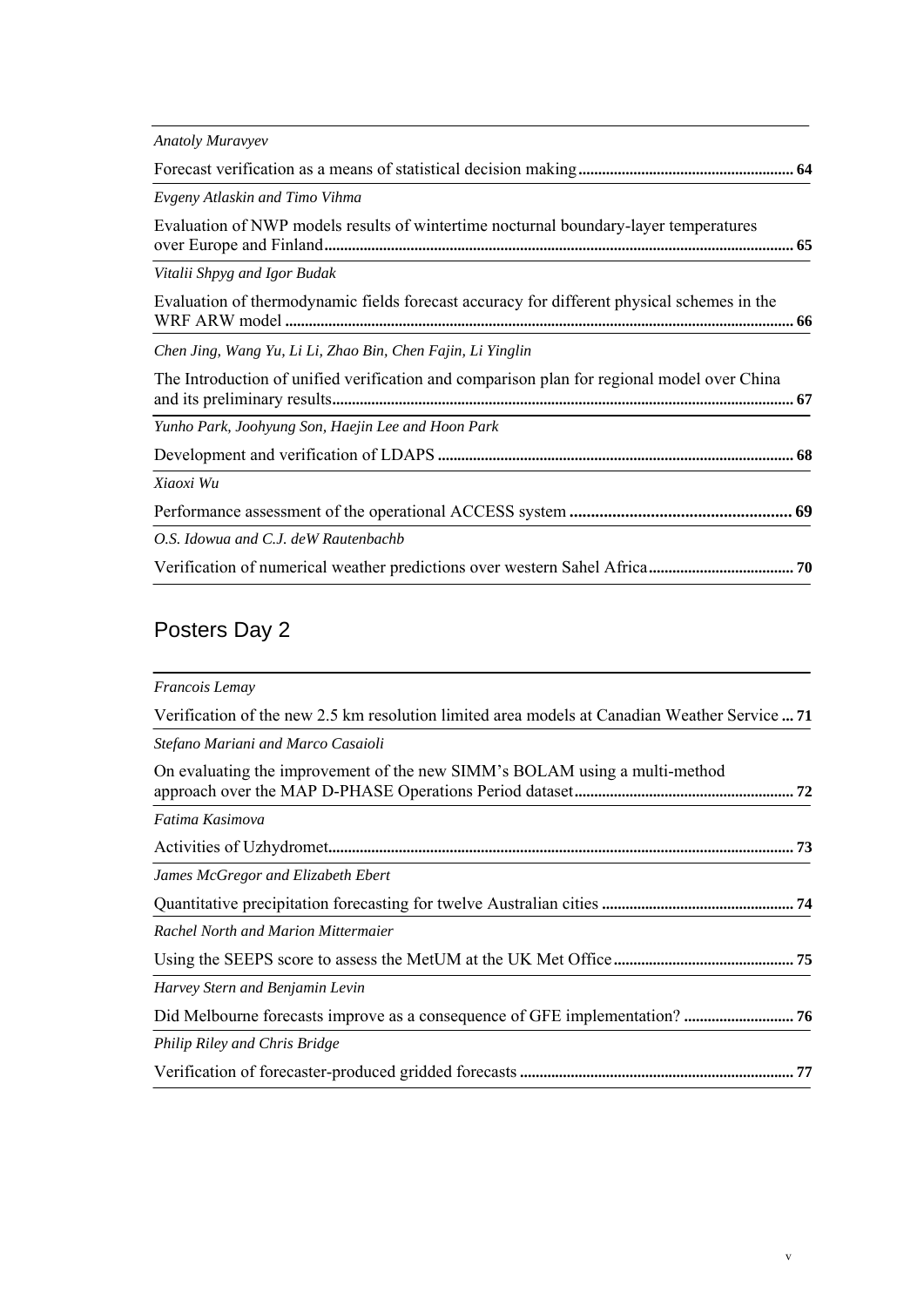*Anatoly Muravyev*

Forecast verification as a means of statistical decision making ...................................................... **64**

*Evgeny Atlaskin and Timo Vihma*

Evaluation of NWP models results of wintertime nocturnal boundary-layer temperatures over Europe and Finland ...................................................................................................................... **65**

*Vitalii Shpyg and Igor Budak*

Evaluation of thermodynamic fields forecast accuracy for different physical schemes in the WRF ARW model ................................................................................................................................ **66**

*Chen Jing, Wang Yu, Li Li, Zhao Bin, Chen Fajin, Li Yinglin*

The Introduction of unified verification and comparison plan for regional model over China and its preliminary results ..................................................................................................................... **67**

*Yunho Park, Joohyung Son, Haejin Lee and Hoon Park*

Development and verification of LDAPS ......................................................................................... **68**

*Xiaoxi Wu*

Performance assessment of the operational ACCESS system .................................................... **69**

*O.S. Idowua and C.J. deW Rautenbachb*

Verification of numerical weather predictions over western Sahel Africa ..................................... **70**

## Posters Day 2

*Francois Lemay*

Verification of the new 2.5 km resolution limited area models at Canadian Weather Service ... **71**

*Stefano Mariani and Marco Casaioli*

On evaluating the improvement of the new SIMM's BOLAM using a multi-method approach over the MAP D-PHASE Operations Period dataset ....................................................... **72**

*Fatima Kasimova*

Activities of Uzhydromet ..................................................................................................................... **73**

*James McGregor and Elizabeth Ebert*

Quantitative precipitation forecasting for twelve Australian cities ................................................ **74**

*Rachel North and Marion Mittermaier*

Using the SEEPS score to assess the MetUM at the UK Met Office ............................................. **75**

*Harvey Stern and Benjamin Levin*

Did Melbourne forecasts improve as a consequence of GFE implementation? ............................ **76**

*Philip Riley and Chris Bridge*

Verification of forecaster-produced gridded forecasts ..................................................................... **77**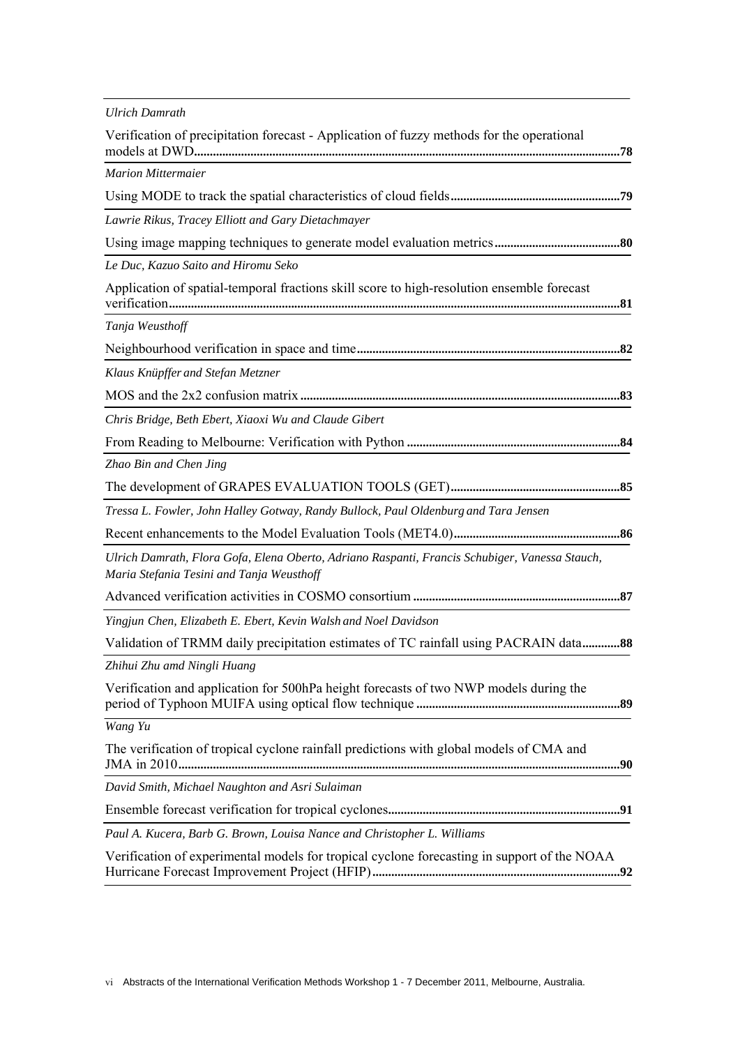*Ulrich Damrath*

Verification of precipitation forecast - Application of fuzzy methods for the operational models at DWD......................................................................................................................................**78**

*Marion Mittermaier*

Using MODE to track the spatial characteristics of cloud fields......................................................**79**

*Lawrie Rikus, Tracey Elliott and Gary Dietachmayer*

Using image mapping techniques to generate model evaluation metrics........................................**80**

*Le Duc, Kazuo Saito and Hiromu Seko*

Application of spatial-temporal fractions skill score to high-resolution ensemble forecast verification..............................................................................................................................................**81**

*Tanja Weusthoff*

Neighbourhood verification in space and time...................................................................................**82**

*Klaus Knüpffer and Stefan Metzner*

MOS and the 2x2 confusion matrix .....................................................................................................**83**

*Chris Bridge, Beth Ebert, Xiaoxi Wu and Claude Gibert*

From Reading to Melbourne: Verification with Python ...................................................................**84**

*Zhao Bin and Chen Jing*

The development of GRAPES EVALUATION TOOLS (GET)......................................................**85**

*Tressa L. Fowler, John Halley Gotway, Randy Bullock, Paul Oldenburg and Tara Jensen*

Recent enhancements to the Model Evaluation Tools (MET4.0).....................................................**86**

*Ulrich Damrath, Flora Gofa, Elena Oberto, Adriano Raspanti, Francis Schubiger, Vanessa Stauch, Maria Stefania Tesini and Tanja Weusthoff*

Advanced verification activities in COSMO consortium .................................................................**87**

*Yingjun Chen, Elizabeth E. Ebert, Kevin Walsh and Noel Davidson*

Validation of TRMM daily precipitation estimates of TC rainfall using PACRAIN data............**88**

*Zhihui Zhu amd Ningli Huang*

Verification and application for 500hPa height forecasts of two NWP models during the period of Typhoon MUIFA using optical flow technique ................................................................**89**

*Wang Yu*

The verification of tropical cyclone rainfall predictions with global models of CMA and JMA in 2010............................................................................................................................................**90**

*David Smith, Michael Naughton and Asri Sulaiman*

Ensemble forecast verification for tropical cyclones.........................................................................**91**

*Paul A. Kucera, Barb G. Brown, Louisa Nance and Christopher L. Williams*

Verification of experimental models for tropical cyclone forecasting in support of the NOAA Hurricane Forecast Improvement Project (HFIP)..............................................................................**92**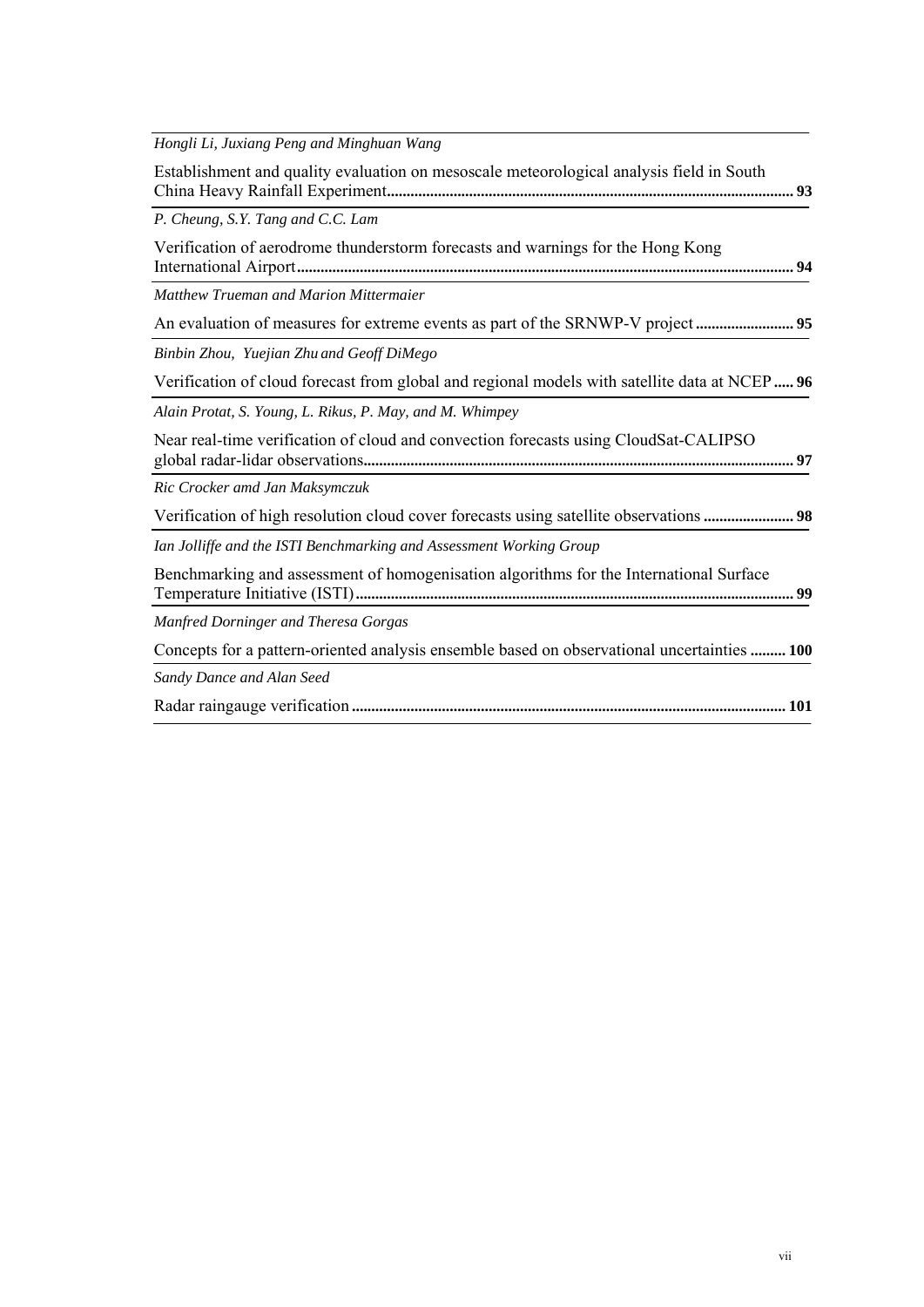*Hongli Li, Juxiang Peng and Minghuan Wang*

Establishment and quality evaluation on mesoscale meteorological analysis field in South China Heavy Rainfall Experiment ........ **93**

*P. Cheung, S.Y. Tang and C.C. Lam*

Verification of aerodrome thunderstorm forecasts and warnings for the Hong Kong International Airport ........ **94**

*Matthew Trueman and Marion Mittermaier*

An evaluation of measures for extreme events as part of the SRNWP-V project ........ **95**

*Binbin Zhou, Yuejian Zhu and Geoff DiMego*

Verification of cloud forecast from global and regional models with satellite data at NCEP ..... **96**

*Alain Protat, S. Young, L. Rikus, P. May, and M. Whimpey*

Near real-time verification of cloud and convection forecasts using CloudSat-CALIPSO global radar-lidar observations ........ **97**

*Ric Crocker amd Jan Maksymczuk*

Verification of high resolution cloud cover forecasts using satellite observations ........ **98**

*Ian Jolliffe and the ISTI Benchmarking and Assessment Working Group*

Benchmarking and assessment of homogenisation algorithms for the International Surface Temperature Initiative (ISTI) ........ **99**

*Manfred Dorninger and Theresa Gorgas*

Concepts for a pattern-oriented analysis ensemble based on observational uncertainties ......... **100**

*Sandy Dance and Alan Seed*

Radar raingauge verification ........ **101**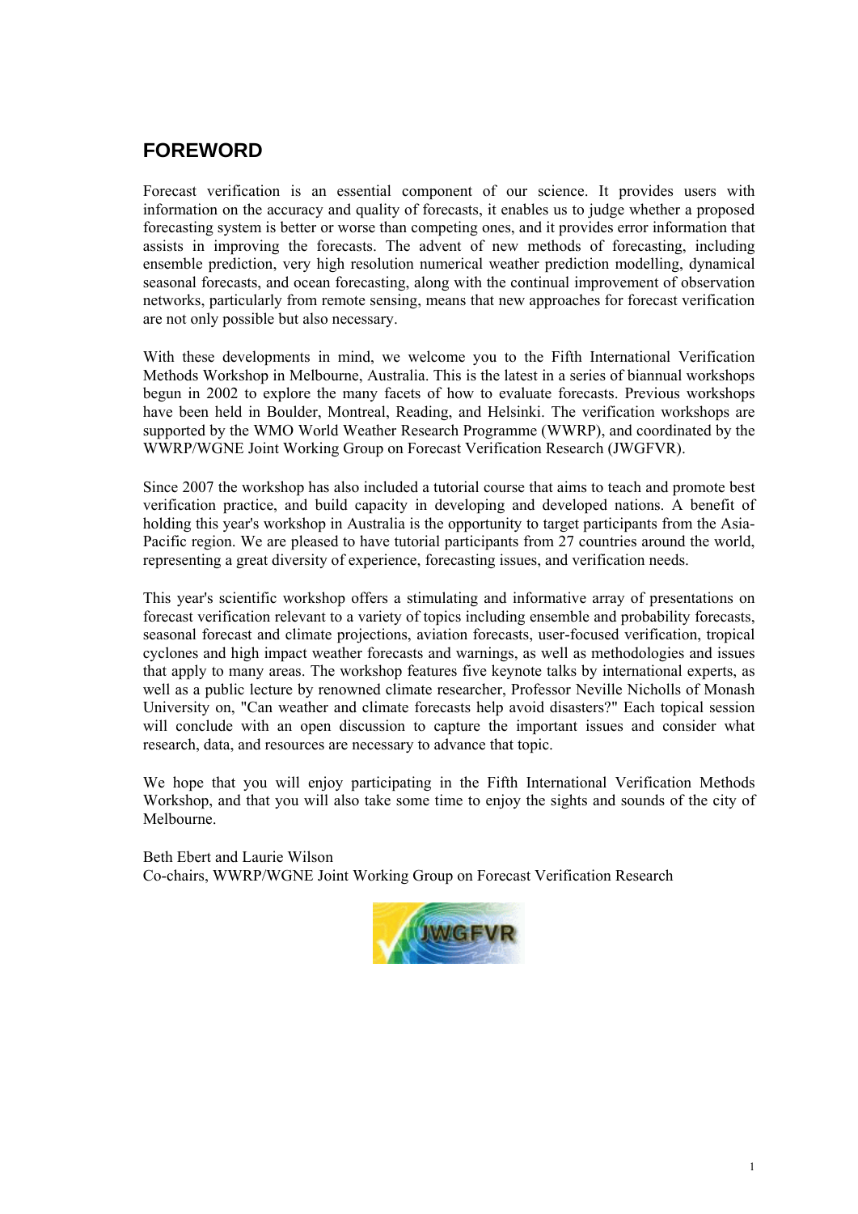## FOREWORD

Forecast verification is an essential component of our science. It provides users with information on the accuracy and quality of forecasts, it enables us to judge whether a proposed forecasting system is better or worse than competing ones, and it provides error information that assists in improving the forecasts. The advent of new methods of forecasting, including ensemble prediction, very high resolution numerical weather prediction modelling, dynamical seasonal forecasts, and ocean forecasting, along with the continual improvement of observation networks, particularly from remote sensing, means that new approaches for forecast verification are not only possible but also necessary.

With these developments in mind, we welcome you to the Fifth International Verification Methods Workshop in Melbourne, Australia. This is the latest in a series of biannual workshops begun in 2002 to explore the many facets of how to evaluate forecasts. Previous workshops have been held in Boulder, Montreal, Reading, and Helsinki. The verification workshops are supported by the WMO World Weather Research Programme (WWRP), and coordinated by the WWRP/WGNE Joint Working Group on Forecast Verification Research (JWGFVR).

Since 2007 the workshop has also included a tutorial course that aims to teach and promote best verification practice, and build capacity in developing and developed nations. A benefit of holding this year's workshop in Australia is the opportunity to target participants from the Asia-Pacific region. We are pleased to have tutorial participants from 27 countries around the world, representing a great diversity of experience, forecasting issues, and verification needs.

This year's scientific workshop offers a stimulating and informative array of presentations on forecast verification relevant to a variety of topics including ensemble and probability forecasts, seasonal forecast and climate projections, aviation forecasts, user-focused verification, tropical cyclones and high impact weather forecasts and warnings, as well as methodologies and issues that apply to many areas. The workshop features five keynote talks by international experts, as well as a public lecture by renowned climate researcher, Professor Neville Nicholls of Monash University on, "Can weather and climate forecasts help avoid disasters?" Each topical session will conclude with an open discussion to capture the important issues and consider what research, data, and resources are necessary to advance that topic.

We hope that you will enjoy participating in the Fifth International Verification Methods Workshop, and that you will also take some time to enjoy the sights and sounds of the city of Melbourne.

Beth Ebert and Laurie Wilson
Co-chairs, WWRP/WGNE Joint Working Group on Forecast Verification Research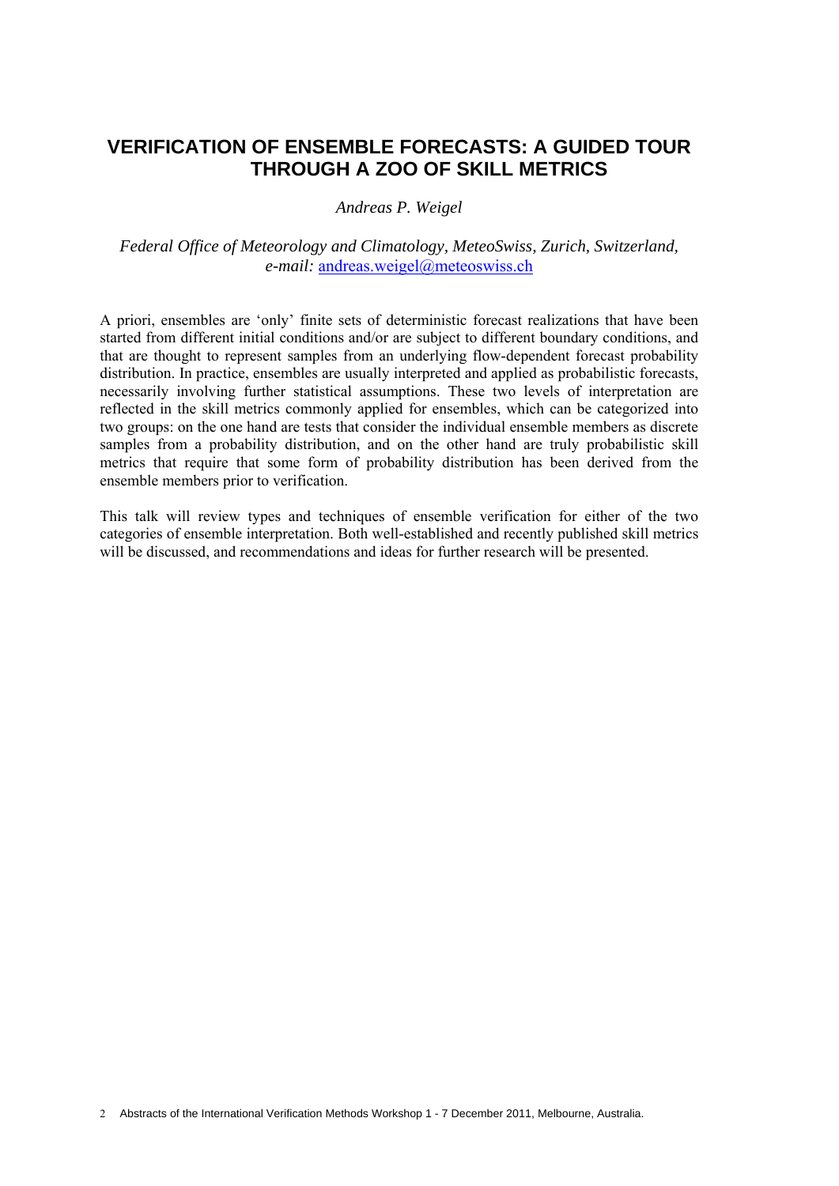# VERIFICATION OF ENSEMBLE FORECASTS: A GUIDED TOUR THROUGH A ZOO OF SKILL METRICS

*Andreas P. Weigel*

*Federal Office of Meteorology and Climatology, MeteoSwiss, Zurich, Switzerland, e-mail:* andreas.weigel@meteoswiss.ch

A priori, ensembles are 'only' finite sets of deterministic forecast realizations that have been started from different initial conditions and/or are subject to different boundary conditions, and that are thought to represent samples from an underlying flow-dependent forecast probability distribution. In practice, ensembles are usually interpreted and applied as probabilistic forecasts, necessarily involving further statistical assumptions. These two levels of interpretation are reflected in the skill metrics commonly applied for ensembles, which can be categorized into two groups: on the one hand are tests that consider the individual ensemble members as discrete samples from a probability distribution, and on the other hand are truly probabilistic skill metrics that require that some form of probability distribution has been derived from the ensemble members prior to verification.

This talk will review types and techniques of ensemble verification for either of the two categories of ensemble interpretation. Both well-established and recently published skill metrics will be discussed, and recommendations and ideas for further research will be presented.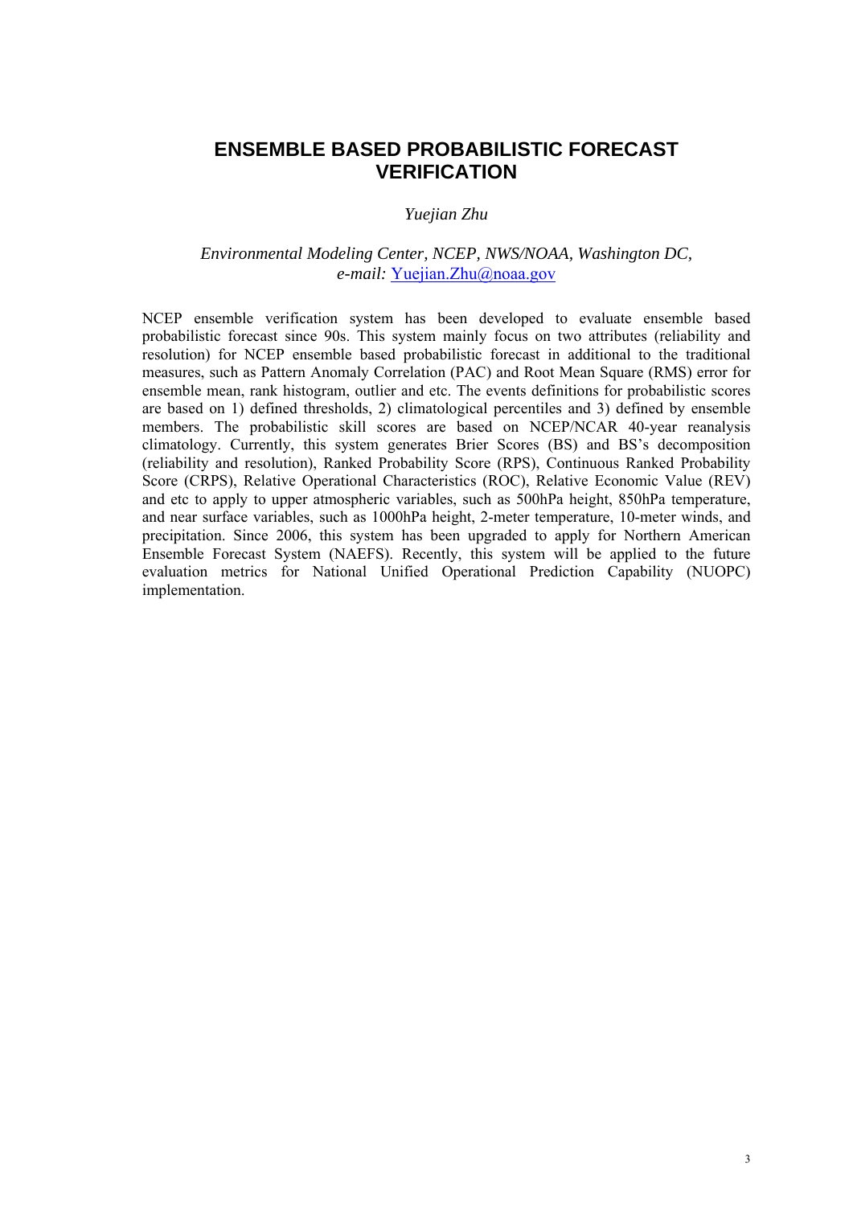# ENSEMBLE BASED PROBABILISTIC FORECAST VERIFICATION

*Yuejian Zhu*

*Environmental Modeling Center, NCEP, NWS/NOAA, Washington DC,*
*e-mail:* Yuejian.Zhu@noaa.gov

NCEP ensemble verification system has been developed to evaluate ensemble based probabilistic forecast since 90s. This system mainly focus on two attributes (reliability and resolution) for NCEP ensemble based probabilistic forecast in additional to the traditional measures, such as Pattern Anomaly Correlation (PAC) and Root Mean Square (RMS) error for ensemble mean, rank histogram, outlier and etc. The events definitions for probabilistic scores are based on 1) defined thresholds, 2) climatological percentiles and 3) defined by ensemble members. The probabilistic skill scores are based on NCEP/NCAR 40-year reanalysis climatology. Currently, this system generates Brier Scores (BS) and BS's decomposition (reliability and resolution), Ranked Probability Score (RPS), Continuous Ranked Probability Score (CRPS), Relative Operational Characteristics (ROC), Relative Economic Value (REV) and etc to apply to upper atmospheric variables, such as 500hPa height, 850hPa temperature, and near surface variables, such as 1000hPa height, 2-meter temperature, 10-meter winds, and precipitation. Since 2006, this system has been upgraded to apply for Northern American Ensemble Forecast System (NAEFS). Recently, this system will be applied to the future evaluation metrics for National Unified Operational Prediction Capability (NUOPC) implementation.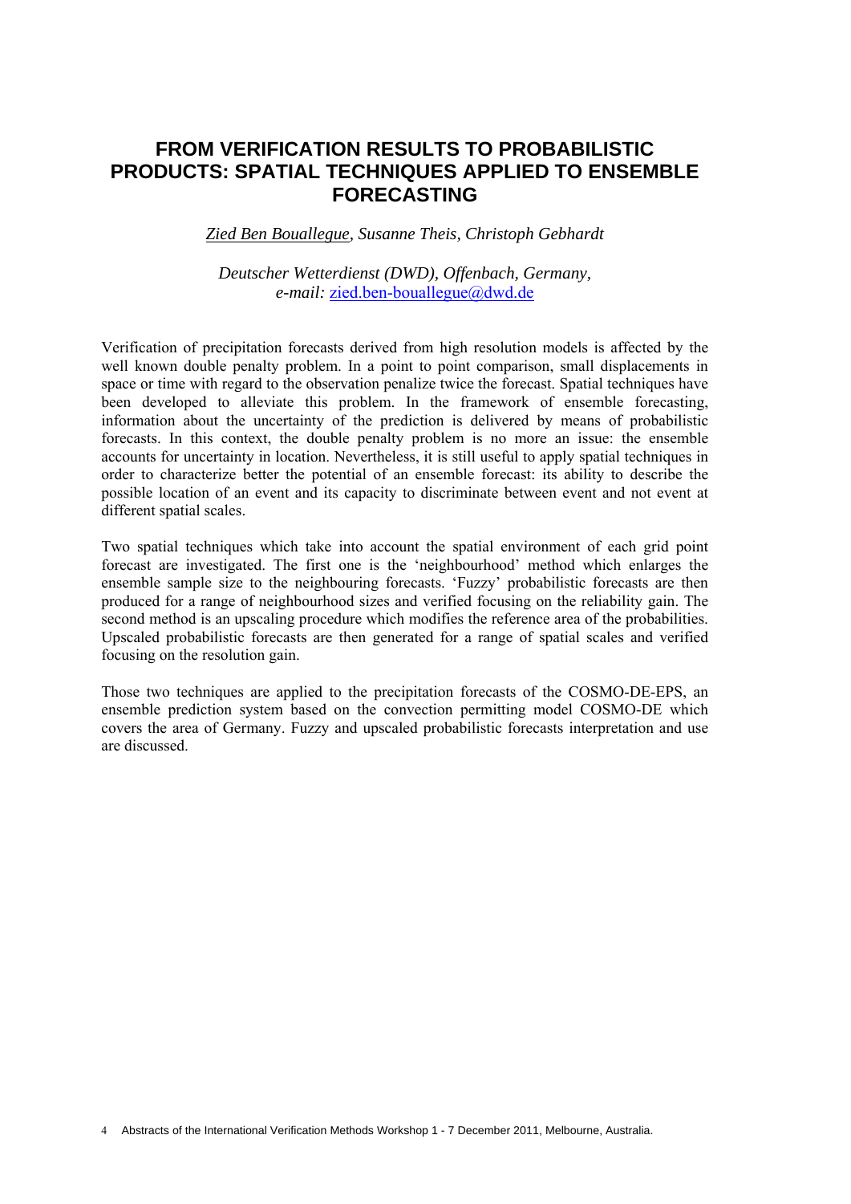# FROM VERIFICATION RESULTS TO PROBABILISTIC PRODUCTS: SPATIAL TECHNIQUES APPLIED TO ENSEMBLE FORECASTING

*Zied Ben Bouallegue, Susanne Theis, Christoph Gebhardt*

*Deutscher Wetterdienst (DWD), Offenbach, Germany,*
*e-mail:* zied.ben-bouallegue@dwd.de

Verification of precipitation forecasts derived from high resolution models is affected by the well known double penalty problem. In a point to point comparison, small displacements in space or time with regard to the observation penalize twice the forecast. Spatial techniques have been developed to alleviate this problem. In the framework of ensemble forecasting, information about the uncertainty of the prediction is delivered by means of probabilistic forecasts. In this context, the double penalty problem is no more an issue: the ensemble accounts for uncertainty in location. Nevertheless, it is still useful to apply spatial techniques in order to characterize better the potential of an ensemble forecast: its ability to describe the possible location of an event and its capacity to discriminate between event and not event at different spatial scales.

Two spatial techniques which take into account the spatial environment of each grid point forecast are investigated. The first one is the 'neighbourhood' method which enlarges the ensemble sample size to the neighbouring forecasts. 'Fuzzy' probabilistic forecasts are then produced for a range of neighbourhood sizes and verified focusing on the reliability gain. The second method is an upscaling procedure which modifies the reference area of the probabilities. Upscaled probabilistic forecasts are then generated for a range of spatial scales and verified focusing on the resolution gain.

Those two techniques are applied to the precipitation forecasts of the COSMO-DE-EPS, an ensemble prediction system based on the convection permitting model COSMO-DE which covers the area of Germany. Fuzzy and upscaled probabilistic forecasts interpretation and use are discussed.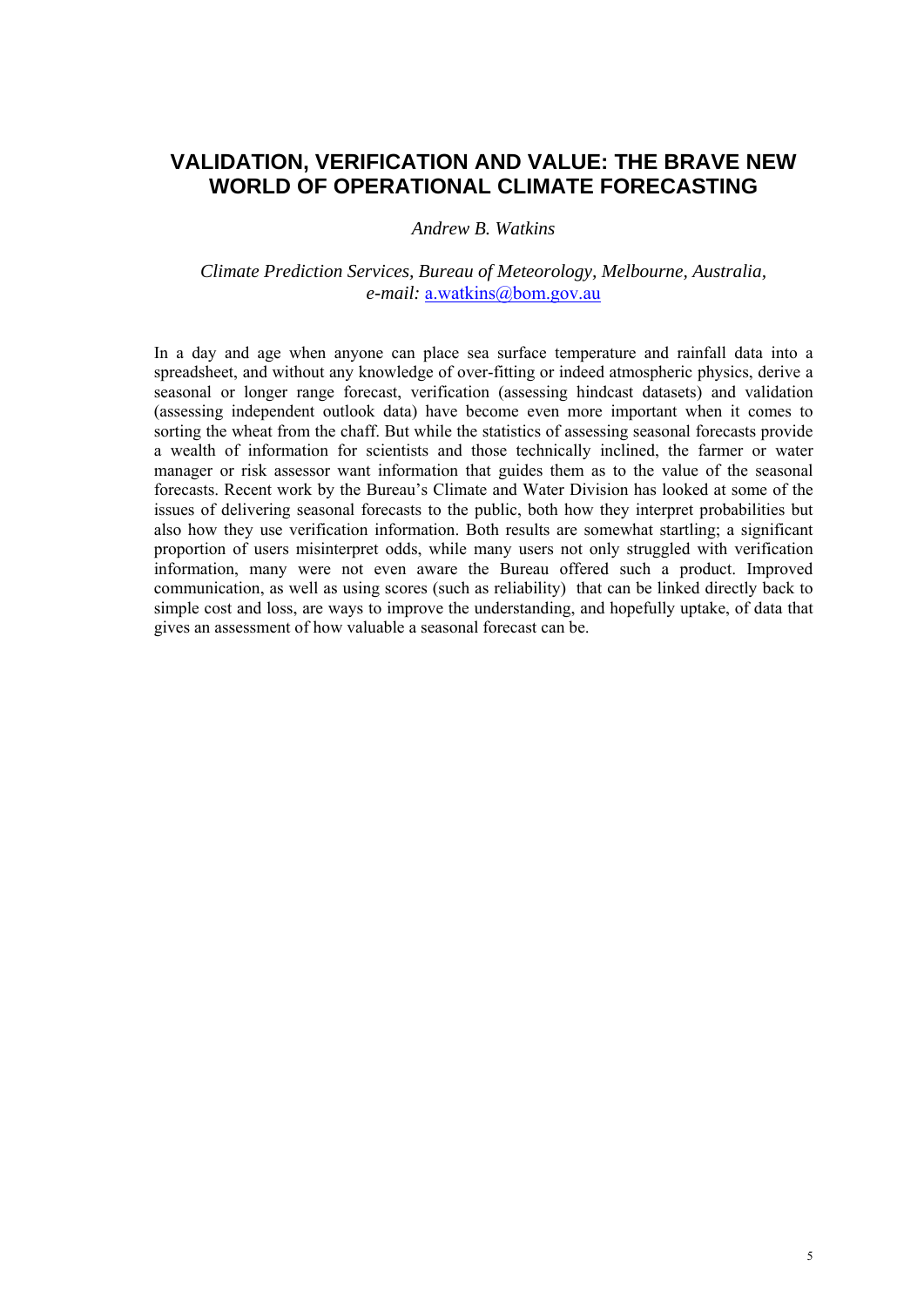# VALIDATION, VERIFICATION AND VALUE: THE BRAVE NEW WORLD OF OPERATIONAL CLIMATE FORECASTING

*Andrew B. Watkins*

*Climate Prediction Services, Bureau of Meteorology, Melbourne, Australia, e-mail:* a.watkins@bom.gov.au

In a day and age when anyone can place sea surface temperature and rainfall data into a spreadsheet, and without any knowledge of over-fitting or indeed atmospheric physics, derive a seasonal or longer range forecast, verification (assessing hindcast datasets) and validation (assessing independent outlook data) have become even more important when it comes to sorting the wheat from the chaff. But while the statistics of assessing seasonal forecasts provide a wealth of information for scientists and those technically inclined, the farmer or water manager or risk assessor want information that guides them as to the value of the seasonal forecasts. Recent work by the Bureau's Climate and Water Division has looked at some of the issues of delivering seasonal forecasts to the public, both how they interpret probabilities but also how they use verification information. Both results are somewhat startling; a significant proportion of users misinterpret odds, while many users not only struggled with verification information, many were not even aware the Bureau offered such a product. Improved communication, as well as using scores (such as reliability) that can be linked directly back to simple cost and loss, are ways to improve the understanding, and hopefully uptake, of data that gives an assessment of how valuable a seasonal forecast can be.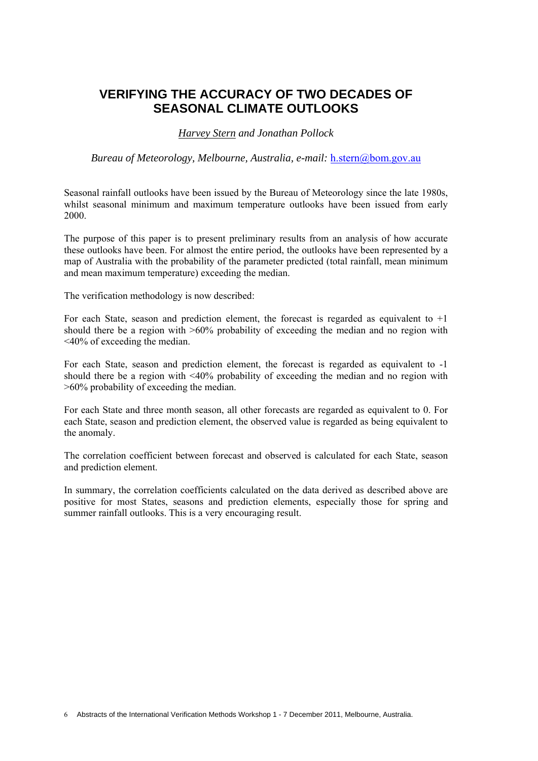# VERIFYING THE ACCURACY OF TWO DECADES OF SEASONAL CLIMATE OUTLOOKS

*Harvey Stern and Jonathan Pollock*

*Bureau of Meteorology, Melbourne, Australia, e-mail:* h.stern@bom.gov.au

Seasonal rainfall outlooks have been issued by the Bureau of Meteorology since the late 1980s, whilst seasonal minimum and maximum temperature outlooks have been issued from early 2000.

The purpose of this paper is to present preliminary results from an analysis of how accurate these outlooks have been. For almost the entire period, the outlooks have been represented by a map of Australia with the probability of the parameter predicted (total rainfall, mean minimum and mean maximum temperature) exceeding the median.

The verification methodology is now described:

For each State, season and prediction element, the forecast is regarded as equivalent to +1 should there be a region with >60% probability of exceeding the median and no region with <40% of exceeding the median.

For each State, season and prediction element, the forecast is regarded as equivalent to -1 should there be a region with <40% probability of exceeding the median and no region with >60% probability of exceeding the median.

For each State and three month season, all other forecasts are regarded as equivalent to 0. For each State, season and prediction element, the observed value is regarded as being equivalent to the anomaly.

The correlation coefficient between forecast and observed is calculated for each State, season and prediction element.

In summary, the correlation coefficients calculated on the data derived as described above are positive for most States, seasons and prediction elements, especially those for spring and summer rainfall outlooks. This is a very encouraging result.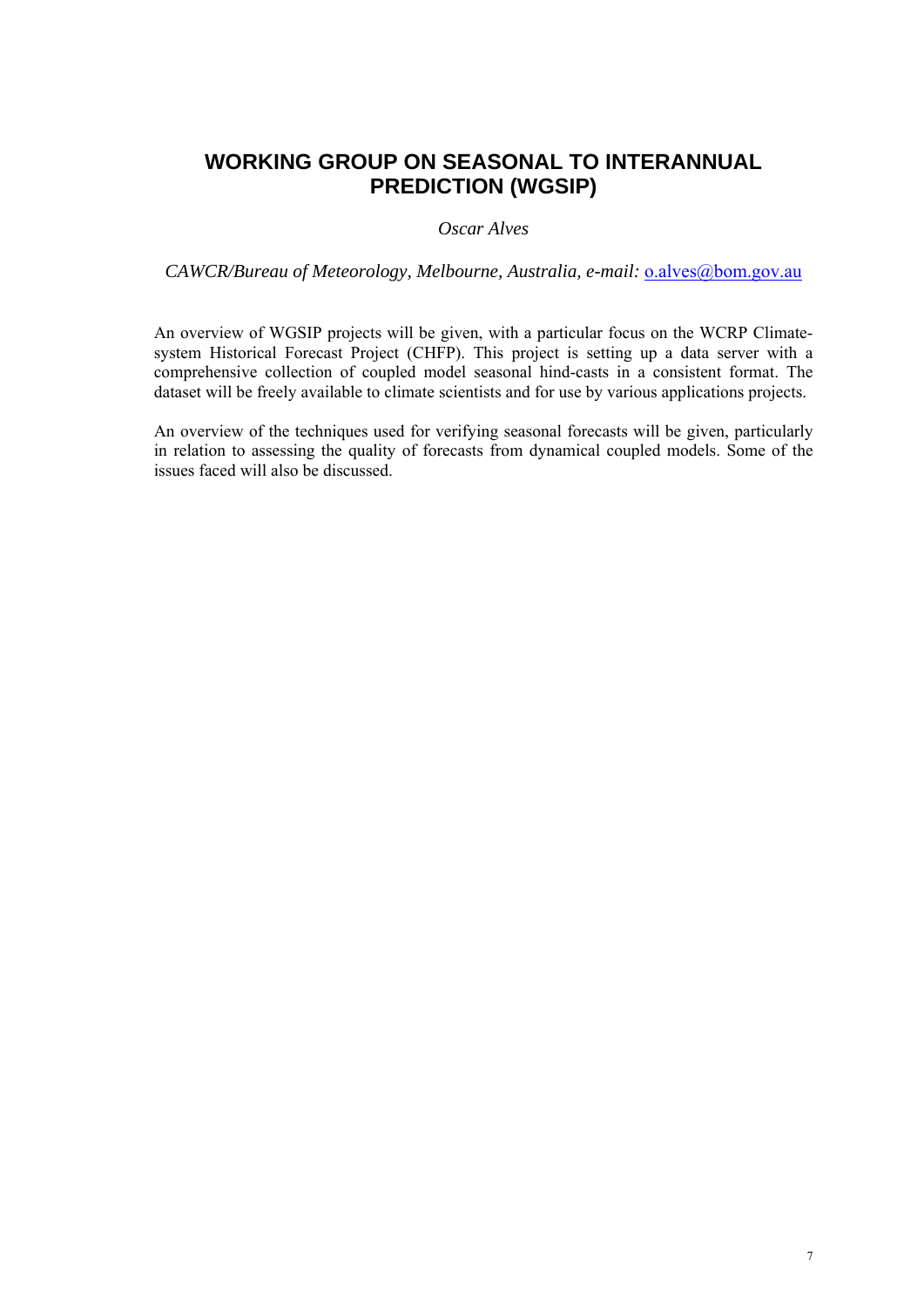# WORKING GROUP ON SEASONAL TO INTERANNUAL PREDICTION (WGSIP)

*Oscar Alves*

*CAWCR/Bureau of Meteorology, Melbourne, Australia, e-mail:* o.alves@bom.gov.au

An overview of WGSIP projects will be given, with a particular focus on the WCRP Climate-system Historical Forecast Project (CHFP). This project is setting up a data server with a comprehensive collection of coupled model seasonal hind-casts in a consistent format. The dataset will be freely available to climate scientists and for use by various applications projects.

An overview of the techniques used for verifying seasonal forecasts will be given, particularly in relation to assessing the quality of forecasts from dynamical coupled models. Some of the issues faced will also be discussed.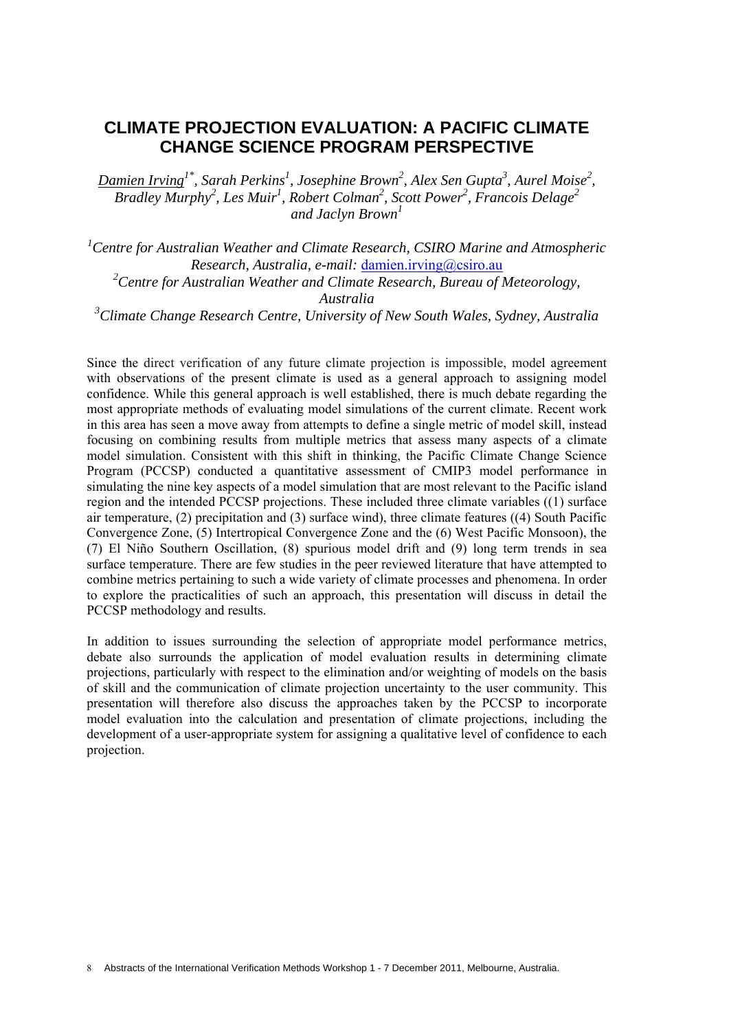# CLIMATE PROJECTION EVALUATION: A PACIFIC CLIMATE CHANGE SCIENCE PROGRAM PERSPECTIVE

*Damien Irving[1*], Sarah Perkins[1], Josephine Brown[2], Alex Sen Gupta[3], Aurel Moise[2], Bradley Murphy[2], Les Muir[1], Robert Colman[2], Scott Power[2], Francois Delage[2] and Jaclyn Brown[1]*

*[1]Centre for Australian Weather and Climate Research, CSIRO Marine and Atmospheric Research, Australia, e-mail:* damien.irving@csiro.au
*[2]Centre for Australian Weather and Climate Research, Bureau of Meteorology, Australia*
*[3]Climate Change Research Centre, University of New South Wales, Sydney, Australia*

Since the direct verification of any future climate projection is impossible, model agreement with observations of the present climate is used as a general approach to assigning model confidence. While this general approach is well established, there is much debate regarding the most appropriate methods of evaluating model simulations of the current climate. Recent work in this area has seen a move away from attempts to define a single metric of model skill, instead focusing on combining results from multiple metrics that assess many aspects of a climate model simulation. Consistent with this shift in thinking, the Pacific Climate Change Science Program (PCCSP) conducted a quantitative assessment of CMIP3 model performance in simulating the nine key aspects of a model simulation that are most relevant to the Pacific island region and the intended PCCSP projections. These included three climate variables ((1) surface air temperature, (2) precipitation and (3) surface wind), three climate features ((4) South Pacific Convergence Zone, (5) Intertropical Convergence Zone and the (6) West Pacific Monsoon), the (7) El Niño Southern Oscillation, (8) spurious model drift and (9) long term trends in sea surface temperature. There are few studies in the peer reviewed literature that have attempted to combine metrics pertaining to such a wide variety of climate processes and phenomena. In order to explore the practicalities of such an approach, this presentation will discuss in detail the PCCSP methodology and results.

In addition to issues surrounding the selection of appropriate model performance metrics, debate also surrounds the application of model evaluation results in determining climate projections, particularly with respect to the elimination and/or weighting of models on the basis of skill and the communication of climate projection uncertainty to the user community. This presentation will therefore also discuss the approaches taken by the PCCSP to incorporate model evaluation into the calculation and presentation of climate projections, including the development of a user-appropriate system for assigning a qualitative level of confidence to each projection.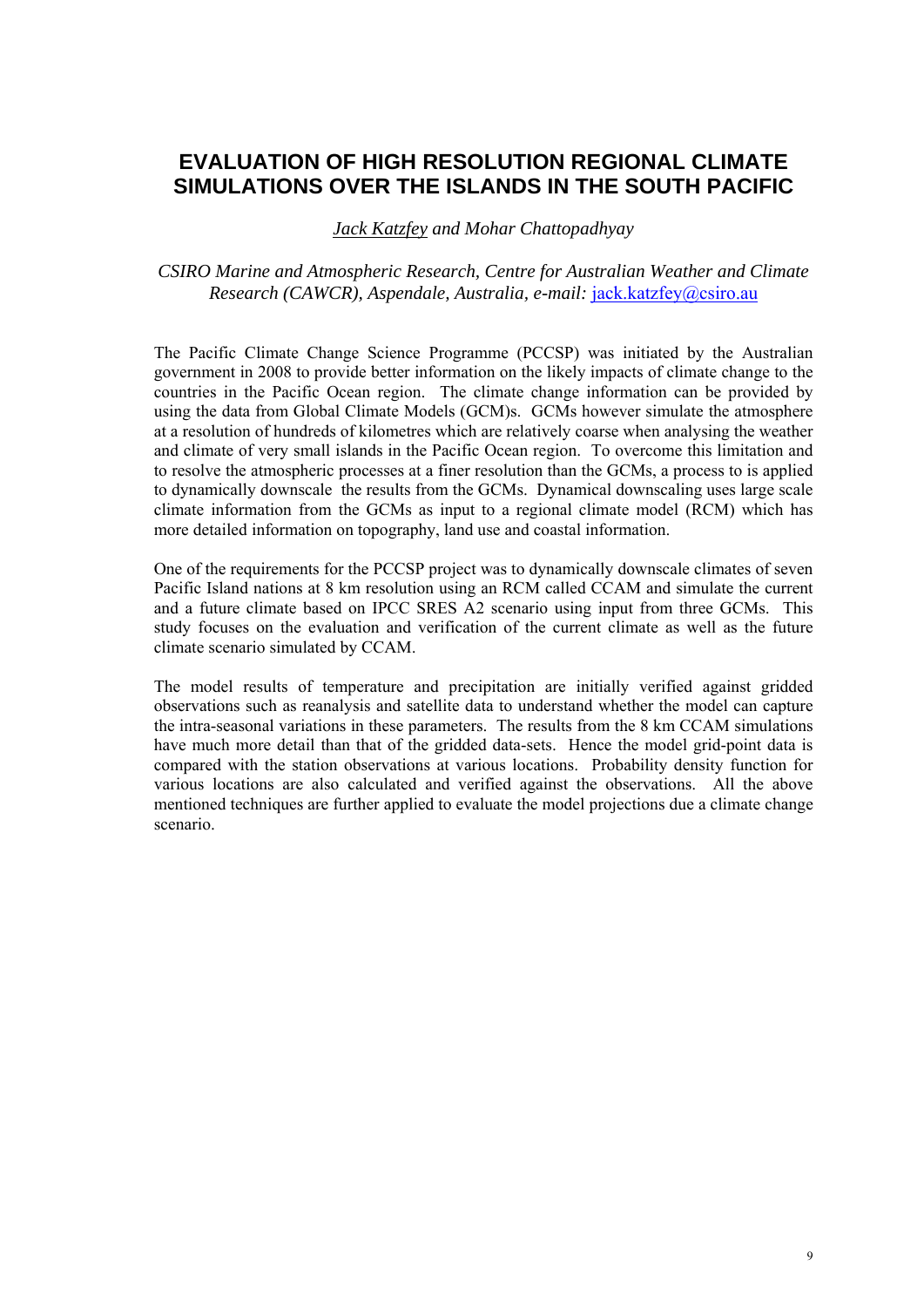# EVALUATION OF HIGH RESOLUTION REGIONAL CLIMATE SIMULATIONS OVER THE ISLANDS IN THE SOUTH PACIFIC

*Jack Katzfey and Mohar Chattopadhyay*

*CSIRO Marine and Atmospheric Research, Centre for Australian Weather and Climate Research (CAWCR), Aspendale, Australia, e-mail:* jack.katzfey@csiro.au

The Pacific Climate Change Science Programme (PCCSP) was initiated by the Australian government in 2008 to provide better information on the likely impacts of climate change to the countries in the Pacific Ocean region. The climate change information can be provided by using the data from Global Climate Models (GCM)s. GCMs however simulate the atmosphere at a resolution of hundreds of kilometres which are relatively coarse when analysing the weather and climate of very small islands in the Pacific Ocean region. To overcome this limitation and to resolve the atmospheric processes at a finer resolution than the GCMs, a process to is applied to dynamically downscale the results from the GCMs. Dynamical downscaling uses large scale climate information from the GCMs as input to a regional climate model (RCM) which has more detailed information on topography, land use and coastal information.

One of the requirements for the PCCSP project was to dynamically downscale climates of seven Pacific Island nations at 8 km resolution using an RCM called CCAM and simulate the current and a future climate based on IPCC SRES A2 scenario using input from three GCMs. This study focuses on the evaluation and verification of the current climate as well as the future climate scenario simulated by CCAM.

The model results of temperature and precipitation are initially verified against gridded observations such as reanalysis and satellite data to understand whether the model can capture the intra-seasonal variations in these parameters. The results from the 8 km CCAM simulations have much more detail than that of the gridded data-sets. Hence the model grid-point data is compared with the station observations at various locations. Probability density function for various locations are also calculated and verified against the observations. All the above mentioned techniques are further applied to evaluate the model projections due a climate change scenario.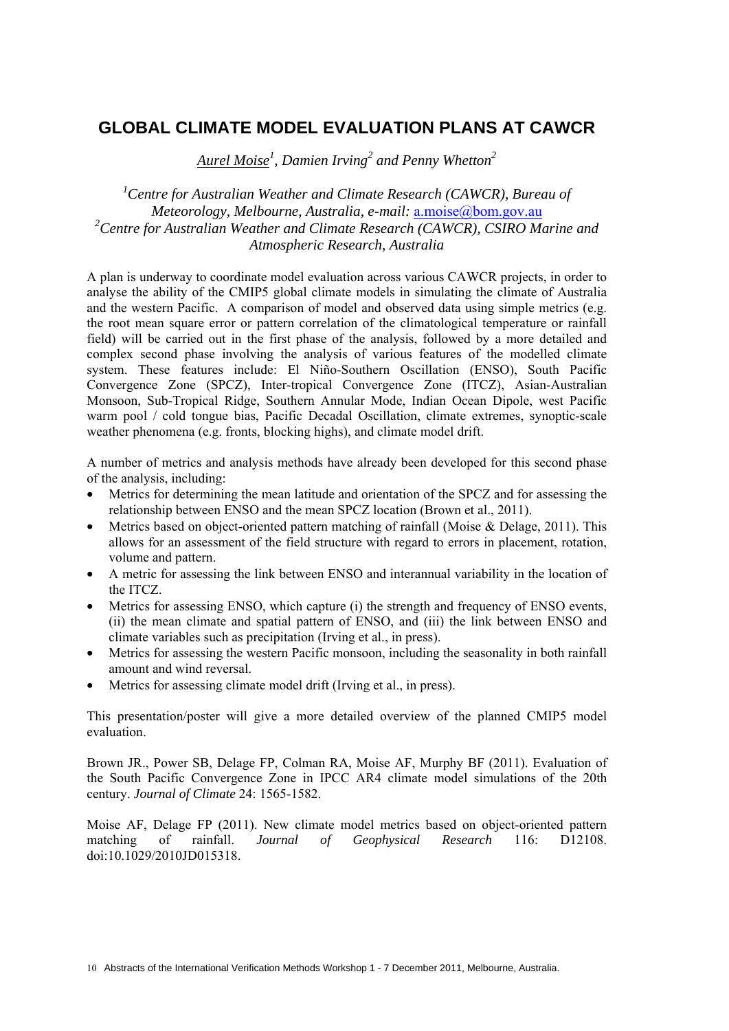# GLOBAL CLIMATE MODEL EVALUATION PLANS AT CAWCR

*Aurel Moise*[1]*, Damien Irving*[2] *and Penny Whetton*[2]

[1]*Centre for Australian Weather and Climate Research (CAWCR), Bureau of Meteorology, Melbourne, Australia, e-mail:* a.moise@bom.gov.au
[2]*Centre for Australian Weather and Climate Research (CAWCR), CSIRO Marine and Atmospheric Research, Australia*

A plan is underway to coordinate model evaluation across various CAWCR projects, in order to analyse the ability of the CMIP5 global climate models in simulating the climate of Australia and the western Pacific. A comparison of model and observed data using simple metrics (e.g. the root mean square error or pattern correlation of the climatological temperature or rainfall field) will be carried out in the first phase of the analysis, followed by a more detailed and complex second phase involving the analysis of various features of the modelled climate system. These features include: El Niño-Southern Oscillation (ENSO), South Pacific Convergence Zone (SPCZ), Inter-tropical Convergence Zone (ITCZ), Asian-Australian Monsoon, Sub-Tropical Ridge, Southern Annular Mode, Indian Ocean Dipole, west Pacific warm pool / cold tongue bias, Pacific Decadal Oscillation, climate extremes, synoptic-scale weather phenomena (e.g. fronts, blocking highs), and climate model drift.

A number of metrics and analysis methods have already been developed for this second phase of the analysis, including:

- Metrics for determining the mean latitude and orientation of the SPCZ and for assessing the relationship between ENSO and the mean SPCZ location (Brown et al., 2011).
- Metrics based on object-oriented pattern matching of rainfall (Moise & Delage, 2011). This allows for an assessment of the field structure with regard to errors in placement, rotation, volume and pattern.
- A metric for assessing the link between ENSO and interannual variability in the location of the ITCZ.
- Metrics for assessing ENSO, which capture (i) the strength and frequency of ENSO events, (ii) the mean climate and spatial pattern of ENSO, and (iii) the link between ENSO and climate variables such as precipitation (Irving et al., in press).
- Metrics for assessing the western Pacific monsoon, including the seasonality in both rainfall amount and wind reversal.
- Metrics for assessing climate model drift (Irving et al., in press).

This presentation/poster will give a more detailed overview of the planned CMIP5 model evaluation.

Brown JR., Power SB, Delage FP, Colman RA, Moise AF, Murphy BF (2011). Evaluation of the South Pacific Convergence Zone in IPCC AR4 climate model simulations of the 20th century. *Journal of Climate* 24: 1565-1582.

Moise AF, Delage FP (2011). New climate model metrics based on object-oriented pattern matching of rainfall. *Journal of Geophysical Research* 116: D12108. doi:10.1029/2010JD015318.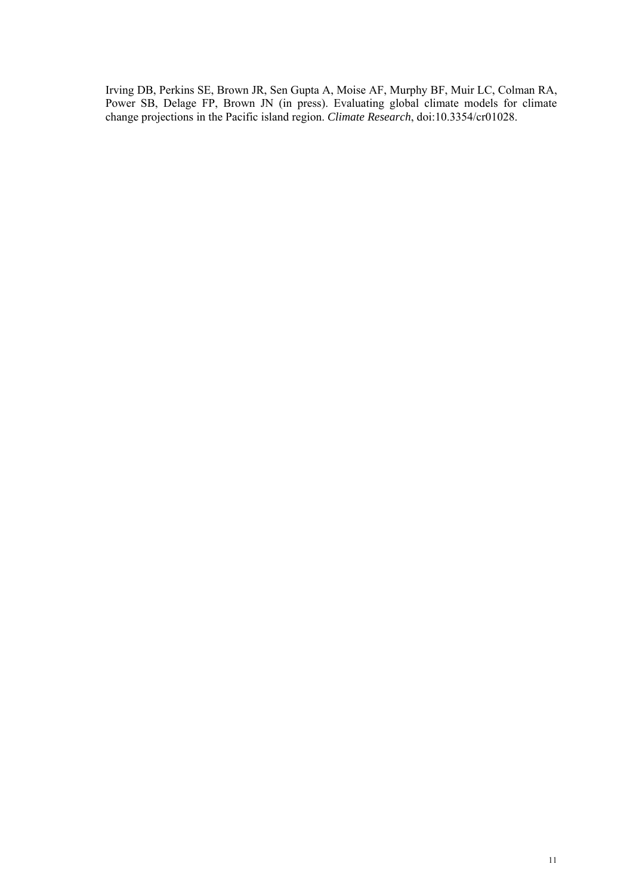Irving DB, Perkins SE, Brown JR, Sen Gupta A, Moise AF, Murphy BF, Muir LC, Colman RA, Power SB, Delage FP, Brown JN (in press). Evaluating global climate models for climate change projections in the Pacific island region. *Climate Research*, doi:10.3354/cr01028.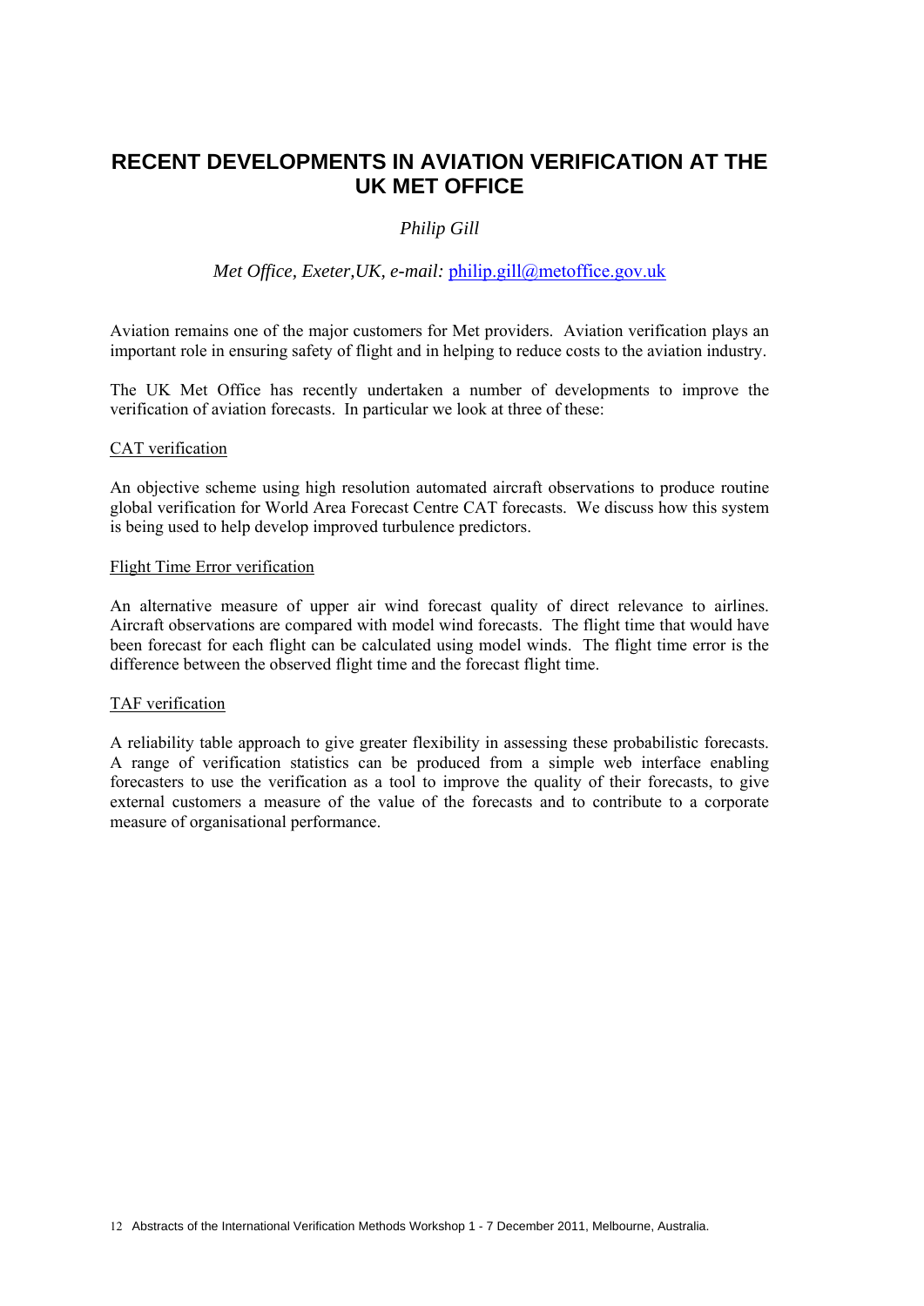# RECENT DEVELOPMENTS IN AVIATION VERIFICATION AT THE UK MET OFFICE

*Philip Gill*

*Met Office, Exeter,UK, e-mail:* philip.gill@metoffice.gov.uk

Aviation remains one of the major customers for Met providers. Aviation verification plays an important role in ensuring safety of flight and in helping to reduce costs to the aviation industry.

The UK Met Office has recently undertaken a number of developments to improve the verification of aviation forecasts. In particular we look at three of these:

<u>CAT verification</u>

An objective scheme using high resolution automated aircraft observations to produce routine global verification for World Area Forecast Centre CAT forecasts. We discuss how this system is being used to help develop improved turbulence predictors.

<u>Flight Time Error verification</u>

An alternative measure of upper air wind forecast quality of direct relevance to airlines. Aircraft observations are compared with model wind forecasts. The flight time that would have been forecast for each flight can be calculated using model winds. The flight time error is the difference between the observed flight time and the forecast flight time.

<u>TAF verification</u>

A reliability table approach to give greater flexibility in assessing these probabilistic forecasts. A range of verification statistics can be produced from a simple web interface enabling forecasters to use the verification as a tool to improve the quality of their forecasts, to give external customers a measure of the value of the forecasts and to contribute to a corporate measure of organisational performance.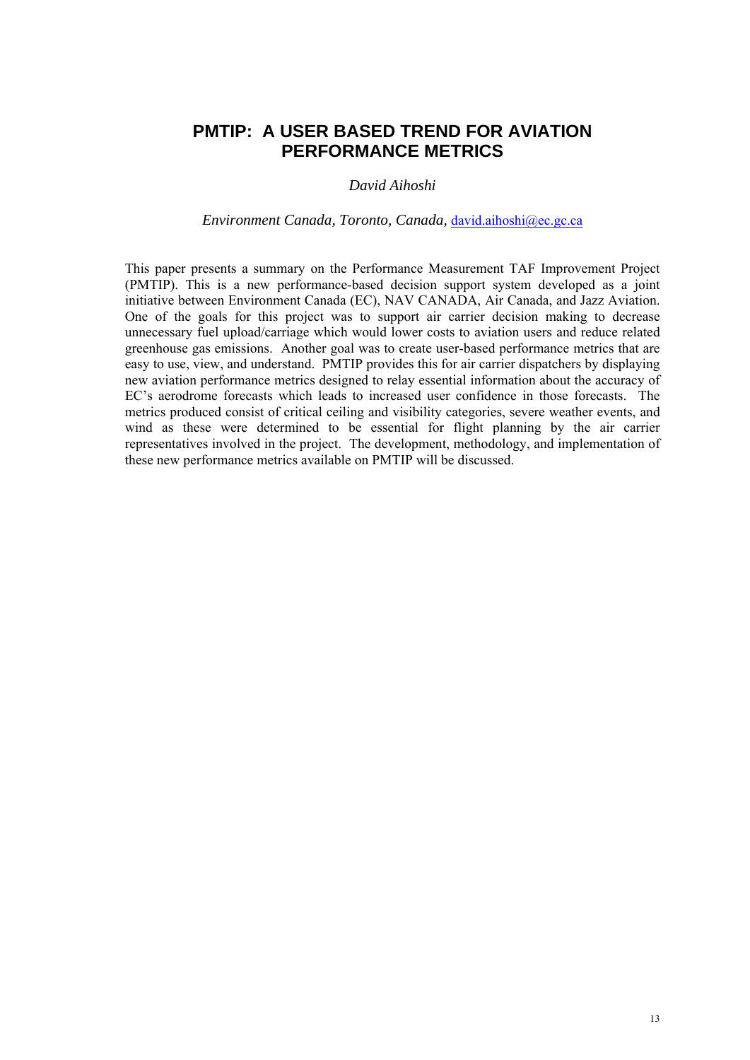# PMTIP: A USER BASED TREND FOR AVIATION PERFORMANCE METRICS

*David Aihoshi*

*Environment Canada, Toronto, Canada,* david.aihoshi@ec.gc.ca

This paper presents a summary on the Performance Measurement TAF Improvement Project (PMTIP). This is a new performance-based decision support system developed as a joint initiative between Environment Canada (EC), NAV CANADA, Air Canada, and Jazz Aviation. One of the goals for this project was to support air carrier decision making to decrease unnecessary fuel upload/carriage which would lower costs to aviation users and reduce related greenhouse gas emissions. Another goal was to create user-based performance metrics that are easy to use, view, and understand. PMTIP provides this for air carrier dispatchers by displaying new aviation performance metrics designed to relay essential information about the accuracy of EC's aerodrome forecasts which leads to increased user confidence in those forecasts. The metrics produced consist of critical ceiling and visibility categories, severe weather events, and wind as these were determined to be essential for flight planning by the air carrier representatives involved in the project. The development, methodology, and implementation of these new performance metrics available on PMTIP will be discussed.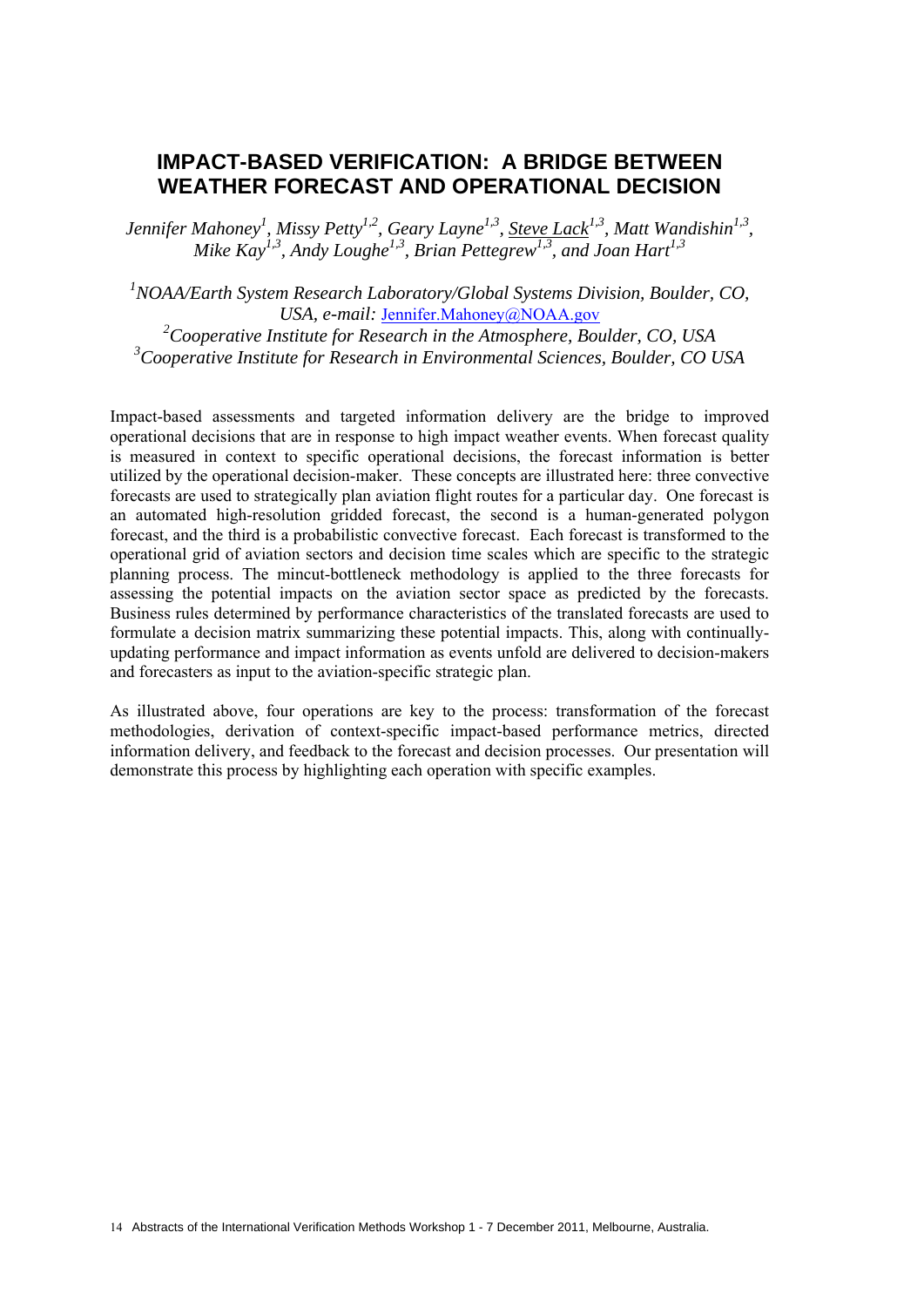# IMPACT-BASED VERIFICATION: A BRIDGE BETWEEN WEATHER FORECAST AND OPERATIONAL DECISION

*Jennifer Mahoney[1], Missy Petty[1,2], Geary Layne[1,3], Steve Lack[1,3], Matt Wandishin[1,3], Mike Kay[1,3], Andy Loughe[1,3], Brian Pettegrew[1,3], and Joan Hart[1,3]*

*[1]NOAA/Earth System Research Laboratory/Global Systems Division, Boulder, CO, USA, e-mail:* Jennifer.Mahoney@NOAA.gov
*[2]Cooperative Institute for Research in the Atmosphere, Boulder, CO, USA*
*[3]Cooperative Institute for Research in Environmental Sciences, Boulder, CO USA*

Impact-based assessments and targeted information delivery are the bridge to improved operational decisions that are in response to high impact weather events. When forecast quality is measured in context to specific operational decisions, the forecast information is better utilized by the operational decision-maker. These concepts are illustrated here: three convective forecasts are used to strategically plan aviation flight routes for a particular day. One forecast is an automated high-resolution gridded forecast, the second is a human-generated polygon forecast, and the third is a probabilistic convective forecast. Each forecast is transformed to the operational grid of aviation sectors and decision time scales which are specific to the strategic planning process. The mincut-bottleneck methodology is applied to the three forecasts for assessing the potential impacts on the aviation sector space as predicted by the forecasts. Business rules determined by performance characteristics of the translated forecasts are used to formulate a decision matrix summarizing these potential impacts. This, along with continually-updating performance and impact information as events unfold are delivered to decision-makers and forecasters as input to the aviation-specific strategic plan.

As illustrated above, four operations are key to the process: transformation of the forecast methodologies, derivation of context-specific impact-based performance metrics, directed information delivery, and feedback to the forecast and decision processes. Our presentation will demonstrate this process by highlighting each operation with specific examples.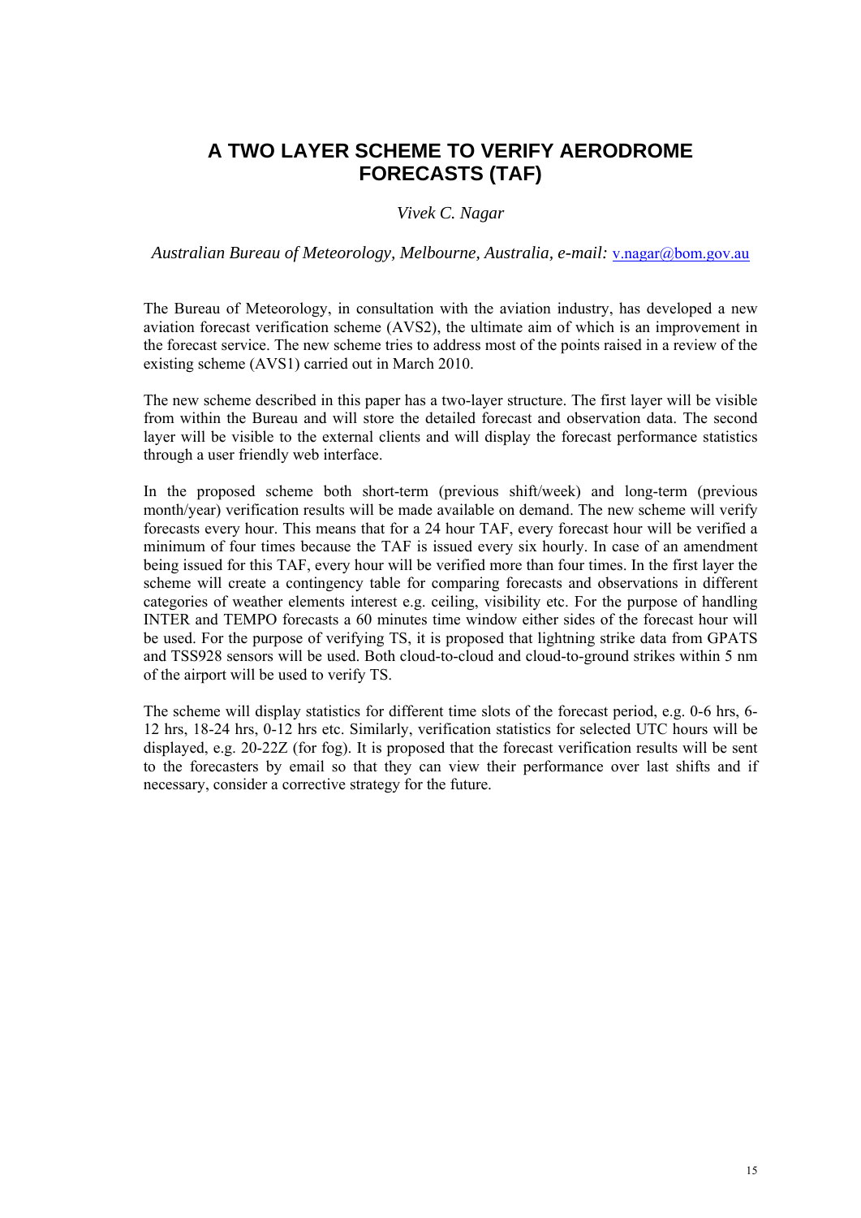# A TWO LAYER SCHEME TO VERIFY AERODROME FORECASTS (TAF)

*Vivek C. Nagar*

*Australian Bureau of Meteorology, Melbourne, Australia, e-mail:* v.nagar@bom.gov.au

The Bureau of Meteorology, in consultation with the aviation industry, has developed a new aviation forecast verification scheme (AVS2), the ultimate aim of which is an improvement in the forecast service. The new scheme tries to address most of the points raised in a review of the existing scheme (AVS1) carried out in March 2010.

The new scheme described in this paper has a two-layer structure. The first layer will be visible from within the Bureau and will store the detailed forecast and observation data. The second layer will be visible to the external clients and will display the forecast performance statistics through a user friendly web interface.

In the proposed scheme both short-term (previous shift/week) and long-term (previous month/year) verification results will be made available on demand. The new scheme will verify forecasts every hour. This means that for a 24 hour TAF, every forecast hour will be verified a minimum of four times because the TAF is issued every six hourly. In case of an amendment being issued for this TAF, every hour will be verified more than four times. In the first layer the scheme will create a contingency table for comparing forecasts and observations in different categories of weather elements interest e.g. ceiling, visibility etc. For the purpose of handling INTER and TEMPO forecasts a 60 minutes time window either sides of the forecast hour will be used. For the purpose of verifying TS, it is proposed that lightning strike data from GPATS and TSS928 sensors will be used. Both cloud-to-cloud and cloud-to-ground strikes within 5 nm of the airport will be used to verify TS.

The scheme will display statistics for different time slots of the forecast period, e.g. 0-6 hrs, 6-12 hrs, 18-24 hrs, 0-12 hrs etc. Similarly, verification statistics for selected UTC hours will be displayed, e.g. 20-22Z (for fog). It is proposed that the forecast verification results will be sent to the forecasters by email so that they can view their performance over last shifts and if necessary, consider a corrective strategy for the future.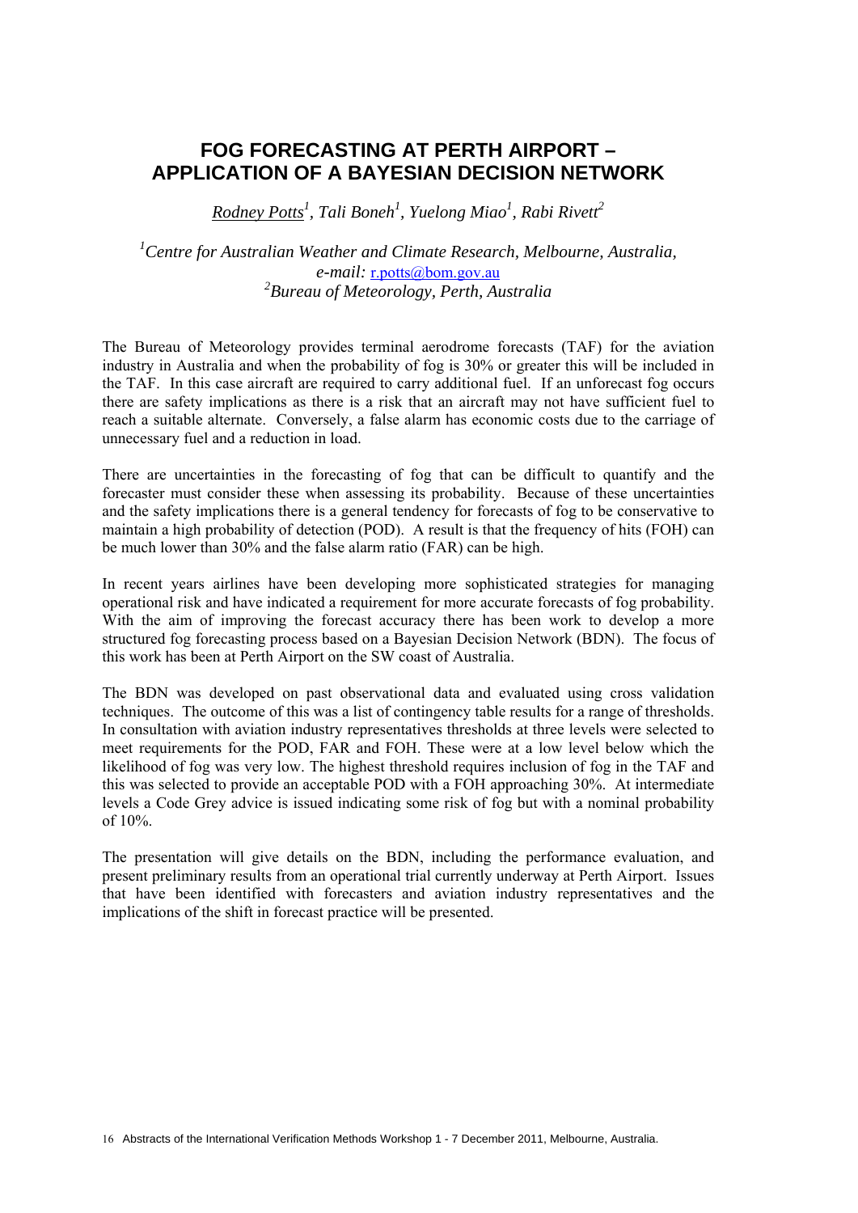# FOG FORECASTING AT PERTH AIRPORT – APPLICATION OF A BAYESIAN DECISION NETWORK

*Rodney Potts[1], Tali Boneh[1], Yuelong Miao[1], Rabi Rivett[2]*

*[1]Centre for Australian Weather and Climate Research, Melbourne, Australia, e-mail:* r.potts@bom.gov.au
*[2]Bureau of Meteorology, Perth, Australia*

The Bureau of Meteorology provides terminal aerodrome forecasts (TAF) for the aviation industry in Australia and when the probability of fog is 30% or greater this will be included in the TAF. In this case aircraft are required to carry additional fuel. If an unforecast fog occurs there are safety implications as there is a risk that an aircraft may not have sufficient fuel to reach a suitable alternate. Conversely, a false alarm has economic costs due to the carriage of unnecessary fuel and a reduction in load.

There are uncertainties in the forecasting of fog that can be difficult to quantify and the forecaster must consider these when assessing its probability. Because of these uncertainties and the safety implications there is a general tendency for forecasts of fog to be conservative to maintain a high probability of detection (POD). A result is that the frequency of hits (FOH) can be much lower than 30% and the false alarm ratio (FAR) can be high.

In recent years airlines have been developing more sophisticated strategies for managing operational risk and have indicated a requirement for more accurate forecasts of fog probability. With the aim of improving the forecast accuracy there has been work to develop a more structured fog forecasting process based on a Bayesian Decision Network (BDN). The focus of this work has been at Perth Airport on the SW coast of Australia.

The BDN was developed on past observational data and evaluated using cross validation techniques. The outcome of this was a list of contingency table results for a range of thresholds. In consultation with aviation industry representatives thresholds at three levels were selected to meet requirements for the POD, FAR and FOH. These were at a low level below which the likelihood of fog was very low. The highest threshold requires inclusion of fog in the TAF and this was selected to provide an acceptable POD with a FOH approaching 30%. At intermediate levels a Code Grey advice is issued indicating some risk of fog but with a nominal probability of 10%.

The presentation will give details on the BDN, including the performance evaluation, and present preliminary results from an operational trial currently underway at Perth Airport. Issues that have been identified with forecasters and aviation industry representatives and the implications of the shift in forecast practice will be presented.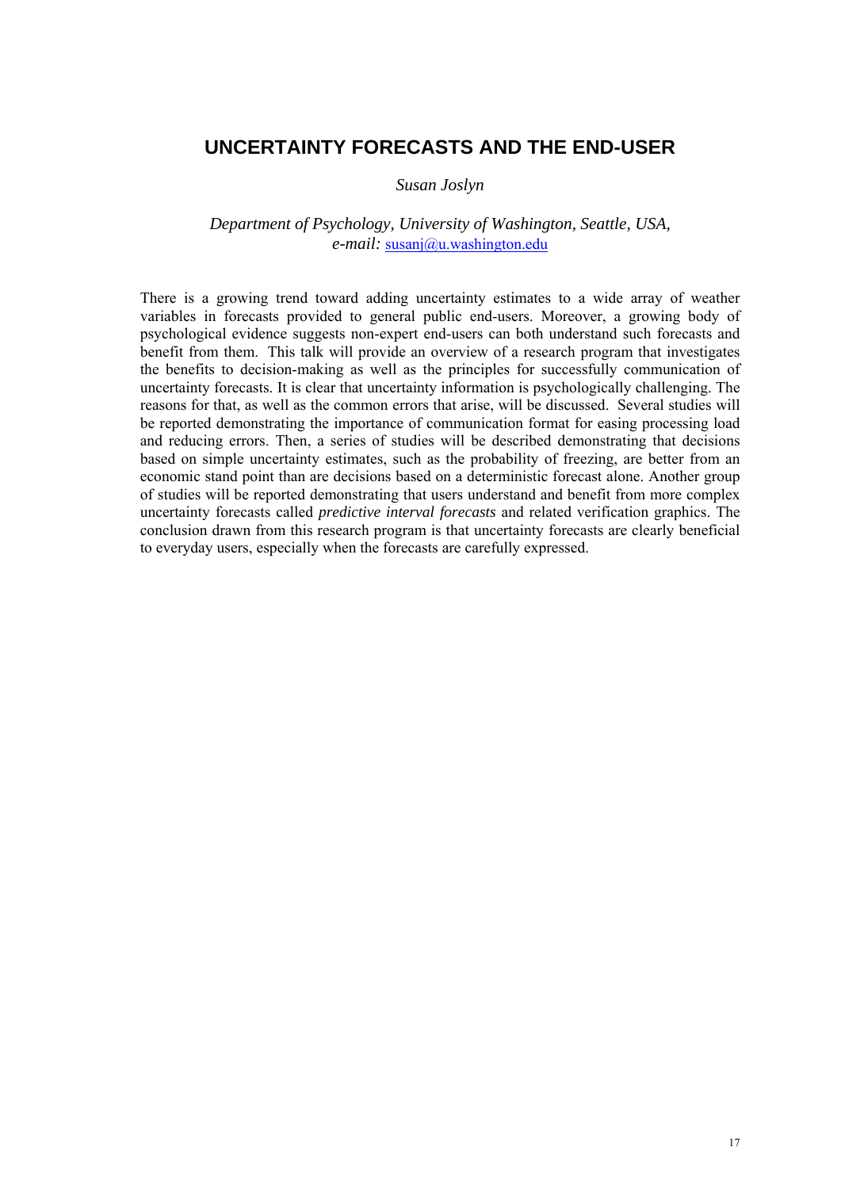# UNCERTAINTY FORECASTS AND THE END-USER

*Susan Joslyn*

*Department of Psychology, University of Washington, Seattle, USA,*
*e-mail:* susanj@u.washington.edu

There is a growing trend toward adding uncertainty estimates to a wide array of weather variables in forecasts provided to general public end-users. Moreover, a growing body of psychological evidence suggests non-expert end-users can both understand such forecasts and benefit from them. This talk will provide an overview of a research program that investigates the benefits to decision-making as well as the principles for successfully communication of uncertainty forecasts. It is clear that uncertainty information is psychologically challenging. The reasons for that, as well as the common errors that arise, will be discussed. Several studies will be reported demonstrating the importance of communication format for easing processing load and reducing errors. Then, a series of studies will be described demonstrating that decisions based on simple uncertainty estimates, such as the probability of freezing, are better from an economic stand point than are decisions based on a deterministic forecast alone. Another group of studies will be reported demonstrating that users understand and benefit from more complex uncertainty forecasts called *predictive interval forecasts* and related verification graphics. The conclusion drawn from this research program is that uncertainty forecasts are clearly beneficial to everyday users, especially when the forecasts are carefully expressed.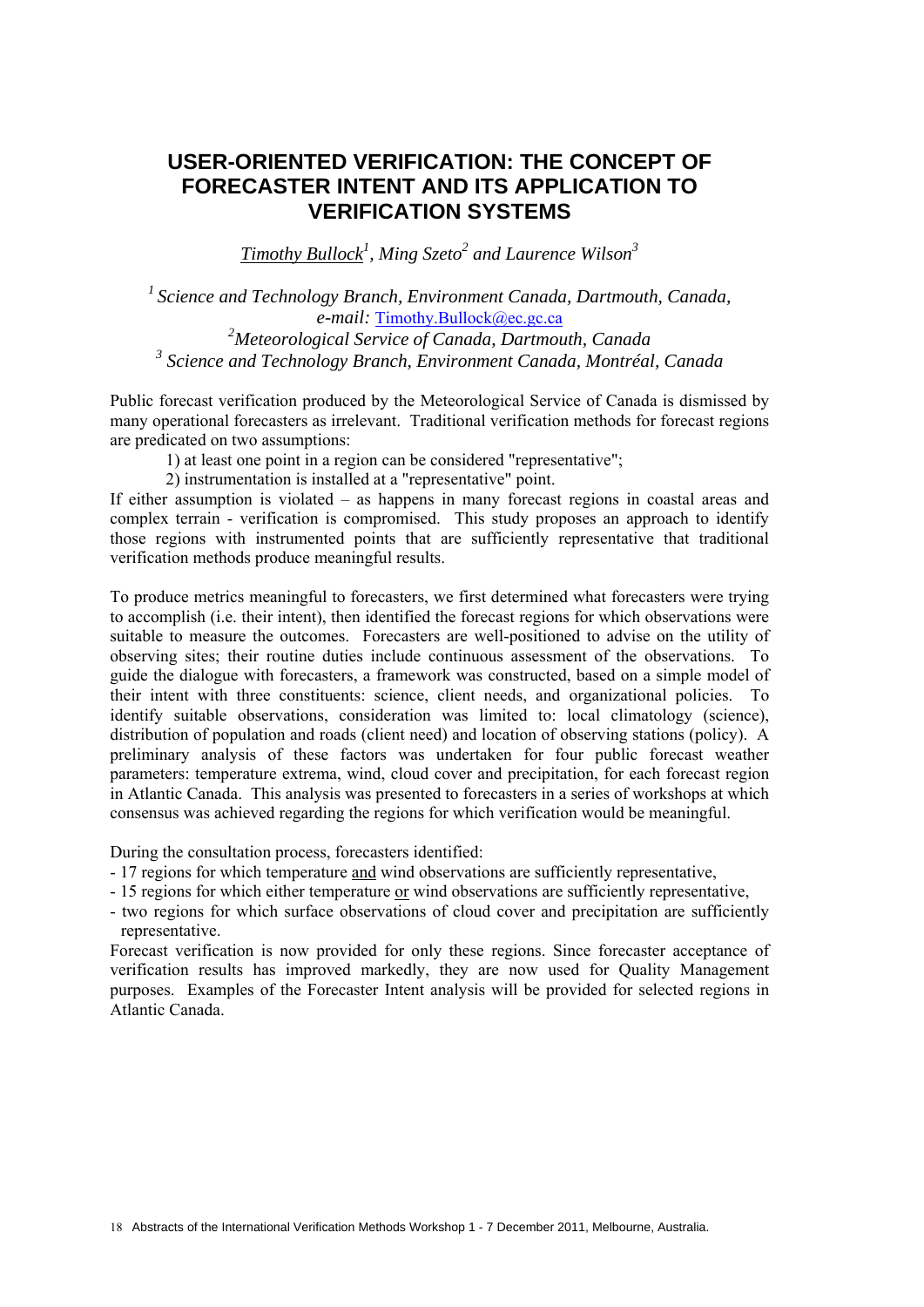# USER-ORIENTED VERIFICATION: THE CONCEPT OF FORECASTER INTENT AND ITS APPLICATION TO VERIFICATION SYSTEMS

*Timothy Bullock[1], Ming Szeto[2] and Laurence Wilson[3]*

*[1] Science and Technology Branch, Environment Canada, Dartmouth, Canada, e-mail:* Timothy.Bullock@ec.gc.ca
*[2] Meteorological Service of Canada, Dartmouth, Canada*
*[3] Science and Technology Branch, Environment Canada, Montréal, Canada*

Public forecast verification produced by the Meteorological Service of Canada is dismissed by many operational forecasters as irrelevant. Traditional verification methods for forecast regions are predicated on two assumptions:

1) at least one point in a region can be considered "representative";
2) instrumentation is installed at a "representative" point.

If either assumption is violated – as happens in many forecast regions in coastal areas and complex terrain - verification is compromised. This study proposes an approach to identify those regions with instrumented points that are sufficiently representative that traditional verification methods produce meaningful results.

To produce metrics meaningful to forecasters, we first determined what forecasters were trying to accomplish (i.e. their intent), then identified the forecast regions for which observations were suitable to measure the outcomes. Forecasters are well-positioned to advise on the utility of observing sites; their routine duties include continuous assessment of the observations. To guide the dialogue with forecasters, a framework was constructed, based on a simple model of their intent with three constituents: science, client needs, and organizational policies. To identify suitable observations, consideration was limited to: local climatology (science), distribution of population and roads (client need) and location of observing stations (policy). A preliminary analysis of these factors was undertaken for four public forecast weather parameters: temperature extrema, wind, cloud cover and precipitation, for each forecast region in Atlantic Canada. This analysis was presented to forecasters in a series of workshops at which consensus was achieved regarding the regions for which verification would be meaningful.

During the consultation process, forecasters identified:

- 17 regions for which temperature and wind observations are sufficiently representative,
- 15 regions for which either temperature or wind observations are sufficiently representative,
- two regions for which surface observations of cloud cover and precipitation are sufficiently representative.

Forecast verification is now provided for only these regions. Since forecaster acceptance of verification results has improved markedly, they are now used for Quality Management purposes. Examples of the Forecaster Intent analysis will be provided for selected regions in Atlantic Canada.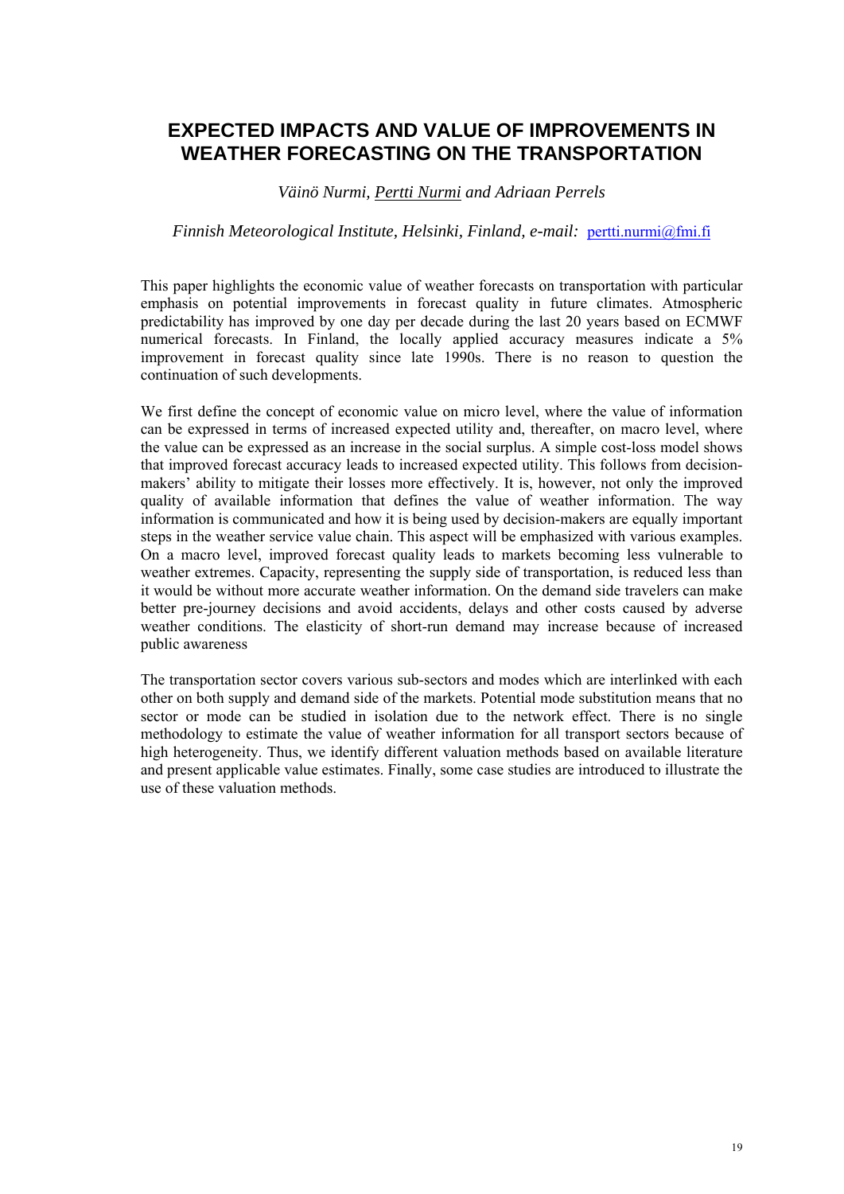# EXPECTED IMPACTS AND VALUE OF IMPROVEMENTS IN WEATHER FORECASTING ON THE TRANSPORTATION

*Väinö Nurmi, Pertti Nurmi and Adriaan Perrels*

*Finnish Meteorological Institute, Helsinki, Finland, e-mail:* pertti.nurmi@fmi.fi

This paper highlights the economic value of weather forecasts on transportation with particular emphasis on potential improvements in forecast quality in future climates. Atmospheric predictability has improved by one day per decade during the last 20 years based on ECMWF numerical forecasts. In Finland, the locally applied accuracy measures indicate a 5% improvement in forecast quality since late 1990s. There is no reason to question the continuation of such developments.

We first define the concept of economic value on micro level, where the value of information can be expressed in terms of increased expected utility and, thereafter, on macro level, where the value can be expressed as an increase in the social surplus. A simple cost-loss model shows that improved forecast accuracy leads to increased expected utility. This follows from decision-makers' ability to mitigate their losses more effectively. It is, however, not only the improved quality of available information that defines the value of weather information. The way information is communicated and how it is being used by decision-makers are equally important steps in the weather service value chain. This aspect will be emphasized with various examples. On a macro level, improved forecast quality leads to markets becoming less vulnerable to weather extremes. Capacity, representing the supply side of transportation, is reduced less than it would be without more accurate weather information. On the demand side travelers can make better pre-journey decisions and avoid accidents, delays and other costs caused by adverse weather conditions. The elasticity of short-run demand may increase because of increased public awareness

The transportation sector covers various sub-sectors and modes which are interlinked with each other on both supply and demand side of the markets. Potential mode substitution means that no sector or mode can be studied in isolation due to the network effect. There is no single methodology to estimate the value of weather information for all transport sectors because of high heterogeneity. Thus, we identify different valuation methods based on available literature and present applicable value estimates. Finally, some case studies are introduced to illustrate the use of these valuation methods.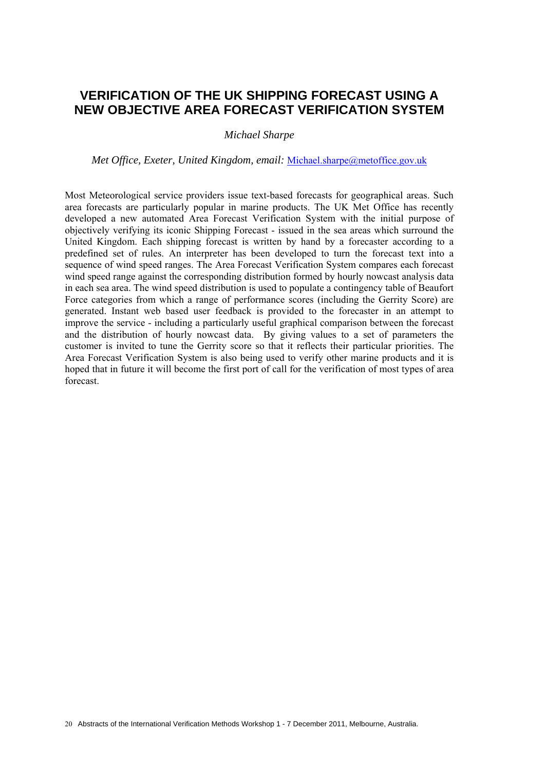# VERIFICATION OF THE UK SHIPPING FORECAST USING A NEW OBJECTIVE AREA FORECAST VERIFICATION SYSTEM

*Michael Sharpe*

*Met Office, Exeter, United Kingdom, email:* Michael.sharpe@metoffice.gov.uk

Most Meteorological service providers issue text-based forecasts for geographical areas. Such area forecasts are particularly popular in marine products. The UK Met Office has recently developed a new automated Area Forecast Verification System with the initial purpose of objectively verifying its iconic Shipping Forecast - issued in the sea areas which surround the United Kingdom. Each shipping forecast is written by hand by a forecaster according to a predefined set of rules. An interpreter has been developed to turn the forecast text into a sequence of wind speed ranges. The Area Forecast Verification System compares each forecast wind speed range against the corresponding distribution formed by hourly nowcast analysis data in each sea area. The wind speed distribution is used to populate a contingency table of Beaufort Force categories from which a range of performance scores (including the Gerrity Score) are generated. Instant web based user feedback is provided to the forecaster in an attempt to improve the service - including a particularly useful graphical comparison between the forecast and the distribution of hourly nowcast data. By giving values to a set of parameters the customer is invited to tune the Gerrity score so that it reflects their particular priorities. The Area Forecast Verification System is also being used to verify other marine products and it is hoped that in future it will become the first port of call for the verification of most types of area forecast.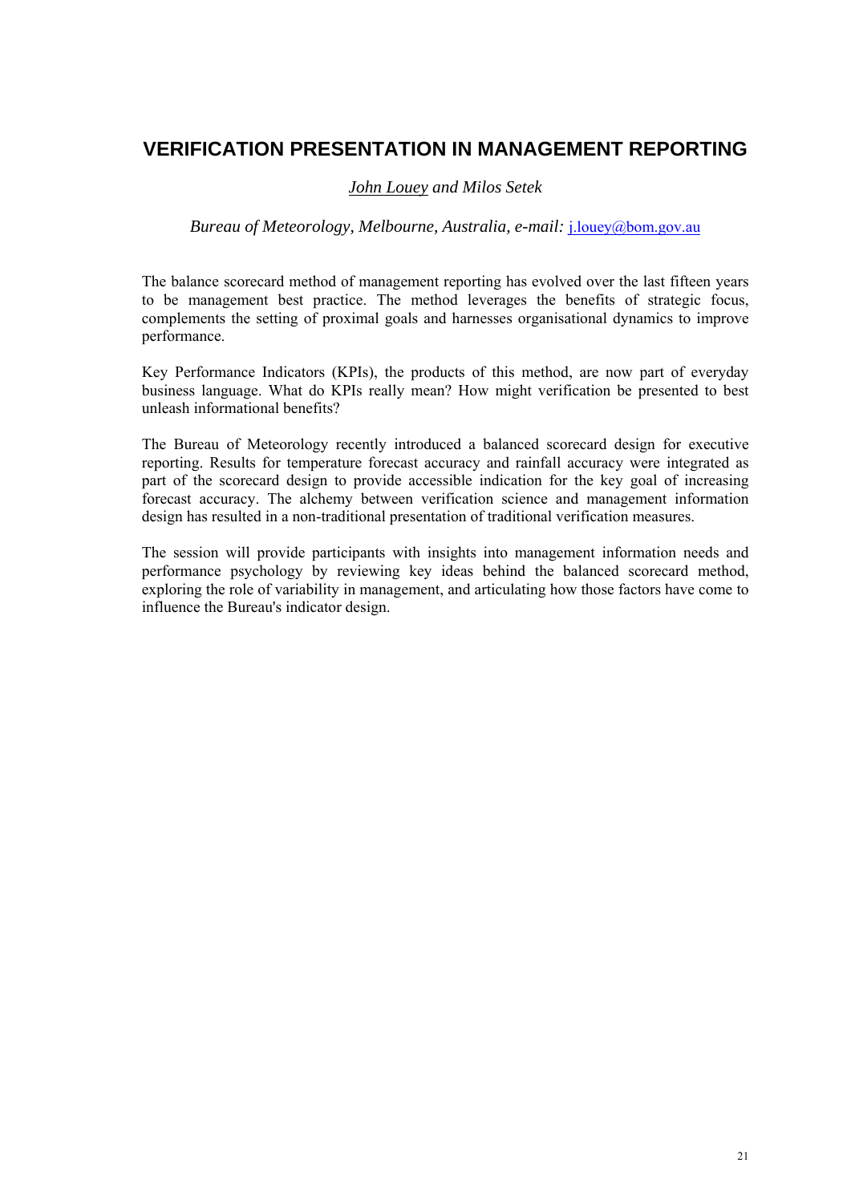# VERIFICATION PRESENTATION IN MANAGEMENT REPORTING

*John Louey and Milos Setek*

*Bureau of Meteorology, Melbourne, Australia, e-mail:* j.louey@bom.gov.au

The balance scorecard method of management reporting has evolved over the last fifteen years to be management best practice. The method leverages the benefits of strategic focus, complements the setting of proximal goals and harnesses organisational dynamics to improve performance.

Key Performance Indicators (KPIs), the products of this method, are now part of everyday business language. What do KPIs really mean? How might verification be presented to best unleash informational benefits?

The Bureau of Meteorology recently introduced a balanced scorecard design for executive reporting. Results for temperature forecast accuracy and rainfall accuracy were integrated as part of the scorecard design to provide accessible indication for the key goal of increasing forecast accuracy. The alchemy between verification science and management information design has resulted in a non-traditional presentation of traditional verification measures.

The session will provide participants with insights into management information needs and performance psychology by reviewing key ideas behind the balanced scorecard method, exploring the role of variability in management, and articulating how those factors have come to influence the Bureau's indicator design.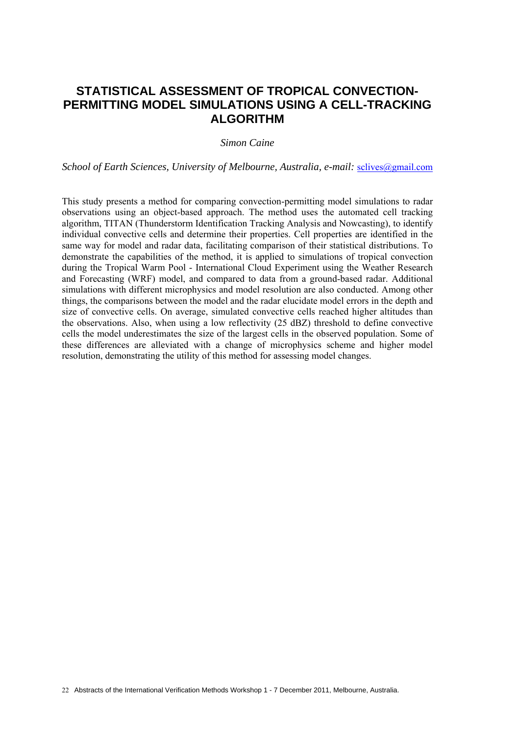# STATISTICAL ASSESSMENT OF TROPICAL CONVECTION-PERMITTING MODEL SIMULATIONS USING A CELL-TRACKING ALGORITHM

*Simon Caine*

*School of Earth Sciences, University of Melbourne, Australia, e-mail:* sclives@gmail.com

This study presents a method for comparing convection-permitting model simulations to radar observations using an object-based approach. The method uses the automated cell tracking algorithm, TITAN (Thunderstorm Identification Tracking Analysis and Nowcasting), to identify individual convective cells and determine their properties. Cell properties are identified in the same way for model and radar data, facilitating comparison of their statistical distributions. To demonstrate the capabilities of the method, it is applied to simulations of tropical convection during the Tropical Warm Pool - International Cloud Experiment using the Weather Research and Forecasting (WRF) model, and compared to data from a ground-based radar. Additional simulations with different microphysics and model resolution are also conducted. Among other things, the comparisons between the model and the radar elucidate model errors in the depth and size of convective cells. On average, simulated convective cells reached higher altitudes than the observations. Also, when using a low reflectivity (25 dBZ) threshold to define convective cells the model underestimates the size of the largest cells in the observed population. Some of these differences are alleviated with a change of microphysics scheme and higher model resolution, demonstrating the utility of this method for assessing model changes.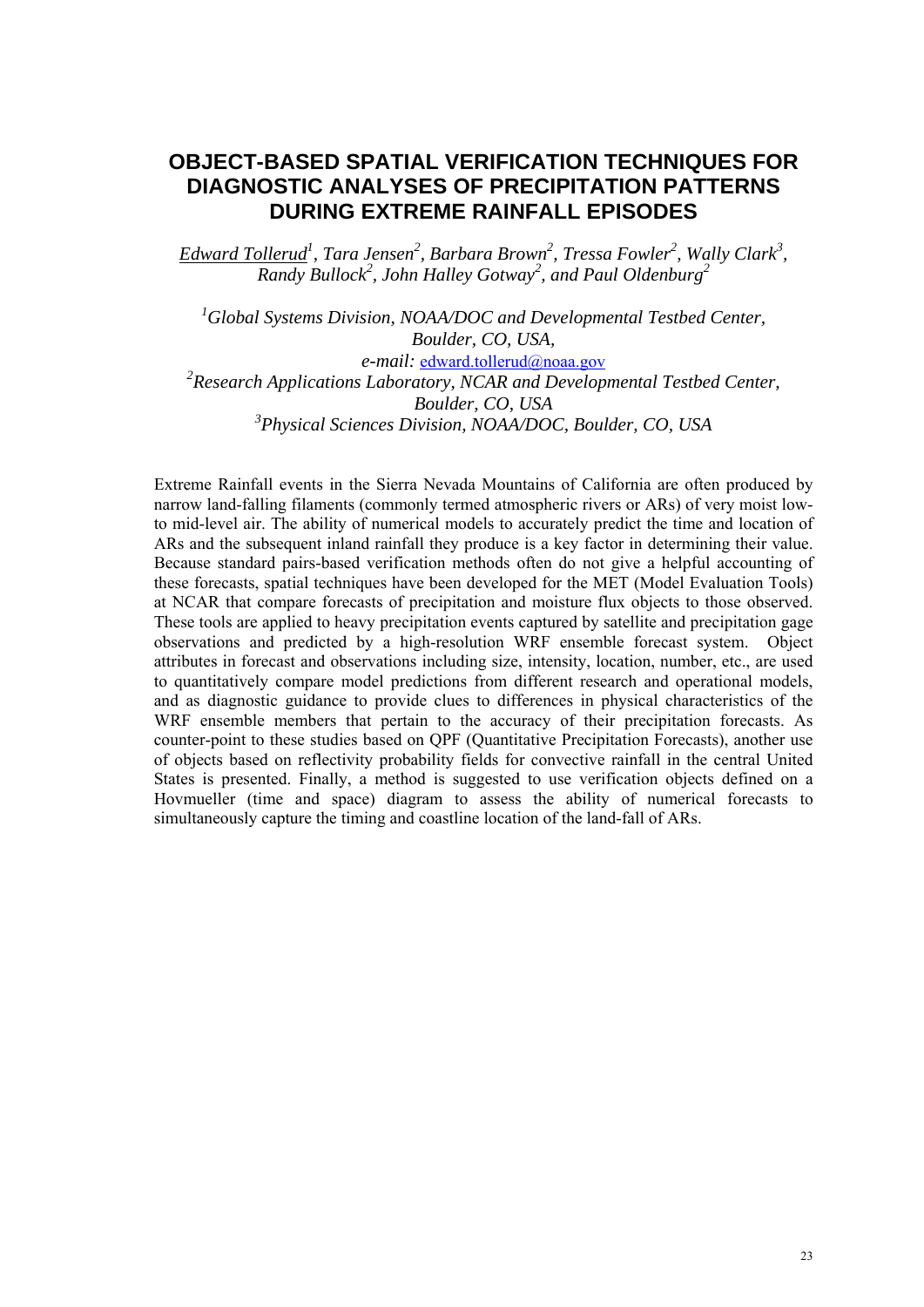# OBJECT-BASED SPATIAL VERIFICATION TECHNIQUES FOR DIAGNOSTIC ANALYSES OF PRECIPITATION PATTERNS DURING EXTREME RAINFALL EPISODES

*Edward Tollerud*[1], *Tara Jensen*[2], *Barbara Brown*[2], *Tressa Fowler*[2], *Wally Clark*[3], *Randy Bullock*[2], *John Halley Gotway*[2], *and Paul Oldenburg*[2]

[1]*Global Systems Division, NOAA/DOC and Developmental Testbed Center, Boulder, CO, USA,*
*e-mail:* edward.tollerud@noaa.gov
[2]*Research Applications Laboratory, NCAR and Developmental Testbed Center, Boulder, CO, USA*
[3]*Physical Sciences Division, NOAA/DOC, Boulder, CO, USA*

Extreme Rainfall events in the Sierra Nevada Mountains of California are often produced by narrow land-falling filaments (commonly termed atmospheric rivers or ARs) of very moist low- to mid-level air. The ability of numerical models to accurately predict the time and location of ARs and the subsequent inland rainfall they produce is a key factor in determining their value. Because standard pairs-based verification methods often do not give a helpful accounting of these forecasts, spatial techniques have been developed for the MET (Model Evaluation Tools) at NCAR that compare forecasts of precipitation and moisture flux objects to those observed. These tools are applied to heavy precipitation events captured by satellite and precipitation gage observations and predicted by a high-resolution WRF ensemble forecast system. Object attributes in forecast and observations including size, intensity, location, number, etc., are used to quantitatively compare model predictions from different research and operational models, and as diagnostic guidance to provide clues to differences in physical characteristics of the WRF ensemble members that pertain to the accuracy of their precipitation forecasts. As counter-point to these studies based on QPF (Quantitative Precipitation Forecasts), another use of objects based on reflectivity probability fields for convective rainfall in the central United States is presented. Finally, a method is suggested to use verification objects defined on a Hovmueller (time and space) diagram to assess the ability of numerical forecasts to simultaneously capture the timing and coastline location of the land-fall of ARs.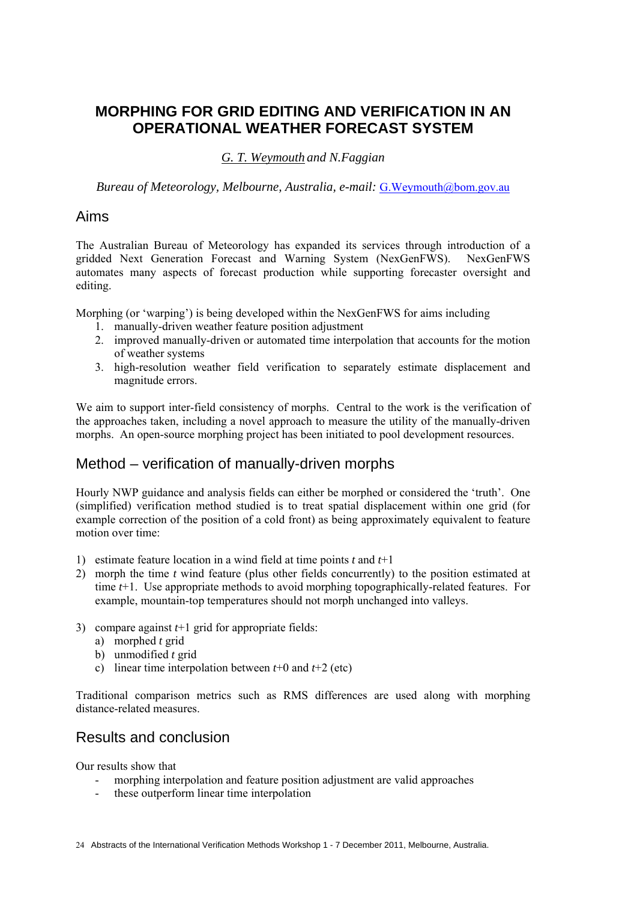# MORPHING FOR GRID EDITING AND VERIFICATION IN AN OPERATIONAL WEATHER FORECAST SYSTEM

*G. T. Weymouth and N.Faggian*

*Bureau of Meteorology, Melbourne, Australia, e-mail:* G.Weymouth@bom.gov.au

## Aims

The Australian Bureau of Meteorology has expanded its services through introduction of a gridded Next Generation Forecast and Warning System (NexGenFWS). NexGenFWS automates many aspects of forecast production while supporting forecaster oversight and editing.

Morphing (or 'warping') is being developed within the NexGenFWS for aims including

1. manually-driven weather feature position adjustment
2. improved manually-driven or automated time interpolation that accounts for the motion of weather systems
3. high-resolution weather field verification to separately estimate displacement and magnitude errors.

We aim to support inter-field consistency of morphs. Central to the work is the verification of the approaches taken, including a novel approach to measure the utility of the manually-driven morphs. An open-source morphing project has been initiated to pool development resources.

## Method – verification of manually-driven morphs

Hourly NWP guidance and analysis fields can either be morphed or considered the 'truth'. One (simplified) verification method studied is to treat spatial displacement within one grid (for example correction of the position of a cold front) as being approximately equivalent to feature motion over time:

1) estimate feature location in a wind field at time points $t$ and $t$+1
2) morph the time $t$ wind feature (plus other fields concurrently) to the position estimated at time $t$+1. Use appropriate methods to avoid morphing topographically-related features. For example, mountain-top temperatures should not morph unchanged into valleys.
3) compare against $t$+1 grid for appropriate fields:
   a) morphed $t$ grid
   b) unmodified $t$ grid
   c) linear time interpolation between $t$+0 and $t$+2 (etc)

Traditional comparison metrics such as RMS differences are used along with morphing distance-related measures.

## Results and conclusion

Our results show that

- morphing interpolation and feature position adjustment are valid approaches
- these outperform linear time interpolation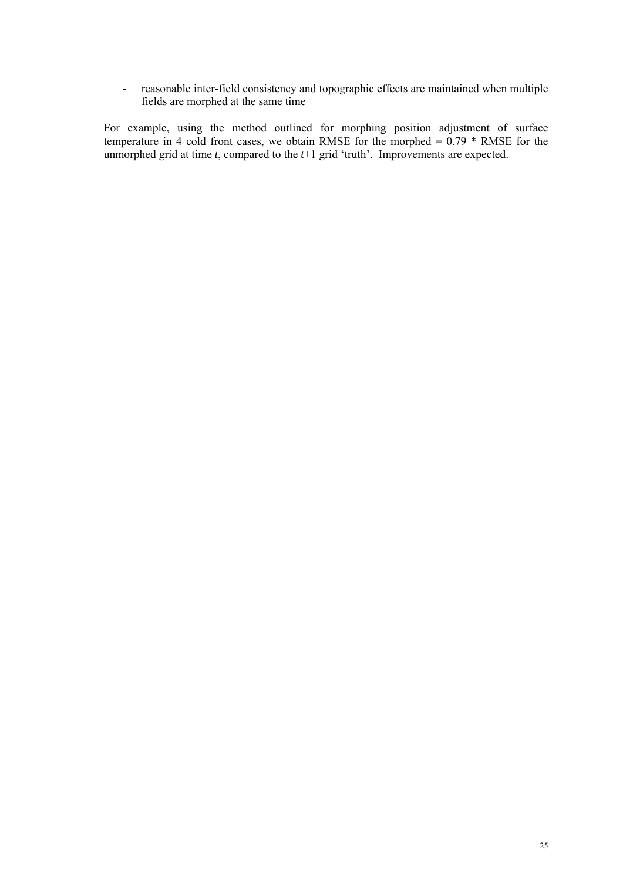- reasonable inter-field consistency and topographic effects are maintained when multiple fields are morphed at the same time

For example, using the method outlined for morphing position adjustment of surface temperature in 4 cold front cases, we obtain RMSE for the morphed = 0.79 * RMSE for the unmorphed grid at time *t*, compared to the *t*+1 grid 'truth'. Improvements are expected.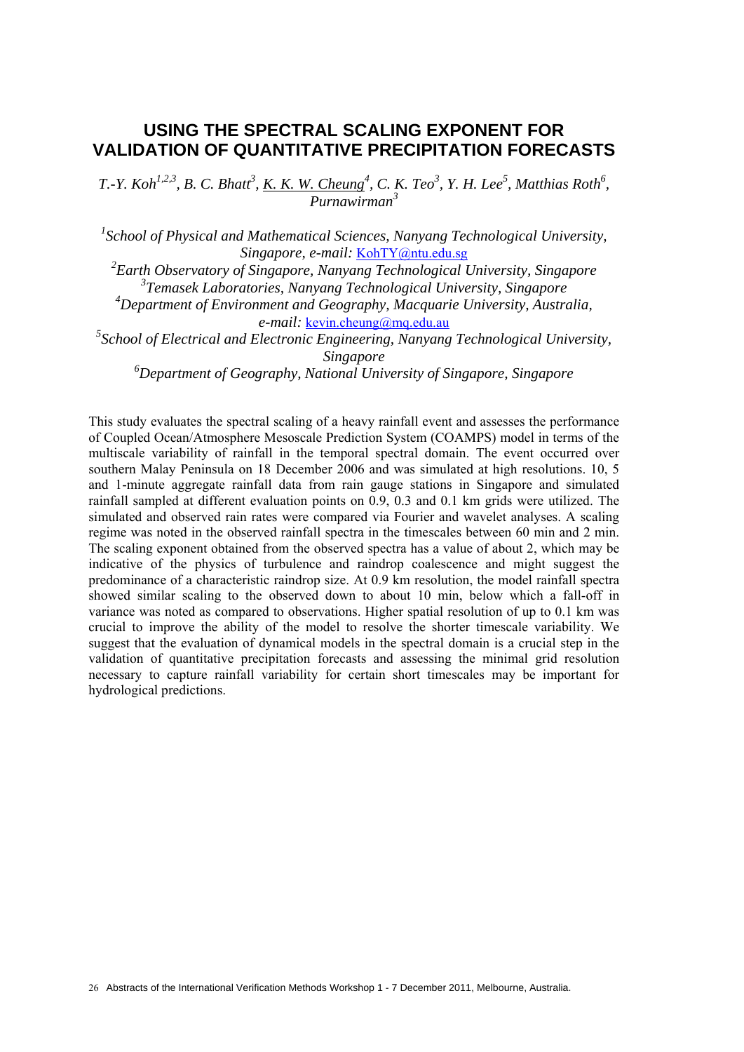# USING THE SPECTRAL SCALING EXPONENT FOR VALIDATION OF QUANTITATIVE PRECIPITATION FORECASTS

*T.-Y. Koh[1,2,3], B. C. Bhatt[3], K. K. W. Cheung[4], C. K. Teo[3], Y. H. Lee[5], Matthias Roth[6], Purnawirman[3]*

*[1]School of Physical and Mathematical Sciences, Nanyang Technological University, Singapore, e-mail:* KohTY@ntu.edu.sg

*[2]Earth Observatory of Singapore, Nanyang Technological University, Singapore*

*[3]Temasek Laboratories, Nanyang Technological University, Singapore*

*[4]Department of Environment and Geography, Macquarie University, Australia, e-mail:* kevin.cheung@mq.edu.au

*[5]School of Electrical and Electronic Engineering, Nanyang Technological University, Singapore*

*[6]Department of Geography, National University of Singapore, Singapore*

This study evaluates the spectral scaling of a heavy rainfall event and assesses the performance of Coupled Ocean/Atmosphere Mesoscale Prediction System (COAMPS) model in terms of the multiscale variability of rainfall in the temporal spectral domain. The event occurred over southern Malay Peninsula on 18 December 2006 and was simulated at high resolutions. 10, 5 and 1-minute aggregate rainfall data from rain gauge stations in Singapore and simulated rainfall sampled at different evaluation points on 0.9, 0.3 and 0.1 km grids were utilized. The simulated and observed rain rates were compared via Fourier and wavelet analyses. A scaling regime was noted in the observed rainfall spectra in the timescales between 60 min and 2 min. The scaling exponent obtained from the observed spectra has a value of about 2, which may be indicative of the physics of turbulence and raindrop coalescence and might suggest the predominance of a characteristic raindrop size. At 0.9 km resolution, the model rainfall spectra showed similar scaling to the observed down to about 10 min, below which a fall-off in variance was noted as compared to observations. Higher spatial resolution of up to 0.1 km was crucial to improve the ability of the model to resolve the shorter timescale variability. We suggest that the evaluation of dynamical models in the spectral domain is a crucial step in the validation of quantitative precipitation forecasts and assessing the minimal grid resolution necessary to capture rainfall variability for certain short timescales may be important for hydrological predictions.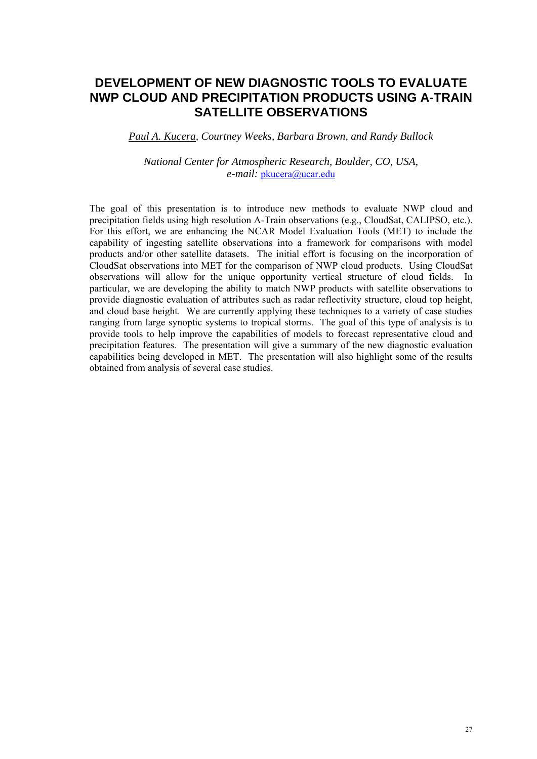# DEVELOPMENT OF NEW DIAGNOSTIC TOOLS TO EVALUATE NWP CLOUD AND PRECIPITATION PRODUCTS USING A-TRAIN SATELLITE OBSERVATIONS

*Paul A. Kucera, Courtney Weeks, Barbara Brown, and Randy Bullock*

*National Center for Atmospheric Research, Boulder, CO, USA,*
*e-mail:* pkucera@ucar.edu

The goal of this presentation is to introduce new methods to evaluate NWP cloud and precipitation fields using high resolution A-Train observations (e.g., CloudSat, CALIPSO, etc.). For this effort, we are enhancing the NCAR Model Evaluation Tools (MET) to include the capability of ingesting satellite observations into a framework for comparisons with model products and/or other satellite datasets. The initial effort is focusing on the incorporation of CloudSat observations into MET for the comparison of NWP cloud products. Using CloudSat observations will allow for the unique opportunity vertical structure of cloud fields. In particular, we are developing the ability to match NWP products with satellite observations to provide diagnostic evaluation of attributes such as radar reflectivity structure, cloud top height, and cloud base height. We are currently applying these techniques to a variety of case studies ranging from large synoptic systems to tropical storms. The goal of this type of analysis is to provide tools to help improve the capabilities of models to forecast representative cloud and precipitation features. The presentation will give a summary of the new diagnostic evaluation capabilities being developed in MET. The presentation will also highlight some of the results obtained from analysis of several case studies.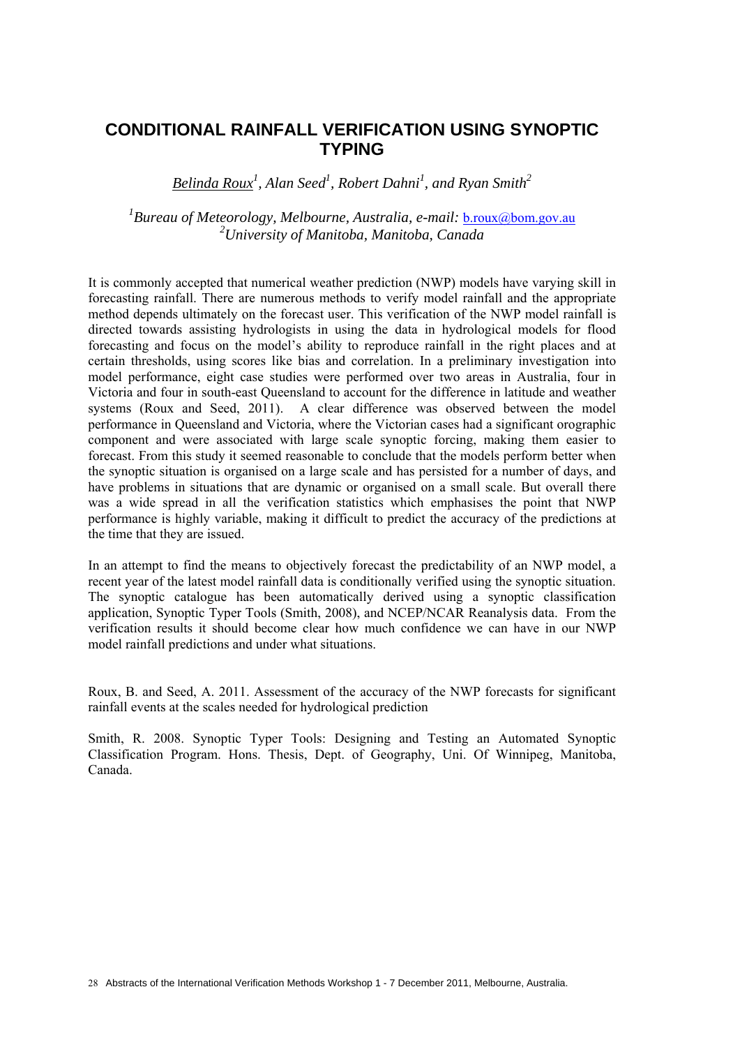# CONDITIONAL RAINFALL VERIFICATION USING SYNOPTIC TYPING

*Belinda Roux[1], Alan Seed[1], Robert Dahni[1], and Ryan Smith[2]*

*[1]Bureau of Meteorology, Melbourne, Australia, e-mail:* b.roux@bom.gov.au
*[2]University of Manitoba, Manitoba, Canada*

It is commonly accepted that numerical weather prediction (NWP) models have varying skill in forecasting rainfall. There are numerous methods to verify model rainfall and the appropriate method depends ultimately on the forecast user. This verification of the NWP model rainfall is directed towards assisting hydrologists in using the data in hydrological models for flood forecasting and focus on the model's ability to reproduce rainfall in the right places and at certain thresholds, using scores like bias and correlation. In a preliminary investigation into model performance, eight case studies were performed over two areas in Australia, four in Victoria and four in south-east Queensland to account for the difference in latitude and weather systems (Roux and Seed, 2011). A clear difference was observed between the model performance in Queensland and Victoria, where the Victorian cases had a significant orographic component and were associated with large scale synoptic forcing, making them easier to forecast. From this study it seemed reasonable to conclude that the models perform better when the synoptic situation is organised on a large scale and has persisted for a number of days, and have problems in situations that are dynamic or organised on a small scale. But overall there was a wide spread in all the verification statistics which emphasises the point that NWP performance is highly variable, making it difficult to predict the accuracy of the predictions at the time that they are issued.

In an attempt to find the means to objectively forecast the predictability of an NWP model, a recent year of the latest model rainfall data is conditionally verified using the synoptic situation. The synoptic catalogue has been automatically derived using a synoptic classification application, Synoptic Typer Tools (Smith, 2008), and NCEP/NCAR Reanalysis data. From the verification results it should become clear how much confidence we can have in our NWP model rainfall predictions and under what situations.

Roux, B. and Seed, A. 2011. Assessment of the accuracy of the NWP forecasts for significant rainfall events at the scales needed for hydrological prediction

Smith, R. 2008. Synoptic Typer Tools: Designing and Testing an Automated Synoptic Classification Program. Hons. Thesis, Dept. of Geography, Uni. Of Winnipeg, Manitoba, Canada.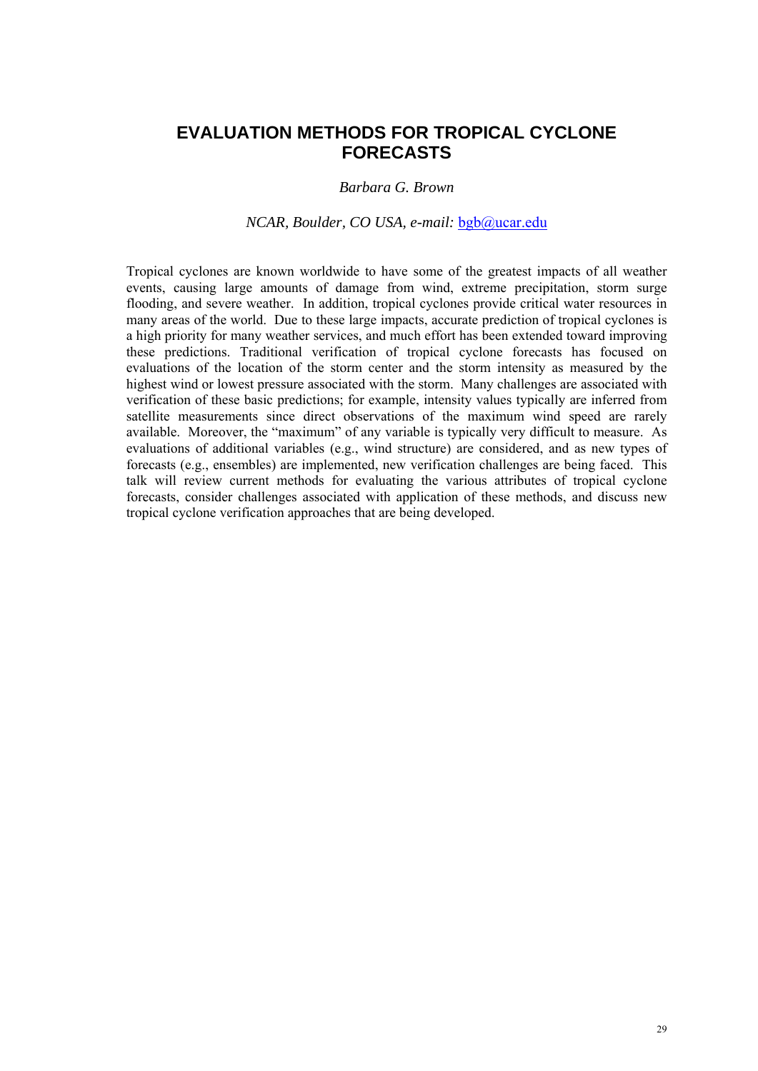# EVALUATION METHODS FOR TROPICAL CYCLONE FORECASTS

*Barbara G. Brown*

*NCAR, Boulder, CO USA, e-mail:* bgb@ucar.edu

Tropical cyclones are known worldwide to have some of the greatest impacts of all weather events, causing large amounts of damage from wind, extreme precipitation, storm surge flooding, and severe weather. In addition, tropical cyclones provide critical water resources in many areas of the world. Due to these large impacts, accurate prediction of tropical cyclones is a high priority for many weather services, and much effort has been extended toward improving these predictions. Traditional verification of tropical cyclone forecasts has focused on evaluations of the location of the storm center and the storm intensity as measured by the highest wind or lowest pressure associated with the storm. Many challenges are associated with verification of these basic predictions; for example, intensity values typically are inferred from satellite measurements since direct observations of the maximum wind speed are rarely available. Moreover, the "maximum" of any variable is typically very difficult to measure. As evaluations of additional variables (e.g., wind structure) are considered, and as new types of forecasts (e.g., ensembles) are implemented, new verification challenges are being faced. This talk will review current methods for evaluating the various attributes of tropical cyclone forecasts, consider challenges associated with application of these methods, and discuss new tropical cyclone verification approaches that are being developed.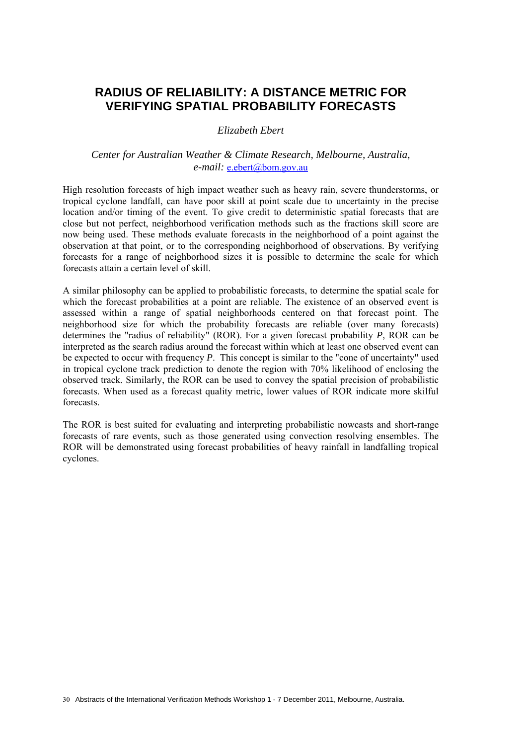# RADIUS OF RELIABILITY: A DISTANCE METRIC FOR VERIFYING SPATIAL PROBABILITY FORECASTS

*Elizabeth Ebert*

*Center for Australian Weather & Climate Research, Melbourne, Australia,*
*e-mail:* e.ebert@bom.gov.au

High resolution forecasts of high impact weather such as heavy rain, severe thunderstorms, or tropical cyclone landfall, can have poor skill at point scale due to uncertainty in the precise location and/or timing of the event. To give credit to deterministic spatial forecasts that are close but not perfect, neighborhood verification methods such as the fractions skill score are now being used. These methods evaluate forecasts in the neighborhood of a point against the observation at that point, or to the corresponding neighborhood of observations. By verifying forecasts for a range of neighborhood sizes it is possible to determine the scale for which forecasts attain a certain level of skill.

A similar philosophy can be applied to probabilistic forecasts, to determine the spatial scale for which the forecast probabilities at a point are reliable. The existence of an observed event is assessed within a range of spatial neighborhoods centered on that forecast point. The neighborhood size for which the probability forecasts are reliable (over many forecasts) determines the "radius of reliability" (ROR). For a given forecast probability *P*, ROR can be interpreted as the search radius around the forecast within which at least one observed event can be expected to occur with frequency *P*. This concept is similar to the "cone of uncertainty" used in tropical cyclone track prediction to denote the region with 70% likelihood of enclosing the observed track. Similarly, the ROR can be used to convey the spatial precision of probabilistic forecasts. When used as a forecast quality metric, lower values of ROR indicate more skilful forecasts.

The ROR is best suited for evaluating and interpreting probabilistic nowcasts and short-range forecasts of rare events, such as those generated using convection resolving ensembles. The ROR will be demonstrated using forecast probabilities of heavy rainfall in landfalling tropical cyclones.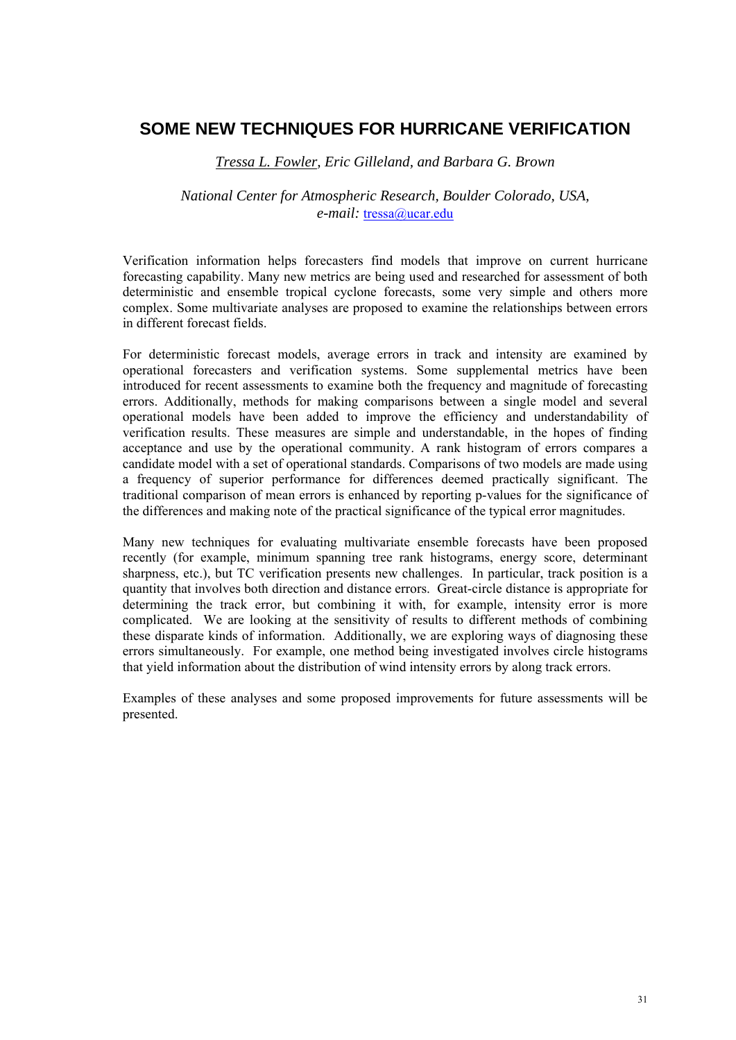# SOME NEW TECHNIQUES FOR HURRICANE VERIFICATION

*Tressa L. Fowler, Eric Gilleland, and Barbara G. Brown*

*National Center for Atmospheric Research, Boulder Colorado, USA,*
*e-mail:* tressa@ucar.edu

Verification information helps forecasters find models that improve on current hurricane forecasting capability. Many new metrics are being used and researched for assessment of both deterministic and ensemble tropical cyclone forecasts, some very simple and others more complex. Some multivariate analyses are proposed to examine the relationships between errors in different forecast fields.

For deterministic forecast models, average errors in track and intensity are examined by operational forecasters and verification systems. Some supplemental metrics have been introduced for recent assessments to examine both the frequency and magnitude of forecasting errors. Additionally, methods for making comparisons between a single model and several operational models have been added to improve the efficiency and understandability of verification results. These measures are simple and understandable, in the hopes of finding acceptance and use by the operational community. A rank histogram of errors compares a candidate model with a set of operational standards. Comparisons of two models are made using a frequency of superior performance for differences deemed practically significant. The traditional comparison of mean errors is enhanced by reporting p-values for the significance of the differences and making note of the practical significance of the typical error magnitudes.

Many new techniques for evaluating multivariate ensemble forecasts have been proposed recently (for example, minimum spanning tree rank histograms, energy score, determinant sharpness, etc.), but TC verification presents new challenges. In particular, track position is a quantity that involves both direction and distance errors. Great-circle distance is appropriate for determining the track error, but combining it with, for example, intensity error is more complicated. We are looking at the sensitivity of results to different methods of combining these disparate kinds of information. Additionally, we are exploring ways of diagnosing these errors simultaneously. For example, one method being investigated involves circle histograms that yield information about the distribution of wind intensity errors by along track errors.

Examples of these analyses and some proposed improvements for future assessments will be presented.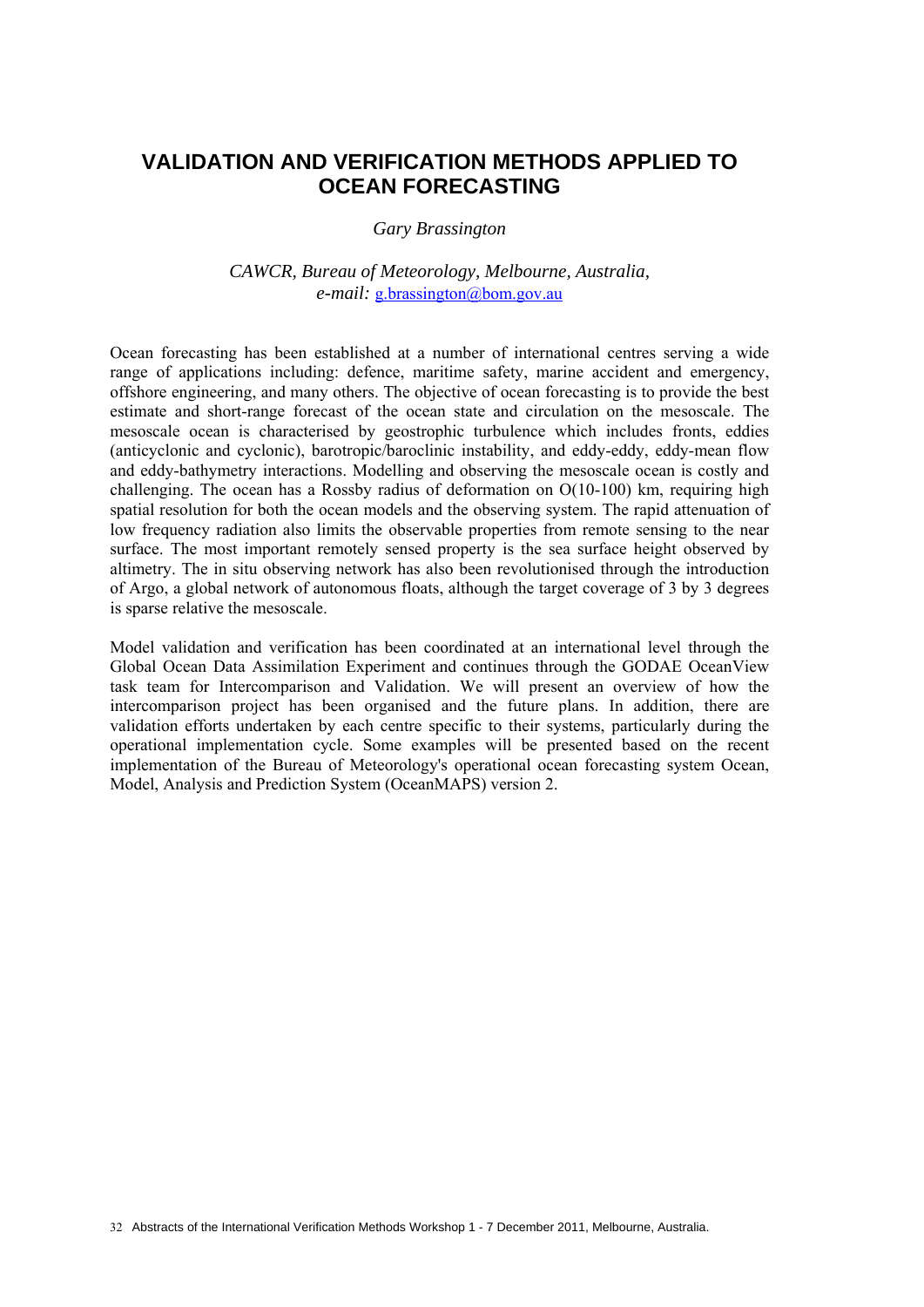# VALIDATION AND VERIFICATION METHODS APPLIED TO OCEAN FORECASTING

*Gary Brassington*

*CAWCR, Bureau of Meteorology, Melbourne, Australia,*
*e-mail:* g.brassington@bom.gov.au

Ocean forecasting has been established at a number of international centres serving a wide range of applications including: defence, maritime safety, marine accident and emergency, offshore engineering, and many others. The objective of ocean forecasting is to provide the best estimate and short-range forecast of the ocean state and circulation on the mesoscale. The mesoscale ocean is characterised by geostrophic turbulence which includes fronts, eddies (anticyclonic and cyclonic), barotropic/baroclinic instability, and eddy-eddy, eddy-mean flow and eddy-bathymetry interactions. Modelling and observing the mesoscale ocean is costly and challenging. The ocean has a Rossby radius of deformation on O(10-100) km, requiring high spatial resolution for both the ocean models and the observing system. The rapid attenuation of low frequency radiation also limits the observable properties from remote sensing to the near surface. The most important remotely sensed property is the sea surface height observed by altimetry. The in situ observing network has also been revolutionised through the introduction of Argo, a global network of autonomous floats, although the target coverage of 3 by 3 degrees is sparse relative the mesoscale.

Model validation and verification has been coordinated at an international level through the Global Ocean Data Assimilation Experiment and continues through the GODAE OceanView task team for Intercomparison and Validation. We will present an overview of how the intercomparison project has been organised and the future plans. In addition, there are validation efforts undertaken by each centre specific to their systems, particularly during the operational implementation cycle. Some examples will be presented based on the recent implementation of the Bureau of Meteorology's operational ocean forecasting system Ocean, Model, Analysis and Prediction System (OceanMAPS) version 2.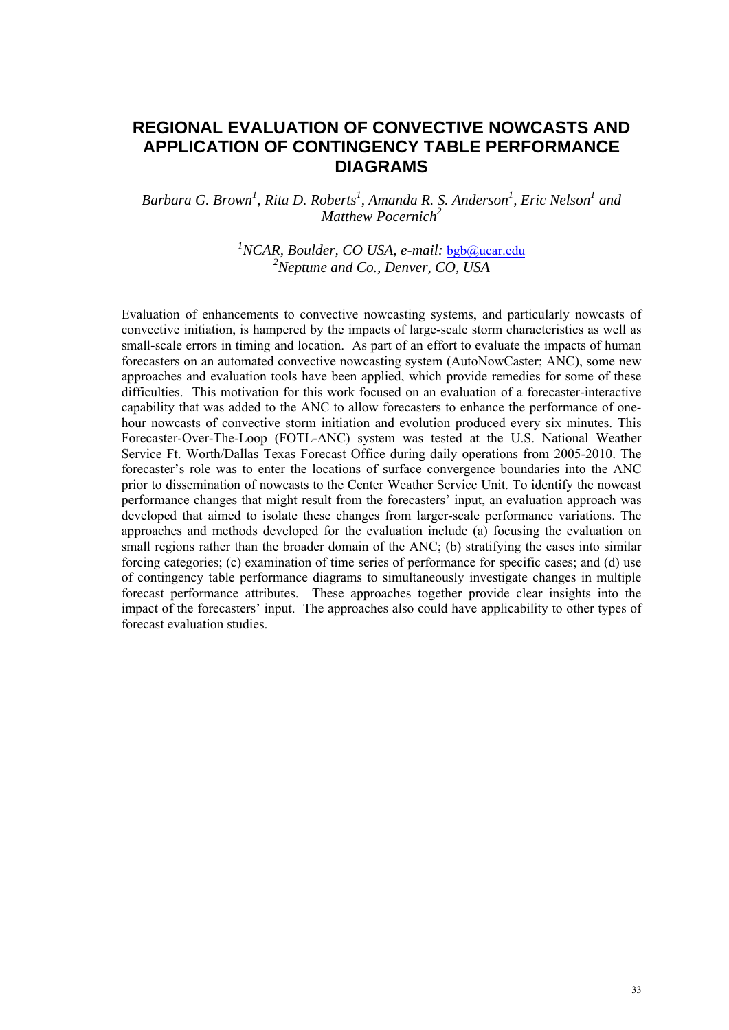# REGIONAL EVALUATION OF CONVECTIVE NOWCASTS AND APPLICATION OF CONTINGENCY TABLE PERFORMANCE DIAGRAMS

*Barbara G. Brown[1], Rita D. Roberts[1], Amanda R. S. Anderson[1], Eric Nelson[1] and Matthew Pocernich[2]*

*[1]NCAR, Boulder, CO USA, e-mail:* bgb@ucar.edu
*[2]Neptune and Co., Denver, CO, USA*

Evaluation of enhancements to convective nowcasting systems, and particularly nowcasts of convective initiation, is hampered by the impacts of large-scale storm characteristics as well as small-scale errors in timing and location. As part of an effort to evaluate the impacts of human forecasters on an automated convective nowcasting system (AutoNowCaster; ANC), some new approaches and evaluation tools have been applied, which provide remedies for some of these difficulties. This motivation for this work focused on an evaluation of a forecaster-interactive capability that was added to the ANC to allow forecasters to enhance the performance of one-hour nowcasts of convective storm initiation and evolution produced every six minutes. This Forecaster-Over-The-Loop (FOTL-ANC) system was tested at the U.S. National Weather Service Ft. Worth/Dallas Texas Forecast Office during daily operations from 2005-2010. The forecaster's role was to enter the locations of surface convergence boundaries into the ANC prior to dissemination of nowcasts to the Center Weather Service Unit. To identify the nowcast performance changes that might result from the forecasters' input, an evaluation approach was developed that aimed to isolate these changes from larger-scale performance variations. The approaches and methods developed for the evaluation include (a) focusing the evaluation on small regions rather than the broader domain of the ANC; (b) stratifying the cases into similar forcing categories; (c) examination of time series of performance for specific cases; and (d) use of contingency table performance diagrams to simultaneously investigate changes in multiple forecast performance attributes. These approaches together provide clear insights into the impact of the forecasters' input. The approaches also could have applicability to other types of forecast evaluation studies.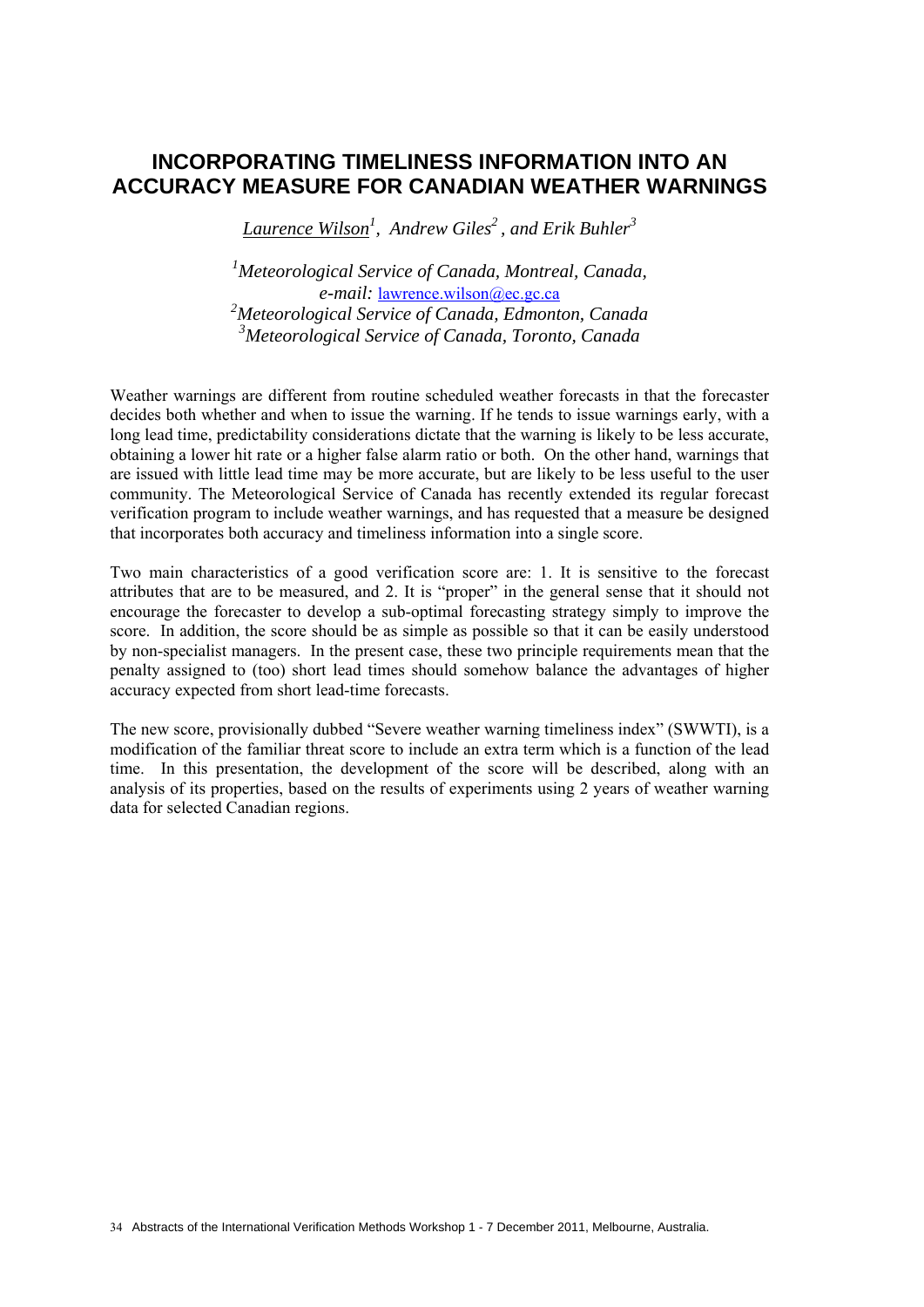# INCORPORATING TIMELINESS INFORMATION INTO AN ACCURACY MEASURE FOR CANADIAN WEATHER WARNINGS

*Laurence Wilson[1], Andrew Giles[2], and Erik Buhler[3]*

*[1]Meteorological Service of Canada, Montreal, Canada,*
*e-mail:* lawrence.wilson@ec.gc.ca
*[2]Meteorological Service of Canada, Edmonton, Canada*
*[3]Meteorological Service of Canada, Toronto, Canada*

Weather warnings are different from routine scheduled weather forecasts in that the forecaster decides both whether and when to issue the warning. If he tends to issue warnings early, with a long lead time, predictability considerations dictate that the warning is likely to be less accurate, obtaining a lower hit rate or a higher false alarm ratio or both. On the other hand, warnings that are issued with little lead time may be more accurate, but are likely to be less useful to the user community. The Meteorological Service of Canada has recently extended its regular forecast verification program to include weather warnings, and has requested that a measure be designed that incorporates both accuracy and timeliness information into a single score.

Two main characteristics of a good verification score are: 1. It is sensitive to the forecast attributes that are to be measured, and 2. It is "proper" in the general sense that it should not encourage the forecaster to develop a sub-optimal forecasting strategy simply to improve the score. In addition, the score should be as simple as possible so that it can be easily understood by non-specialist managers. In the present case, these two principle requirements mean that the penalty assigned to (too) short lead times should somehow balance the advantages of higher accuracy expected from short lead-time forecasts.

The new score, provisionally dubbed "Severe weather warning timeliness index" (SWWTI), is a modification of the familiar threat score to include an extra term which is a function of the lead time. In this presentation, the development of the score will be described, along with an analysis of its properties, based on the results of experiments using 2 years of weather warning data for selected Canadian regions.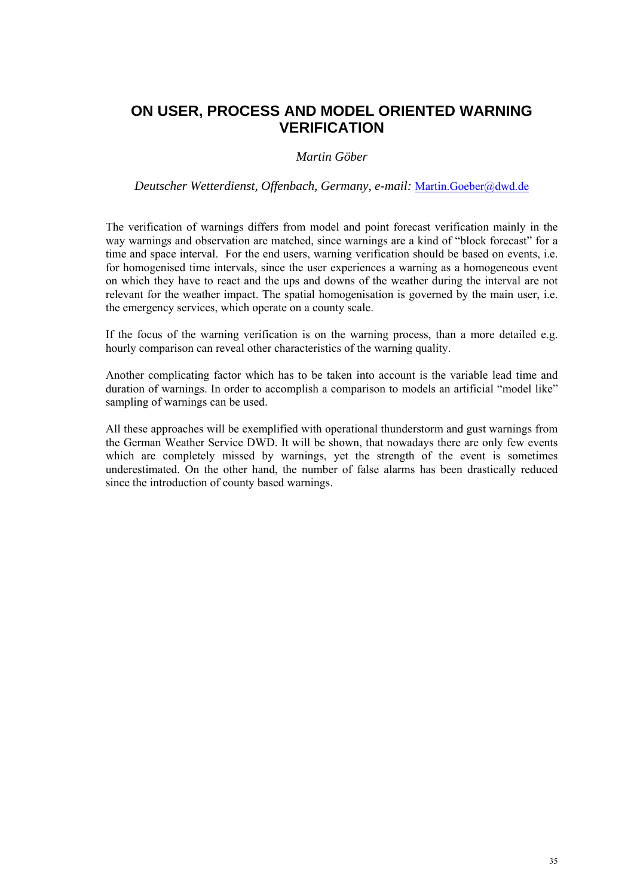# ON USER, PROCESS AND MODEL ORIENTED WARNING VERIFICATION

*Martin Göber*

*Deutscher Wetterdienst, Offenbach, Germany, e-mail:* Martin.Goeber@dwd.de

The verification of warnings differs from model and point forecast verification mainly in the way warnings and observation are matched, since warnings are a kind of "block forecast" for a time and space interval. For the end users, warning verification should be based on events, i.e. for homogenised time intervals, since the user experiences a warning as a homogeneous event on which they have to react and the ups and downs of the weather during the interval are not relevant for the weather impact. The spatial homogenisation is governed by the main user, i.e. the emergency services, which operate on a county scale.

If the focus of the warning verification is on the warning process, than a more detailed e.g. hourly comparison can reveal other characteristics of the warning quality.

Another complicating factor which has to be taken into account is the variable lead time and duration of warnings. In order to accomplish a comparison to models an artificial "model like" sampling of warnings can be used.

All these approaches will be exemplified with operational thunderstorm and gust warnings from the German Weather Service DWD. It will be shown, that nowadays there are only few events which are completely missed by warnings, yet the strength of the event is sometimes underestimated. On the other hand, the number of false alarms has been drastically reduced since the introduction of county based warnings.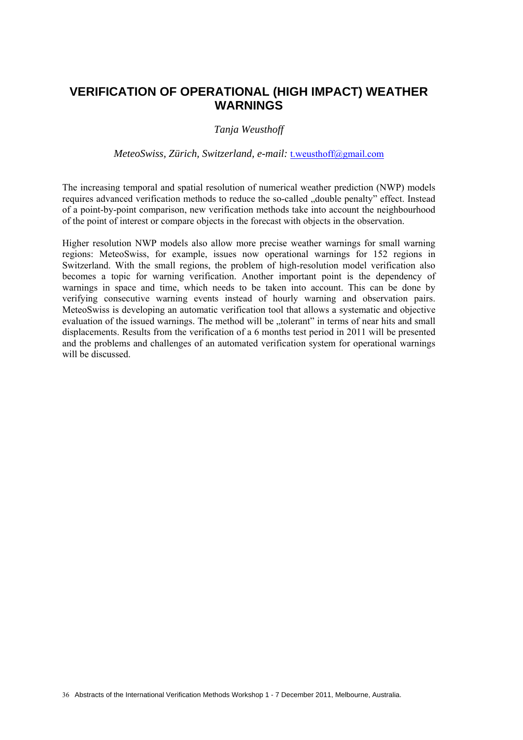# VERIFICATION OF OPERATIONAL (HIGH IMPACT) WEATHER WARNINGS

*Tanja Weusthoff*

*MeteoSwiss, Zürich, Switzerland, e-mail:* t.weusthoff@gmail.com

The increasing temporal and spatial resolution of numerical weather prediction (NWP) models requires advanced verification methods to reduce the so-called „double penalty" effect. Instead of a point-by-point comparison, new verification methods take into account the neighbourhood of the point of interest or compare objects in the forecast with objects in the observation.

Higher resolution NWP models also allow more precise weather warnings for small warning regions: MeteoSwiss, for example, issues now operational warnings for 152 regions in Switzerland. With the small regions, the problem of high-resolution model verification also becomes a topic for warning verification. Another important point is the dependency of warnings in space and time, which needs to be taken into account. This can be done by verifying consecutive warning events instead of hourly warning and observation pairs. MeteoSwiss is developing an automatic verification tool that allows a systematic and objective evaluation of the issued warnings. The method will be „tolerant" in terms of near hits and small displacements. Results from the verification of a 6 months test period in 2011 will be presented and the problems and challenges of an automated verification system for operational warnings will be discussed.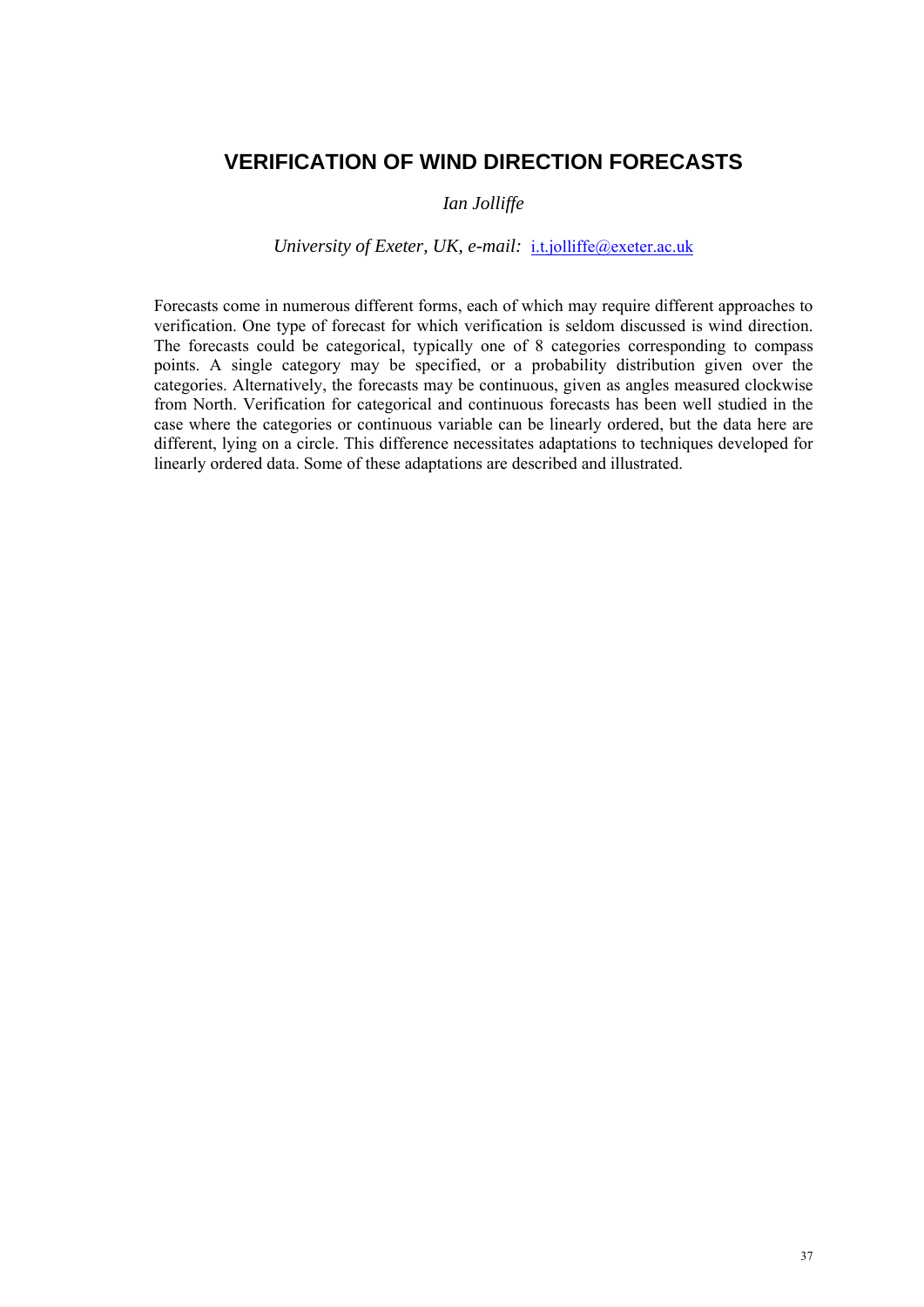# VERIFICATION OF WIND DIRECTION FORECASTS

*Ian Jolliffe*

*University of Exeter, UK, e-mail:* i.t.jolliffe@exeter.ac.uk

Forecasts come in numerous different forms, each of which may require different approaches to verification. One type of forecast for which verification is seldom discussed is wind direction. The forecasts could be categorical, typically one of 8 categories corresponding to compass points. A single category may be specified, or a probability distribution given over the categories. Alternatively, the forecasts may be continuous, given as angles measured clockwise from North. Verification for categorical and continuous forecasts has been well studied in the case where the categories or continuous variable can be linearly ordered, but the data here are different, lying on a circle. This difference necessitates adaptations to techniques developed for linearly ordered data. Some of these adaptations are described and illustrated.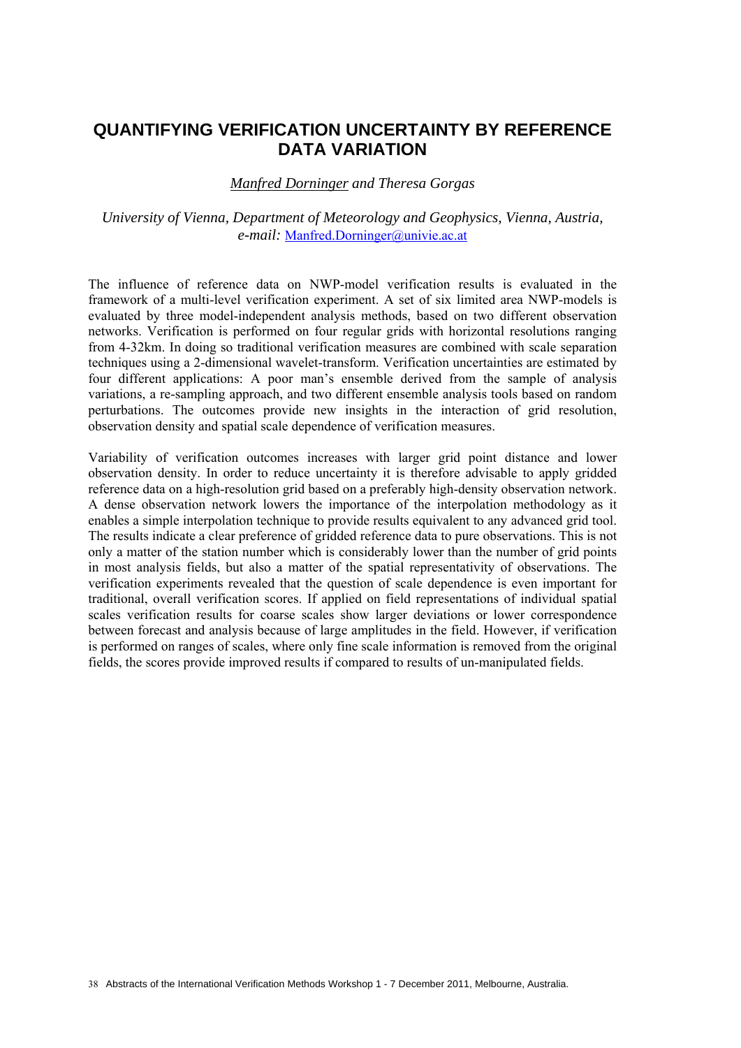# QUANTIFYING VERIFICATION UNCERTAINTY BY REFERENCE DATA VARIATION

*Manfred Dorninger and Theresa Gorgas*

*University of Vienna, Department of Meteorology and Geophysics, Vienna, Austria, e-mail:* Manfred.Dorninger@univie.ac.at

The influence of reference data on NWP-model verification results is evaluated in the framework of a multi-level verification experiment. A set of six limited area NWP-models is evaluated by three model-independent analysis methods, based on two different observation networks. Verification is performed on four regular grids with horizontal resolutions ranging from 4-32km. In doing so traditional verification measures are combined with scale separation techniques using a 2-dimensional wavelet-transform. Verification uncertainties are estimated by four different applications: A poor man's ensemble derived from the sample of analysis variations, a re-sampling approach, and two different ensemble analysis tools based on random perturbations. The outcomes provide new insights in the interaction of grid resolution, observation density and spatial scale dependence of verification measures.

Variability of verification outcomes increases with larger grid point distance and lower observation density. In order to reduce uncertainty it is therefore advisable to apply gridded reference data on a high-resolution grid based on a preferably high-density observation network. A dense observation network lowers the importance of the interpolation methodology as it enables a simple interpolation technique to provide results equivalent to any advanced grid tool. The results indicate a clear preference of gridded reference data to pure observations. This is not only a matter of the station number which is considerably lower than the number of grid points in most analysis fields, but also a matter of the spatial representativity of observations. The verification experiments revealed that the question of scale dependence is even important for traditional, overall verification scores. If applied on field representations of individual spatial scales verification results for coarse scales show larger deviations or lower correspondence between forecast and analysis because of large amplitudes in the field. However, if verification is performed on ranges of scales, where only fine scale information is removed from the original fields, the scores provide improved results if compared to results of un-manipulated fields.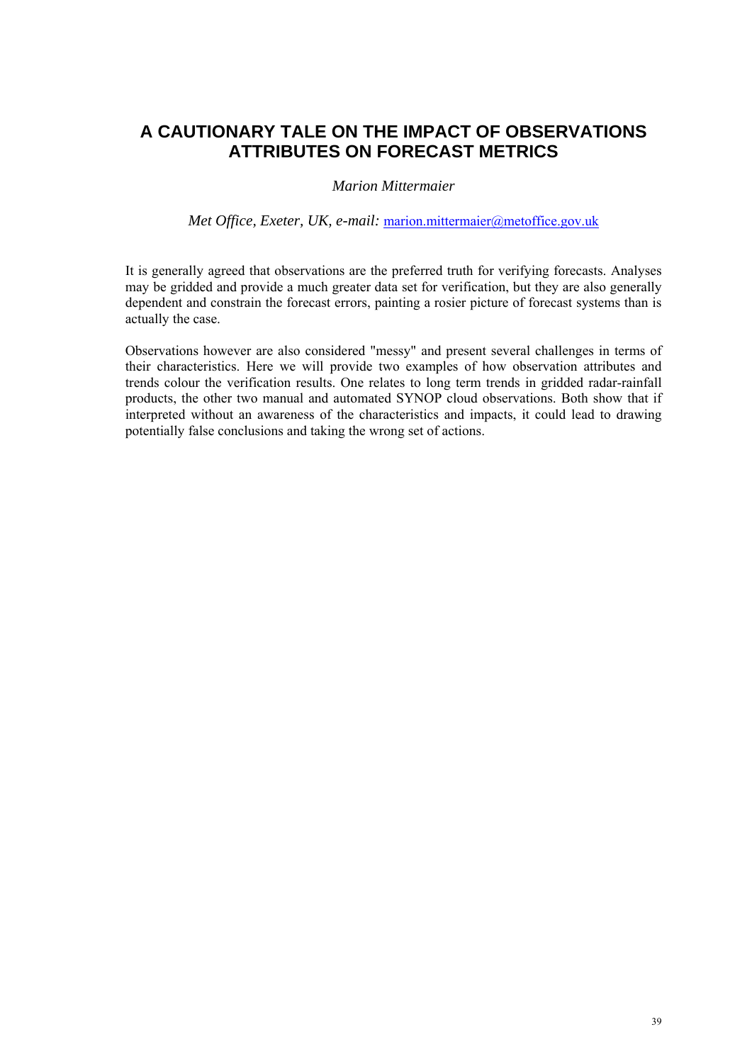# A CAUTIONARY TALE ON THE IMPACT OF OBSERVATIONS ATTRIBUTES ON FORECAST METRICS

*Marion Mittermaier*

*Met Office, Exeter, UK, e-mail:* marion.mittermaier@metoffice.gov.uk

It is generally agreed that observations are the preferred truth for verifying forecasts. Analyses may be gridded and provide a much greater data set for verification, but they are also generally dependent and constrain the forecast errors, painting a rosier picture of forecast systems than is actually the case.

Observations however are also considered "messy" and present several challenges in terms of their characteristics. Here we will provide two examples of how observation attributes and trends colour the verification results. One relates to long term trends in gridded radar-rainfall products, the other two manual and automated SYNOP cloud observations. Both show that if interpreted without an awareness of the characteristics and impacts, it could lead to drawing potentially false conclusions and taking the wrong set of actions.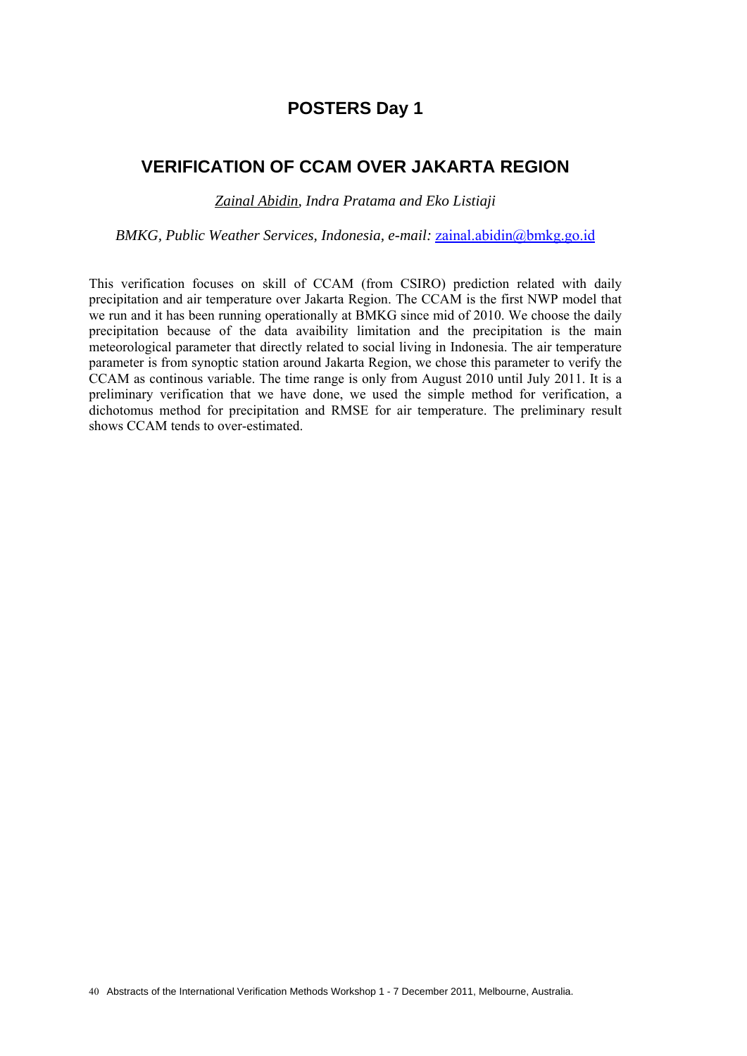## POSTERS Day 1

# VERIFICATION OF CCAM OVER JAKARTA REGION

*Zainal Abidin, Indra Pratama and Eko Listiaji*

*BMKG, Public Weather Services, Indonesia, e-mail:* zainal.abidin@bmkg.go.id

This verification focuses on skill of CCAM (from CSIRO) prediction related with daily precipitation and air temperature over Jakarta Region. The CCAM is the first NWP model that we run and it has been running operationally at BMKG since mid of 2010. We choose the daily precipitation because of the data avaibility limitation and the precipitation is the main meteorological parameter that directly related to social living in Indonesia. The air temperature parameter is from synoptic station around Jakarta Region, we chose this parameter to verify the CCAM as continous variable. The time range is only from August 2010 until July 2011. It is a preliminary verification that we have done, we used the simple method for verification, a dichotomus method for precipitation and RMSE for air temperature. The preliminary result shows CCAM tends to over-estimated.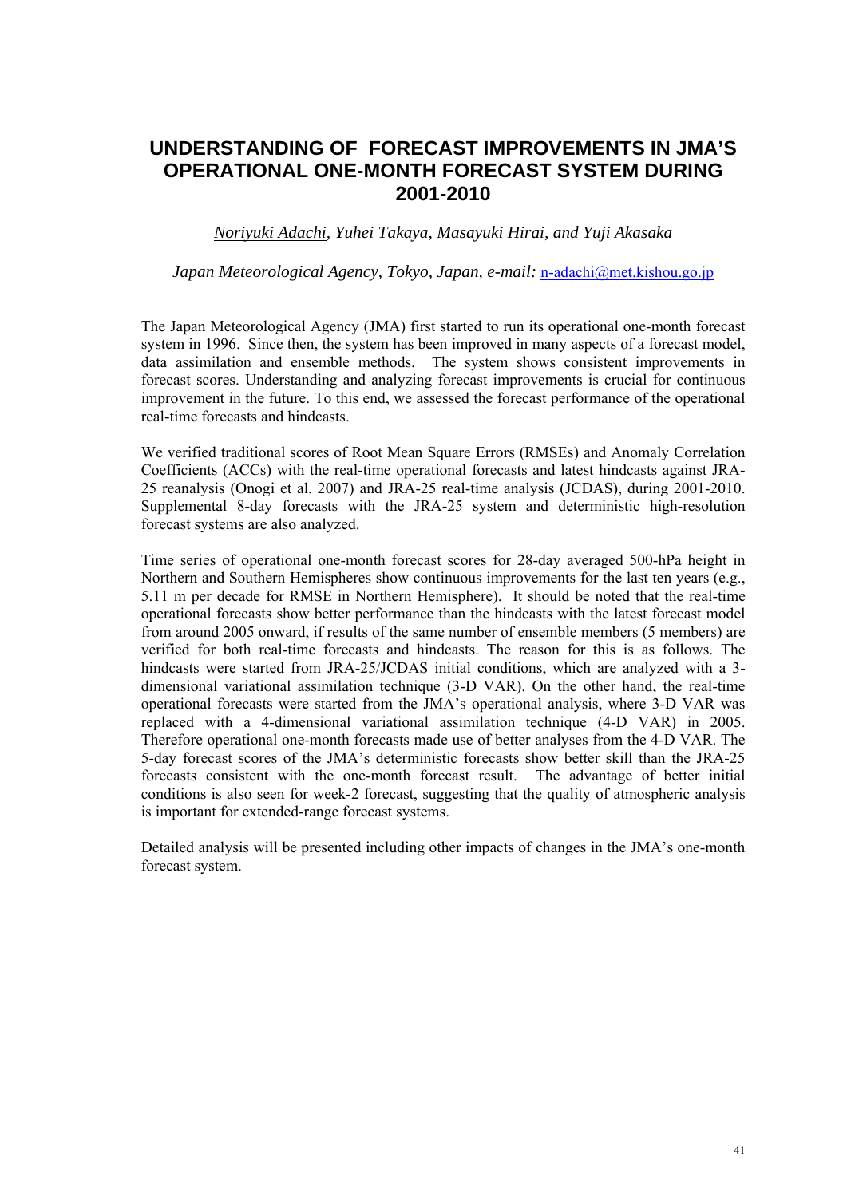# UNDERSTANDING OF FORECAST IMPROVEMENTS IN JMA'S OPERATIONAL ONE-MONTH FORECAST SYSTEM DURING 2001-2010

*Noriyuki Adachi, Yuhei Takaya, Masayuki Hirai, and Yuji Akasaka*

*Japan Meteorological Agency, Tokyo, Japan, e-mail:* n-adachi@met.kishou.go.jp

The Japan Meteorological Agency (JMA) first started to run its operational one-month forecast system in 1996. Since then, the system has been improved in many aspects of a forecast model, data assimilation and ensemble methods. The system shows consistent improvements in forecast scores. Understanding and analyzing forecast improvements is crucial for continuous improvement in the future. To this end, we assessed the forecast performance of the operational real-time forecasts and hindcasts.

We verified traditional scores of Root Mean Square Errors (RMSEs) and Anomaly Correlation Coefficients (ACCs) with the real-time operational forecasts and latest hindcasts against JRA-25 reanalysis (Onogi et al. 2007) and JRA-25 real-time analysis (JCDAS), during 2001-2010. Supplemental 8-day forecasts with the JRA-25 system and deterministic high-resolution forecast systems are also analyzed.

Time series of operational one-month forecast scores for 28-day averaged 500-hPa height in Northern and Southern Hemispheres show continuous improvements for the last ten years (e.g., 5.11 m per decade for RMSE in Northern Hemisphere). It should be noted that the real-time operational forecasts show better performance than the hindcasts with the latest forecast model from around 2005 onward, if results of the same number of ensemble members (5 members) are verified for both real-time forecasts and hindcasts. The reason for this is as follows. The hindcasts were started from JRA-25/JCDAS initial conditions, which are analyzed with a 3-dimensional variational assimilation technique (3-D VAR). On the other hand, the real-time operational forecasts were started from the JMA's operational analysis, where 3-D VAR was replaced with a 4-dimensional variational assimilation technique (4-D VAR) in 2005. Therefore operational one-month forecasts made use of better analyses from the 4-D VAR. The 5-day forecast scores of the JMA's deterministic forecasts show better skill than the JRA-25 forecasts consistent with the one-month forecast result. The advantage of better initial conditions is also seen for week-2 forecast, suggesting that the quality of atmospheric analysis is important for extended-range forecast systems.

Detailed analysis will be presented including other impacts of changes in the JMA's one-month forecast system.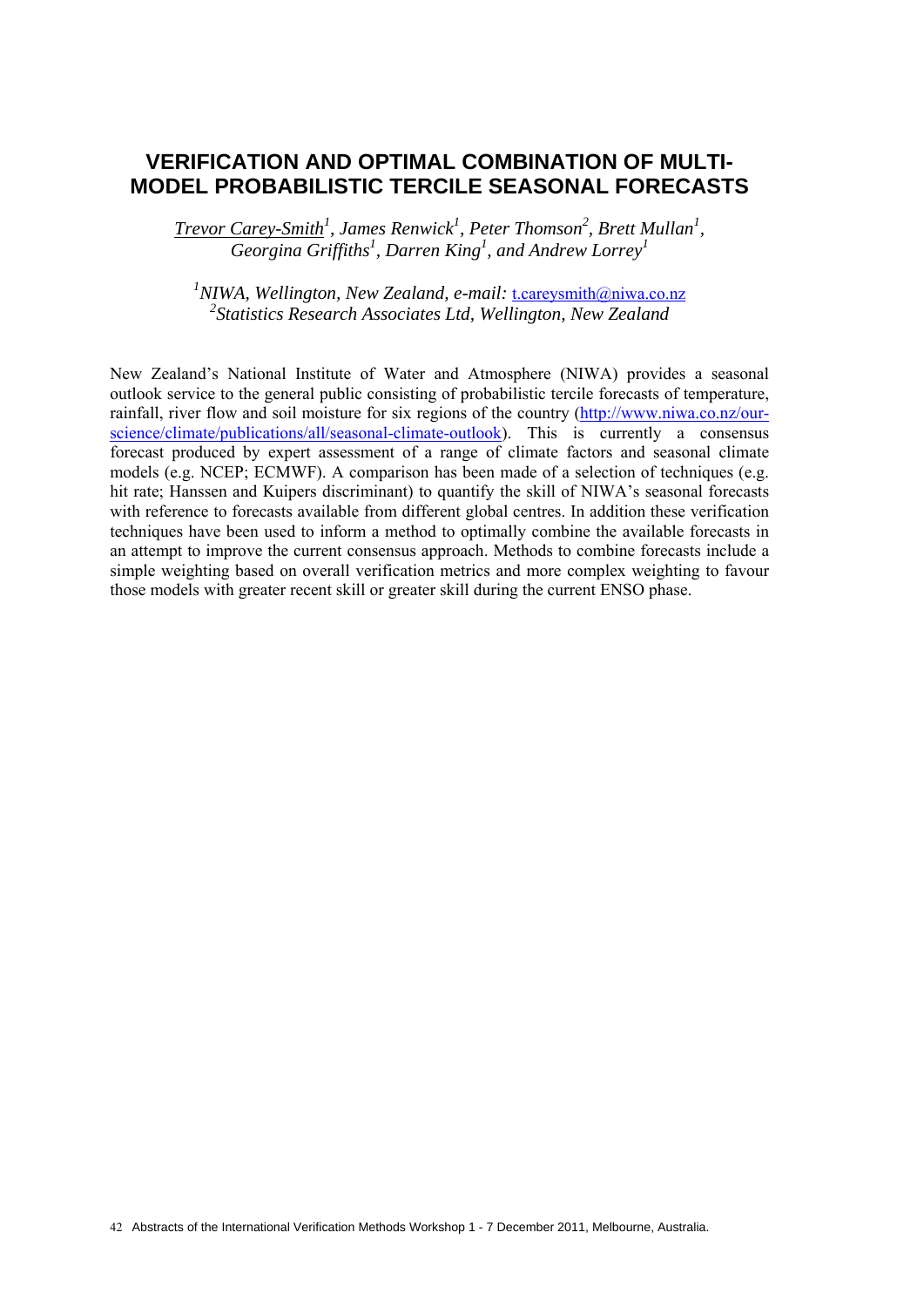# VERIFICATION AND OPTIMAL COMBINATION OF MULTI-MODEL PROBABILISTIC TERCILE SEASONAL FORECASTS

*Trevor Carey-Smith[1], James Renwick[1], Peter Thomson[2], Brett Mullan[1], Georgina Griffiths[1], Darren King[1], and Andrew Lorrey[1]*

*[1]NIWA, Wellington, New Zealand, e-mail:* t.careysmith@niwa.co.nz
*[2]Statistics Research Associates Ltd, Wellington, New Zealand*

New Zealand's National Institute of Water and Atmosphere (NIWA) provides a seasonal outlook service to the general public consisting of probabilistic tercile forecasts of temperature, rainfall, river flow and soil moisture for six regions of the country (http://www.niwa.co.nz/our-science/climate/publications/all/seasonal-climate-outlook). This is currently a consensus forecast produced by expert assessment of a range of climate factors and seasonal climate models (e.g. NCEP; ECMWF). A comparison has been made of a selection of techniques (e.g. hit rate; Hanssen and Kuipers discriminant) to quantify the skill of NIWA's seasonal forecasts with reference to forecasts available from different global centres. In addition these verification techniques have been used to inform a method to optimally combine the available forecasts in an attempt to improve the current consensus approach. Methods to combine forecasts include a simple weighting based on overall verification metrics and more complex weighting to favour those models with greater recent skill or greater skill during the current ENSO phase.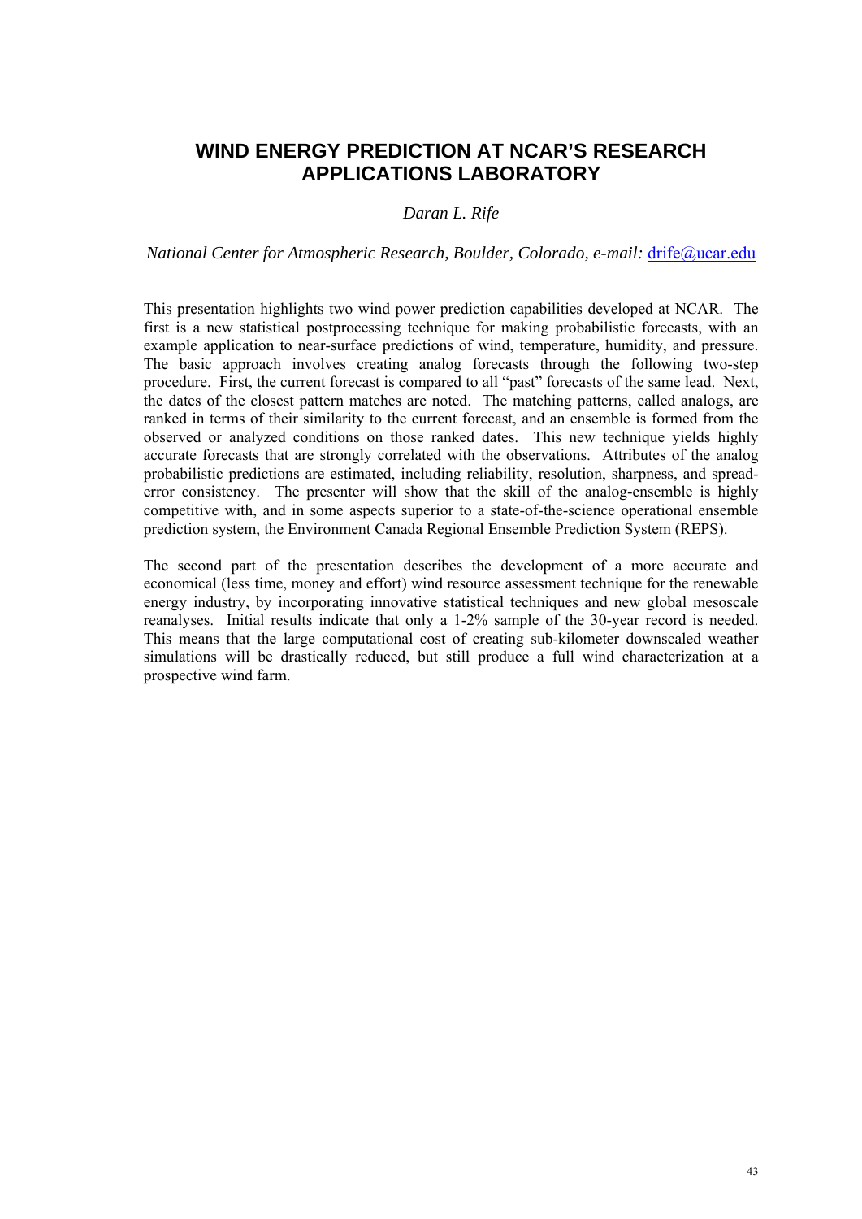# WIND ENERGY PREDICTION AT NCAR'S RESEARCH APPLICATIONS LABORATORY

*Daran L. Rife*

*National Center for Atmospheric Research, Boulder, Colorado, e-mail:* drife@ucar.edu

This presentation highlights two wind power prediction capabilities developed at NCAR. The first is a new statistical postprocessing technique for making probabilistic forecasts, with an example application to near-surface predictions of wind, temperature, humidity, and pressure. The basic approach involves creating analog forecasts through the following two-step procedure. First, the current forecast is compared to all "past" forecasts of the same lead. Next, the dates of the closest pattern matches are noted. The matching patterns, called analogs, are ranked in terms of their similarity to the current forecast, and an ensemble is formed from the observed or analyzed conditions on those ranked dates. This new technique yields highly accurate forecasts that are strongly correlated with the observations. Attributes of the analog probabilistic predictions are estimated, including reliability, resolution, sharpness, and spread-error consistency. The presenter will show that the skill of the analog-ensemble is highly competitive with, and in some aspects superior to a state-of-the-science operational ensemble prediction system, the Environment Canada Regional Ensemble Prediction System (REPS).

The second part of the presentation describes the development of a more accurate and economical (less time, money and effort) wind resource assessment technique for the renewable energy industry, by incorporating innovative statistical techniques and new global mesoscale reanalyses. Initial results indicate that only a 1-2% sample of the 30-year record is needed. This means that the large computational cost of creating sub-kilometer downscaled weather simulations will be drastically reduced, but still produce a full wind characterization at a prospective wind farm.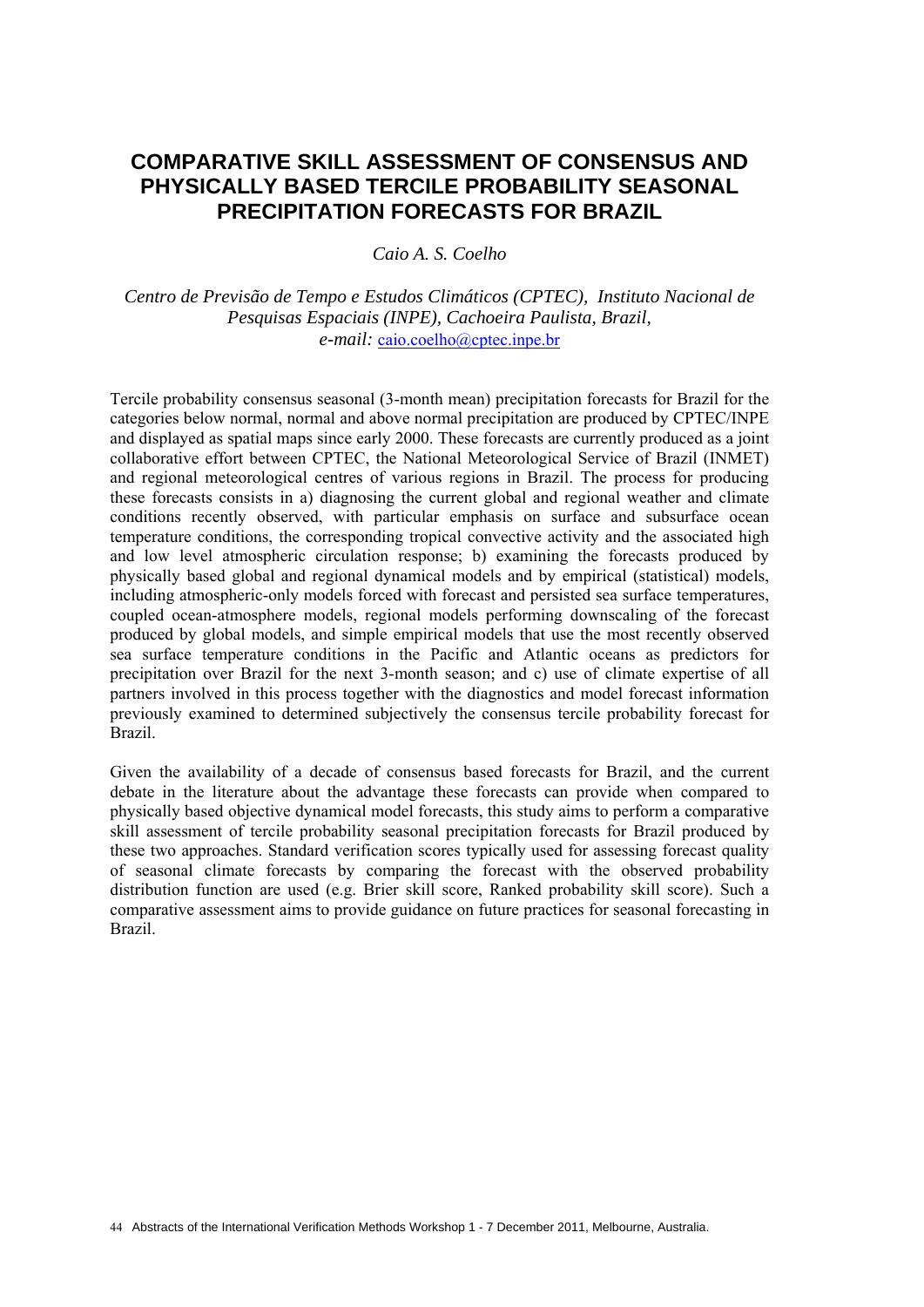# COMPARATIVE SKILL ASSESSMENT OF CONSENSUS AND PHYSICALLY BASED TERCILE PROBABILITY SEASONAL PRECIPITATION FORECASTS FOR BRAZIL

*Caio A. S. Coelho*

*Centro de Previsão de Tempo e Estudos Climáticos (CPTEC), Instituto Nacional de Pesquisas Espaciais (INPE), Cachoeira Paulista, Brazil,*
*e-mail:* caio.coelho@cptec.inpe.br

Tercile probability consensus seasonal (3-month mean) precipitation forecasts for Brazil for the categories below normal, normal and above normal precipitation are produced by CPTEC/INPE and displayed as spatial maps since early 2000. These forecasts are currently produced as a joint collaborative effort between CPTEC, the National Meteorological Service of Brazil (INMET) and regional meteorological centres of various regions in Brazil. The process for producing these forecasts consists in a) diagnosing the current global and regional weather and climate conditions recently observed, with particular emphasis on surface and subsurface ocean temperature conditions, the corresponding tropical convective activity and the associated high and low level atmospheric circulation response; b) examining the forecasts produced by physically based global and regional dynamical models and by empirical (statistical) models, including atmospheric-only models forced with forecast and persisted sea surface temperatures, coupled ocean-atmosphere models, regional models performing downscaling of the forecast produced by global models, and simple empirical models that use the most recently observed sea surface temperature conditions in the Pacific and Atlantic oceans as predictors for precipitation over Brazil for the next 3-month season; and c) use of climate expertise of all partners involved in this process together with the diagnostics and model forecast information previously examined to determined subjectively the consensus tercile probability forecast for Brazil.

Given the availability of a decade of consensus based forecasts for Brazil, and the current debate in the literature about the advantage these forecasts can provide when compared to physically based objective dynamical model forecasts, this study aims to perform a comparative skill assessment of tercile probability seasonal precipitation forecasts for Brazil produced by these two approaches. Standard verification scores typically used for assessing forecast quality of seasonal climate forecasts by comparing the forecast with the observed probability distribution function are used (e.g. Brier skill score, Ranked probability skill score). Such a comparative assessment aims to provide guidance on future practices for seasonal forecasting in Brazil.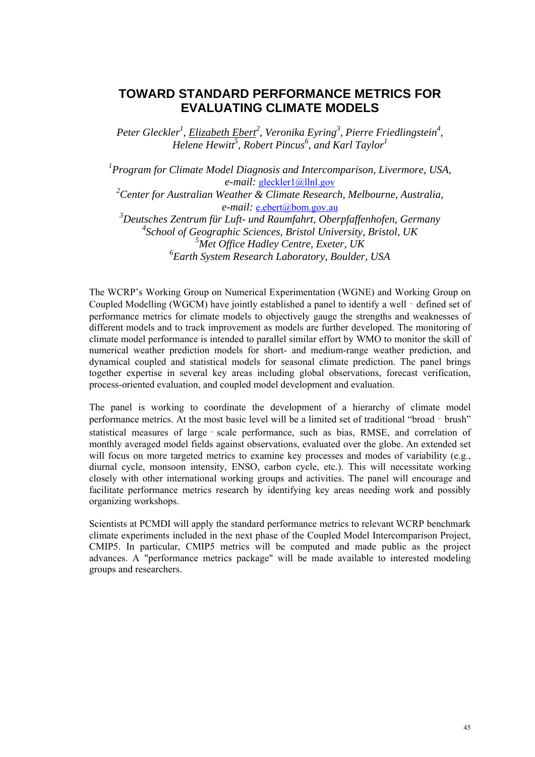# TOWARD STANDARD PERFORMANCE METRICS FOR EVALUATING CLIMATE MODELS

*Peter Gleckler[1], Elizabeth Ebert[2], Veronika Eyring[3], Pierre Friedlingstein[4], Helene Hewitt[5], Robert Pincus[6], and Karl Taylor[1]*

*[1]Program for Climate Model Diagnosis and Intercomparison, Livermore, USA, e-mail:* gleckler1@llnl.gov
*[2]Center for Australian Weather & Climate Research, Melbourne, Australia, e-mail:* e.ebert@bom.gov.au
*[3]Deutsches Zentrum für Luft- und Raumfahrt, Oberpfaffenhofen, Germany*
*[4]School of Geographic Sciences, Bristol University, Bristol, UK*
*[5]Met Office Hadley Centre, Exeter, UK*
*[6]Earth System Research Laboratory, Boulder, USA*

The WCRP's Working Group on Numerical Experimentation (WGNE) and Working Group on Coupled Modelling (WGCM) have jointly established a panel to identify a well‐defined set of performance metrics for climate models to objectively gauge the strengths and weaknesses of different models and to track improvement as models are further developed. The monitoring of climate model performance is intended to parallel similar effort by WMO to monitor the skill of numerical weather prediction models for short- and medium-range weather prediction, and dynamical coupled and statistical models for seasonal climate prediction. The panel brings together expertise in several key areas including global observations, forecast verification, process-oriented evaluation, and coupled model development and evaluation.

The panel is working to coordinate the development of a hierarchy of climate model performance metrics. At the most basic level will be a limited set of traditional "broad‐brush" statistical measures of large‐scale performance, such as bias, RMSE, and correlation of monthly averaged model fields against observations, evaluated over the globe. An extended set will focus on more targeted metrics to examine key processes and modes of variability (e.g., diurnal cycle, monsoon intensity, ENSO, carbon cycle, etc.). This will necessitate working closely with other international working groups and activities. The panel will encourage and facilitate performance metrics research by identifying key areas needing work and possibly organizing workshops.

Scientists at PCMDI will apply the standard performance metrics to relevant WCRP benchmark climate experiments included in the next phase of the Coupled Model Intercomparison Project, CMIP5. In particular, CMIP5 metrics will be computed and made public as the project advances. A "performance metrics package" will be made available to interested modeling groups and researchers.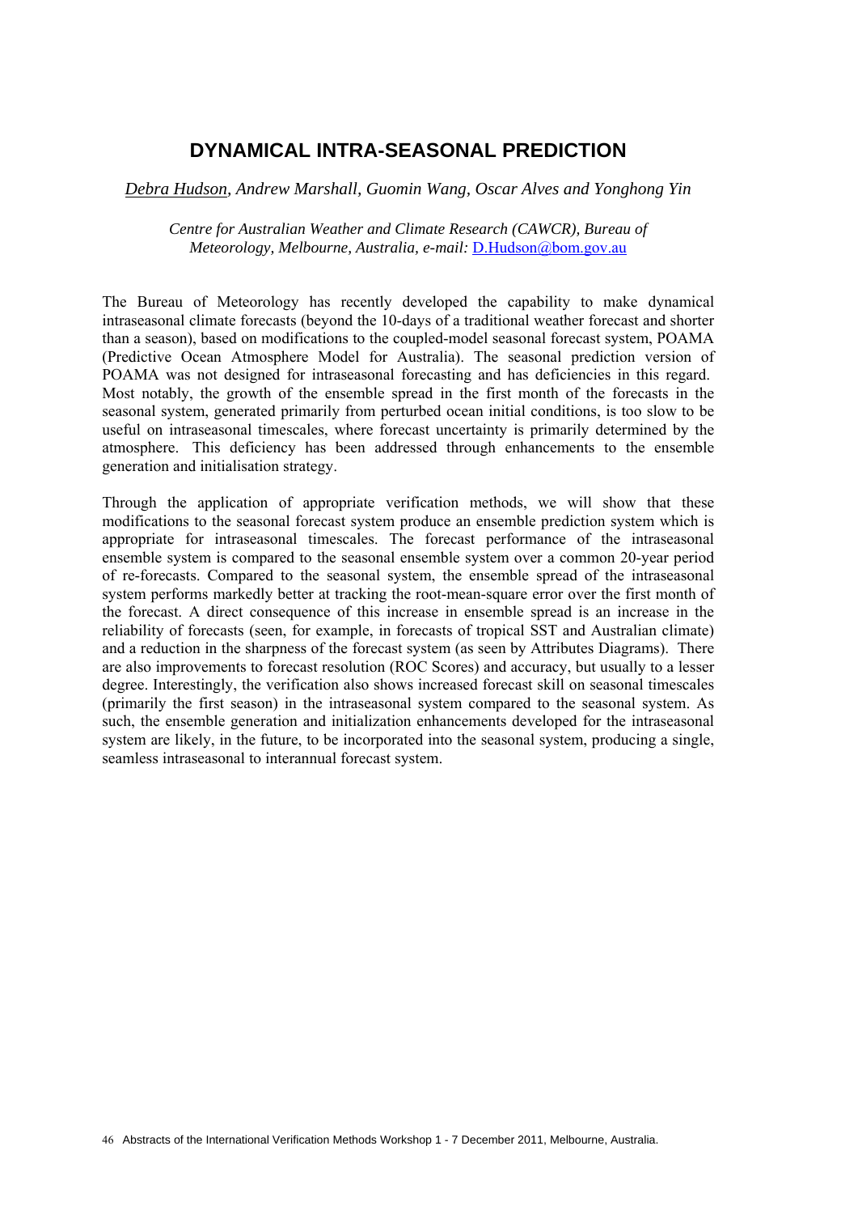# DYNAMICAL INTRA-SEASONAL PREDICTION

*Debra Hudson, Andrew Marshall, Guomin Wang, Oscar Alves and Yonghong Yin*

*Centre for Australian Weather and Climate Research (CAWCR), Bureau of Meteorology, Melbourne, Australia, e-mail:* D.Hudson@bom.gov.au

The Bureau of Meteorology has recently developed the capability to make dynamical intraseasonal climate forecasts (beyond the 10-days of a traditional weather forecast and shorter than a season), based on modifications to the coupled-model seasonal forecast system, POAMA (Predictive Ocean Atmosphere Model for Australia). The seasonal prediction version of POAMA was not designed for intraseasonal forecasting and has deficiencies in this regard. Most notably, the growth of the ensemble spread in the first month of the forecasts in the seasonal system, generated primarily from perturbed ocean initial conditions, is too slow to be useful on intraseasonal timescales, where forecast uncertainty is primarily determined by the atmosphere. This deficiency has been addressed through enhancements to the ensemble generation and initialisation strategy.

Through the application of appropriate verification methods, we will show that these modifications to the seasonal forecast system produce an ensemble prediction system which is appropriate for intraseasonal timescales. The forecast performance of the intraseasonal ensemble system is compared to the seasonal ensemble system over a common 20-year period of re-forecasts. Compared to the seasonal system, the ensemble spread of the intraseasonal system performs markedly better at tracking the root-mean-square error over the first month of the forecast. A direct consequence of this increase in ensemble spread is an increase in the reliability of forecasts (seen, for example, in forecasts of tropical SST and Australian climate) and a reduction in the sharpness of the forecast system (as seen by Attributes Diagrams). There are also improvements to forecast resolution (ROC Scores) and accuracy, but usually to a lesser degree. Interestingly, the verification also shows increased forecast skill on seasonal timescales (primarily the first season) in the intraseasonal system compared to the seasonal system. As such, the ensemble generation and initialization enhancements developed for the intraseasonal system are likely, in the future, to be incorporated into the seasonal system, producing a single, seamless intraseasonal to interannual forecast system.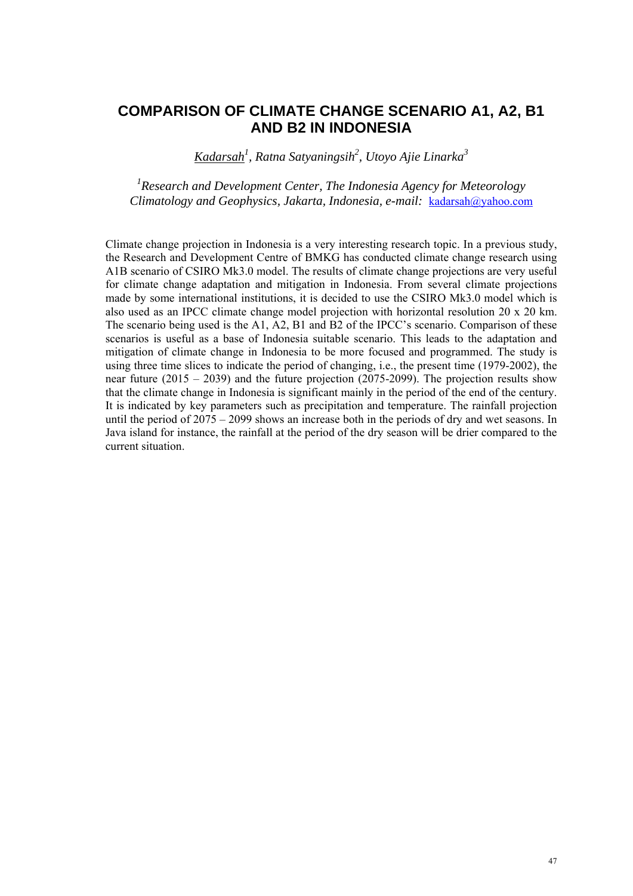# COMPARISON OF CLIMATE CHANGE SCENARIO A1, A2, B1 AND B2 IN INDONESIA

*Kadarsah*[1], *Ratna Satyaningsih*[2], *Utoyo Ajie Linarka*[3]

[1]*Research and Development Center, The Indonesia Agency for Meteorology Climatology and Geophysics, Jakarta, Indonesia, e-mail:* kadarsah@yahoo.com

Climate change projection in Indonesia is a very interesting research topic. In a previous study, the Research and Development Centre of BMKG has conducted climate change research using A1B scenario of CSIRO Mk3.0 model. The results of climate change projections are very useful for climate change adaptation and mitigation in Indonesia. From several climate projections made by some international institutions, it is decided to use the CSIRO Mk3.0 model which is also used as an IPCC climate change model projection with horizontal resolution 20 x 20 km. The scenario being used is the A1, A2, B1 and B2 of the IPCC's scenario. Comparison of these scenarios is useful as a base of Indonesia suitable scenario. This leads to the adaptation and mitigation of climate change in Indonesia to be more focused and programmed. The study is using three time slices to indicate the period of changing, i.e., the present time (1979-2002), the near future (2015 – 2039) and the future projection (2075-2099). The projection results show that the climate change in Indonesia is significant mainly in the period of the end of the century. It is indicated by key parameters such as precipitation and temperature. The rainfall projection until the period of 2075 – 2099 shows an increase both in the periods of dry and wet seasons. In Java island for instance, the rainfall at the period of the dry season will be drier compared to the current situation.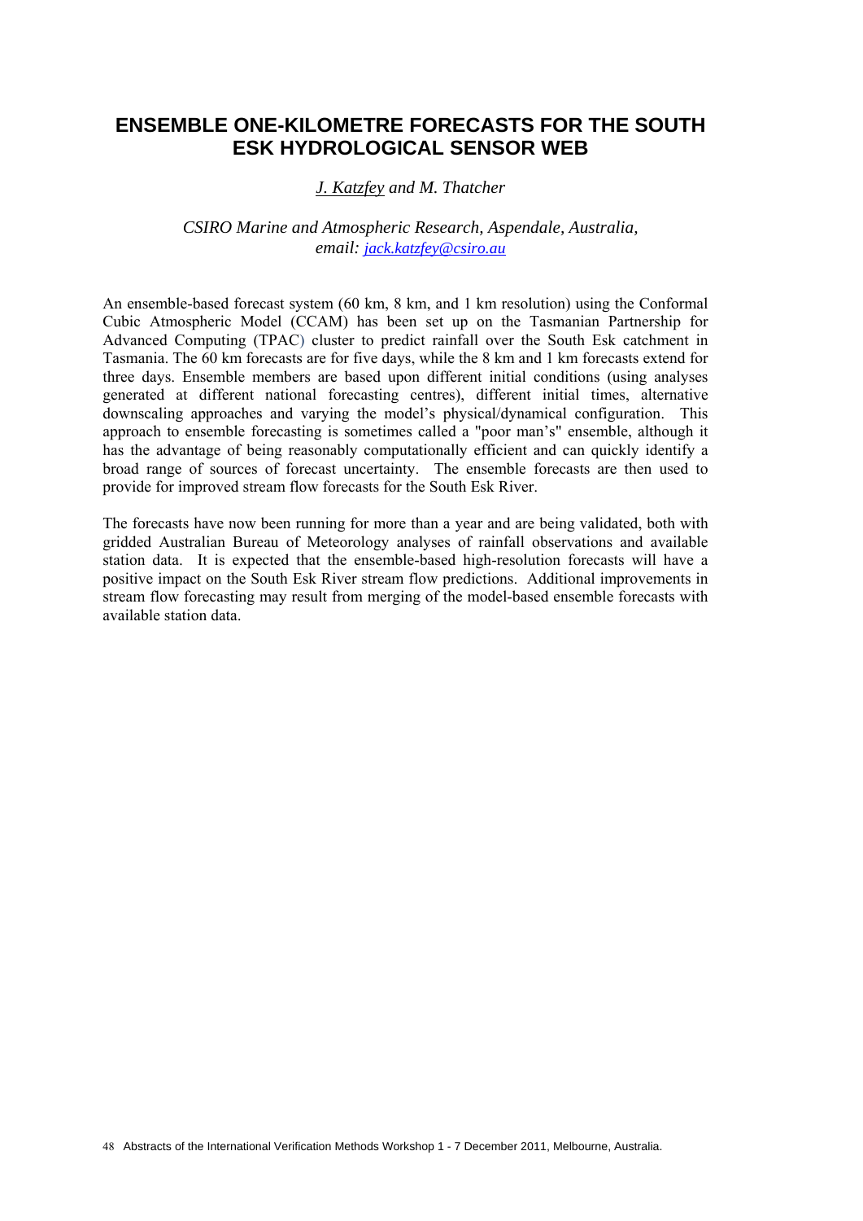# ENSEMBLE ONE-KILOMETRE FORECASTS FOR THE SOUTH ESK HYDROLOGICAL SENSOR WEB

*J. Katzfey and M. Thatcher*

*CSIRO Marine and Atmospheric Research, Aspendale, Australia,*
*email: jack.katzfey@csiro.au*

An ensemble-based forecast system (60 km, 8 km, and 1 km resolution) using the Conformal Cubic Atmospheric Model (CCAM) has been set up on the Tasmanian Partnership for Advanced Computing (TPAC) cluster to predict rainfall over the South Esk catchment in Tasmania. The 60 km forecasts are for five days, while the 8 km and 1 km forecasts extend for three days. Ensemble members are based upon different initial conditions (using analyses generated at different national forecasting centres), different initial times, alternative downscaling approaches and varying the model's physical/dynamical configuration. This approach to ensemble forecasting is sometimes called a "poor man's" ensemble, although it has the advantage of being reasonably computationally efficient and can quickly identify a broad range of sources of forecast uncertainty. The ensemble forecasts are then used to provide for improved stream flow forecasts for the South Esk River.

The forecasts have now been running for more than a year and are being validated, both with gridded Australian Bureau of Meteorology analyses of rainfall observations and available station data. It is expected that the ensemble-based high-resolution forecasts will have a positive impact on the South Esk River stream flow predictions. Additional improvements in stream flow forecasting may result from merging of the model-based ensemble forecasts with available station data.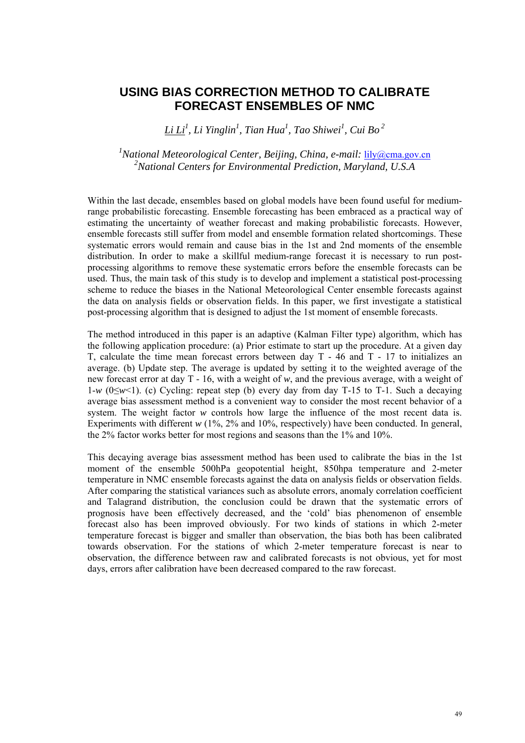# USING BIAS CORRECTION METHOD TO CALIBRATE FORECAST ENSEMBLES OF NMC

*Li Li*[1]*, Li Yinglin*[1]*, Tian Hua*[1]*, Tao Shiwei*[1]*, Cui Bo*[2]

[1]*National Meteorological Center, Beijing, China, e-mail:* lily@cma.gov.cn
[2]*National Centers for Environmental Prediction, Maryland, U.S.A*

Within the last decade, ensembles based on global models have been found useful for medium-range probabilistic forecasting. Ensemble forecasting has been embraced as a practical way of estimating the uncertainty of weather forecast and making probabilistic forecasts. However, ensemble forecasts still suffer from model and ensemble formation related shortcomings. These systematic errors would remain and cause bias in the 1st and 2nd moments of the ensemble distribution. In order to make a skillful medium-range forecast it is necessary to run post-processing algorithms to remove these systematic errors before the ensemble forecasts can be used. Thus, the main task of this study is to develop and implement a statistical post-processing scheme to reduce the biases in the National Meteorological Center ensemble forecasts against the data on analysis fields or observation fields. In this paper, we first investigate a statistical post-processing algorithm that is designed to adjust the 1st moment of ensemble forecasts.

The method introduced in this paper is an adaptive (Kalman Filter type) algorithm, which has the following application procedure: (a) Prior estimate to start up the procedure. At a given day T, calculate the time mean forecast errors between day T - 46 and T - 17 to initializes an average. (b) Update step. The average is updated by setting it to the weighted average of the new forecast error at day T - 16, with a weight of $w$, and the previous average, with a weight of $1-w$ ($0 \leq w < 1$). (c) Cycling: repeat step (b) every day from day T-15 to T-1. Such a decaying average bias assessment method is a convenient way to consider the most recent behavior of a system. The weight factor $w$ controls how large the influence of the most recent data is. Experiments with different $w$ (1%, 2% and 10%, respectively) have been conducted. In general, the 2% factor works better for most regions and seasons than the 1% and 10%.

This decaying average bias assessment method has been used to calibrate the bias in the 1st moment of the ensemble 500hPa geopotential height, 850hpa temperature and 2-meter temperature in NMC ensemble forecasts against the data on analysis fields or observation fields. After comparing the statistical variances such as absolute errors, anomaly correlation coefficient and Talagrand distribution, the conclusion could be drawn that the systematic errors of prognosis have been effectively decreased, and the 'cold' bias phenomenon of ensemble forecast also has been improved obviously. For two kinds of stations in which 2-meter temperature forecast is bigger and smaller than observation, the bias both has been calibrated towards observation. For the stations of which 2-meter temperature forecast is near to observation, the difference between raw and calibrated forecasts is not obvious, yet for most days, errors after calibration have been decreased compared to the raw forecast.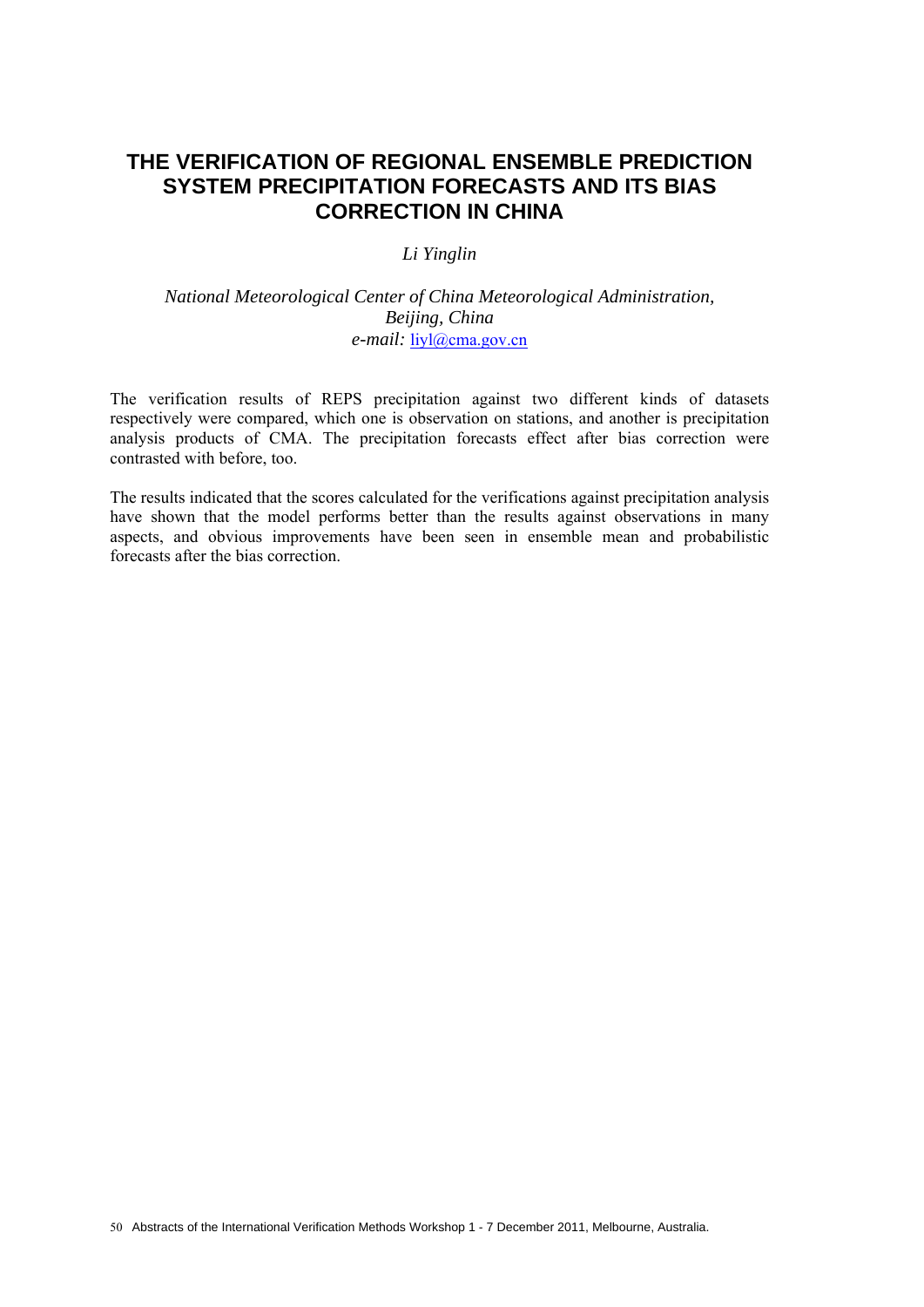# THE VERIFICATION OF REGIONAL ENSEMBLE PREDICTION SYSTEM PRECIPITATION FORECASTS AND ITS BIAS CORRECTION IN CHINA

*Li Yinglin*

*National Meteorological Center of China Meteorological Administration, Beijing, China*
*e-mail:* liyl@cma.gov.cn

The verification results of REPS precipitation against two different kinds of datasets respectively were compared, which one is observation on stations, and another is precipitation analysis products of CMA. The precipitation forecasts effect after bias correction were contrasted with before, too.

The results indicated that the scores calculated for the verifications against precipitation analysis have shown that the model performs better than the results against observations in many aspects, and obvious improvements have been seen in ensemble mean and probabilistic forecasts after the bias correction.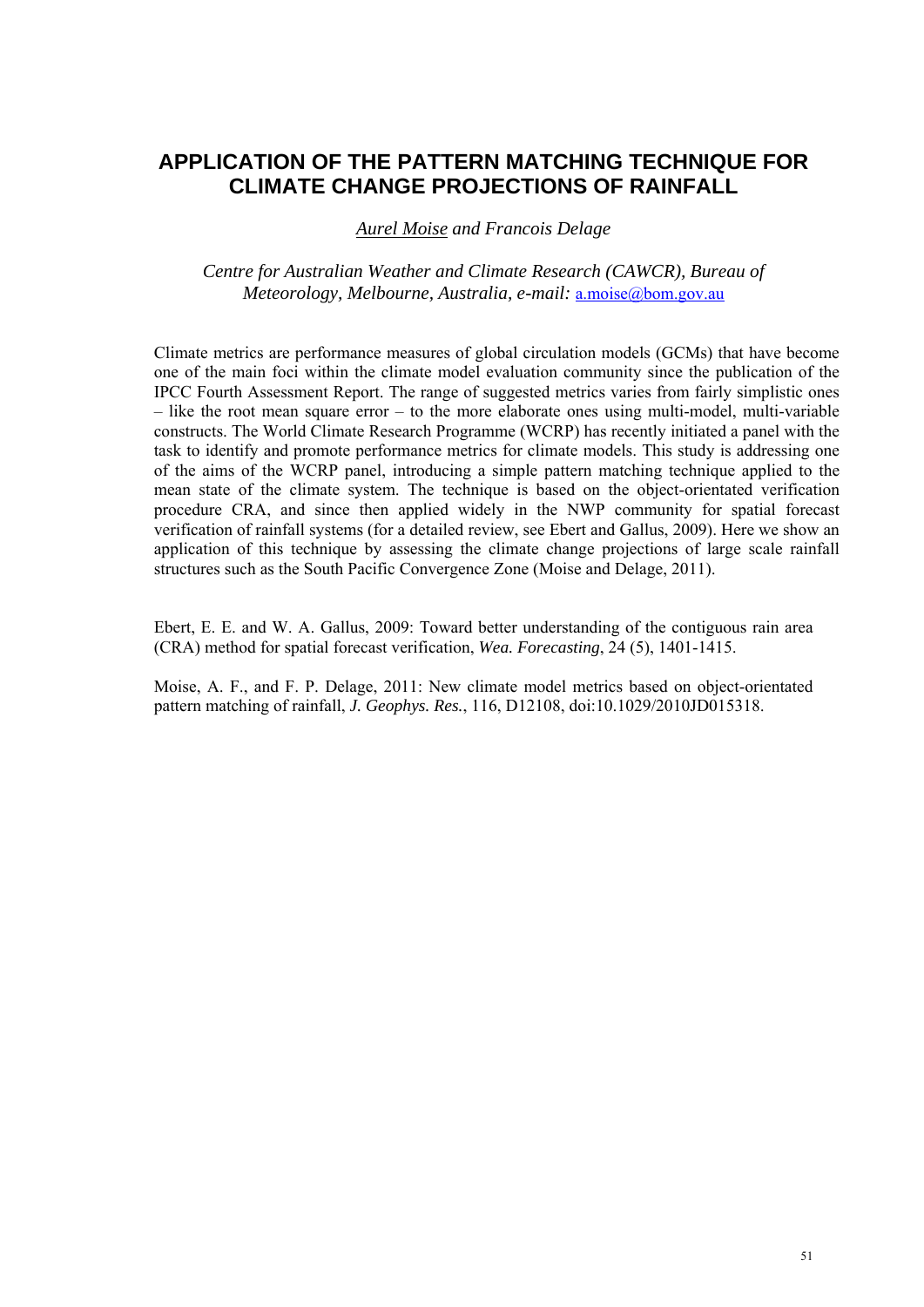# APPLICATION OF THE PATTERN MATCHING TECHNIQUE FOR CLIMATE CHANGE PROJECTIONS OF RAINFALL

*Aurel Moise and Francois Delage*

*Centre for Australian Weather and Climate Research (CAWCR), Bureau of Meteorology, Melbourne, Australia, e-mail:* a.moise@bom.gov.au

Climate metrics are performance measures of global circulation models (GCMs) that have become one of the main foci within the climate model evaluation community since the publication of the IPCC Fourth Assessment Report. The range of suggested metrics varies from fairly simplistic ones – like the root mean square error – to the more elaborate ones using multi-model, multi-variable constructs. The World Climate Research Programme (WCRP) has recently initiated a panel with the task to identify and promote performance metrics for climate models. This study is addressing one of the aims of the WCRP panel, introducing a simple pattern matching technique applied to the mean state of the climate system. The technique is based on the object-orientated verification procedure CRA, and since then applied widely in the NWP community for spatial forecast verification of rainfall systems (for a detailed review, see Ebert and Gallus, 2009). Here we show an application of this technique by assessing the climate change projections of large scale rainfall structures such as the South Pacific Convergence Zone (Moise and Delage, 2011).

Ebert, E. E. and W. A. Gallus, 2009: Toward better understanding of the contiguous rain area (CRA) method for spatial forecast verification, *Wea. Forecasting*, 24 (5), 1401-1415.

Moise, A. F., and F. P. Delage, 2011: New climate model metrics based on object-orientated pattern matching of rainfall, *J. Geophys. Res.*, 116, D12108, doi:10.1029/2010JD015318.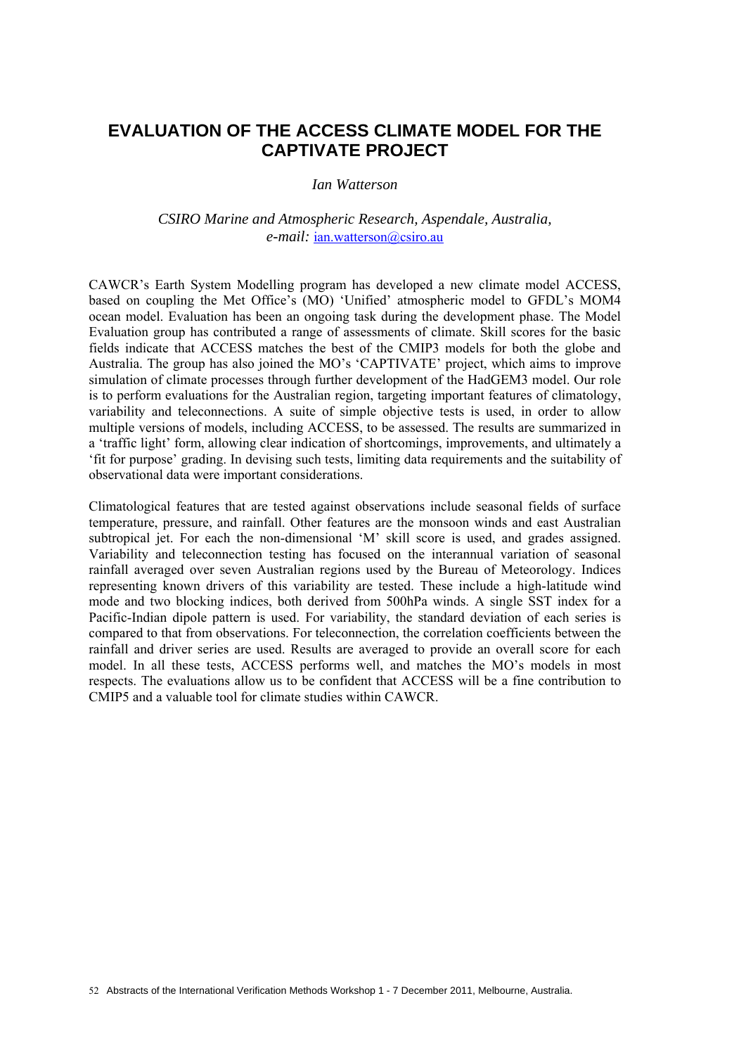# EVALUATION OF THE ACCESS CLIMATE MODEL FOR THE CAPTIVATE PROJECT

*Ian Watterson*

*CSIRO Marine and Atmospheric Research, Aspendale, Australia,*
*e-mail:* ian.watterson@csiro.au

CAWCR's Earth System Modelling program has developed a new climate model ACCESS, based on coupling the Met Office's (MO) 'Unified' atmospheric model to GFDL's MOM4 ocean model. Evaluation has been an ongoing task during the development phase. The Model Evaluation group has contributed a range of assessments of climate. Skill scores for the basic fields indicate that ACCESS matches the best of the CMIP3 models for both the globe and Australia. The group has also joined the MO's 'CAPTIVATE' project, which aims to improve simulation of climate processes through further development of the HadGEM3 model. Our role is to perform evaluations for the Australian region, targeting important features of climatology, variability and teleconnections. A suite of simple objective tests is used, in order to allow multiple versions of models, including ACCESS, to be assessed. The results are summarized in a 'traffic light' form, allowing clear indication of shortcomings, improvements, and ultimately a 'fit for purpose' grading. In devising such tests, limiting data requirements and the suitability of observational data were important considerations.

Climatological features that are tested against observations include seasonal fields of surface temperature, pressure, and rainfall. Other features are the monsoon winds and east Australian subtropical jet. For each the non-dimensional 'M' skill score is used, and grades assigned. Variability and teleconnection testing has focused on the interannual variation of seasonal rainfall averaged over seven Australian regions used by the Bureau of Meteorology. Indices representing known drivers of this variability are tested. These include a high-latitude wind mode and two blocking indices, both derived from 500hPa winds. A single SST index for a Pacific-Indian dipole pattern is used. For variability, the standard deviation of each series is compared to that from observations. For teleconnection, the correlation coefficients between the rainfall and driver series are used. Results are averaged to provide an overall score for each model. In all these tests, ACCESS performs well, and matches the MO's models in most respects. The evaluations allow us to be confident that ACCESS will be a fine contribution to CMIP5 and a valuable tool for climate studies within CAWCR.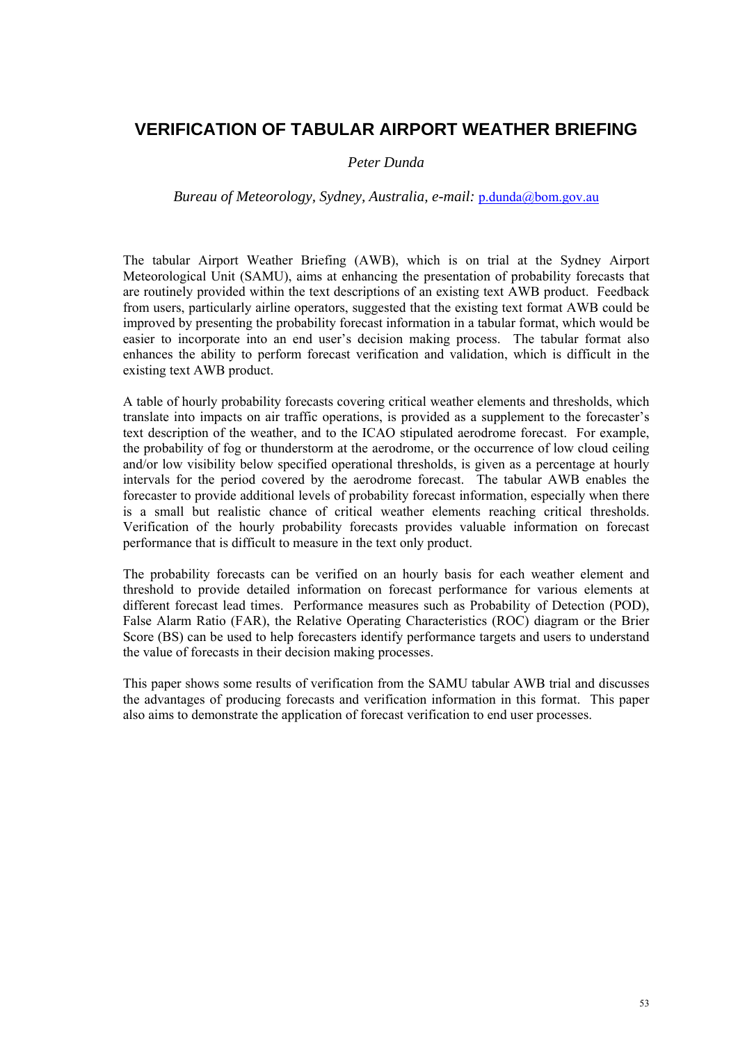# VERIFICATION OF TABULAR AIRPORT WEATHER BRIEFING

*Peter Dunda*

*Bureau of Meteorology, Sydney, Australia, e-mail:* p.dunda@bom.gov.au

The tabular Airport Weather Briefing (AWB), which is on trial at the Sydney Airport Meteorological Unit (SAMU), aims at enhancing the presentation of probability forecasts that are routinely provided within the text descriptions of an existing text AWB product. Feedback from users, particularly airline operators, suggested that the existing text format AWB could be improved by presenting the probability forecast information in a tabular format, which would be easier to incorporate into an end user's decision making process. The tabular format also enhances the ability to perform forecast verification and validation, which is difficult in the existing text AWB product.

A table of hourly probability forecasts covering critical weather elements and thresholds, which translate into impacts on air traffic operations, is provided as a supplement to the forecaster's text description of the weather, and to the ICAO stipulated aerodrome forecast. For example, the probability of fog or thunderstorm at the aerodrome, or the occurrence of low cloud ceiling and/or low visibility below specified operational thresholds, is given as a percentage at hourly intervals for the period covered by the aerodrome forecast. The tabular AWB enables the forecaster to provide additional levels of probability forecast information, especially when there is a small but realistic chance of critical weather elements reaching critical thresholds. Verification of the hourly probability forecasts provides valuable information on forecast performance that is difficult to measure in the text only product.

The probability forecasts can be verified on an hourly basis for each weather element and threshold to provide detailed information on forecast performance for various elements at different forecast lead times. Performance measures such as Probability of Detection (POD), False Alarm Ratio (FAR), the Relative Operating Characteristics (ROC) diagram or the Brier Score (BS) can be used to help forecasters identify performance targets and users to understand the value of forecasts in their decision making processes.

This paper shows some results of verification from the SAMU tabular AWB trial and discusses the advantages of producing forecasts and verification information in this format. This paper also aims to demonstrate the application of forecast verification to end user processes.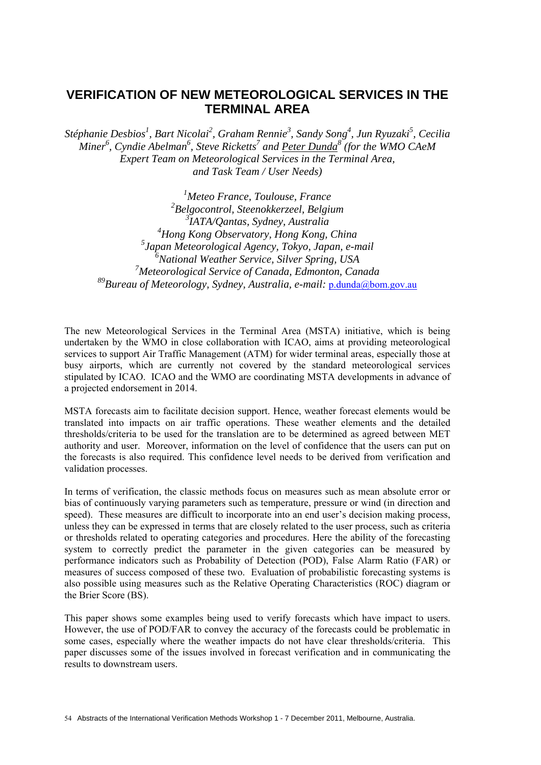# VERIFICATION OF NEW METEOROLOGICAL SERVICES IN THE TERMINAL AREA

*Stéphanie Desbios[1], Bart Nicolai[2], Graham Rennie[3], Sandy Song[4], Jun Ryuzaki[5], Cecilia Miner[6], Cyndie Abelman[6], Steve Ricketts[7] and Peter Dunda[8] (for the WMO CAeM Expert Team on Meteorological Services in the Terminal Area, and Task Team / User Needs)*

*[1]Meteo France, Toulouse, France*
*[2]Belgocontrol, Steenokkerzeel, Belgium*
*[3]IATA/Qantas, Sydney, Australia*
*[4]Hong Kong Observatory, Hong Kong, China*
*[5]Japan Meteorological Agency, Tokyo, Japan, e-mail*
*[6]National Weather Service, Silver Spring, USA*
*[7]Meteorological Service of Canada, Edmonton, Canada*
*[89]Bureau of Meteorology, Sydney, Australia, e-mail:* p.dunda@bom.gov.au

The new Meteorological Services in the Terminal Area (MSTA) initiative, which is being undertaken by the WMO in close collaboration with ICAO, aims at providing meteorological services to support Air Traffic Management (ATM) for wider terminal areas, especially those at busy airports, which are currently not covered by the standard meteorological services stipulated by ICAO. ICAO and the WMO are coordinating MSTA developments in advance of a projected endorsement in 2014.

MSTA forecasts aim to facilitate decision support. Hence, weather forecast elements would be translated into impacts on air traffic operations. These weather elements and the detailed thresholds/criteria to be used for the translation are to be determined as agreed between MET authority and user. Moreover, information on the level of confidence that the users can put on the forecasts is also required. This confidence level needs to be derived from verification and validation processes.

In terms of verification, the classic methods focus on measures such as mean absolute error or bias of continuously varying parameters such as temperature, pressure or wind (in direction and speed). These measures are difficult to incorporate into an end user's decision making process, unless they can be expressed in terms that are closely related to the user process, such as criteria or thresholds related to operating categories and procedures. Here the ability of the forecasting system to correctly predict the parameter in the given categories can be measured by performance indicators such as Probability of Detection (POD), False Alarm Ratio (FAR) or measures of success composed of these two. Evaluation of probabilistic forecasting systems is also possible using measures such as the Relative Operating Characteristics (ROC) diagram or the Brier Score (BS).

This paper shows some examples being used to verify forecasts which have impact to users. However, the use of POD/FAR to convey the accuracy of the forecasts could be problematic in some cases, especially where the weather impacts do not have clear thresholds/criteria. This paper discusses some of the issues involved in forecast verification and in communicating the results to downstream users.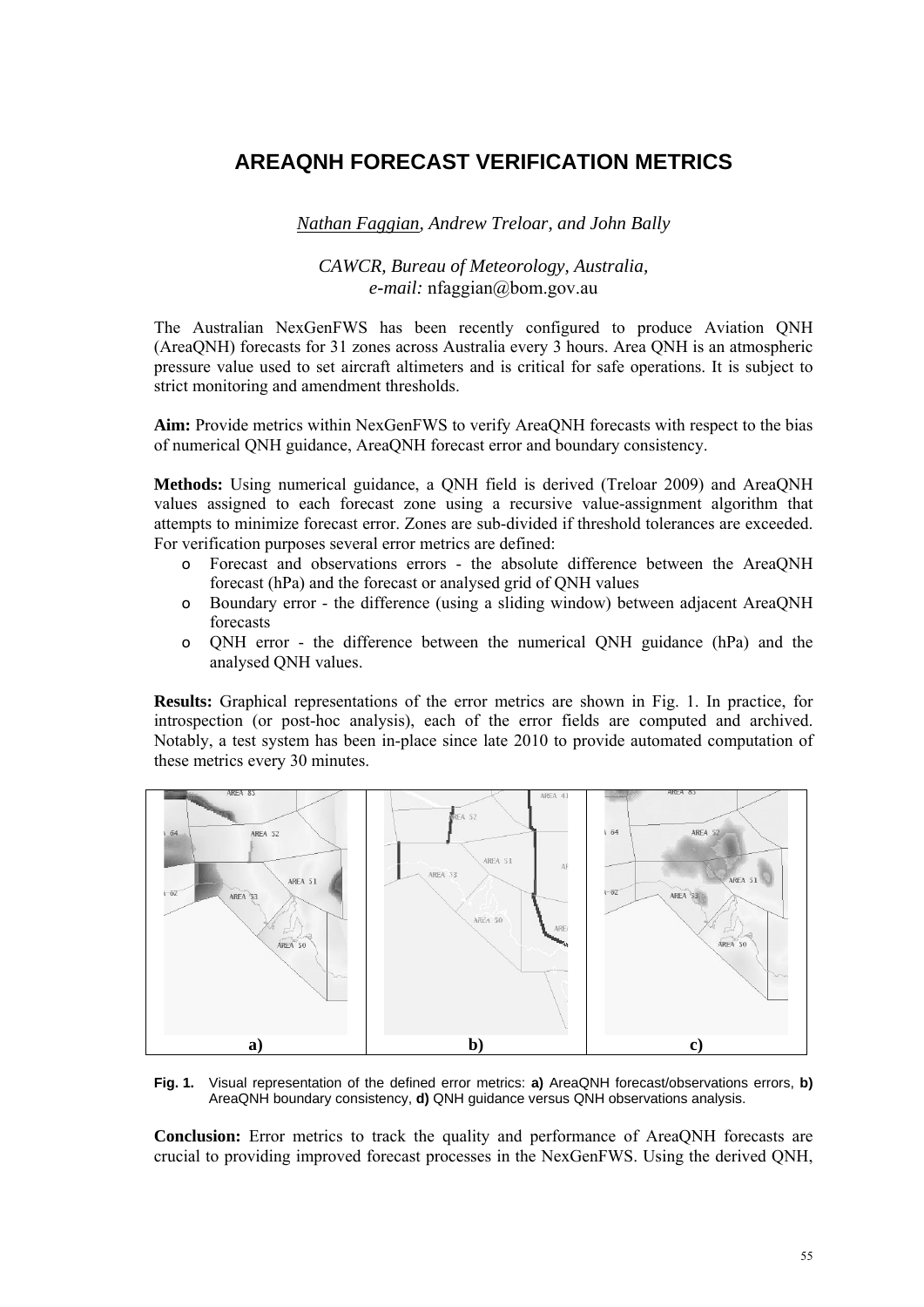# AREAQNH FORECAST VERIFICATION METRICS

*Nathan Faggian, Andrew Treloar, and John Bally*

*CAWCR, Bureau of Meteorology, Australia,*
*e-mail:* nfaggian@bom.gov.au

The Australian NexGenFWS has been recently configured to produce Aviation QNH (AreaQNH) forecasts for 31 zones across Australia every 3 hours. Area QNH is an atmospheric pressure value used to set aircraft altimeters and is critical for safe operations. It is subject to strict monitoring and amendment thresholds.

**Aim:** Provide metrics within NexGenFWS to verify AreaQNH forecasts with respect to the bias of numerical QNH guidance, AreaQNH forecast error and boundary consistency.

**Methods:** Using numerical guidance, a QNH field is derived (Treloar 2009) and AreaQNH values assigned to each forecast zone using a recursive value-assignment algorithm that attempts to minimize forecast error. Zones are sub-divided if threshold tolerances are exceeded. For verification purposes several error metrics are defined:

- Forecast and observations errors - the absolute difference between the AreaQNH forecast (hPa) and the forecast or analysed grid of QNH values
- Boundary error - the difference (using a sliding window) between adjacent AreaQNH forecasts
- QNH error - the difference between the numerical QNH guidance (hPa) and the analysed QNH values.

**Results:** Graphical representations of the error metrics are shown in Fig. 1. In practice, for introspection (or post-hoc analysis), each of the error fields are computed and archived. Notably, a test system has been in-place since late 2010 to provide automated computation of these metrics every 30 minutes.

**Fig. 1.** Visual representation of the defined error metrics: **a)** AreaQNH forecast/observations errors, **b)** AreaQNH boundary consistency, **d)** QNH guidance versus QNH observations analysis.

**Conclusion:** Error metrics to track the quality and performance of AreaQNH forecasts are crucial to providing improved forecast processes in the NexGenFWS. Using the derived QNH,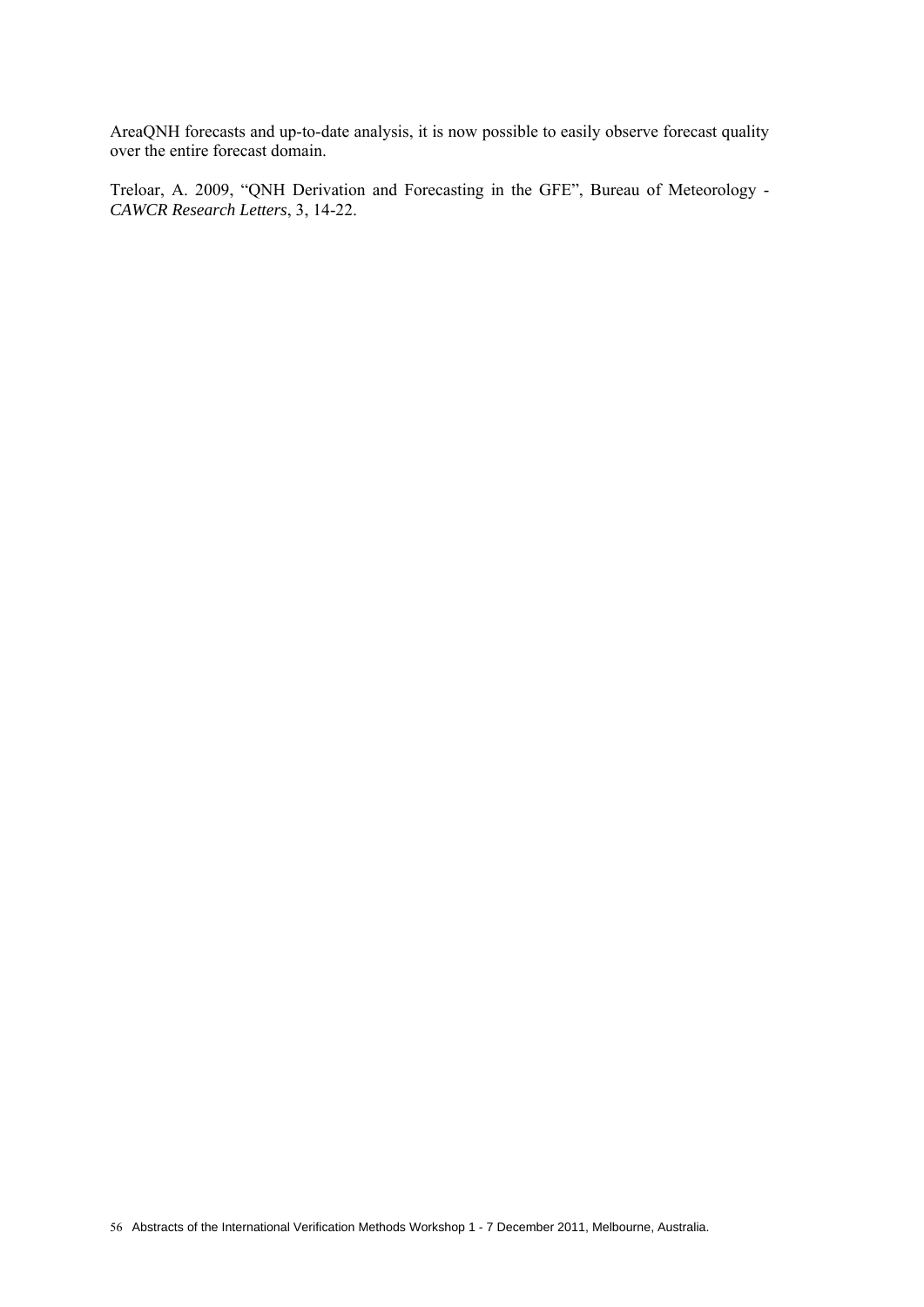AreaQNH forecasts and up-to-date analysis, it is now possible to easily observe forecast quality over the entire forecast domain.

Treloar, A. 2009, "QNH Derivation and Forecasting in the GFE", Bureau of Meteorology - *CAWCR Research Letters*, 3, 14-22.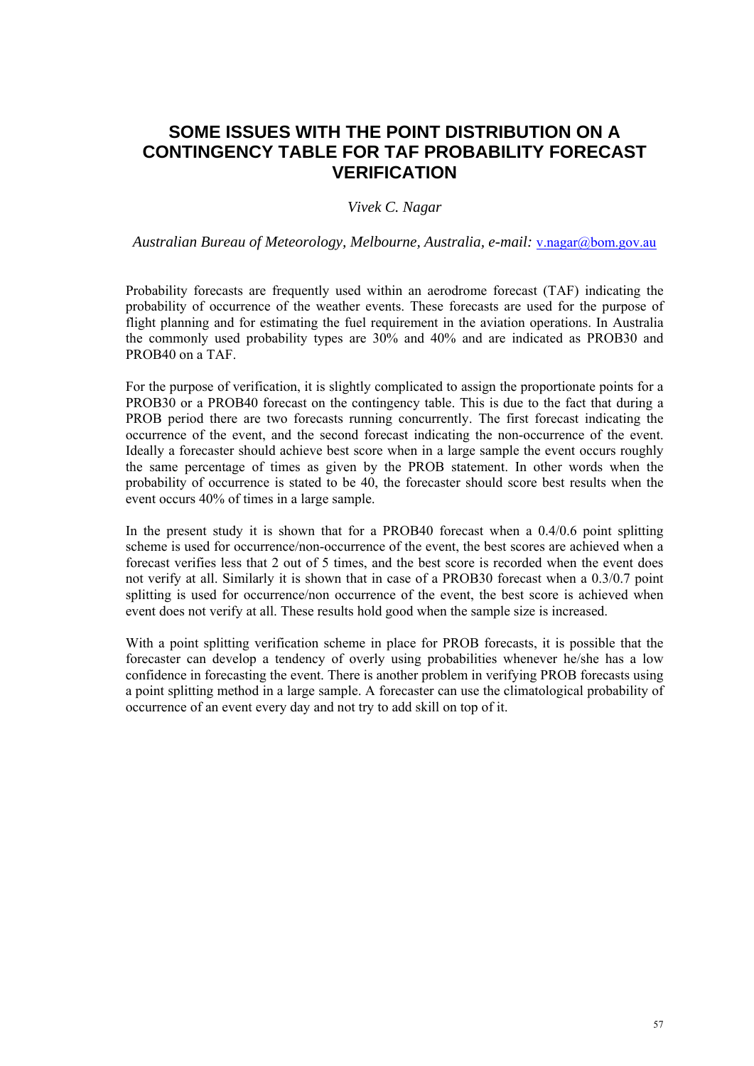# SOME ISSUES WITH THE POINT DISTRIBUTION ON A CONTINGENCY TABLE FOR TAF PROBABILITY FORECAST VERIFICATION

*Vivek C. Nagar*

*Australian Bureau of Meteorology, Melbourne, Australia, e-mail:* v.nagar@bom.gov.au

Probability forecasts are frequently used within an aerodrome forecast (TAF) indicating the probability of occurrence of the weather events. These forecasts are used for the purpose of flight planning and for estimating the fuel requirement in the aviation operations. In Australia the commonly used probability types are 30% and 40% and are indicated as PROB30 and PROB40 on a TAF.

For the purpose of verification, it is slightly complicated to assign the proportionate points for a PROB30 or a PROB40 forecast on the contingency table. This is due to the fact that during a PROB period there are two forecasts running concurrently. The first forecast indicating the occurrence of the event, and the second forecast indicating the non-occurrence of the event. Ideally a forecaster should achieve best score when in a large sample the event occurs roughly the same percentage of times as given by the PROB statement. In other words when the probability of occurrence is stated to be 40, the forecaster should score best results when the event occurs 40% of times in a large sample.

In the present study it is shown that for a PROB40 forecast when a 0.4/0.6 point splitting scheme is used for occurrence/non-occurrence of the event, the best scores are achieved when a forecast verifies less that 2 out of 5 times, and the best score is recorded when the event does not verify at all. Similarly it is shown that in case of a PROB30 forecast when a 0.3/0.7 point splitting is used for occurrence/non occurrence of the event, the best score is achieved when event does not verify at all. These results hold good when the sample size is increased.

With a point splitting verification scheme in place for PROB forecasts, it is possible that the forecaster can develop a tendency of overly using probabilities whenever he/she has a low confidence in forecasting the event. There is another problem in verifying PROB forecasts using a point splitting method in a large sample. A forecaster can use the climatological probability of occurrence of an event every day and not try to add skill on top of it.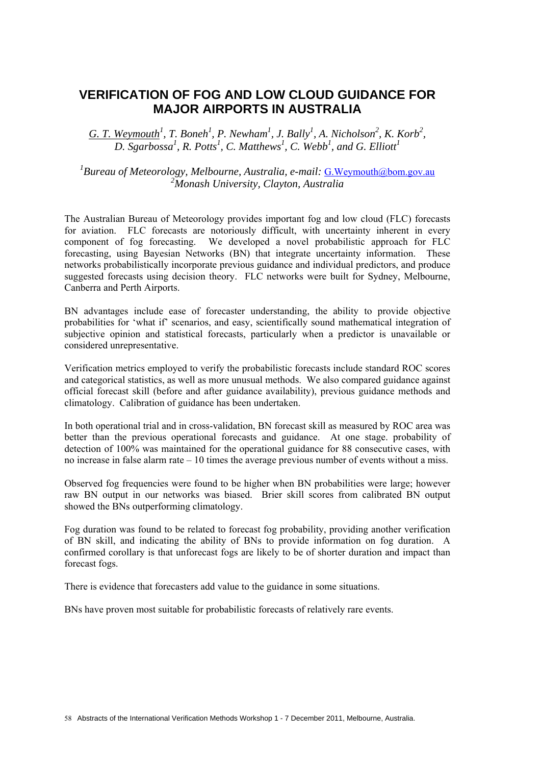# VERIFICATION OF FOG AND LOW CLOUD GUIDANCE FOR MAJOR AIRPORTS IN AUSTRALIA

*G. T. Weymouth[1], T. Boneh[1], P. Newham[1], J. Bally[1], A. Nicholson[2], K. Korb[2], D. Sgarbossa[1], R. Potts[1], C. Matthews[1], C. Webb[1], and G. Elliott[1]*

*[1]Bureau of Meteorology, Melbourne, Australia, e-mail:* G.Weymouth@bom.gov.au
*[2]Monash University, Clayton, Australia*

The Australian Bureau of Meteorology provides important fog and low cloud (FLC) forecasts for aviation. FLC forecasts are notoriously difficult, with uncertainty inherent in every component of fog forecasting. We developed a novel probabilistic approach for FLC forecasting, using Bayesian Networks (BN) that integrate uncertainty information. These networks probabilistically incorporate previous guidance and individual predictors, and produce suggested forecasts using decision theory. FLC networks were built for Sydney, Melbourne, Canberra and Perth Airports.

BN advantages include ease of forecaster understanding, the ability to provide objective probabilities for 'what if' scenarios, and easy, scientifically sound mathematical integration of subjective opinion and statistical forecasts, particularly when a predictor is unavailable or considered unrepresentative.

Verification metrics employed to verify the probabilistic forecasts include standard ROC scores and categorical statistics, as well as more unusual methods. We also compared guidance against official forecast skill (before and after guidance availability), previous guidance methods and climatology. Calibration of guidance has been undertaken.

In both operational trial and in cross-validation, BN forecast skill as measured by ROC area was better than the previous operational forecasts and guidance. At one stage. probability of detection of 100% was maintained for the operational guidance for 88 consecutive cases, with no increase in false alarm rate – 10 times the average previous number of events without a miss.

Observed fog frequencies were found to be higher when BN probabilities were large; however raw BN output in our networks was biased. Brier skill scores from calibrated BN output showed the BNs outperforming climatology.

Fog duration was found to be related to forecast fog probability, providing another verification of BN skill, and indicating the ability of BNs to provide information on fog duration. A confirmed corollary is that unforecast fogs are likely to be of shorter duration and impact than forecast fogs.

There is evidence that forecasters add value to the guidance in some situations.

BNs have proven most suitable for probabilistic forecasts of relatively rare events.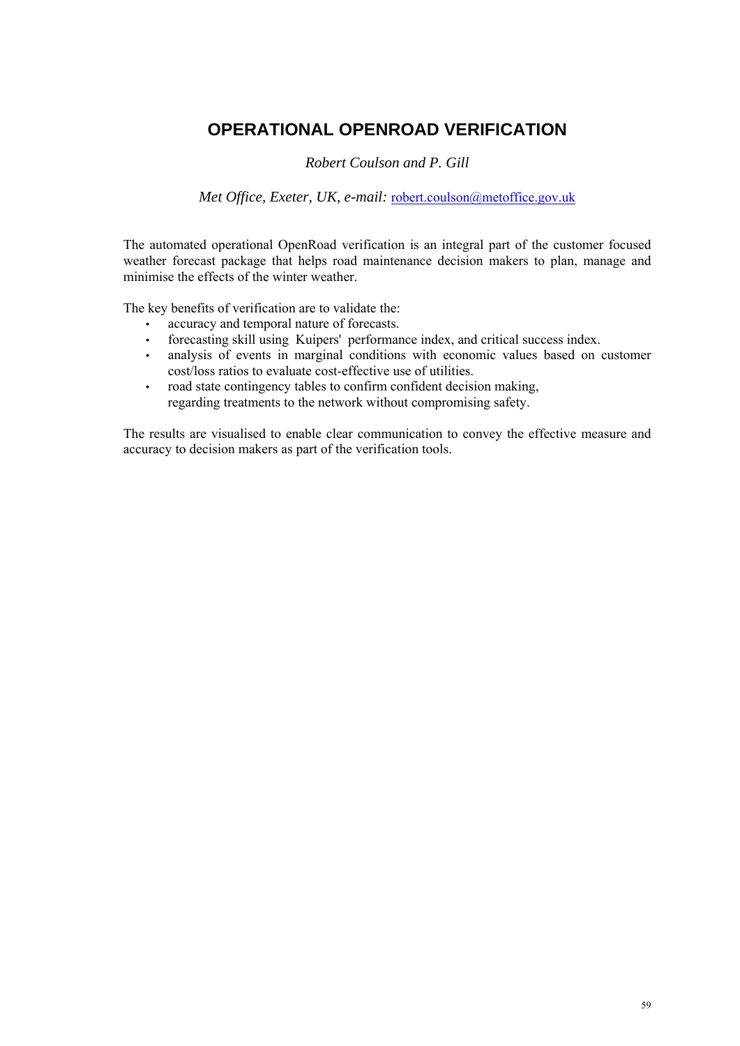# OPERATIONAL OPENROAD VERIFICATION

*Robert Coulson and P. Gill*

*Met Office, Exeter, UK, e-mail:* robert.coulson@metoffice.gov.uk

The automated operational OpenRoad verification is an integral part of the customer focused weather forecast package that helps road maintenance decision makers to plan, manage and minimise the effects of the winter weather.

The key benefits of verification are to validate the:

- accuracy and temporal nature of forecasts.
- forecasting skill using Kuipers' performance index, and critical success index.
- analysis of events in marginal conditions with economic values based on customer cost/loss ratios to evaluate cost-effective use of utilities.
- road state contingency tables to confirm confident decision making, regarding treatments to the network without compromising safety.

The results are visualised to enable clear communication to convey the effective measure and accuracy to decision makers as part of the verification tools.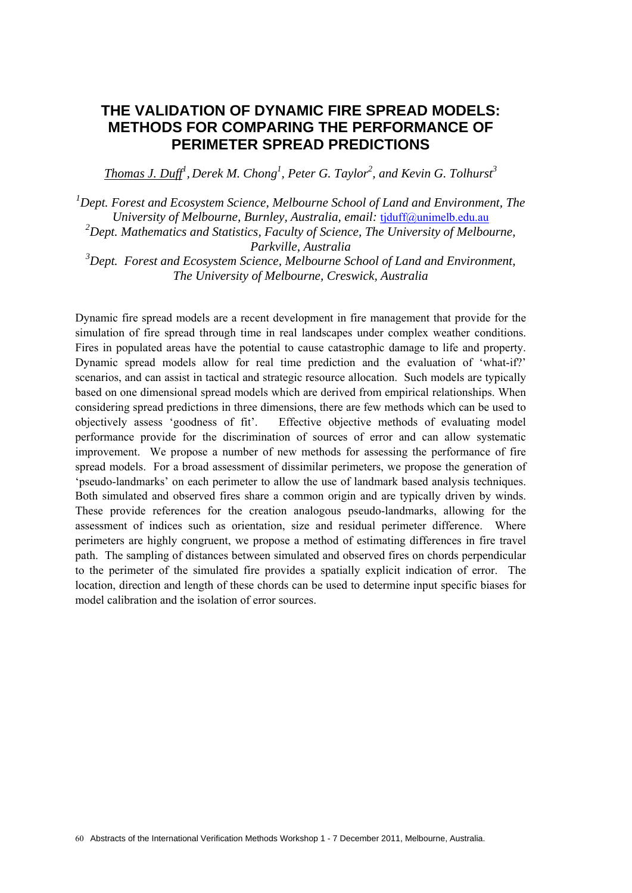# THE VALIDATION OF DYNAMIC FIRE SPREAD MODELS: METHODS FOR COMPARING THE PERFORMANCE OF PERIMETER SPREAD PREDICTIONS

*Thomas J. Duff[1], Derek M. Chong[1], Peter G. Taylor[2], and Kevin G. Tolhurst[3]*

[1]*Dept. Forest and Ecosystem Science, Melbourne School of Land and Environment, The University of Melbourne, Burnley, Australia, email:* tjduff@unimelb.edu.au

[2]*Dept. Mathematics and Statistics, Faculty of Science, The University of Melbourne, Parkville, Australia*

[3]*Dept. Forest and Ecosystem Science, Melbourne School of Land and Environment, The University of Melbourne, Creswick, Australia*

Dynamic fire spread models are a recent development in fire management that provide for the simulation of fire spread through time in real landscapes under complex weather conditions. Fires in populated areas have the potential to cause catastrophic damage to life and property. Dynamic spread models allow for real time prediction and the evaluation of 'what-if?' scenarios, and can assist in tactical and strategic resource allocation. Such models are typically based on one dimensional spread models which are derived from empirical relationships. When considering spread predictions in three dimensions, there are few methods which can be used to objectively assess 'goodness of fit'. Effective objective methods of evaluating model performance provide for the discrimination of sources of error and can allow systematic improvement. We propose a number of new methods for assessing the performance of fire spread models. For a broad assessment of dissimilar perimeters, we propose the generation of 'pseudo-landmarks' on each perimeter to allow the use of landmark based analysis techniques. Both simulated and observed fires share a common origin and are typically driven by winds. These provide references for the creation analogous pseudo-landmarks, allowing for the assessment of indices such as orientation, size and residual perimeter difference. Where perimeters are highly congruent, we propose a method of estimating differences in fire travel path. The sampling of distances between simulated and observed fires on chords perpendicular to the perimeter of the simulated fire provides a spatially explicit indication of error. The location, direction and length of these chords can be used to determine input specific biases for model calibration and the isolation of error sources.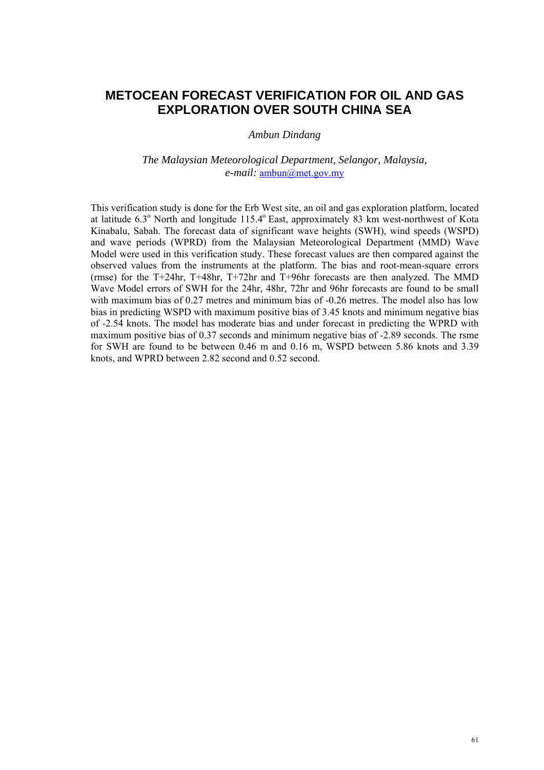# METOCEAN FORECAST VERIFICATION FOR OIL AND GAS EXPLORATION OVER SOUTH CHINA SEA

*Ambun Dindang*

*The Malaysian Meteorological Department, Selangor, Malaysia,*
*e-mail:* ambun@met.gov.my

This verification study is done for the Erb West site, an oil and gas exploration platform, located at latitude 6.3$^o$ North and longitude 115.4$^o$ East, approximately 83 km west-northwest of Kota Kinabalu, Sabah. The forecast data of significant wave heights (SWH), wind speeds (WSPD) and wave periods (WPRD) from the Malaysian Meteorological Department (MMD) Wave Model were used in this verification study. These forecast values are then compared against the observed values from the instruments at the platform. The bias and root-mean-square errors (rmse) for the T+24hr, T+48hr, T+72hr and T+96hr forecasts are then analyzed. The MMD Wave Model errors of SWH for the 24hr, 48hr, 72hr and 96hr forecasts are found to be small with maximum bias of 0.27 metres and minimum bias of -0.26 metres. The model also has low bias in predicting WSPD with maximum positive bias of 3.45 knots and minimum negative bias of -2.54 knots. The model has moderate bias and under forecast in predicting the WPRD with maximum positive bias of 0.37 seconds and minimum negative bias of -2.89 seconds. The rsme for SWH are found to be between 0.46 m and 0.16 m, WSPD between 5.86 knots and 3.39 knots, and WPRD between 2.82 second and 0.52 second.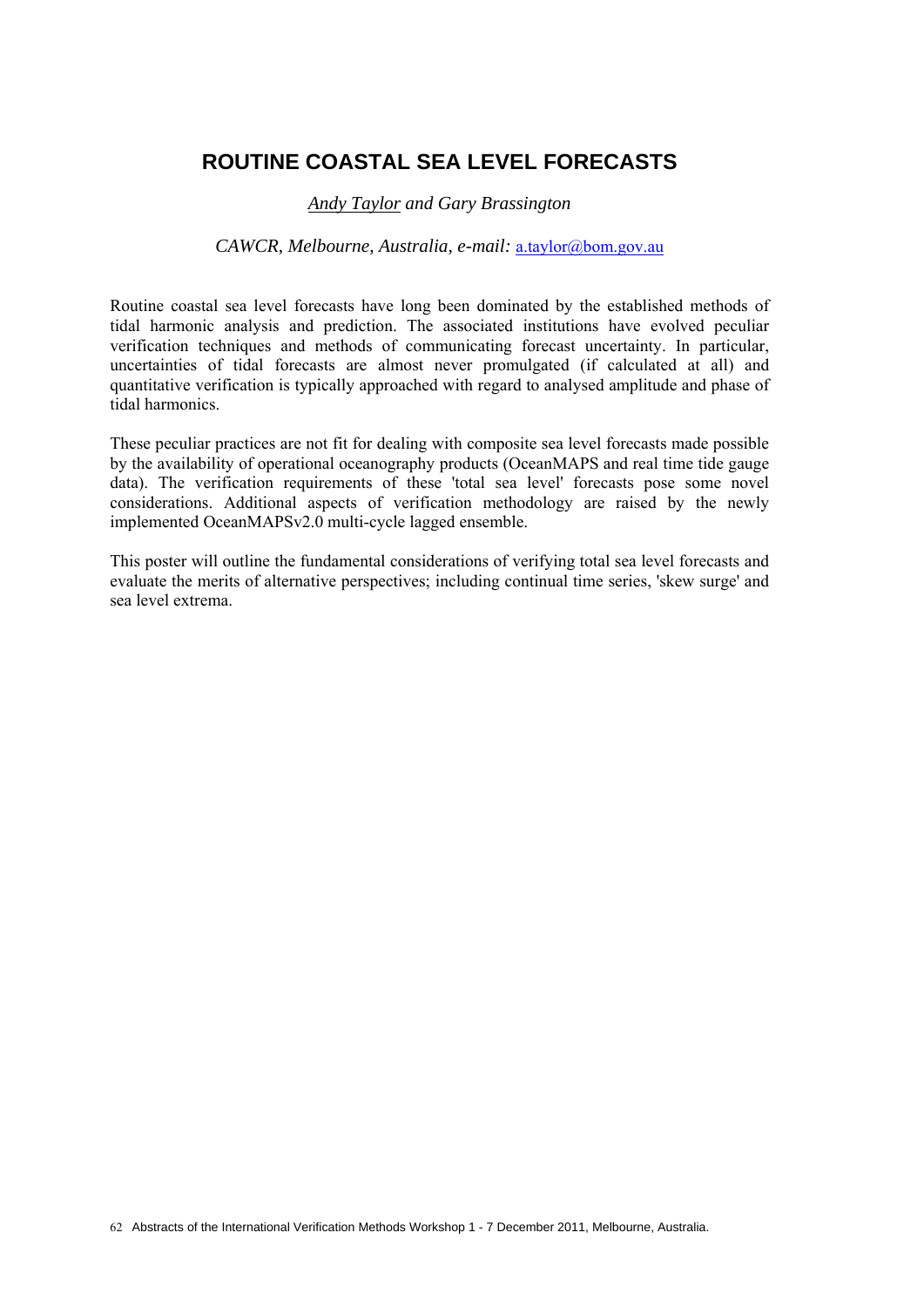# ROUTINE COASTAL SEA LEVEL FORECASTS

*Andy Taylor and Gary Brassington*

*CAWCR, Melbourne, Australia, e-mail:* a.taylor@bom.gov.au

Routine coastal sea level forecasts have long been dominated by the established methods of tidal harmonic analysis and prediction. The associated institutions have evolved peculiar verification techniques and methods of communicating forecast uncertainty. In particular, uncertainties of tidal forecasts are almost never promulgated (if calculated at all) and quantitative verification is typically approached with regard to analysed amplitude and phase of tidal harmonics.

These peculiar practices are not fit for dealing with composite sea level forecasts made possible by the availability of operational oceanography products (OceanMAPS and real time tide gauge data). The verification requirements of these 'total sea level' forecasts pose some novel considerations. Additional aspects of verification methodology are raised by the newly implemented OceanMAPSv2.0 multi-cycle lagged ensemble.

This poster will outline the fundamental considerations of verifying total sea level forecasts and evaluate the merits of alternative perspectives; including continual time series, 'skew surge' and sea level extrema.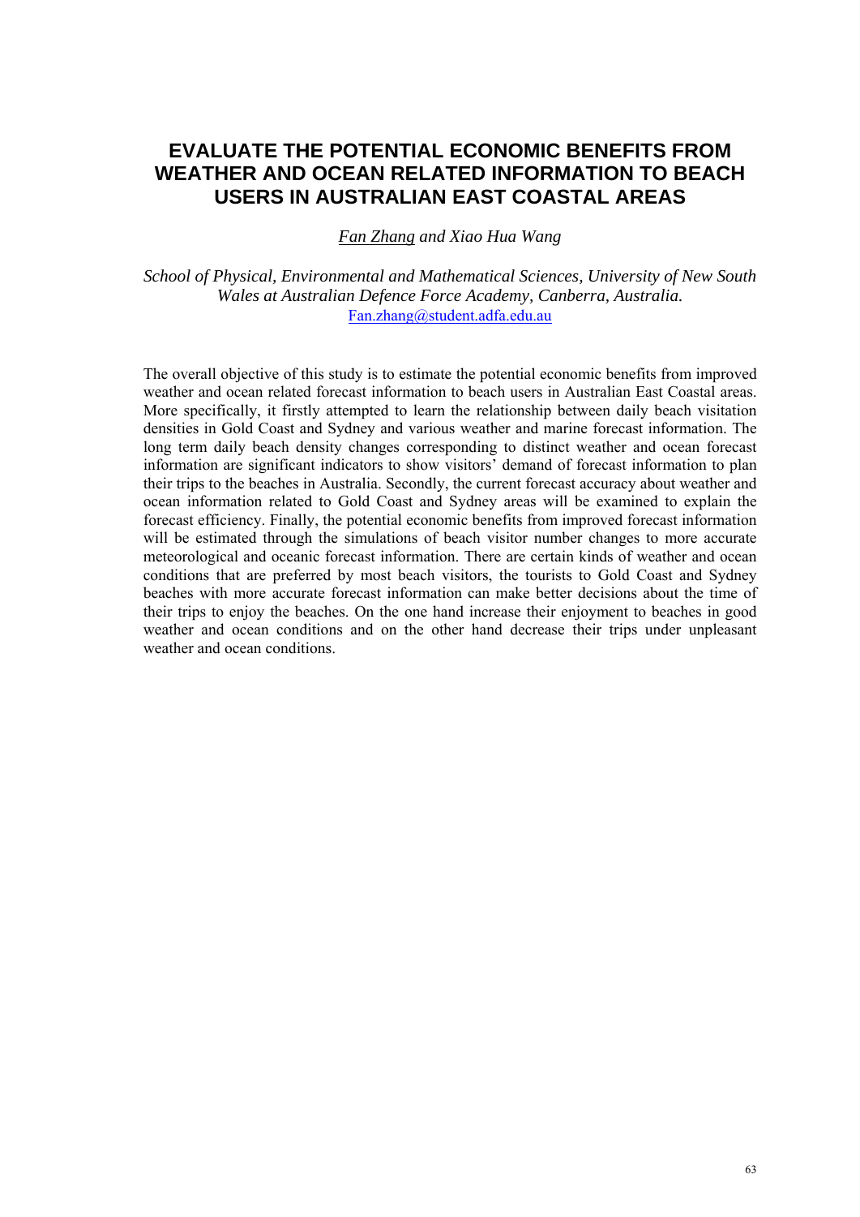# EVALUATE THE POTENTIAL ECONOMIC BENEFITS FROM WEATHER AND OCEAN RELATED INFORMATION TO BEACH USERS IN AUSTRALIAN EAST COASTAL AREAS

*Fan Zhang and Xiao Hua Wang*

*School of Physical, Environmental and Mathematical Sciences, University of New South Wales at Australian Defence Force Academy, Canberra, Australia.*
Fan.zhang@student.adfa.edu.au

The overall objective of this study is to estimate the potential economic benefits from improved weather and ocean related forecast information to beach users in Australian East Coastal areas. More specifically, it firstly attempted to learn the relationship between daily beach visitation densities in Gold Coast and Sydney and various weather and marine forecast information. The long term daily beach density changes corresponding to distinct weather and ocean forecast information are significant indicators to show visitors' demand of forecast information to plan their trips to the beaches in Australia. Secondly, the current forecast accuracy about weather and ocean information related to Gold Coast and Sydney areas will be examined to explain the forecast efficiency. Finally, the potential economic benefits from improved forecast information will be estimated through the simulations of beach visitor number changes to more accurate meteorological and oceanic forecast information. There are certain kinds of weather and ocean conditions that are preferred by most beach visitors, the tourists to Gold Coast and Sydney beaches with more accurate forecast information can make better decisions about the time of their trips to enjoy the beaches. On the one hand increase their enjoyment to beaches in good weather and ocean conditions and on the other hand decrease their trips under unpleasant weather and ocean conditions.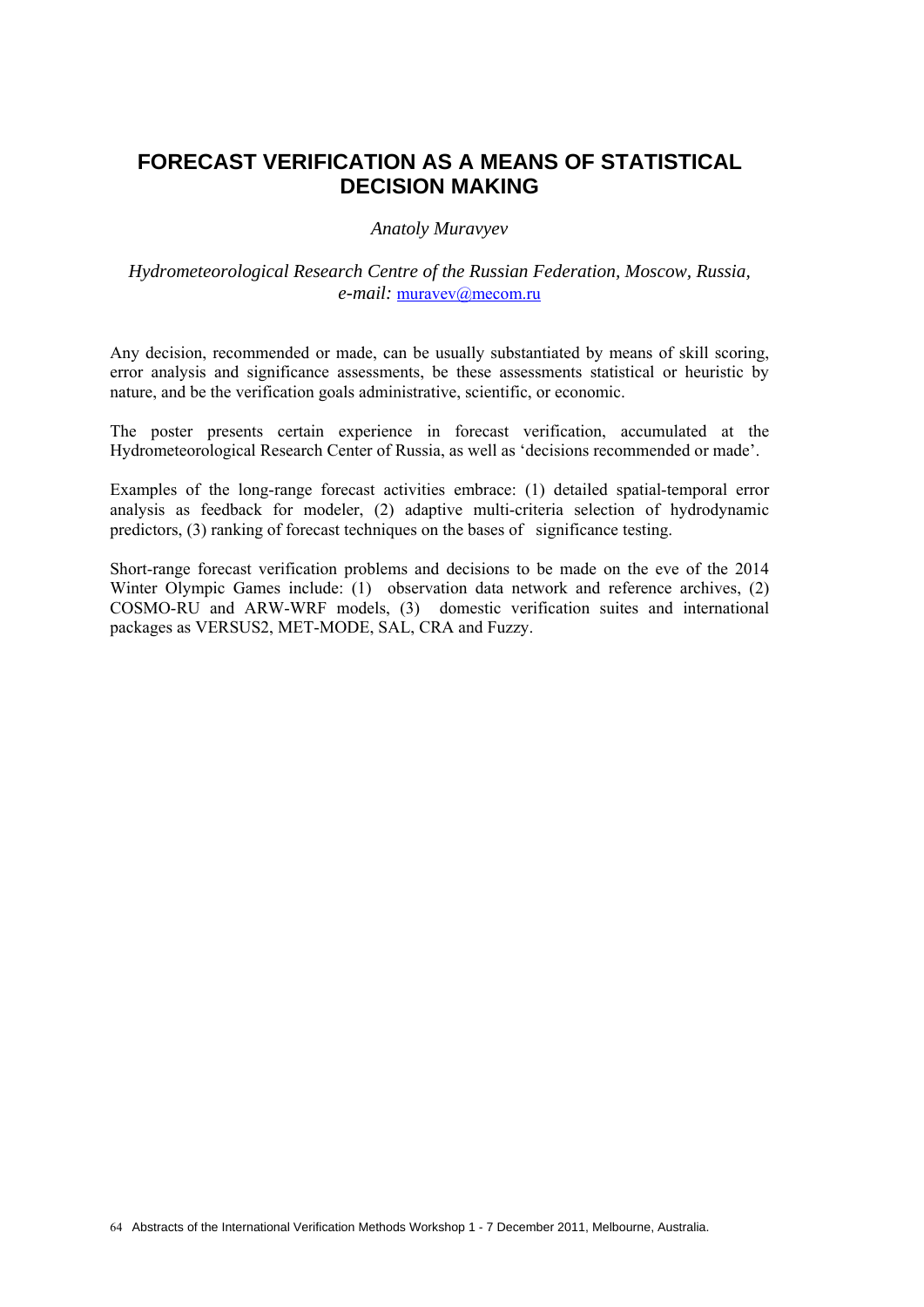# FORECAST VERIFICATION AS A MEANS OF STATISTICAL DECISION MAKING

*Anatoly Muravyev*

*Hydrometeorological Research Centre of the Russian Federation, Moscow, Russia, e-mail:* muravev@mecom.ru

Any decision, recommended or made, can be usually substantiated by means of skill scoring, error analysis and significance assessments, be these assessments statistical or heuristic by nature, and be the verification goals administrative, scientific, or economic.

The poster presents certain experience in forecast verification, accumulated at the Hydrometeorological Research Center of Russia, as well as 'decisions recommended or made'.

Examples of the long-range forecast activities embrace: (1) detailed spatial-temporal error analysis as feedback for modeler, (2) adaptive multi-criteria selection of hydrodynamic predictors, (3) ranking of forecast techniques on the bases of significance testing.

Short-range forecast verification problems and decisions to be made on the eve of the 2014 Winter Olympic Games include: (1) observation data network and reference archives, (2) COSMO-RU and ARW-WRF models, (3) domestic verification suites and international packages as VERSUS2, MET-MODE, SAL, CRA and Fuzzy.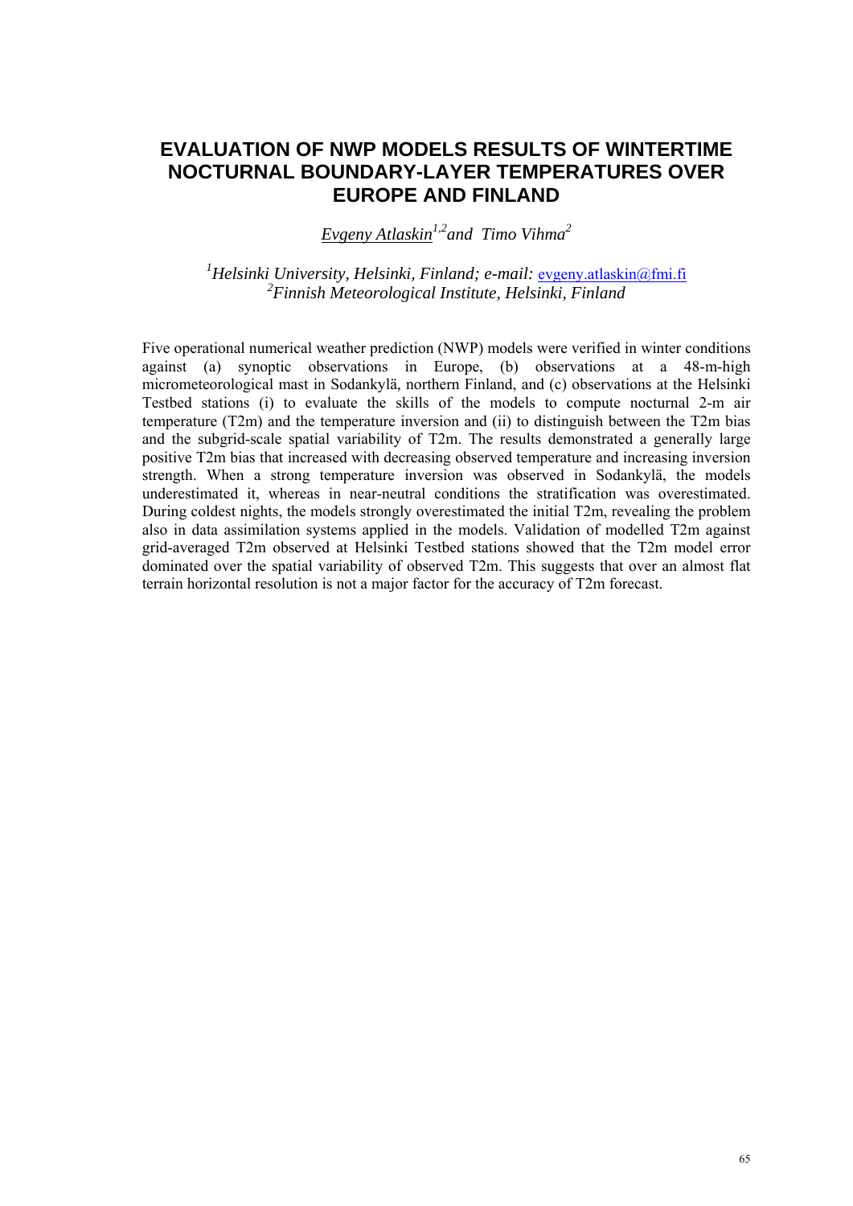# EVALUATION OF NWP MODELS RESULTS OF WINTERTIME NOCTURNAL BOUNDARY-LAYER TEMPERATURES OVER EUROPE AND FINLAND

*Evgeny Atlaskin*[1,2] *and Timo Vihma*[2]

[1]*Helsinki University, Helsinki, Finland; e-mail:* evgeny.atlaskin@fmi.fi
[2]*Finnish Meteorological Institute, Helsinki, Finland*

Five operational numerical weather prediction (NWP) models were verified in winter conditions against (a) synoptic observations in Europe, (b) observations at a 48-m-high micrometeorological mast in Sodankylä, northern Finland, and (c) observations at the Helsinki Testbed stations (i) to evaluate the skills of the models to compute nocturnal 2-m air temperature (T2m) and the temperature inversion and (ii) to distinguish between the T2m bias and the subgrid-scale spatial variability of T2m. The results demonstrated a generally large positive T2m bias that increased with decreasing observed temperature and increasing inversion strength. When a strong temperature inversion was observed in Sodankylä, the models underestimated it, whereas in near-neutral conditions the stratification was overestimated. During coldest nights, the models strongly overestimated the initial T2m, revealing the problem also in data assimilation systems applied in the models. Validation of modelled T2m against grid-averaged T2m observed at Helsinki Testbed stations showed that the T2m model error dominated over the spatial variability of observed T2m. This suggests that over an almost flat terrain horizontal resolution is not a major factor for the accuracy of T2m forecast.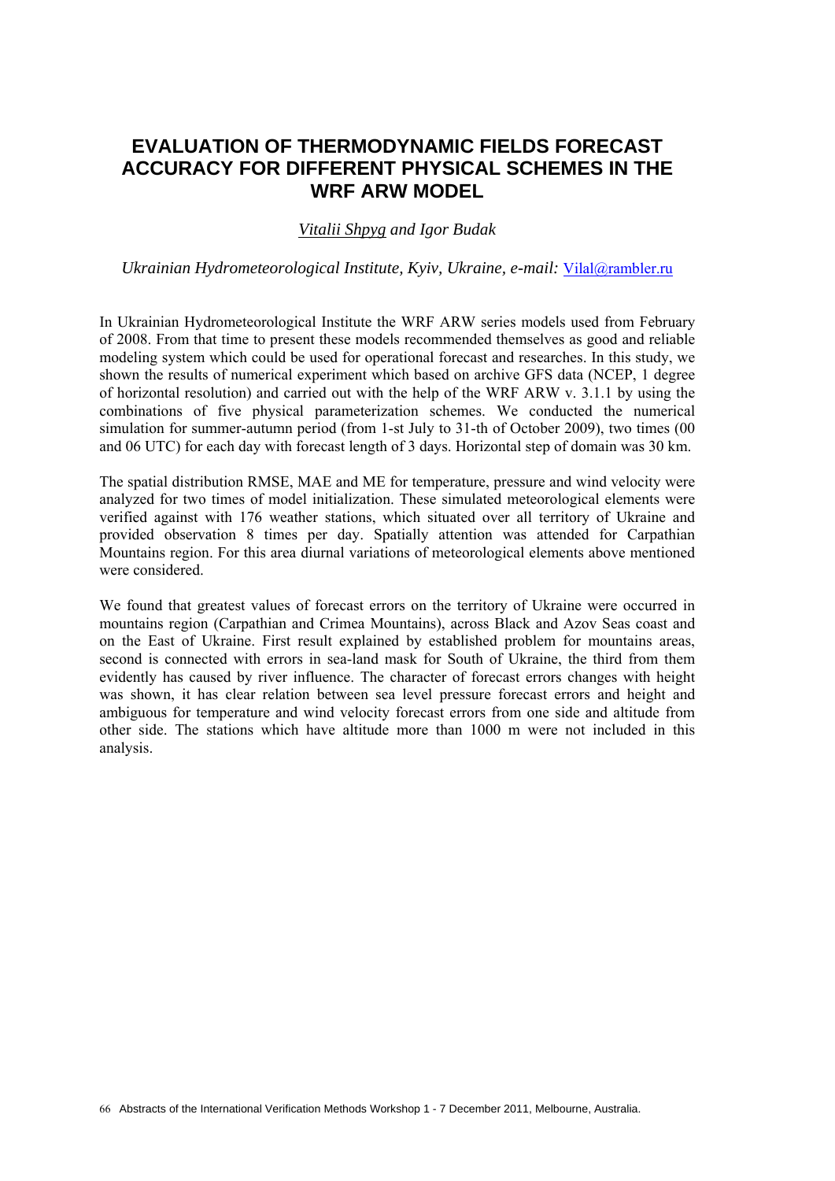# EVALUATION OF THERMODYNAMIC FIELDS FORECAST ACCURACY FOR DIFFERENT PHYSICAL SCHEMES IN THE WRF ARW MODEL

*Vitalii Shpyg and Igor Budak*

*Ukrainian Hydrometeorological Institute, Kyiv, Ukraine, e-mail:* Vilal@rambler.ru

In Ukrainian Hydrometeorological Institute the WRF ARW series models used from February of 2008. From that time to present these models recommended themselves as good and reliable modeling system which could be used for operational forecast and researches. In this study, we shown the results of numerical experiment which based on archive GFS data (NCEP, 1 degree of horizontal resolution) and carried out with the help of the WRF ARW v. 3.1.1 by using the combinations of five physical parameterization schemes. We conducted the numerical simulation for summer-autumn period (from 1-st July to 31-th of October 2009), two times (00 and 06 UTC) for each day with forecast length of 3 days. Horizontal step of domain was 30 km.

The spatial distribution RMSE, MAE and ME for temperature, pressure and wind velocity were analyzed for two times of model initialization. These simulated meteorological elements were verified against with 176 weather stations, which situated over all territory of Ukraine and provided observation 8 times per day. Spatially attention was attended for Carpathian Mountains region. For this area diurnal variations of meteorological elements above mentioned were considered.

We found that greatest values of forecast errors on the territory of Ukraine were occurred in mountains region (Carpathian and Crimea Mountains), across Black and Azov Seas coast and on the East of Ukraine. First result explained by established problem for mountains areas, second is connected with errors in sea-land mask for South of Ukraine, the third from them evidently has caused by river influence. The character of forecast errors changes with height was shown, it has clear relation between sea level pressure forecast errors and height and ambiguous for temperature and wind velocity forecast errors from one side and altitude from other side. The stations which have altitude more than 1000 m were not included in this analysis.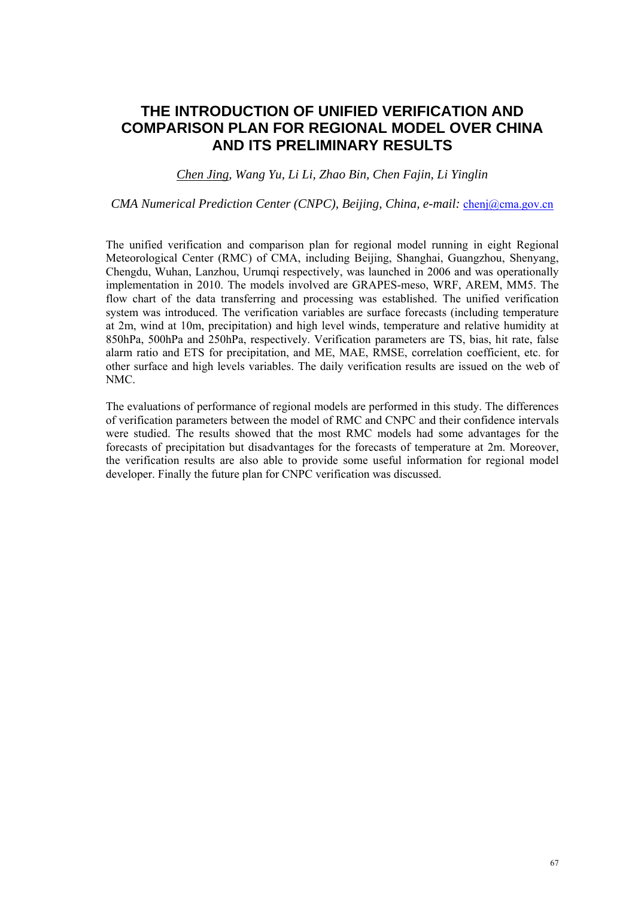# THE INTRODUCTION OF UNIFIED VERIFICATION AND COMPARISON PLAN FOR REGIONAL MODEL OVER CHINA AND ITS PRELIMINARY RESULTS

*Chen Jing, Wang Yu, Li Li, Zhao Bin, Chen Fajin, Li Yinglin*

*CMA Numerical Prediction Center (CNPC), Beijing, China, e-mail:* chenj@cma.gov.cn

The unified verification and comparison plan for regional model running in eight Regional Meteorological Center (RMC) of CMA, including Beijing, Shanghai, Guangzhou, Shenyang, Chengdu, Wuhan, Lanzhou, Urumqi respectively, was launched in 2006 and was operationally implementation in 2010. The models involved are GRAPES-meso, WRF, AREM, MM5. The flow chart of the data transferring and processing was established. The unified verification system was introduced. The verification variables are surface forecasts (including temperature at 2m, wind at 10m, precipitation) and high level winds, temperature and relative humidity at 850hPa, 500hPa and 250hPa, respectively. Verification parameters are TS, bias, hit rate, false alarm ratio and ETS for precipitation, and ME, MAE, RMSE, correlation coefficient, etc. for other surface and high levels variables. The daily verification results are issued on the web of NMC.

The evaluations of performance of regional models are performed in this study. The differences of verification parameters between the model of RMC and CNPC and their confidence intervals were studied. The results showed that the most RMC models had some advantages for the forecasts of precipitation but disadvantages for the forecasts of temperature at 2m. Moreover, the verification results are also able to provide some useful information for regional model developer. Finally the future plan for CNPC verification was discussed.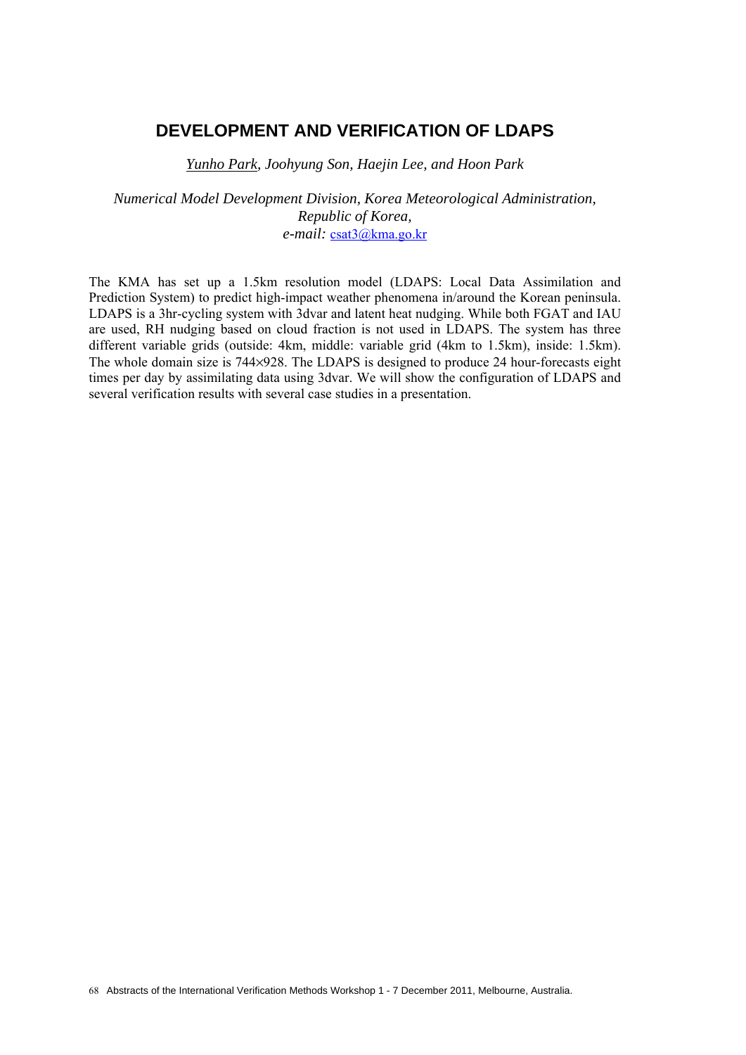# DEVELOPMENT AND VERIFICATION OF LDAPS

*Yunho Park, Joohyung Son, Haejin Lee, and Hoon Park*

*Numerical Model Development Division, Korea Meteorological Administration, Republic of Korea,*
*e-mail:* csat3@kma.go.kr

The KMA has set up a 1.5km resolution model (LDAPS: Local Data Assimilation and Prediction System) to predict high-impact weather phenomena in/around the Korean peninsula. LDAPS is a 3hr-cycling system with 3dvar and latent heat nudging. While both FGAT and IAU are used, RH nudging based on cloud fraction is not used in LDAPS. The system has three different variable grids (outside: 4km, middle: variable grid (4km to 1.5km), inside: 1.5km). The whole domain size is 744×928. The LDAPS is designed to produce 24 hour-forecasts eight times per day by assimilating data using 3dvar. We will show the configuration of LDAPS and several verification results with several case studies in a presentation.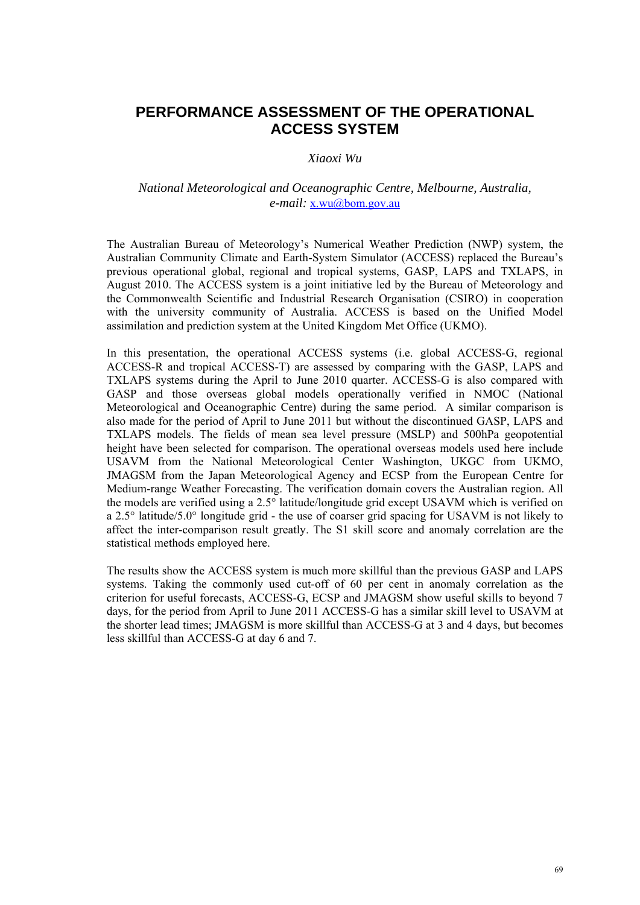# PERFORMANCE ASSESSMENT OF THE OPERATIONAL ACCESS SYSTEM

*Xiaoxi Wu*

*National Meteorological and Oceanographic Centre, Melbourne, Australia,*
*e-mail:* x.wu@bom.gov.au

The Australian Bureau of Meteorology's Numerical Weather Prediction (NWP) system, the Australian Community Climate and Earth-System Simulator (ACCESS) replaced the Bureau's previous operational global, regional and tropical systems, GASP, LAPS and TXLAPS, in August 2010. The ACCESS system is a joint initiative led by the Bureau of Meteorology and the Commonwealth Scientific and Industrial Research Organisation (CSIRO) in cooperation with the university community of Australia. ACCESS is based on the Unified Model assimilation and prediction system at the United Kingdom Met Office (UKMO).

In this presentation, the operational ACCESS systems (i.e. global ACCESS-G, regional ACCESS-R and tropical ACCESS-T) are assessed by comparing with the GASP, LAPS and TXLAPS systems during the April to June 2010 quarter. ACCESS-G is also compared with GASP and those overseas global models operationally verified in NMOC (National Meteorological and Oceanographic Centre) during the same period. A similar comparison is also made for the period of April to June 2011 but without the discontinued GASP, LAPS and TXLAPS models. The fields of mean sea level pressure (MSLP) and 500hPa geopotential height have been selected for comparison. The operational overseas models used here include USAVM from the National Meteorological Center Washington, UKGC from UKMO, JMAGSM from the Japan Meteorological Agency and ECSP from the European Centre for Medium-range Weather Forecasting. The verification domain covers the Australian region. All the models are verified using a 2.5° latitude/longitude grid except USAVM which is verified on a 2.5° latitude/5.0° longitude grid - the use of coarser grid spacing for USAVM is not likely to affect the inter-comparison result greatly. The S1 skill score and anomaly correlation are the statistical methods employed here.

The results show the ACCESS system is much more skillful than the previous GASP and LAPS systems. Taking the commonly used cut-off of 60 per cent in anomaly correlation as the criterion for useful forecasts, ACCESS-G, ECSP and JMAGSM show useful skills to beyond 7 days, for the period from April to June 2011 ACCESS-G has a similar skill level to USAVM at the shorter lead times; JMAGSM is more skillful than ACCESS-G at 3 and 4 days, but becomes less skillful than ACCESS-G at day 6 and 7.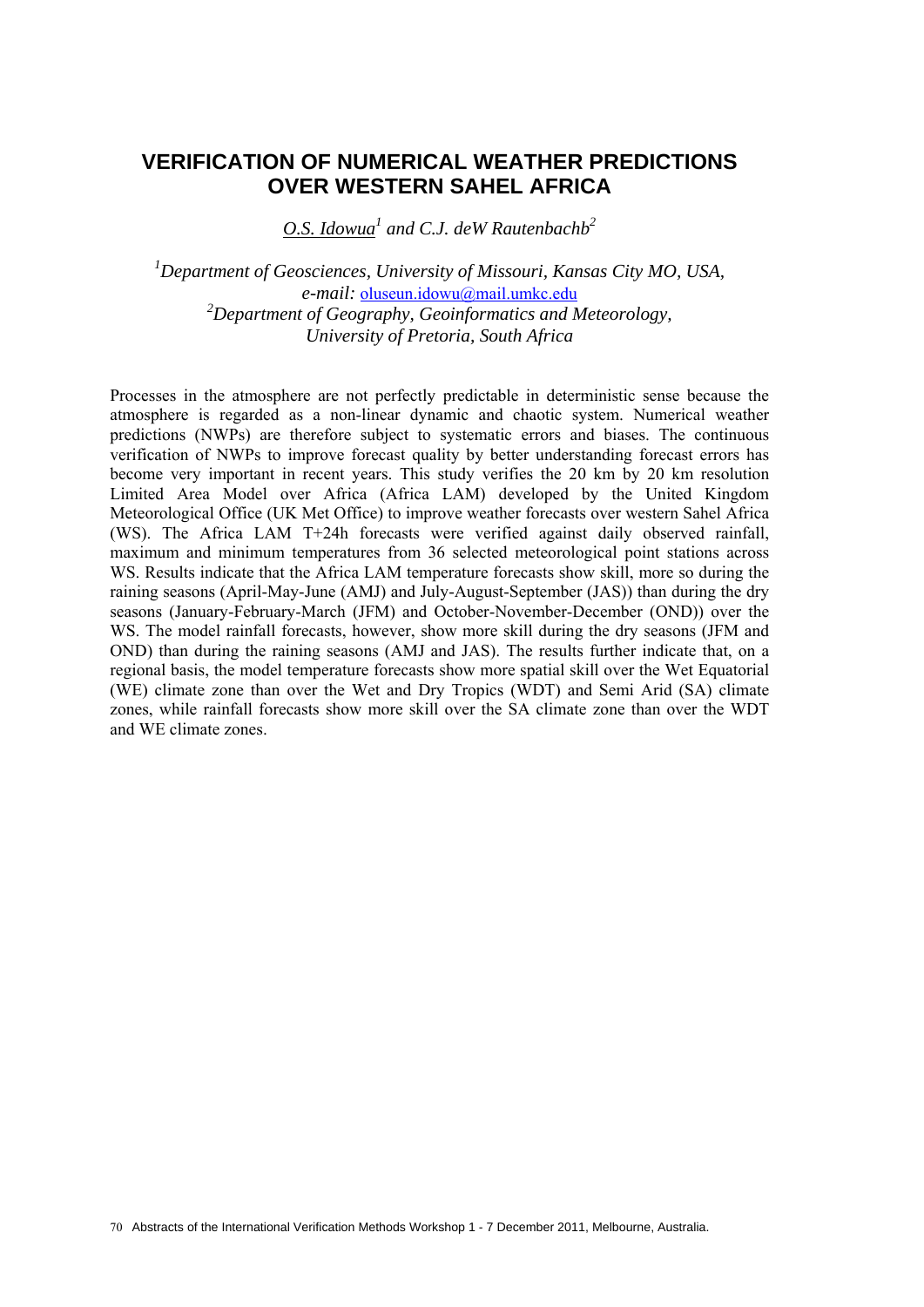# VERIFICATION OF NUMERICAL WEATHER PREDICTIONS OVER WESTERN SAHEL AFRICA

*O.S. Idowua*[1] *and C.J. deW Rautenbachb*[2]

[1]*Department of Geosciences, University of Missouri, Kansas City MO, USA,*
*e-mail:* oluseun.idowu@mail.umkc.edu
[2]*Department of Geography, Geoinformatics and Meteorology,*
*University of Pretoria, South Africa*

Processes in the atmosphere are not perfectly predictable in deterministic sense because the atmosphere is regarded as a non-linear dynamic and chaotic system. Numerical weather predictions (NWPs) are therefore subject to systematic errors and biases. The continuous verification of NWPs to improve forecast quality by better understanding forecast errors has become very important in recent years. This study verifies the 20 km by 20 km resolution Limited Area Model over Africa (Africa LAM) developed by the United Kingdom Meteorological Office (UK Met Office) to improve weather forecasts over western Sahel Africa (WS). The Africa LAM T+24h forecasts were verified against daily observed rainfall, maximum and minimum temperatures from 36 selected meteorological point stations across WS. Results indicate that the Africa LAM temperature forecasts show skill, more so during the raining seasons (April-May-June (AMJ) and July-August-September (JAS)) than during the dry seasons (January-February-March (JFM) and October-November-December (OND)) over the WS. The model rainfall forecasts, however, show more skill during the dry seasons (JFM and OND) than during the raining seasons (AMJ and JAS). The results further indicate that, on a regional basis, the model temperature forecasts show more spatial skill over the Wet Equatorial (WE) climate zone than over the Wet and Dry Tropics (WDT) and Semi Arid (SA) climate zones, while rainfall forecasts show more skill over the SA climate zone than over the WDT and WE climate zones.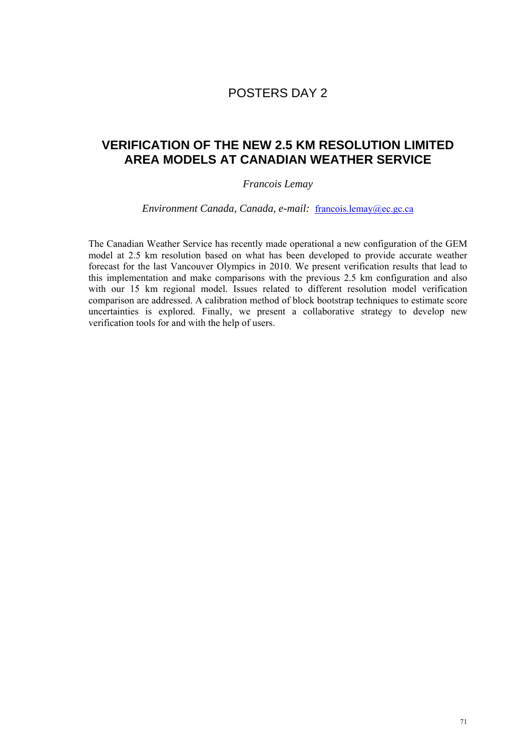# POSTERS DAY 2

## VERIFICATION OF THE NEW 2.5 KM RESOLUTION LIMITED AREA MODELS AT CANADIAN WEATHER SERVICE

*Francois Lemay*

*Environment Canada, Canada, e-mail:* francois.lemay@ec.gc.ca

The Canadian Weather Service has recently made operational a new configuration of the GEM model at 2.5 km resolution based on what has been developed to provide accurate weather forecast for the last Vancouver Olympics in 2010. We present verification results that lead to this implementation and make comparisons with the previous 2.5 km configuration and also with our 15 km regional model. Issues related to different resolution model verification comparison are addressed. A calibration method of block bootstrap techniques to estimate score uncertainties is explored. Finally, we present a collaborative strategy to develop new verification tools for and with the help of users.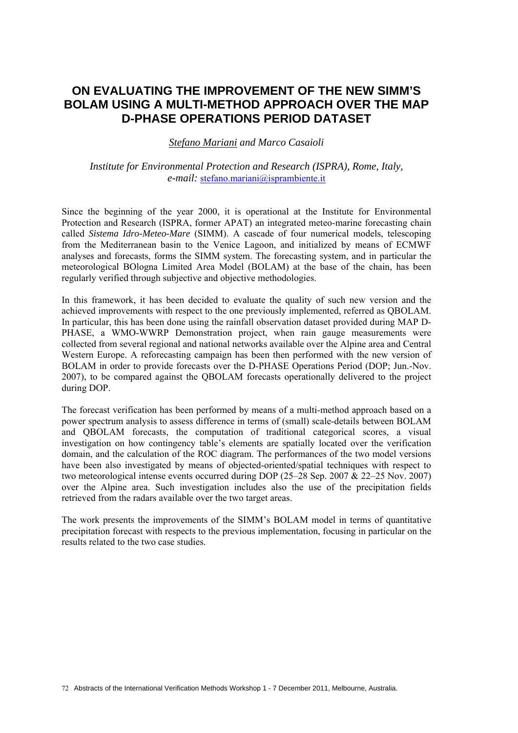# ON EVALUATING THE IMPROVEMENT OF THE NEW SIMM'S BOLAM USING A MULTI-METHOD APPROACH OVER THE MAP D-PHASE OPERATIONS PERIOD DATASET

*Stefano Mariani and Marco Casaioli*

*Institute for Environmental Protection and Research (ISPRA), Rome, Italy,*
*e-mail:* stefano.mariani@isprambiente.it

Since the beginning of the year 2000, it is operational at the Institute for Environmental Protection and Research (ISPRA, former APAT) an integrated meteo-marine forecasting chain called *Sistema Idro-Meteo-Mare* (SIMM). A cascade of four numerical models, telescoping from the Mediterranean basin to the Venice Lagoon, and initialized by means of ECMWF analyses and forecasts, forms the SIMM system. The forecasting system, and in particular the meteorological BOlogna Limited Area Model (BOLAM) at the base of the chain, has been regularly verified through subjective and objective methodologies.

In this framework, it has been decided to evaluate the quality of such new version and the achieved improvements with respect to the one previously implemented, referred as QBOLAM. In particular, this has been done using the rainfall observation dataset provided during MAP D-PHASE, a WMO-WWRP Demonstration project, when rain gauge measurements were collected from several regional and national networks available over the Alpine area and Central Western Europe. A reforecasting campaign has been then performed with the new version of BOLAM in order to provide forecasts over the D-PHASE Operations Period (DOP; Jun.-Nov. 2007), to be compared against the QBOLAM forecasts operationally delivered to the project during DOP.

The forecast verification has been performed by means of a multi-method approach based on a power spectrum analysis to assess difference in terms of (small) scale-details between BOLAM and QBOLAM forecasts, the computation of traditional categorical scores, a visual investigation on how contingency table's elements are spatially located over the verification domain, and the calculation of the ROC diagram. The performances of the two model versions have been also investigated by means of objected-oriented/spatial techniques with respect to two meteorological intense events occurred during DOP (25–28 Sep. 2007 & 22–25 Nov. 2007) over the Alpine area. Such investigation includes also the use of the precipitation fields retrieved from the radars available over the two target areas.

The work presents the improvements of the SIMM's BOLAM model in terms of quantitative precipitation forecast with respects to the previous implementation, focusing in particular on the results related to the two case studies.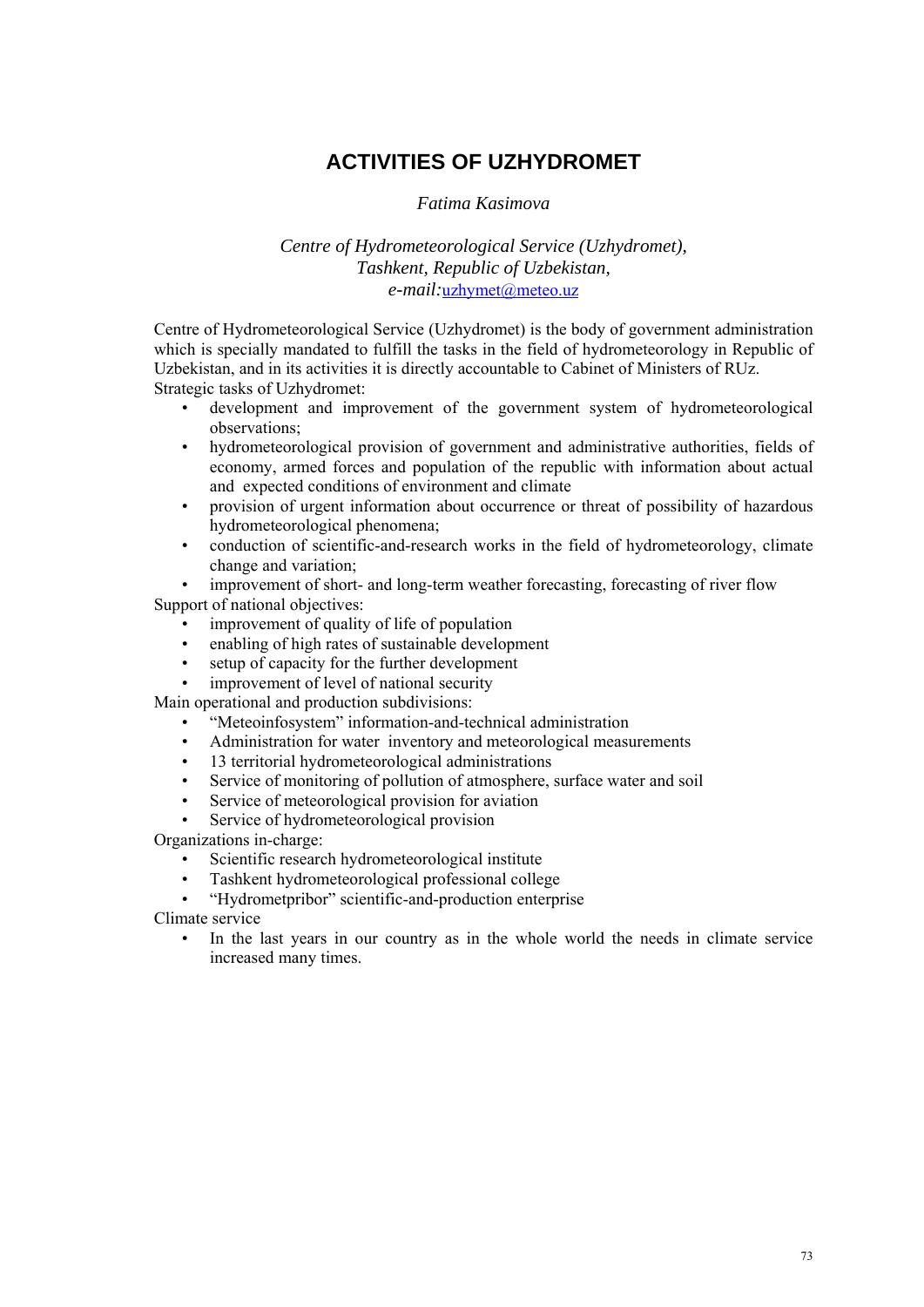# ACTIVITIES OF UZHYDROMET

*Fatima Kasimova*

*Centre of Hydrometeorological Service (Uzhydromet),*
*Tashkent, Republic of Uzbekistan,*
*e-mail:*uzhymet@meteo.uz

Centre of Hydrometeorological Service (Uzhydromet) is the body of government administration which is specially mandated to fulfill the tasks in the field of hydrometeorology in Republic of Uzbekistan, and in its activities it is directly accountable to Cabinet of Ministers of RUz.

Strategic tasks of Uzhydromet:

- development and improvement of the government system of hydrometeorological observations;
- hydrometeorological provision of government and administrative authorities, fields of economy, armed forces and population of the republic with information about actual and expected conditions of environment and climate
- provision of urgent information about occurrence or threat of possibility of hazardous hydrometeorological phenomena;
- conduction of scientific-and-research works in the field of hydrometeorology, climate change and variation;
- improvement of short- and long-term weather forecasting, forecasting of river flow

Support of national objectives:

- improvement of quality of life of population
- enabling of high rates of sustainable development
- setup of capacity for the further development
- improvement of level of national security

Main operational and production subdivisions:

- “Meteoinfosystem” information-and-technical administration
- Administration for water inventory and meteorological measurements
- 13 territorial hydrometeorological administrations
- Service of monitoring of pollution of atmosphere, surface water and soil
- Service of meteorological provision for aviation
- Service of hydrometeorological provision

Organizations in-charge:

- Scientific research hydrometeorological institute
- Tashkent hydrometeorological professional college
- “Hydrometpribor” scientific-and-production enterprise

Climate service

- In the last years in our country as in the whole world the needs in climate service increased many times.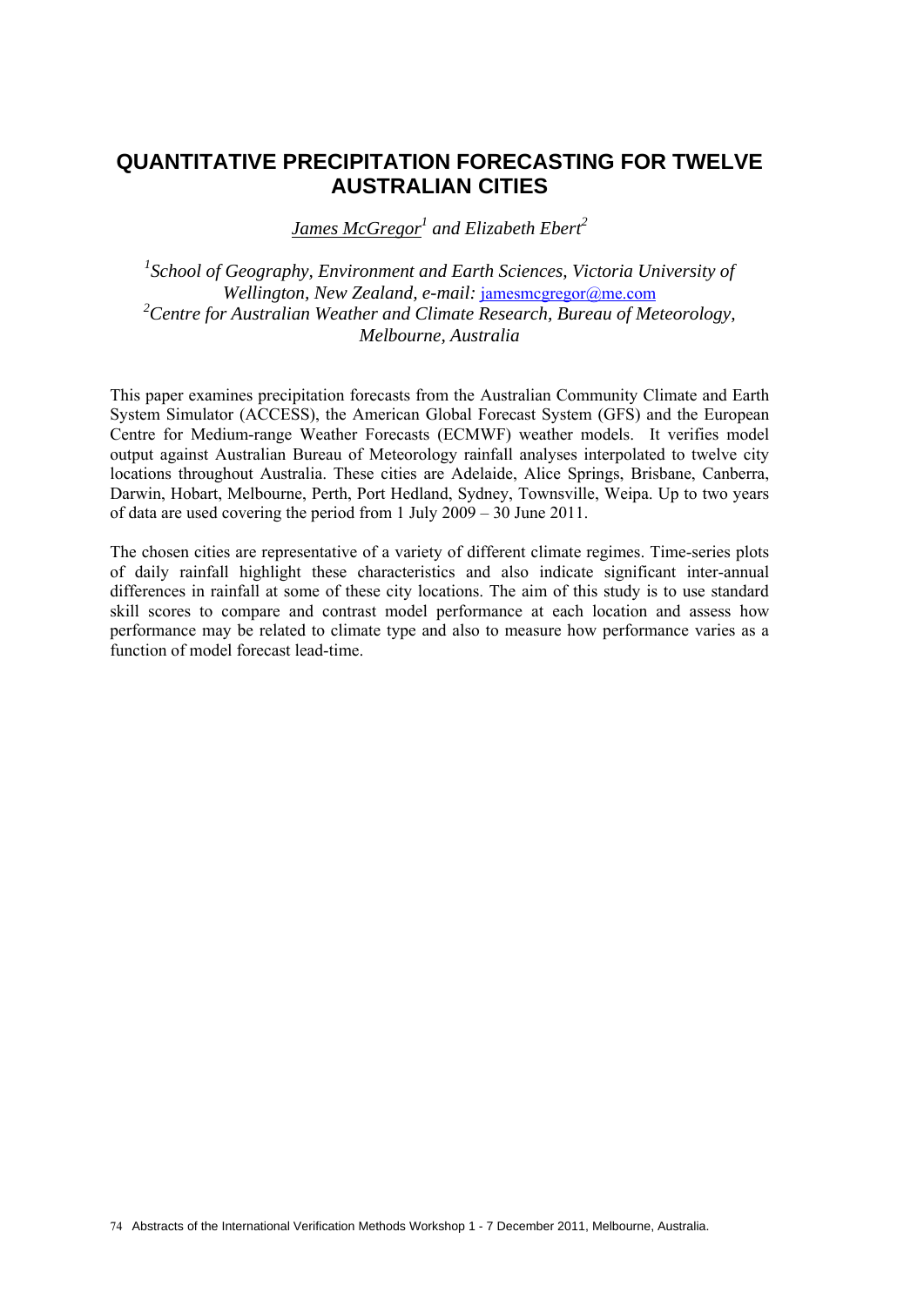# QUANTITATIVE PRECIPITATION FORECASTING FOR TWELVE AUSTRALIAN CITIES

*James McGregor*[1] *and Elizabeth Ebert*[2]

[1]*School of Geography, Environment and Earth Sciences, Victoria University of Wellington, New Zealand, e-mail:* jamesmcgregor@me.com
[2]*Centre for Australian Weather and Climate Research, Bureau of Meteorology, Melbourne, Australia*

This paper examines precipitation forecasts from the Australian Community Climate and Earth System Simulator (ACCESS), the American Global Forecast System (GFS) and the European Centre for Medium-range Weather Forecasts (ECMWF) weather models. It verifies model output against Australian Bureau of Meteorology rainfall analyses interpolated to twelve city locations throughout Australia. These cities are Adelaide, Alice Springs, Brisbane, Canberra, Darwin, Hobart, Melbourne, Perth, Port Hedland, Sydney, Townsville, Weipa. Up to two years of data are used covering the period from 1 July 2009 – 30 June 2011.

The chosen cities are representative of a variety of different climate regimes. Time-series plots of daily rainfall highlight these characteristics and also indicate significant inter-annual differences in rainfall at some of these city locations. The aim of this study is to use standard skill scores to compare and contrast model performance at each location and assess how performance may be related to climate type and also to measure how performance varies as a function of model forecast lead-time.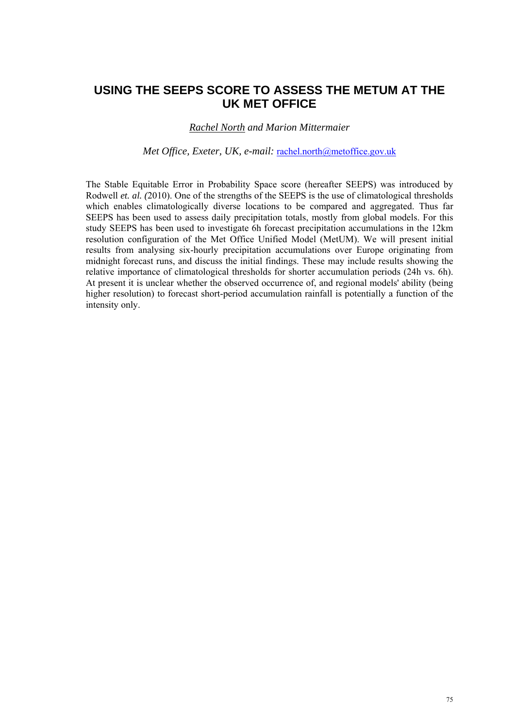# USING THE SEEPS SCORE TO ASSESS THE METUM AT THE UK MET OFFICE

*Rachel North and Marion Mittermaier*

*Met Office, Exeter, UK, e-mail:* rachel.north@metoffice.gov.uk

The Stable Equitable Error in Probability Space score (hereafter SEEPS) was introduced by Rodwell *et. al. (*2010). One of the strengths of the SEEPS is the use of climatological thresholds which enables climatologically diverse locations to be compared and aggregated. Thus far SEEPS has been used to assess daily precipitation totals, mostly from global models. For this study SEEPS has been used to investigate 6h forecast precipitation accumulations in the 12km resolution configuration of the Met Office Unified Model (MetUM). We will present initial results from analysing six-hourly precipitation accumulations over Europe originating from midnight forecast runs, and discuss the initial findings. These may include results showing the relative importance of climatological thresholds for shorter accumulation periods (24h vs. 6h). At present it is unclear whether the observed occurrence of, and regional models' ability (being higher resolution) to forecast short-period accumulation rainfall is potentially a function of the intensity only.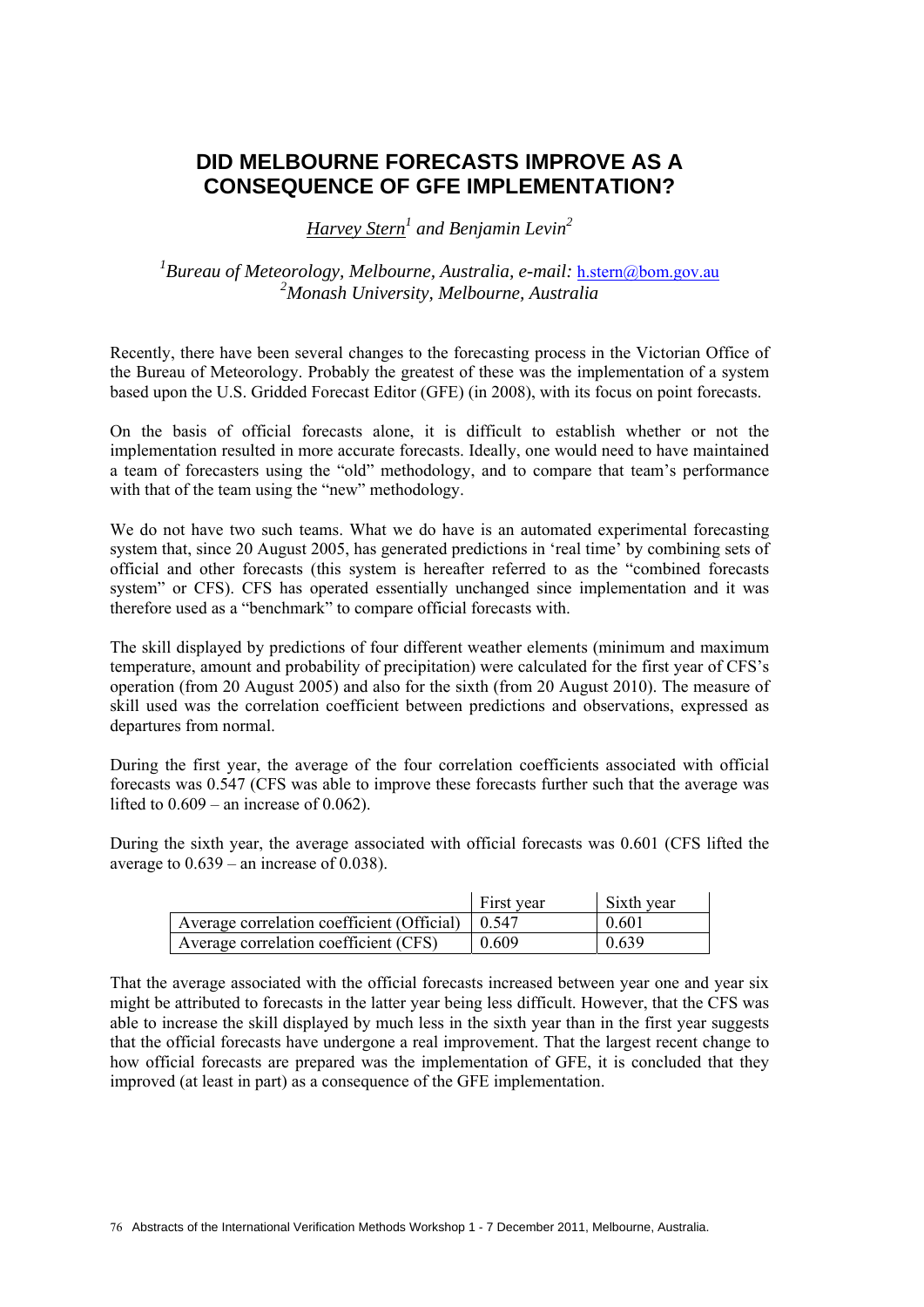# DID MELBOURNE FORECASTS IMPROVE AS A CONSEQUENCE OF GFE IMPLEMENTATION?

*Harvey Stern[1] and Benjamin Levin[2]*

*[1]Bureau of Meteorology, Melbourne, Australia, e-mail:* h.stern@bom.gov.au
*[2]Monash University, Melbourne, Australia*

Recently, there have been several changes to the forecasting process in the Victorian Office of the Bureau of Meteorology. Probably the greatest of these was the implementation of a system based upon the U.S. Gridded Forecast Editor (GFE) (in 2008), with its focus on point forecasts.

On the basis of official forecasts alone, it is difficult to establish whether or not the implementation resulted in more accurate forecasts. Ideally, one would need to have maintained a team of forecasters using the "old" methodology, and to compare that team's performance with that of the team using the "new" methodology.

We do not have two such teams. What we do have is an automated experimental forecasting system that, since 20 August 2005, has generated predictions in 'real time' by combining sets of official and other forecasts (this system is hereafter referred to as the "combined forecasts system" or CFS). CFS has operated essentially unchanged since implementation and it was therefore used as a "benchmark" to compare official forecasts with.

The skill displayed by predictions of four different weather elements (minimum and maximum temperature, amount and probability of precipitation) were calculated for the first year of CFS's operation (from 20 August 2005) and also for the sixth (from 20 August 2010). The measure of skill used was the correlation coefficient between predictions and observations, expressed as departures from normal.

During the first year, the average of the four correlation coefficients associated with official forecasts was 0.547 (CFS was able to improve these forecasts further such that the average was lifted to 0.609 – an increase of 0.062).

During the sixth year, the average associated with official forecasts was 0.601 (CFS lifted the average to 0.639 – an increase of 0.038).

| | First year | Sixth year |
|---|---|---|
| Average correlation coefficient (Official) | 0.547 | 0.601 |
| Average correlation coefficient (CFS) | 0.609 | 0.639 |

That the average associated with the official forecasts increased between year one and year six might be attributed to forecasts in the latter year being less difficult. However, that the CFS was able to increase the skill displayed by much less in the sixth year than in the first year suggests that the official forecasts have undergone a real improvement. That the largest recent change to how official forecasts are prepared was the implementation of GFE, it is concluded that they improved (at least in part) as a consequence of the GFE implementation.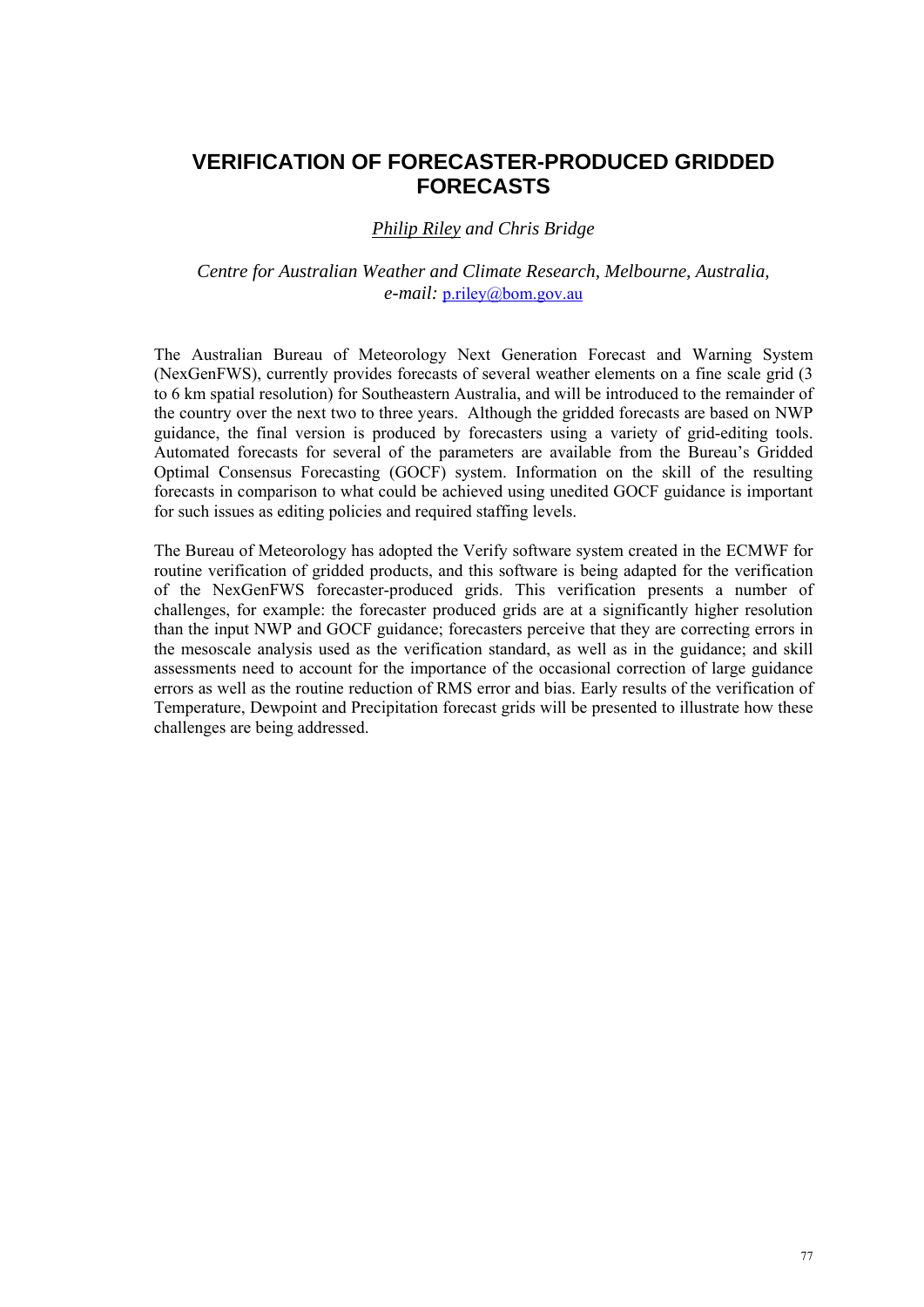# VERIFICATION OF FORECASTER-PRODUCED GRIDDED FORECASTS

*Philip Riley and Chris Bridge*

*Centre for Australian Weather and Climate Research, Melbourne, Australia,*
*e-mail:* p.riley@bom.gov.au

The Australian Bureau of Meteorology Next Generation Forecast and Warning System (NexGenFWS), currently provides forecasts of several weather elements on a fine scale grid (3 to 6 km spatial resolution) for Southeastern Australia, and will be introduced to the remainder of the country over the next two to three years. Although the gridded forecasts are based on NWP guidance, the final version is produced by forecasters using a variety of grid-editing tools. Automated forecasts for several of the parameters are available from the Bureau's Gridded Optimal Consensus Forecasting (GOCF) system. Information on the skill of the resulting forecasts in comparison to what could be achieved using unedited GOCF guidance is important for such issues as editing policies and required staffing levels.

The Bureau of Meteorology has adopted the Verify software system created in the ECMWF for routine verification of gridded products, and this software is being adapted for the verification of the NexGenFWS forecaster-produced grids. This verification presents a number of challenges, for example: the forecaster produced grids are at a significantly higher resolution than the input NWP and GOCF guidance; forecasters perceive that they are correcting errors in the mesoscale analysis used as the verification standard, as well as in the guidance; and skill assessments need to account for the importance of the occasional correction of large guidance errors as well as the routine reduction of RMS error and bias. Early results of the verification of Temperature, Dewpoint and Precipitation forecast grids will be presented to illustrate how these challenges are being addressed.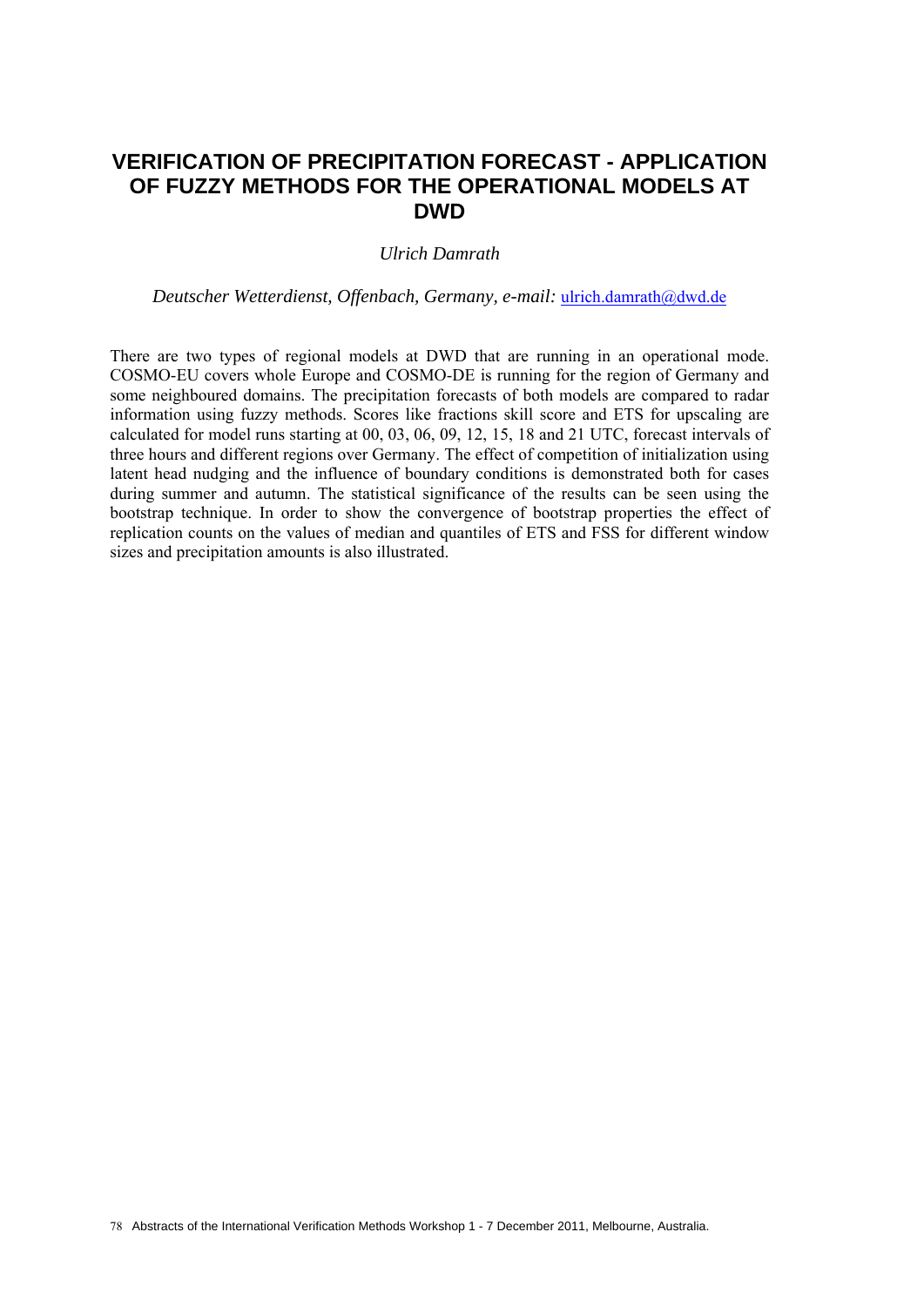# VERIFICATION OF PRECIPITATION FORECAST - APPLICATION OF FUZZY METHODS FOR THE OPERATIONAL MODELS AT DWD

*Ulrich Damrath*

*Deutscher Wetterdienst, Offenbach, Germany, e-mail:* ulrich.damrath@dwd.de

There are two types of regional models at DWD that are running in an operational mode. COSMO-EU covers whole Europe and COSMO-DE is running for the region of Germany and some neighboured domains. The precipitation forecasts of both models are compared to radar information using fuzzy methods. Scores like fractions skill score and ETS for upscaling are calculated for model runs starting at 00, 03, 06, 09, 12, 15, 18 and 21 UTC, forecast intervals of three hours and different regions over Germany. The effect of competition of initialization using latent head nudging and the influence of boundary conditions is demonstrated both for cases during summer and autumn. The statistical significance of the results can be seen using the bootstrap technique. In order to show the convergence of bootstrap properties the effect of replication counts on the values of median and quantiles of ETS and FSS for different window sizes and precipitation amounts is also illustrated.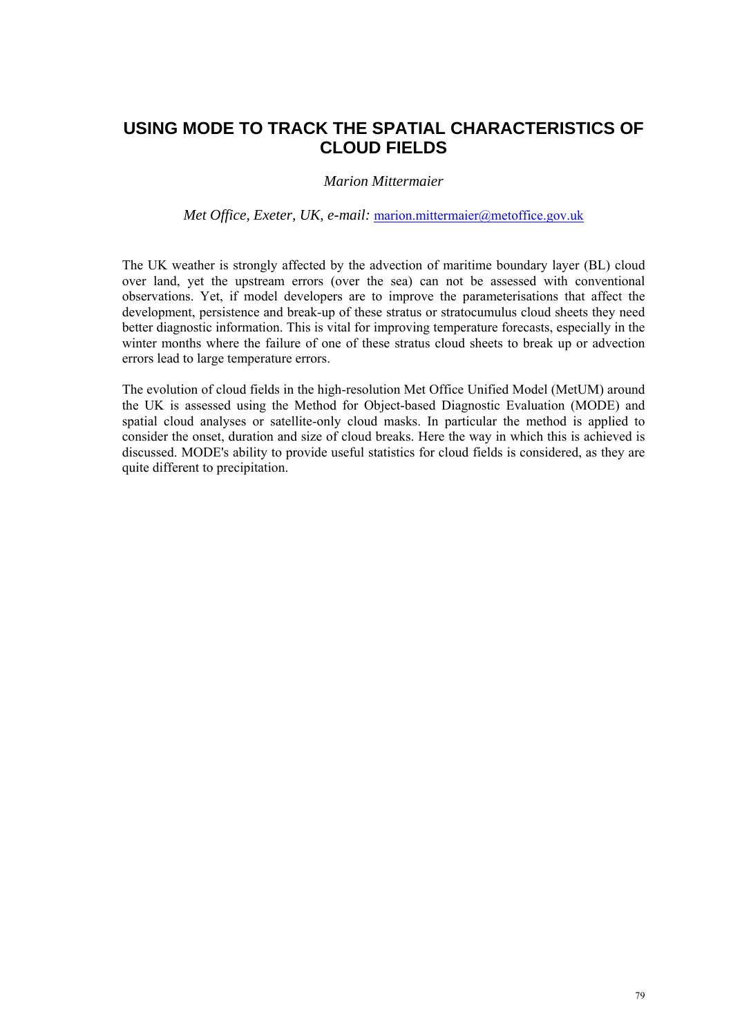# USING MODE TO TRACK THE SPATIAL CHARACTERISTICS OF CLOUD FIELDS

*Marion Mittermaier*

*Met Office, Exeter, UK, e-mail:* marion.mittermaier@metoffice.gov.uk

The UK weather is strongly affected by the advection of maritime boundary layer (BL) cloud over land, yet the upstream errors (over the sea) can not be assessed with conventional observations. Yet, if model developers are to improve the parameterisations that affect the development, persistence and break-up of these stratus or stratocumulus cloud sheets they need better diagnostic information. This is vital for improving temperature forecasts, especially in the winter months where the failure of one of these stratus cloud sheets to break up or advection errors lead to large temperature errors.

The evolution of cloud fields in the high-resolution Met Office Unified Model (MetUM) around the UK is assessed using the Method for Object-based Diagnostic Evaluation (MODE) and spatial cloud analyses or satellite-only cloud masks. In particular the method is applied to consider the onset, duration and size of cloud breaks. Here the way in which this is achieved is discussed. MODE's ability to provide useful statistics for cloud fields is considered, as they are quite different to precipitation.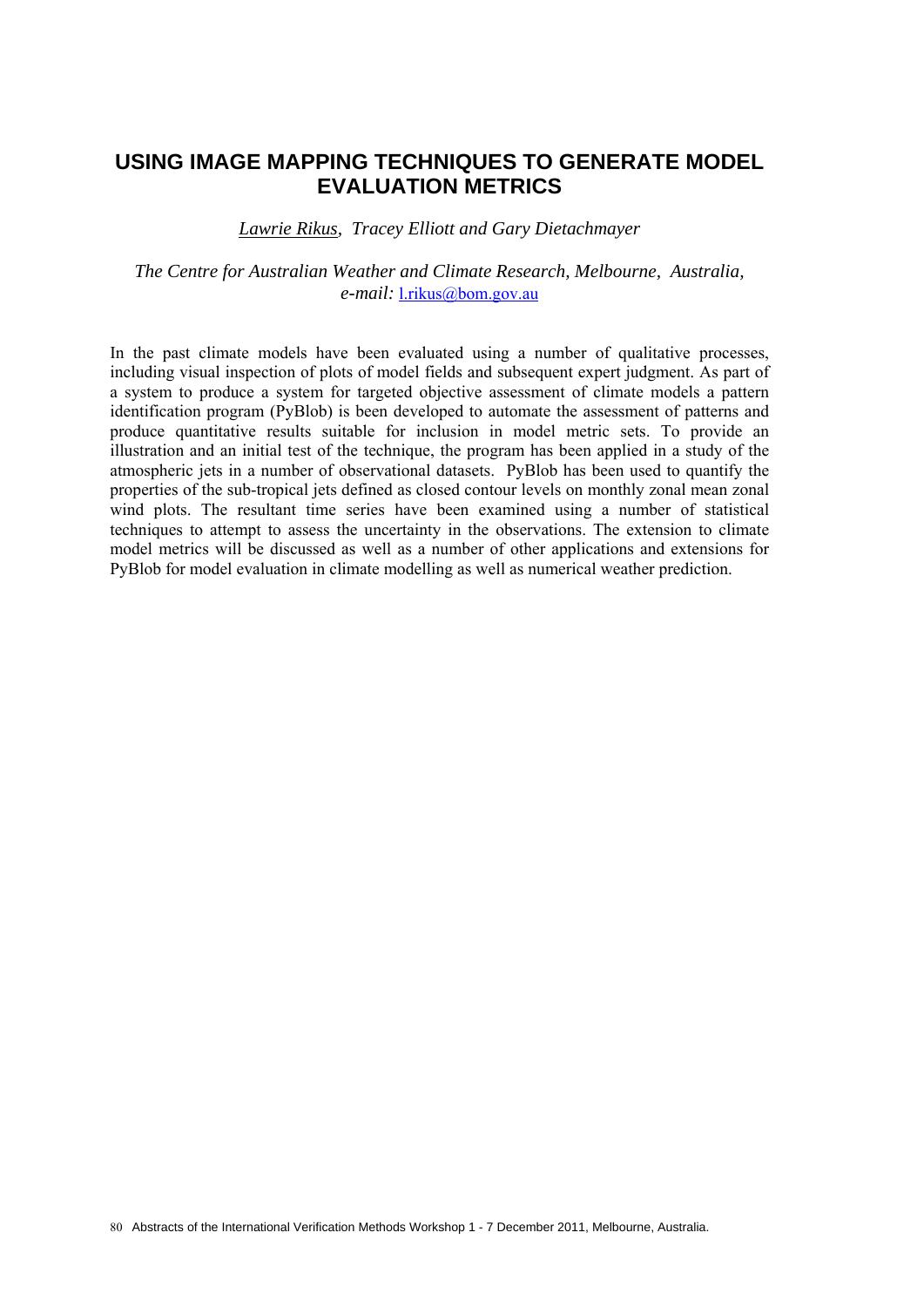# USING IMAGE MAPPING TECHNIQUES TO GENERATE MODEL EVALUATION METRICS

*Lawrie Rikus, Tracey Elliott and Gary Dietachmayer*

*The Centre for Australian Weather and Climate Research, Melbourne, Australia, e-mail:* l.rikus@bom.gov.au

In the past climate models have been evaluated using a number of qualitative processes, including visual inspection of plots of model fields and subsequent expert judgment. As part of a system to produce a system for targeted objective assessment of climate models a pattern identification program (PyBlob) is been developed to automate the assessment of patterns and produce quantitative results suitable for inclusion in model metric sets. To provide an illustration and an initial test of the technique, the program has been applied in a study of the atmospheric jets in a number of observational datasets. PyBlob has been used to quantify the properties of the sub-tropical jets defined as closed contour levels on monthly zonal mean zonal wind plots. The resultant time series have been examined using a number of statistical techniques to attempt to assess the uncertainty in the observations. The extension to climate model metrics will be discussed as well as a number of other applications and extensions for PyBlob for model evaluation in climate modelling as well as numerical weather prediction.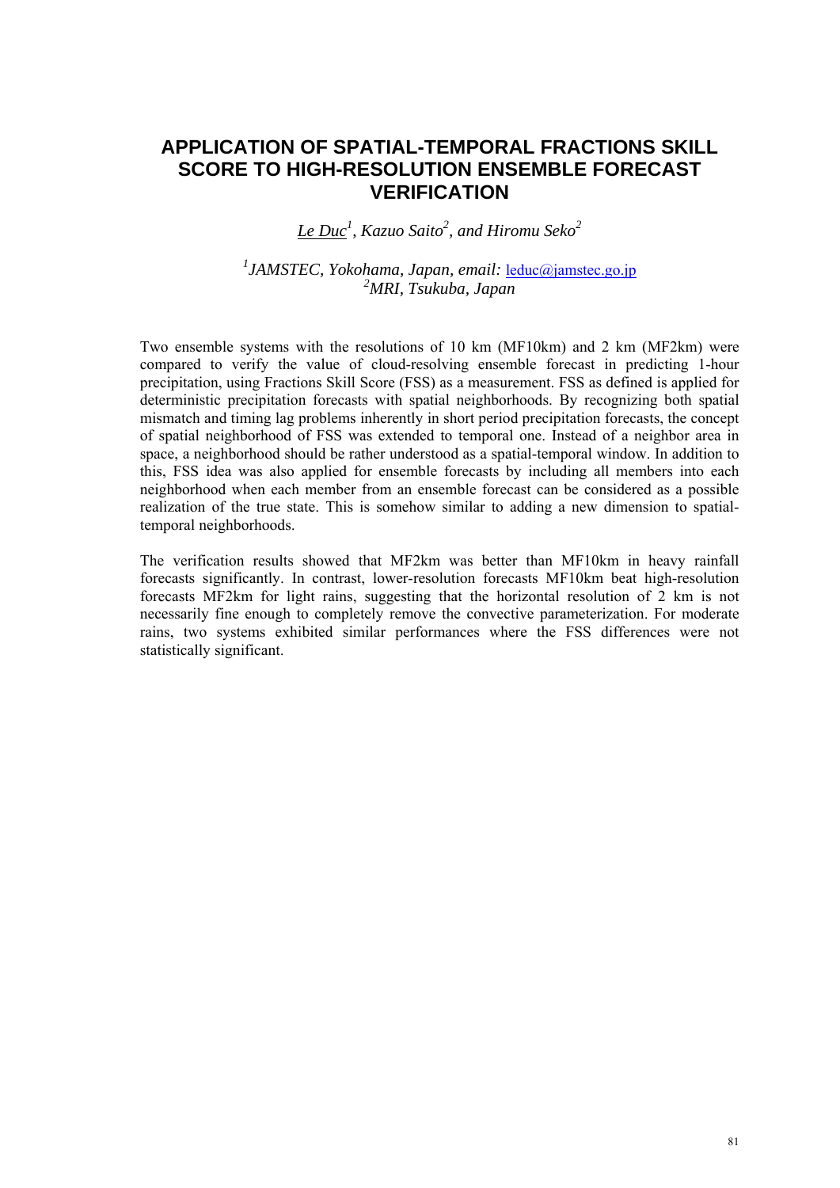# APPLICATION OF SPATIAL-TEMPORAL FRACTIONS SKILL SCORE TO HIGH-RESOLUTION ENSEMBLE FORECAST VERIFICATION

*Le Duc[1], Kazuo Saito[2], and Hiromu Seko[2]*

*[1]JAMSTEC, Yokohama, Japan, email:* leduc@jamstec.go.jp
*[2]MRI, Tsukuba, Japan*

Two ensemble systems with the resolutions of 10 km (MF10km) and 2 km (MF2km) were compared to verify the value of cloud-resolving ensemble forecast in predicting 1-hour precipitation, using Fractions Skill Score (FSS) as a measurement. FSS as defined is applied for deterministic precipitation forecasts with spatial neighborhoods. By recognizing both spatial mismatch and timing lag problems inherently in short period precipitation forecasts, the concept of spatial neighborhood of FSS was extended to temporal one. Instead of a neighbor area in space, a neighborhood should be rather understood as a spatial-temporal window. In addition to this, FSS idea was also applied for ensemble forecasts by including all members into each neighborhood when each member from an ensemble forecast can be considered as a possible realization of the true state. This is somehow similar to adding a new dimension to spatial-temporal neighborhoods.

The verification results showed that MF2km was better than MF10km in heavy rainfall forecasts significantly. In contrast, lower-resolution forecasts MF10km beat high-resolution forecasts MF2km for light rains, suggesting that the horizontal resolution of 2 km is not necessarily fine enough to completely remove the convective parameterization. For moderate rains, two systems exhibited similar performances where the FSS differences were not statistically significant.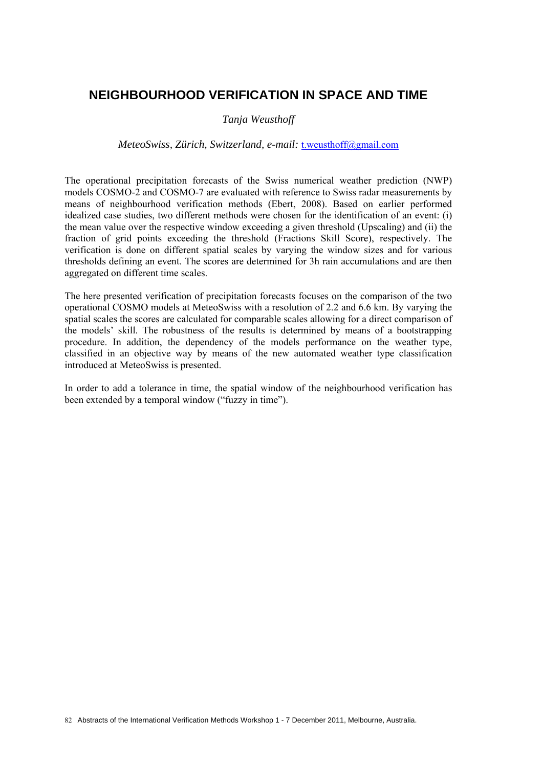# NEIGHBOURHOOD VERIFICATION IN SPACE AND TIME

*Tanja Weusthoff*

*MeteoSwiss, Zürich, Switzerland, e-mail:* t.weusthoff@gmail.com

The operational precipitation forecasts of the Swiss numerical weather prediction (NWP) models COSMO-2 and COSMO-7 are evaluated with reference to Swiss radar measurements by means of neighbourhood verification methods (Ebert, 2008). Based on earlier performed idealized case studies, two different methods were chosen for the identification of an event: (i) the mean value over the respective window exceeding a given threshold (Upscaling) and (ii) the fraction of grid points exceeding the threshold (Fractions Skill Score), respectively. The verification is done on different spatial scales by varying the window sizes and for various thresholds defining an event. The scores are determined for 3h rain accumulations and are then aggregated on different time scales.

The here presented verification of precipitation forecasts focuses on the comparison of the two operational COSMO models at MeteoSwiss with a resolution of 2.2 and 6.6 km. By varying the spatial scales the scores are calculated for comparable scales allowing for a direct comparison of the models' skill. The robustness of the results is determined by means of a bootstrapping procedure. In addition, the dependency of the models performance on the weather type, classified in an objective way by means of the new automated weather type classification introduced at MeteoSwiss is presented.

In order to add a tolerance in time, the spatial window of the neighbourhood verification has been extended by a temporal window ("fuzzy in time").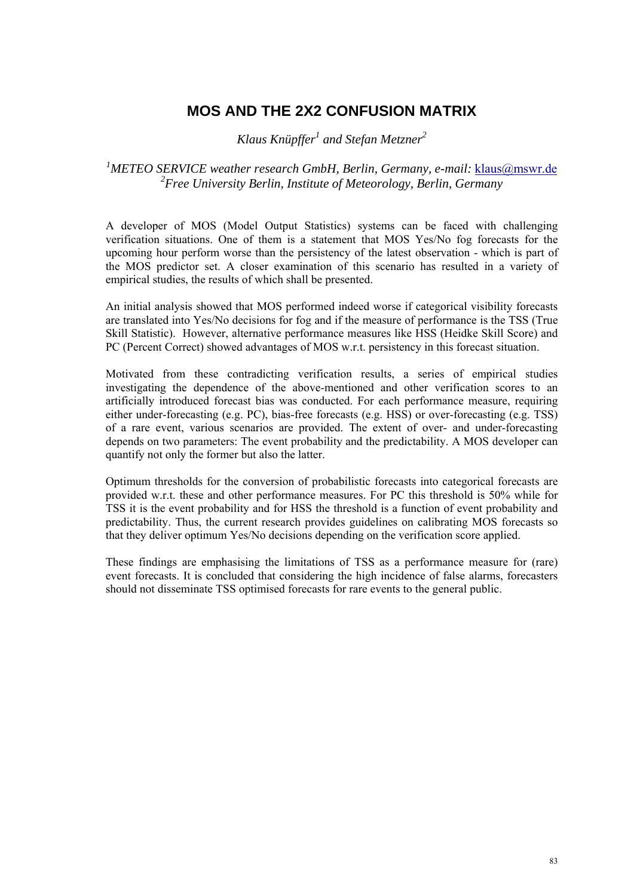# MOS AND THE 2X2 CONFUSION MATRIX

*Klaus Knüpffer[1] and Stefan Metzner[2]*

*[1]METEO SERVICE weather research GmbH, Berlin, Germany, e-mail:* klaus@mswr.de
*[2]Free University Berlin, Institute of Meteorology, Berlin, Germany*

A developer of MOS (Model Output Statistics) systems can be faced with challenging verification situations. One of them is a statement that MOS Yes/No fog forecasts for the upcoming hour perform worse than the persistency of the latest observation - which is part of the MOS predictor set. A closer examination of this scenario has resulted in a variety of empirical studies, the results of which shall be presented.

An initial analysis showed that MOS performed indeed worse if categorical visibility forecasts are translated into Yes/No decisions for fog and if the measure of performance is the TSS (True Skill Statistic). However, alternative performance measures like HSS (Heidke Skill Score) and PC (Percent Correct) showed advantages of MOS w.r.t. persistency in this forecast situation.

Motivated from these contradicting verification results, a series of empirical studies investigating the dependence of the above-mentioned and other verification scores to an artificially introduced forecast bias was conducted. For each performance measure, requiring either under-forecasting (e.g. PC), bias-free forecasts (e.g. HSS) or over-forecasting (e.g. TSS) of a rare event, various scenarios are provided. The extent of over- and under-forecasting depends on two parameters: The event probability and the predictability. A MOS developer can quantify not only the former but also the latter.

Optimum thresholds for the conversion of probabilistic forecasts into categorical forecasts are provided w.r.t. these and other performance measures. For PC this threshold is 50% while for TSS it is the event probability and for HSS the threshold is a function of event probability and predictability. Thus, the current research provides guidelines on calibrating MOS forecasts so that they deliver optimum Yes/No decisions depending on the verification score applied.

These findings are emphasising the limitations of TSS as a performance measure for (rare) event forecasts. It is concluded that considering the high incidence of false alarms, forecasters should not disseminate TSS optimised forecasts for rare events to the general public.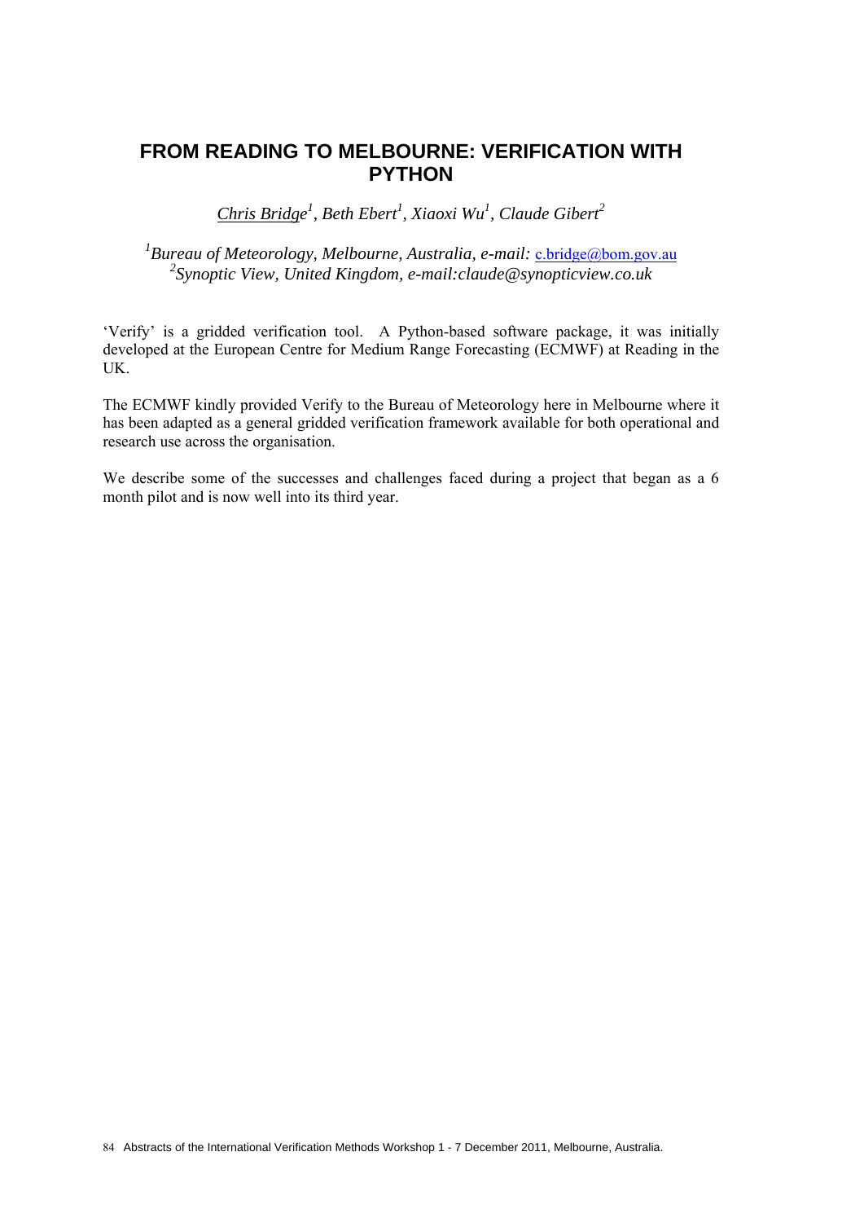# FROM READING TO MELBOURNE: VERIFICATION WITH PYTHON

*Chris Bridge*[1], *Beth Ebert*[1], *Xiaoxi Wu*[1], *Claude Gibert*[2]

[1]*Bureau of Meteorology, Melbourne, Australia, e-mail:* c.bridge@bom.gov.au
[2]*Synoptic View, United Kingdom, e-mail:claude@synopticview.co.uk*

'Verify' is a gridded verification tool. A Python-based software package, it was initially developed at the European Centre for Medium Range Forecasting (ECMWF) at Reading in the UK.

The ECMWF kindly provided Verify to the Bureau of Meteorology here in Melbourne where it has been adapted as a general gridded verification framework available for both operational and research use across the organisation.

We describe some of the successes and challenges faced during a project that began as a 6 month pilot and is now well into its third year.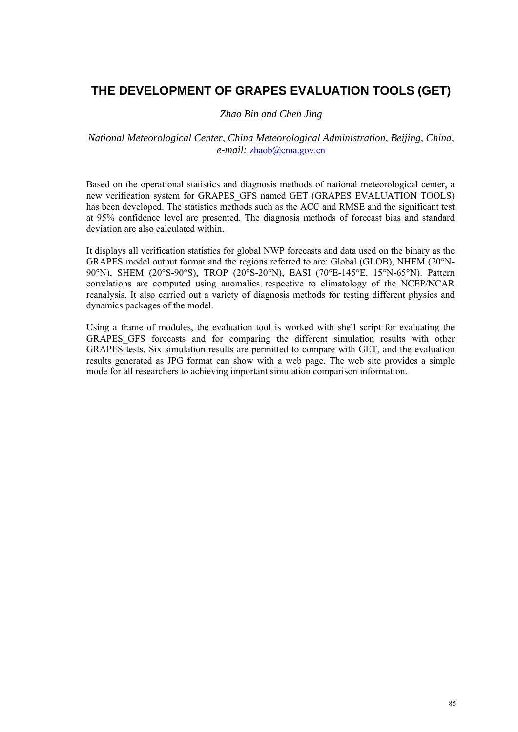# THE DEVELOPMENT OF GRAPES EVALUATION TOOLS (GET)

*Zhao Bin and Chen Jing*

*National Meteorological Center, China Meteorological Administration, Beijing, China,*
*e-mail:* zhaob@cma.gov.cn

Based on the operational statistics and diagnosis methods of national meteorological center, a new verification system for GRAPES_GFS named GET (GRAPES EVALUATION TOOLS) has been developed. The statistics methods such as the ACC and RMSE and the significant test at 95% confidence level are presented. The diagnosis methods of forecast bias and standard deviation are also calculated within.

It displays all verification statistics for global NWP forecasts and data used on the binary as the GRAPES model output format and the regions referred to are: Global (GLOB), NHEM (20°N-90°N), SHEM (20°S-90°S), TROP (20°S-20°N), EASI (70°E-145°E, 15°N-65°N). Pattern correlations are computed using anomalies respective to climatology of the NCEP/NCAR reanalysis. It also carried out a variety of diagnosis methods for testing different physics and dynamics packages of the model.

Using a frame of modules, the evaluation tool is worked with shell script for evaluating the GRAPES_GFS forecasts and for comparing the different simulation results with other GRAPES tests. Six simulation results are permitted to compare with GET, and the evaluation results generated as JPG format can show with a web page. The web site provides a simple mode for all researchers to achieving important simulation comparison information.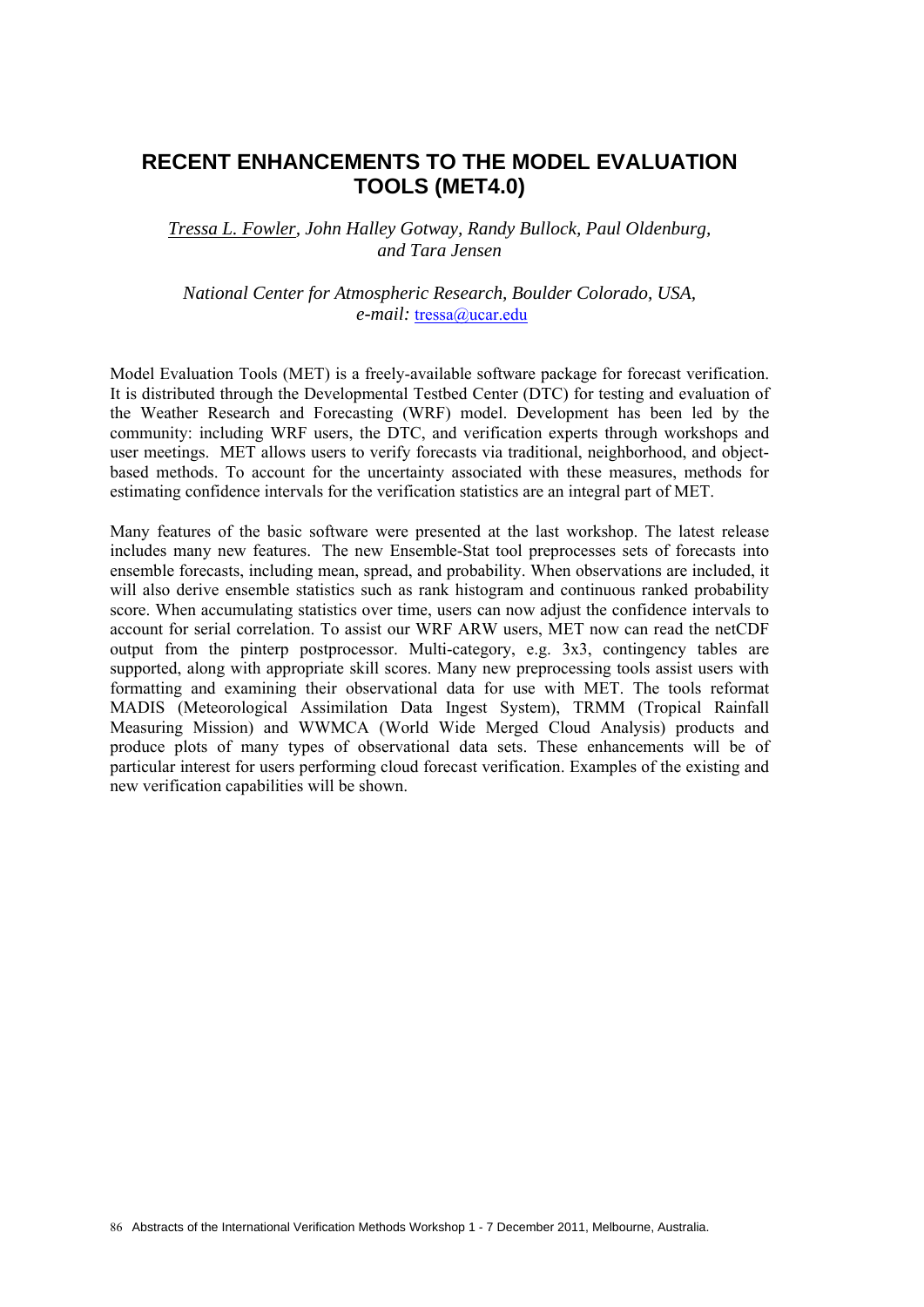# RECENT ENHANCEMENTS TO THE MODEL EVALUATION TOOLS (MET4.0)

*Tressa L. Fowler, John Halley Gotway, Randy Bullock, Paul Oldenburg, and Tara Jensen*

*National Center for Atmospheric Research, Boulder Colorado, USA,*
*e-mail:* tressa@ucar.edu

Model Evaluation Tools (MET) is a freely-available software package for forecast verification. It is distributed through the Developmental Testbed Center (DTC) for testing and evaluation of the Weather Research and Forecasting (WRF) model. Development has been led by the community: including WRF users, the DTC, and verification experts through workshops and user meetings. MET allows users to verify forecasts via traditional, neighborhood, and object-based methods. To account for the uncertainty associated with these measures, methods for estimating confidence intervals for the verification statistics are an integral part of MET.

Many features of the basic software were presented at the last workshop. The latest release includes many new features. The new Ensemble-Stat tool preprocesses sets of forecasts into ensemble forecasts, including mean, spread, and probability. When observations are included, it will also derive ensemble statistics such as rank histogram and continuous ranked probability score. When accumulating statistics over time, users can now adjust the confidence intervals to account for serial correlation. To assist our WRF ARW users, MET now can read the netCDF output from the pinterp postprocessor. Multi-category, e.g. 3x3, contingency tables are supported, along with appropriate skill scores. Many new preprocessing tools assist users with formatting and examining their observational data for use with MET. The tools reformat MADIS (Meteorological Assimilation Data Ingest System), TRMM (Tropical Rainfall Measuring Mission) and WWMCA (World Wide Merged Cloud Analysis) products and produce plots of many types of observational data sets. These enhancements will be of particular interest for users performing cloud forecast verification. Examples of the existing and new verification capabilities will be shown.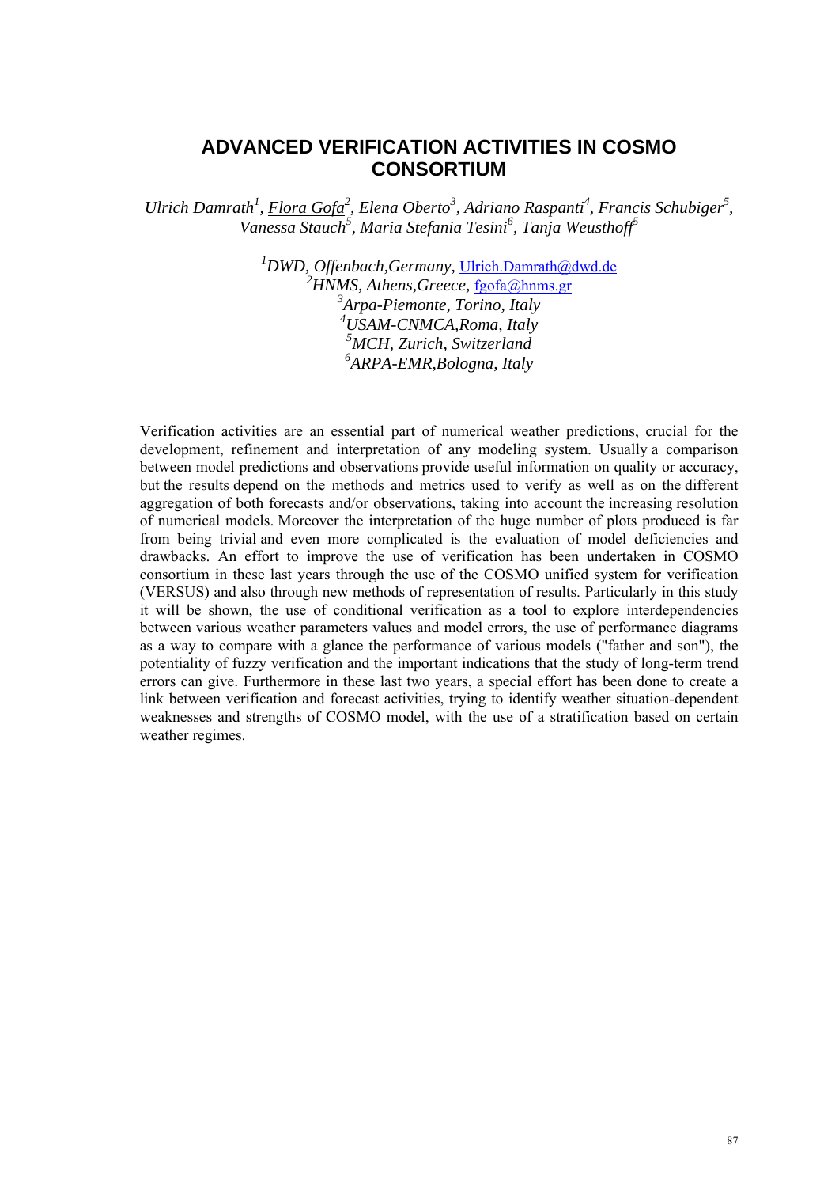# ADVANCED VERIFICATION ACTIVITIES IN COSMO CONSORTIUM

*Ulrich Damrath[1], Flora Gofa[2], Elena Oberto[3], Adriano Raspanti[4], Francis Schubiger[5], Vanessa Stauch[5], Maria Stefania Tesini[6], Tanja Weusthoff[5]*

*[1]DWD, Offenbach,Germany,* Ulrich.Damrath@dwd.de
*[2]HNMS, Athens,Greece,* fgofa@hnms.gr
*[3]Arpa-Piemonte, Torino, Italy*
*[4]USAM-CNMCA,Roma, Italy*
*[5]MCH, Zurich, Switzerland*
*[6]ARPA-EMR,Bologna, Italy*

Verification activities are an essential part of numerical weather predictions, crucial for the development, refinement and interpretation of any modeling system. Usually a comparison between model predictions and observations provide useful information on quality or accuracy, but the results depend on the methods and metrics used to verify as well as on the different aggregation of both forecasts and/or observations, taking into account the increasing resolution of numerical models. Moreover the interpretation of the huge number of plots produced is far from being trivial and even more complicated is the evaluation of model deficiencies and drawbacks. An effort to improve the use of verification has been undertaken in COSMO consortium in these last years through the use of the COSMO unified system for verification (VERSUS) and also through new methods of representation of results. Particularly in this study it will be shown, the use of conditional verification as a tool to explore interdependencies between various weather parameters values and model errors, the use of performance diagrams as a way to compare with a glance the performance of various models ("father and son"), the potentiality of fuzzy verification and the important indications that the study of long-term trend errors can give. Furthermore in these last two years, a special effort has been done to create a link between verification and forecast activities, trying to identify weather situation-dependent weaknesses and strengths of COSMO model, with the use of a stratification based on certain weather regimes.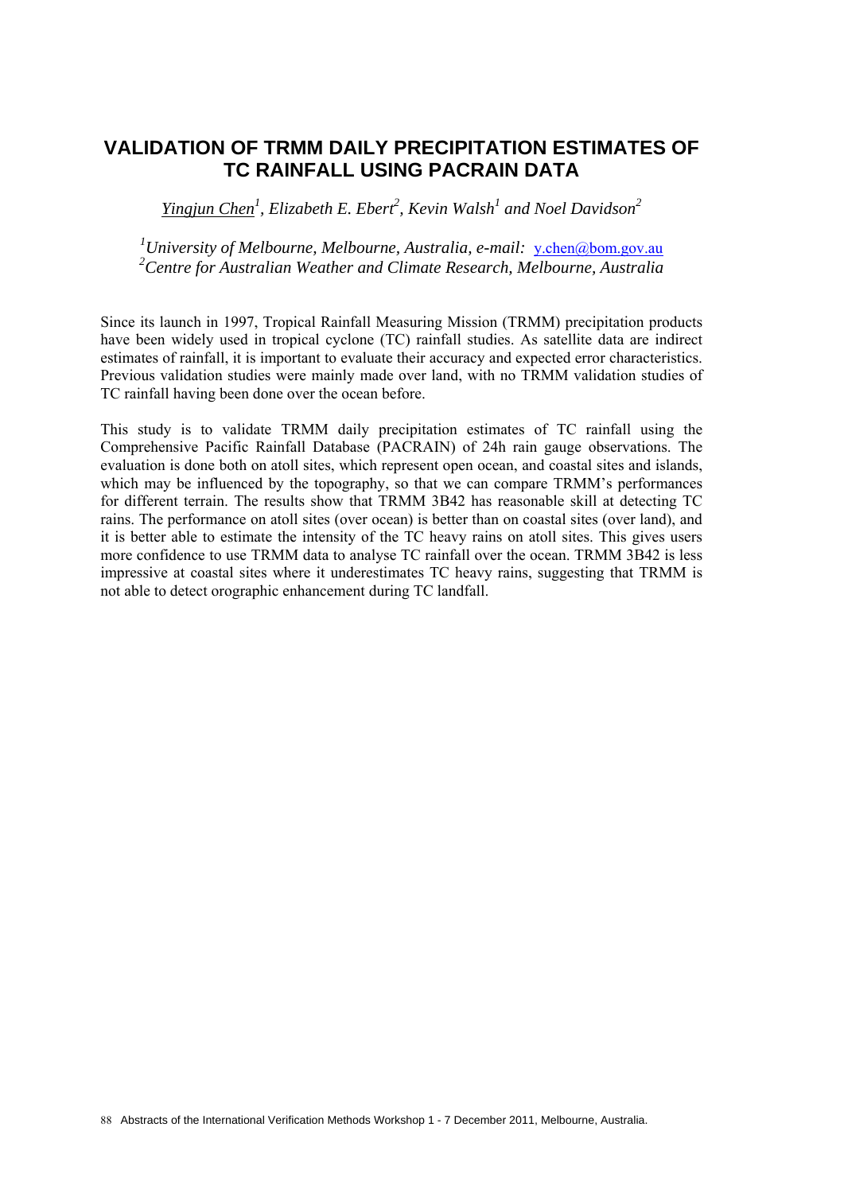# VALIDATION OF TRMM DAILY PRECIPITATION ESTIMATES OF TC RAINFALL USING PACRAIN DATA

*Yingjun Chen[1], Elizabeth E. Ebert[2], Kevin Walsh[1] and Noel Davidson[2]*

*[1]University of Melbourne, Melbourne, Australia, e-mail:* y.chen@bom.gov.au
*[2]Centre for Australian Weather and Climate Research, Melbourne, Australia*

Since its launch in 1997, Tropical Rainfall Measuring Mission (TRMM) precipitation products have been widely used in tropical cyclone (TC) rainfall studies. As satellite data are indirect estimates of rainfall, it is important to evaluate their accuracy and expected error characteristics. Previous validation studies were mainly made over land, with no TRMM validation studies of TC rainfall having been done over the ocean before.

This study is to validate TRMM daily precipitation estimates of TC rainfall using the Comprehensive Pacific Rainfall Database (PACRAIN) of 24h rain gauge observations. The evaluation is done both on atoll sites, which represent open ocean, and coastal sites and islands, which may be influenced by the topography, so that we can compare TRMM's performances for different terrain. The results show that TRMM 3B42 has reasonable skill at detecting TC rains. The performance on atoll sites (over ocean) is better than on coastal sites (over land), and it is better able to estimate the intensity of the TC heavy rains on atoll sites. This gives users more confidence to use TRMM data to analyse TC rainfall over the ocean. TRMM 3B42 is less impressive at coastal sites where it underestimates TC heavy rains, suggesting that TRMM is not able to detect orographic enhancement during TC landfall.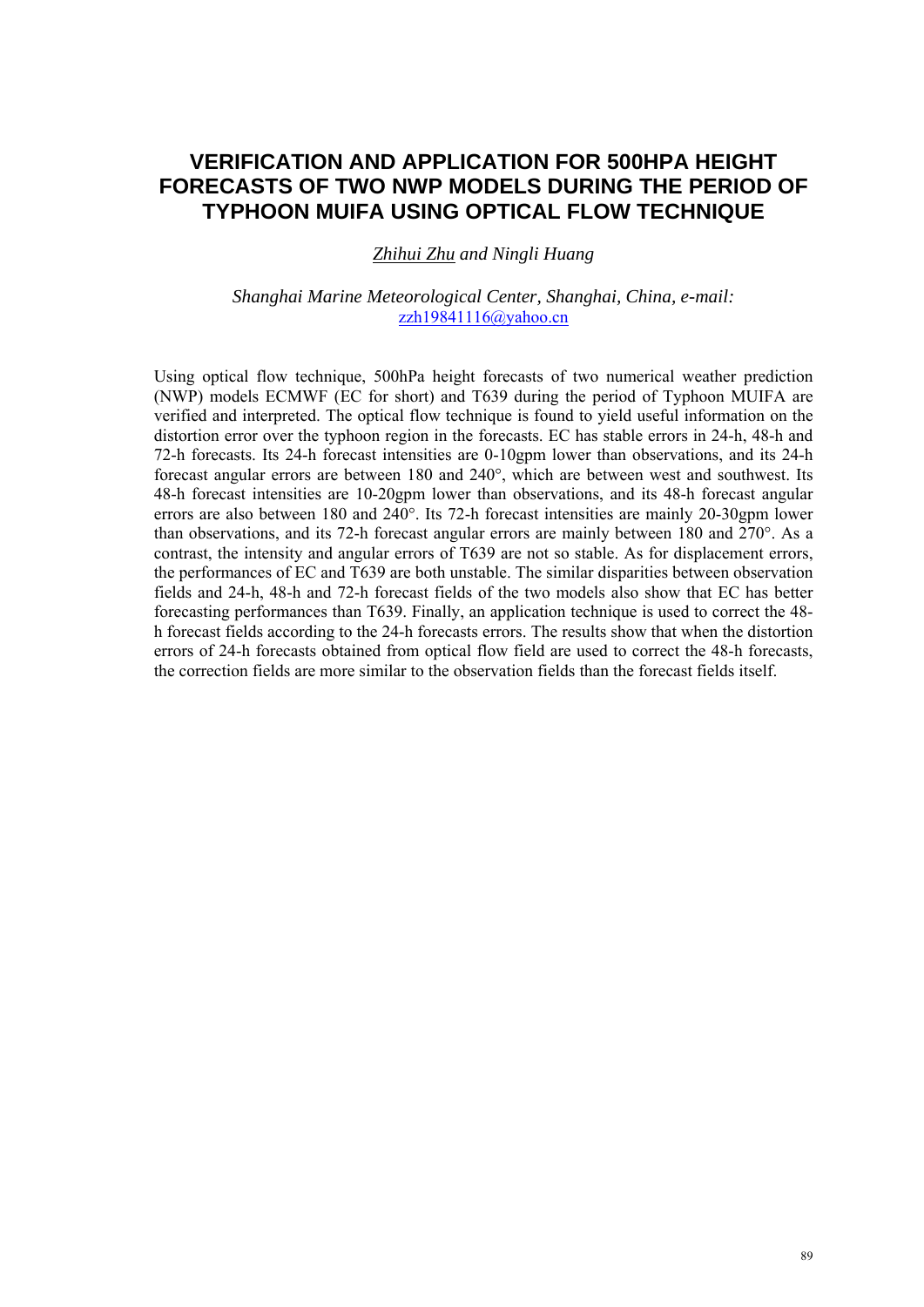# VERIFICATION AND APPLICATION FOR 500HPA HEIGHT FORECASTS OF TWO NWP MODELS DURING THE PERIOD OF TYPHOON MUIFA USING OPTICAL FLOW TECHNIQUE

*Zhihui Zhu and Ningli Huang*

*Shanghai Marine Meteorological Center, Shanghai, China, e-mail:* zzh19841116@yahoo.cn

Using optical flow technique, 500hPa height forecasts of two numerical weather prediction (NWP) models ECMWF (EC for short) and T639 during the period of Typhoon MUIFA are verified and interpreted. The optical flow technique is found to yield useful information on the distortion error over the typhoon region in the forecasts. EC has stable errors in 24-h, 48-h and 72-h forecasts. Its 24-h forecast intensities are 0-10gpm lower than observations, and its 24-h forecast angular errors are between 180 and 240°, which are between west and southwest. Its 48-h forecast intensities are 10-20gpm lower than observations, and its 48-h forecast angular errors are also between 180 and 240°. Its 72-h forecast intensities are mainly 20-30gpm lower than observations, and its 72-h forecast angular errors are mainly between 180 and 270°. As a contrast, the intensity and angular errors of T639 are not so stable. As for displacement errors, the performances of EC and T639 are both unstable. The similar disparities between observation fields and 24-h, 48-h and 72-h forecast fields of the two models also show that EC has better forecasting performances than T639. Finally, an application technique is used to correct the 48-h forecast fields according to the 24-h forecasts errors. The results show that when the distortion errors of 24-h forecasts obtained from optical flow field are used to correct the 48-h forecasts, the correction fields are more similar to the observation fields than the forecast fields itself.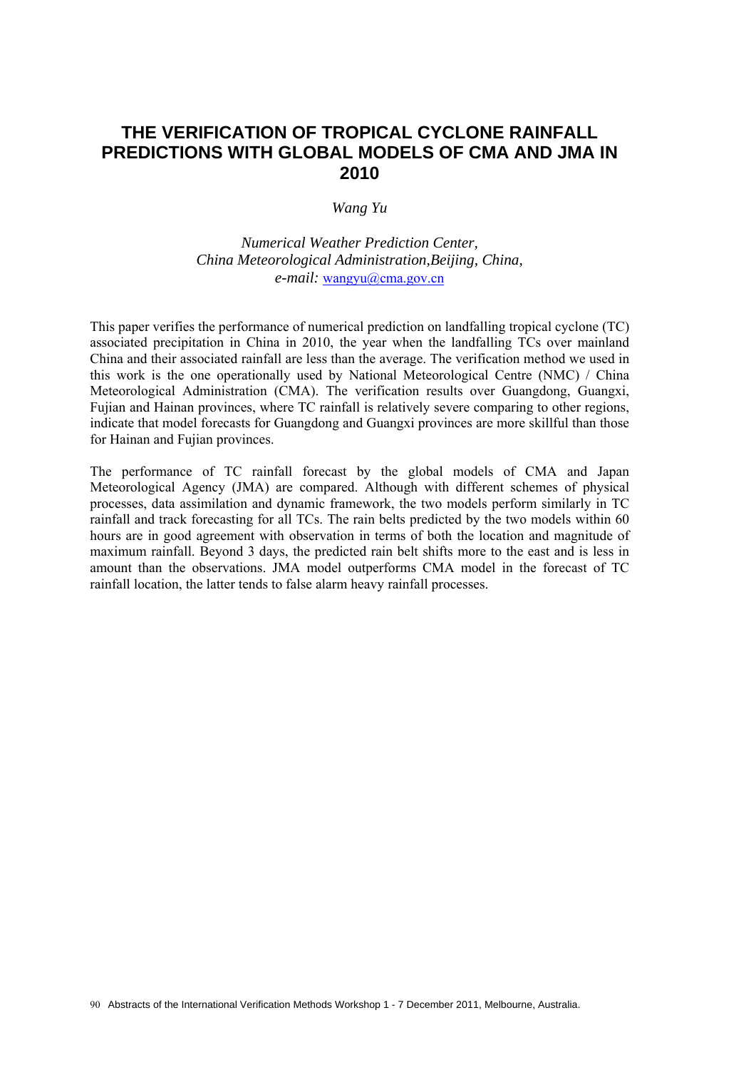# THE VERIFICATION OF TROPICAL CYCLONE RAINFALL PREDICTIONS WITH GLOBAL MODELS OF CMA AND JMA IN 2010

*Wang Yu*

*Numerical Weather Prediction Center,*
*China Meteorological Administration,Beijing, China,*
*e-mail:* wangyu@cma.gov.cn

This paper verifies the performance of numerical prediction on landfalling tropical cyclone (TC) associated precipitation in China in 2010, the year when the landfalling TCs over mainland China and their associated rainfall are less than the average. The verification method we used in this work is the one operationally used by National Meteorological Centre (NMC) / China Meteorological Administration (CMA). The verification results over Guangdong, Guangxi, Fujian and Hainan provinces, where TC rainfall is relatively severe comparing to other regions, indicate that model forecasts for Guangdong and Guangxi provinces are more skillful than those for Hainan and Fujian provinces.

The performance of TC rainfall forecast by the global models of CMA and Japan Meteorological Agency (JMA) are compared. Although with different schemes of physical processes, data assimilation and dynamic framework, the two models perform similarly in TC rainfall and track forecasting for all TCs. The rain belts predicted by the two models within 60 hours are in good agreement with observation in terms of both the location and magnitude of maximum rainfall. Beyond 3 days, the predicted rain belt shifts more to the east and is less in amount than the observations. JMA model outperforms CMA model in the forecast of TC rainfall location, the latter tends to false alarm heavy rainfall processes.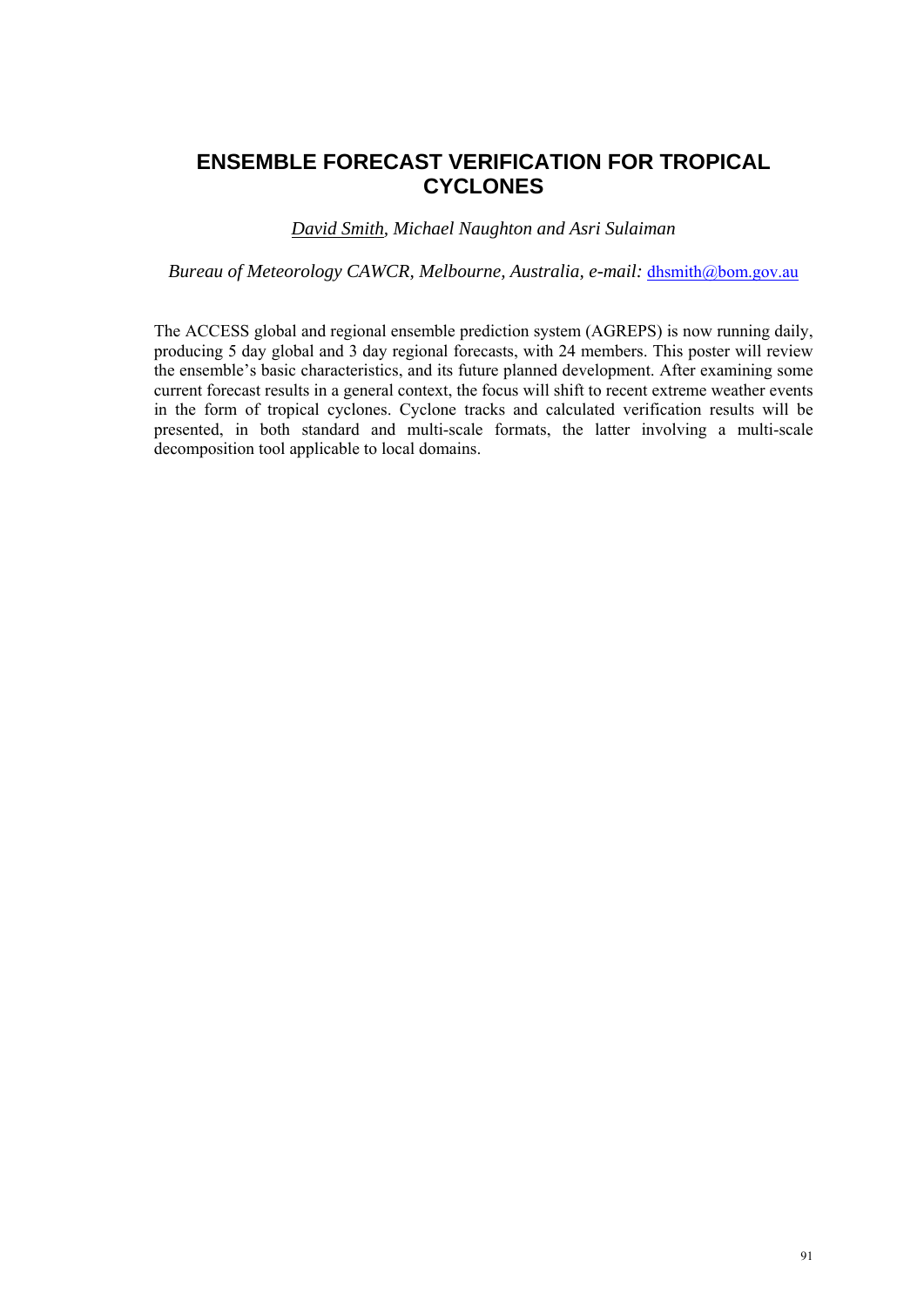# ENSEMBLE FORECAST VERIFICATION FOR TROPICAL CYCLONES

*David Smith, Michael Naughton and Asri Sulaiman*

*Bureau of Meteorology CAWCR, Melbourne, Australia, e-mail:* dhsmith@bom.gov.au

The ACCESS global and regional ensemble prediction system (AGREPS) is now running daily, producing 5 day global and 3 day regional forecasts, with 24 members. This poster will review the ensemble's basic characteristics, and its future planned development. After examining some current forecast results in a general context, the focus will shift to recent extreme weather events in the form of tropical cyclones. Cyclone tracks and calculated verification results will be presented, in both standard and multi-scale formats, the latter involving a multi-scale decomposition tool applicable to local domains.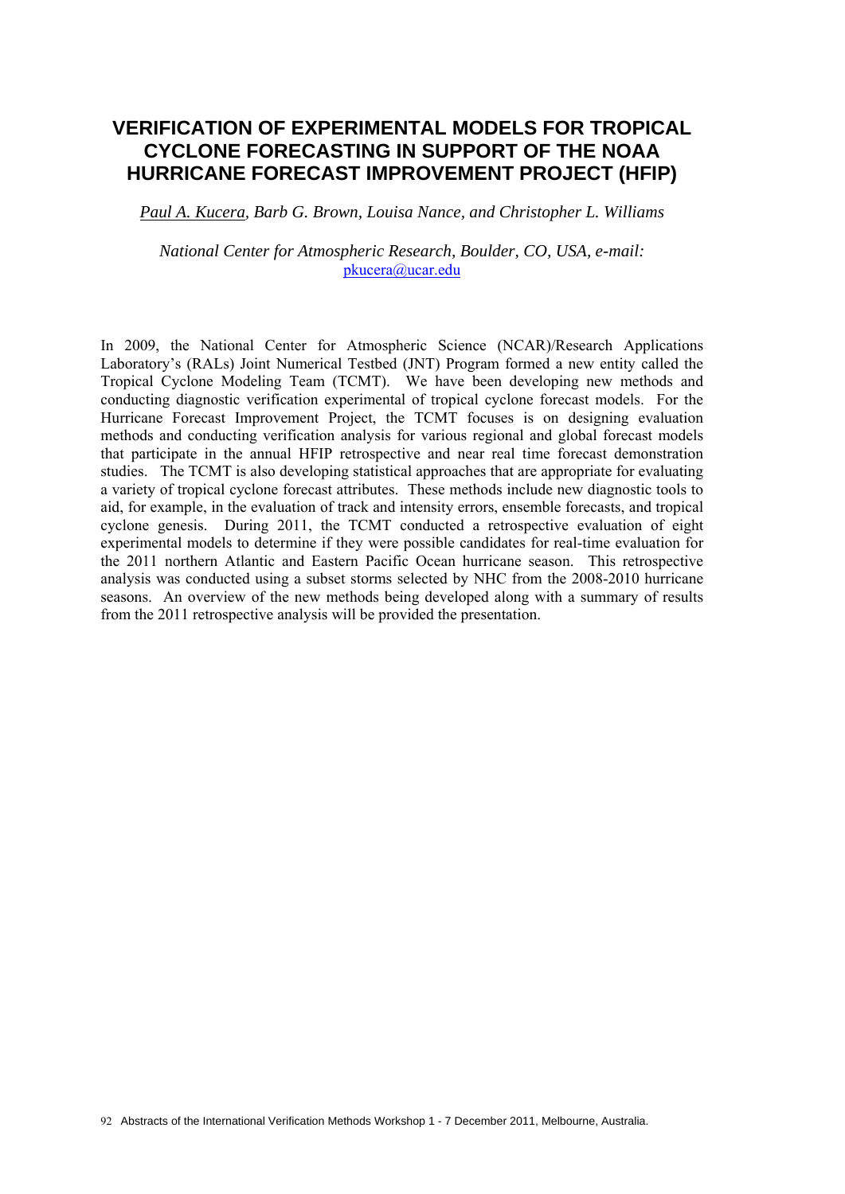# VERIFICATION OF EXPERIMENTAL MODELS FOR TROPICAL CYCLONE FORECASTING IN SUPPORT OF THE NOAA HURRICANE FORECAST IMPROVEMENT PROJECT (HFIP)

*Paul A. Kucera, Barb G. Brown, Louisa Nance, and Christopher L. Williams*

*National Center for Atmospheric Research, Boulder, CO, USA, e-mail:* pkucera@ucar.edu

In 2009, the National Center for Atmospheric Science (NCAR)/Research Applications Laboratory's (RALs) Joint Numerical Testbed (JNT) Program formed a new entity called the Tropical Cyclone Modeling Team (TCMT). We have been developing new methods and conducting diagnostic verification experimental of tropical cyclone forecast models. For the Hurricane Forecast Improvement Project, the TCMT focuses is on designing evaluation methods and conducting verification analysis for various regional and global forecast models that participate in the annual HFIP retrospective and near real time forecast demonstration studies. The TCMT is also developing statistical approaches that are appropriate for evaluating a variety of tropical cyclone forecast attributes. These methods include new diagnostic tools to aid, for example, in the evaluation of track and intensity errors, ensemble forecasts, and tropical cyclone genesis. During 2011, the TCMT conducted a retrospective evaluation of eight experimental models to determine if they were possible candidates for real-time evaluation for the 2011 northern Atlantic and Eastern Pacific Ocean hurricane season. This retrospective analysis was conducted using a subset storms selected by NHC from the 2008-2010 hurricane seasons. An overview of the new methods being developed along with a summary of results from the 2011 retrospective analysis will be provided the presentation.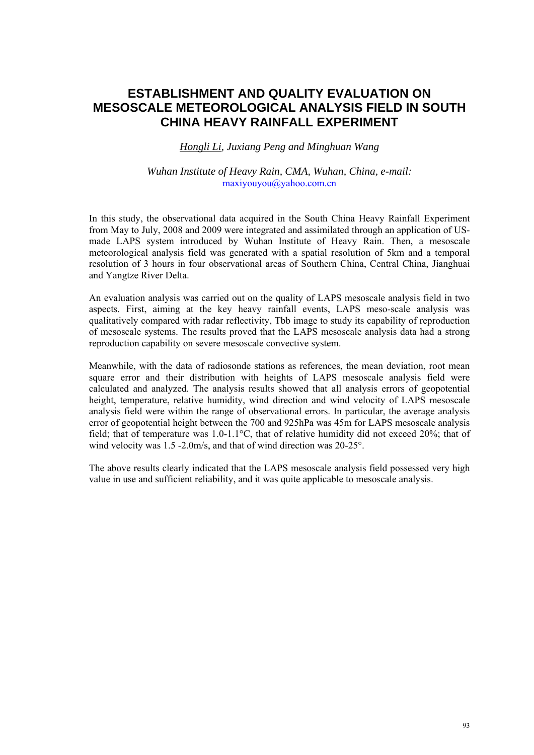# ESTABLISHMENT AND QUALITY EVALUATION ON MESOSCALE METEOROLOGICAL ANALYSIS FIELD IN SOUTH CHINA HEAVY RAINFALL EXPERIMENT

*Hongli Li, Juxiang Peng and Minghuan Wang*

*Wuhan Institute of Heavy Rain, CMA, Wuhan, China, e-mail:* maxiyouyou@yahoo.com.cn

In this study, the observational data acquired in the South China Heavy Rainfall Experiment from May to July, 2008 and 2009 were integrated and assimilated through an application of US-made LAPS system introduced by Wuhan Institute of Heavy Rain. Then, a mesoscale meteorological analysis field was generated with a spatial resolution of 5km and a temporal resolution of 3 hours in four observational areas of Southern China, Central China, Jianghuai and Yangtze River Delta.

An evaluation analysis was carried out on the quality of LAPS mesoscale analysis field in two aspects. First, aiming at the key heavy rainfall events, LAPS meso-scale analysis was qualitatively compared with radar reflectivity, Tbb image to study its capability of reproduction of mesoscale systems. The results proved that the LAPS mesoscale analysis data had a strong reproduction capability on severe mesoscale convective system.

Meanwhile, with the data of radiosonde stations as references, the mean deviation, root mean square error and their distribution with heights of LAPS mesoscale analysis field were calculated and analyzed. The analysis results showed that all analysis errors of geopotential height, temperature, relative humidity, wind direction and wind velocity of LAPS mesoscale analysis field were within the range of observational errors. In particular, the average analysis error of geopotential height between the 700 and 925hPa was 45m for LAPS mesoscale analysis field; that of temperature was 1.0-1.1°C, that of relative humidity did not exceed 20%; that of wind velocity was 1.5 -2.0m/s, and that of wind direction was 20-25°.

The above results clearly indicated that the LAPS mesoscale analysis field possessed very high value in use and sufficient reliability, and it was quite applicable to mesoscale analysis.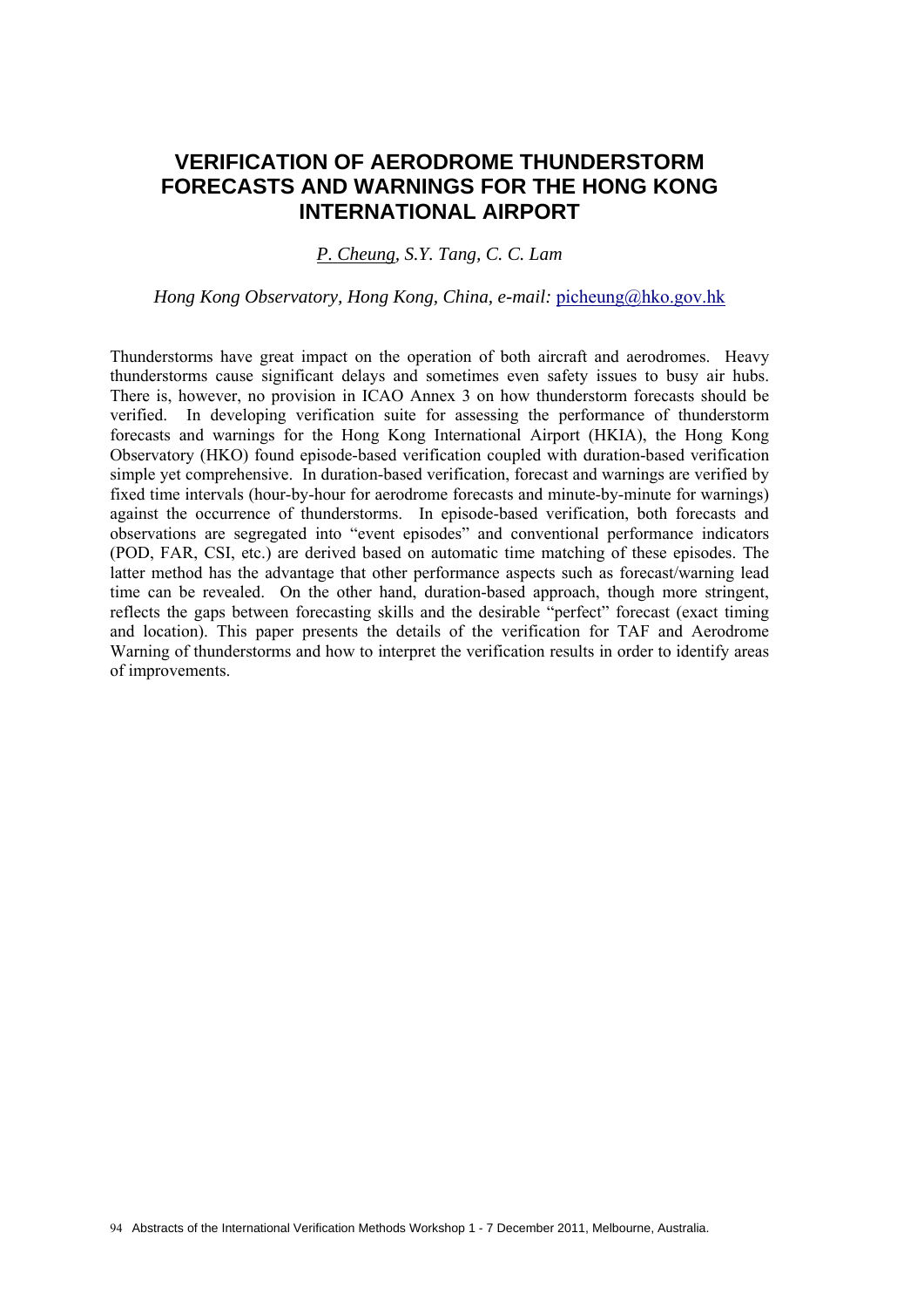# VERIFICATION OF AERODROME THUNDERSTORM FORECASTS AND WARNINGS FOR THE HONG KONG INTERNATIONAL AIRPORT

*P. Cheung, S.Y. Tang, C. C. Lam*

*Hong Kong Observatory, Hong Kong, China, e-mail:* picheung@hko.gov.hk

Thunderstorms have great impact on the operation of both aircraft and aerodromes. Heavy thunderstorms cause significant delays and sometimes even safety issues to busy air hubs. There is, however, no provision in ICAO Annex 3 on how thunderstorm forecasts should be verified. In developing verification suite for assessing the performance of thunderstorm forecasts and warnings for the Hong Kong International Airport (HKIA), the Hong Kong Observatory (HKO) found episode-based verification coupled with duration-based verification simple yet comprehensive. In duration-based verification, forecast and warnings are verified by fixed time intervals (hour-by-hour for aerodrome forecasts and minute-by-minute for warnings) against the occurrence of thunderstorms. In episode-based verification, both forecasts and observations are segregated into "event episodes" and conventional performance indicators (POD, FAR, CSI, etc.) are derived based on automatic time matching of these episodes. The latter method has the advantage that other performance aspects such as forecast/warning lead time can be revealed. On the other hand, duration-based approach, though more stringent, reflects the gaps between forecasting skills and the desirable "perfect" forecast (exact timing and location). This paper presents the details of the verification for TAF and Aerodrome Warning of thunderstorms and how to interpret the verification results in order to identify areas of improvements.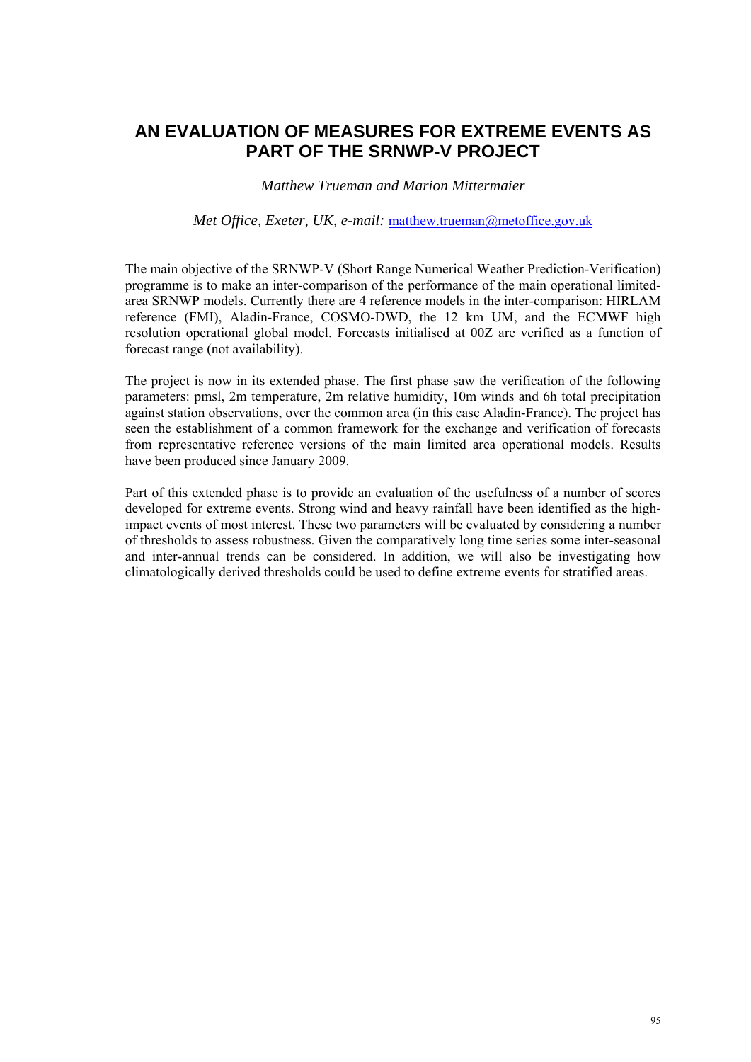# AN EVALUATION OF MEASURES FOR EXTREME EVENTS AS PART OF THE SRNWP-V PROJECT

*Matthew Trueman and Marion Mittermaier*

*Met Office, Exeter, UK, e-mail:* matthew.trueman@metoffice.gov.uk

The main objective of the SRNWP-V (Short Range Numerical Weather Prediction-Verification) programme is to make an inter-comparison of the performance of the main operational limited-area SRNWP models. Currently there are 4 reference models in the inter-comparison: HIRLAM reference (FMI), Aladin-France, COSMO-DWD, the 12 km UM, and the ECMWF high resolution operational global model. Forecasts initialised at 00Z are verified as a function of forecast range (not availability).

The project is now in its extended phase. The first phase saw the verification of the following parameters: pmsl, 2m temperature, 2m relative humidity, 10m winds and 6h total precipitation against station observations, over the common area (in this case Aladin-France). The project has seen the establishment of a common framework for the exchange and verification of forecasts from representative reference versions of the main limited area operational models. Results have been produced since January 2009.

Part of this extended phase is to provide an evaluation of the usefulness of a number of scores developed for extreme events. Strong wind and heavy rainfall have been identified as the high-impact events of most interest. These two parameters will be evaluated by considering a number of thresholds to assess robustness. Given the comparatively long time series some inter-seasonal and inter-annual trends can be considered. In addition, we will also be investigating how climatologically derived thresholds could be used to define extreme events for stratified areas.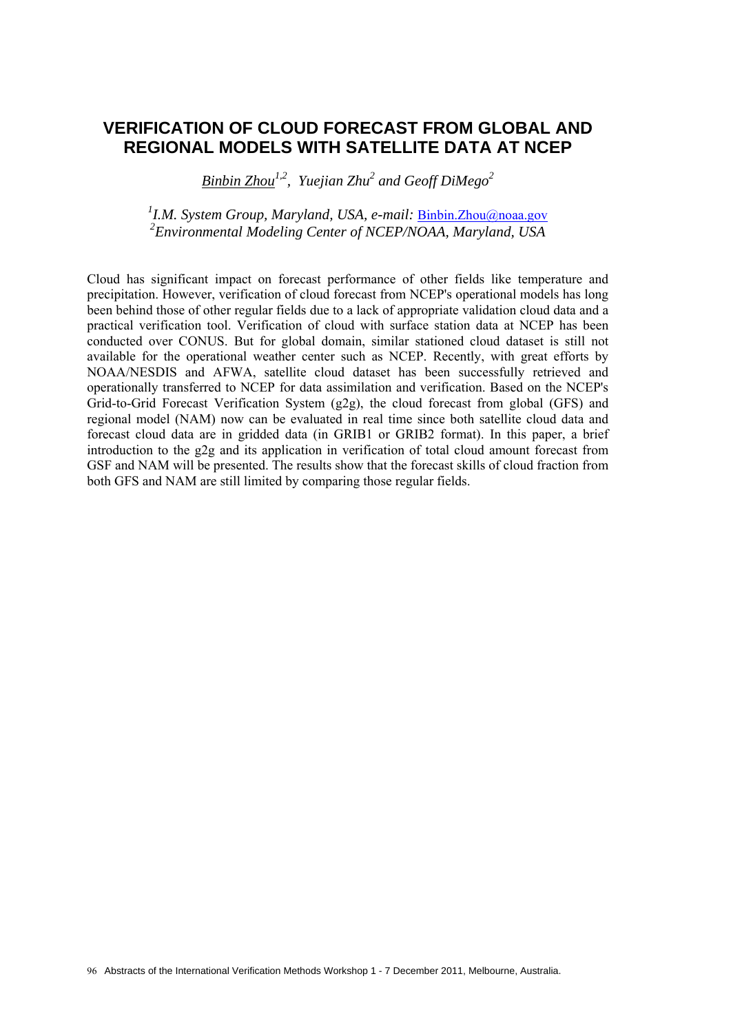# VERIFICATION OF CLOUD FORECAST FROM GLOBAL AND REGIONAL MODELS WITH SATELLITE DATA AT NCEP

*Binbin Zhou[1,2], Yuejian Zhu[2] and Geoff DiMego[2]*

[1]*I.M. System Group, Maryland, USA, e-mail:* Binbin.Zhou@noaa.gov
[2]*Environmental Modeling Center of NCEP/NOAA, Maryland, USA*

Cloud has significant impact on forecast performance of other fields like temperature and precipitation. However, verification of cloud forecast from NCEP's operational models has long been behind those of other regular fields due to a lack of appropriate validation cloud data and a practical verification tool. Verification of cloud with surface station data at NCEP has been conducted over CONUS. But for global domain, similar stationed cloud dataset is still not available for the operational weather center such as NCEP. Recently, with great efforts by NOAA/NESDIS and AFWA, satellite cloud dataset has been successfully retrieved and operationally transferred to NCEP for data assimilation and verification. Based on the NCEP's Grid-to-Grid Forecast Verification System (g2g), the cloud forecast from global (GFS) and regional model (NAM) now can be evaluated in real time since both satellite cloud data and forecast cloud data are in gridded data (in GRIB1 or GRIB2 format). In this paper, a brief introduction to the g2g and its application in verification of total cloud amount forecast from GSF and NAM will be presented. The results show that the forecast skills of cloud fraction from both GFS and NAM are still limited by comparing those regular fields.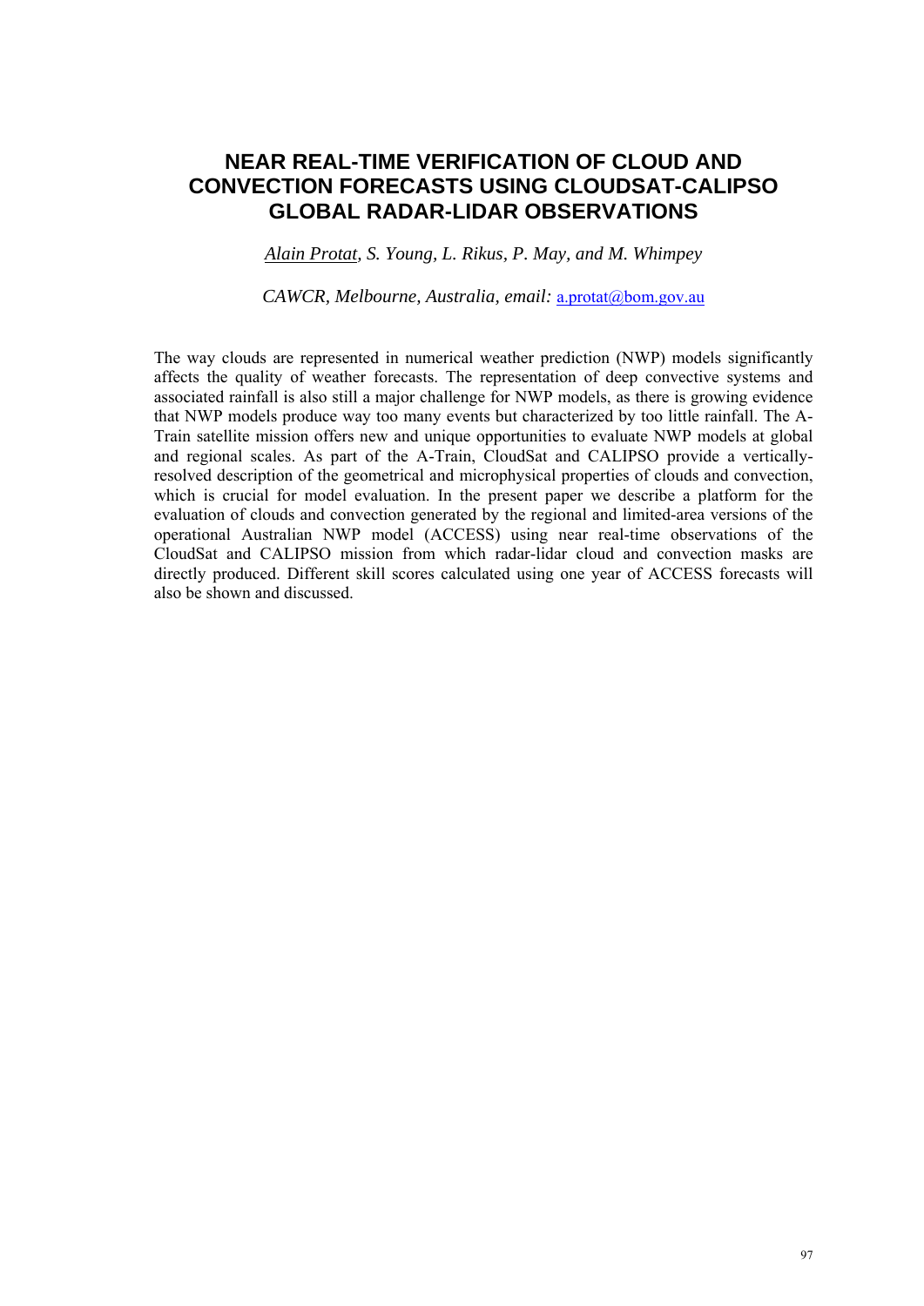# NEAR REAL-TIME VERIFICATION OF CLOUD AND CONVECTION FORECASTS USING CLOUDSAT-CALIPSO GLOBAL RADAR-LIDAR OBSERVATIONS

*Alain Protat, S. Young, L. Rikus, P. May, and M. Whimpey*

*CAWCR, Melbourne, Australia, email:* a.protat@bom.gov.au

The way clouds are represented in numerical weather prediction (NWP) models significantly affects the quality of weather forecasts. The representation of deep convective systems and associated rainfall is also still a major challenge for NWP models, as there is growing evidence that NWP models produce way too many events but characterized by too little rainfall. The A-Train satellite mission offers new and unique opportunities to evaluate NWP models at global and regional scales. As part of the A-Train, CloudSat and CALIPSO provide a vertically-resolved description of the geometrical and microphysical properties of clouds and convection, which is crucial for model evaluation. In the present paper we describe a platform for the evaluation of clouds and convection generated by the regional and limited-area versions of the operational Australian NWP model (ACCESS) using near real-time observations of the CloudSat and CALIPSO mission from which radar-lidar cloud and convection masks are directly produced. Different skill scores calculated using one year of ACCESS forecasts will also be shown and discussed.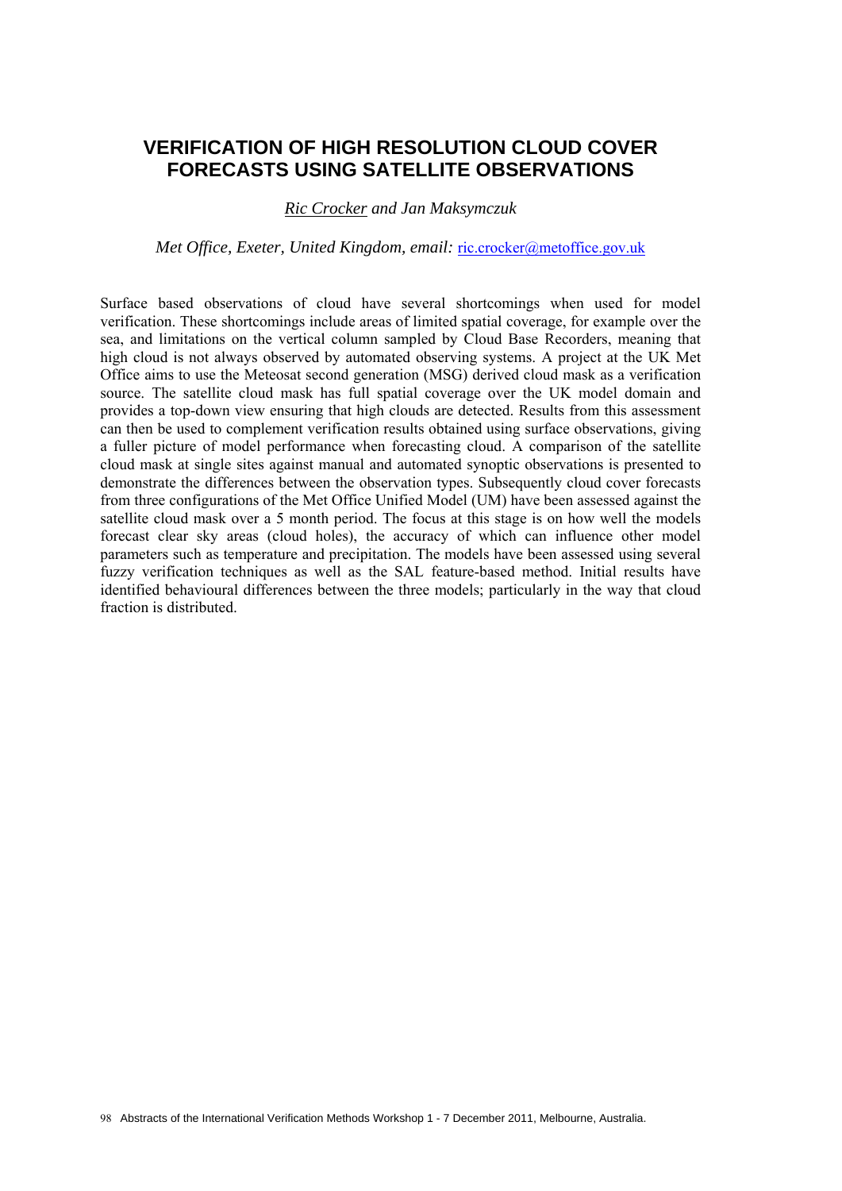# VERIFICATION OF HIGH RESOLUTION CLOUD COVER FORECASTS USING SATELLITE OBSERVATIONS

*Ric Crocker and Jan Maksymczuk*

*Met Office, Exeter, United Kingdom, email:* ric.crocker@metoffice.gov.uk

Surface based observations of cloud have several shortcomings when used for model verification. These shortcomings include areas of limited spatial coverage, for example over the sea, and limitations on the vertical column sampled by Cloud Base Recorders, meaning that high cloud is not always observed by automated observing systems. A project at the UK Met Office aims to use the Meteosat second generation (MSG) derived cloud mask as a verification source. The satellite cloud mask has full spatial coverage over the UK model domain and provides a top-down view ensuring that high clouds are detected. Results from this assessment can then be used to complement verification results obtained using surface observations, giving a fuller picture of model performance when forecasting cloud. A comparison of the satellite cloud mask at single sites against manual and automated synoptic observations is presented to demonstrate the differences between the observation types. Subsequently cloud cover forecasts from three configurations of the Met Office Unified Model (UM) have been assessed against the satellite cloud mask over a 5 month period. The focus at this stage is on how well the models forecast clear sky areas (cloud holes), the accuracy of which can influence other model parameters such as temperature and precipitation. The models have been assessed using several fuzzy verification techniques as well as the SAL feature-based method. Initial results have identified behavioural differences between the three models; particularly in the way that cloud fraction is distributed.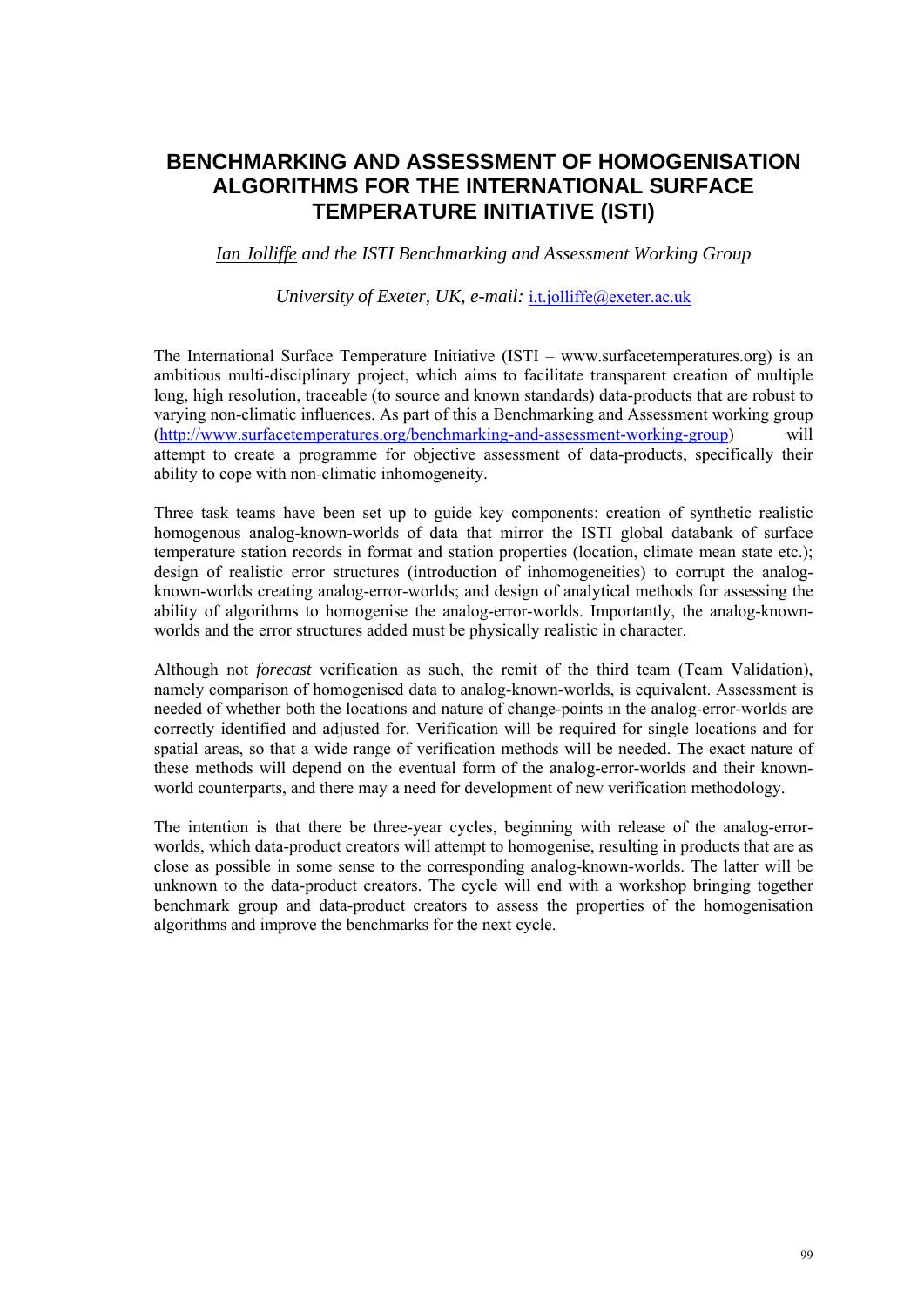# BENCHMARKING AND ASSESSMENT OF HOMOGENISATION ALGORITHMS FOR THE INTERNATIONAL SURFACE TEMPERATURE INITIATIVE (ISTI)

*Ian Jolliffe and the ISTI Benchmarking and Assessment Working Group*

*University of Exeter, UK, e-mail:* i.t.jolliffe@exeter.ac.uk

The International Surface Temperature Initiative (ISTI – www.surfacetemperatures.org) is an ambitious multi-disciplinary project, which aims to facilitate transparent creation of multiple long, high resolution, traceable (to source and known standards) data-products that are robust to varying non-climatic influences. As part of this a Benchmarking and Assessment working group (http://www.surfacetemperatures.org/benchmarking-and-assessment-working-group) will attempt to create a programme for objective assessment of data-products, specifically their ability to cope with non-climatic inhomogeneity.

Three task teams have been set up to guide key components: creation of synthetic realistic homogenous analog-known-worlds of data that mirror the ISTI global databank of surface temperature station records in format and station properties (location, climate mean state etc.); design of realistic error structures (introduction of inhomogeneities) to corrupt the analog-known-worlds creating analog-error-worlds; and design of analytical methods for assessing the ability of algorithms to homogenise the analog-error-worlds. Importantly, the analog-known-worlds and the error structures added must be physically realistic in character.

Although not *forecast* verification as such, the remit of the third team (Team Validation), namely comparison of homogenised data to analog-known-worlds, is equivalent. Assessment is needed of whether both the locations and nature of change-points in the analog-error-worlds are correctly identified and adjusted for. Verification will be required for single locations and for spatial areas, so that a wide range of verification methods will be needed. The exact nature of these methods will depend on the eventual form of the analog-error-worlds and their known-world counterparts, and there may a need for development of new verification methodology.

The intention is that there be three-year cycles, beginning with release of the analog-error-worlds, which data-product creators will attempt to homogenise, resulting in products that are as close as possible in some sense to the corresponding analog-known-worlds. The latter will be unknown to the data-product creators. The cycle will end with a workshop bringing together benchmark group and data-product creators to assess the properties of the homogenisation algorithms and improve the benchmarks for the next cycle.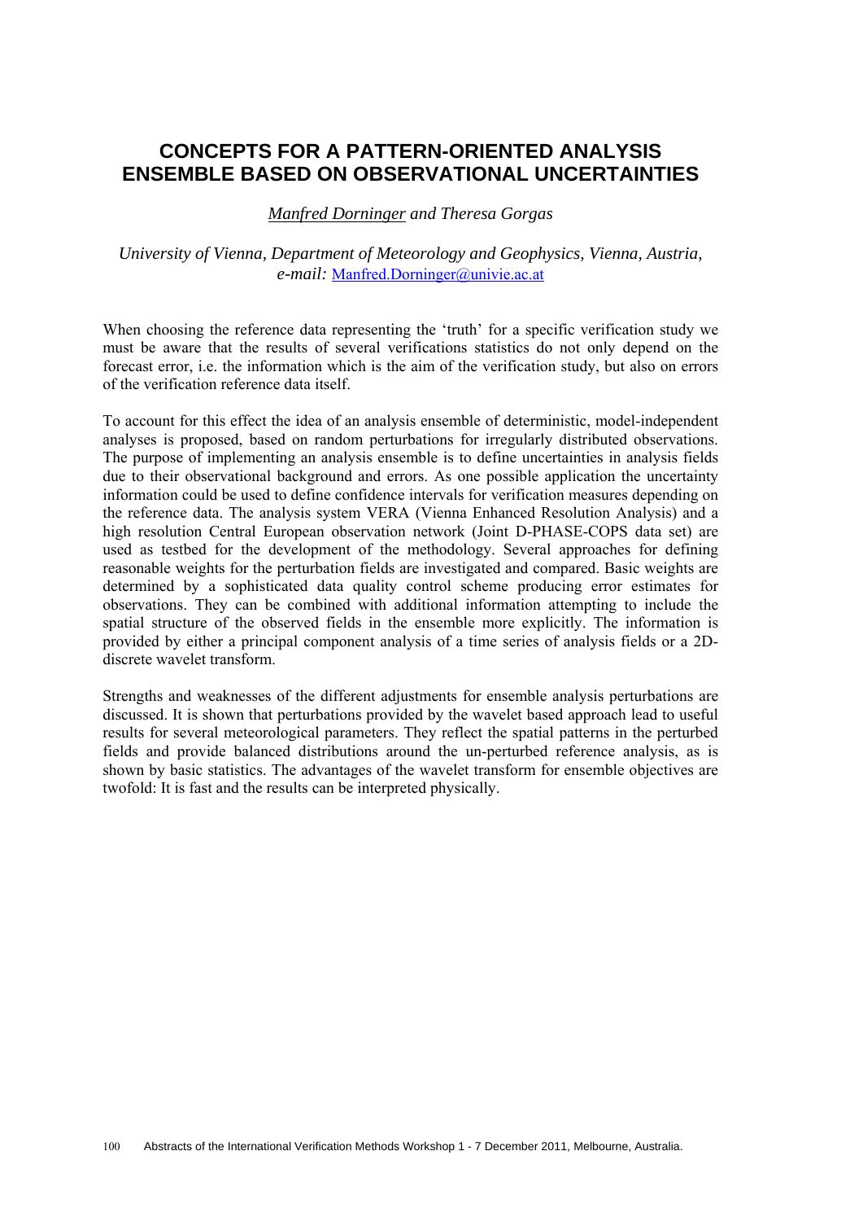# CONCEPTS FOR A PATTERN-ORIENTED ANALYSIS ENSEMBLE BASED ON OBSERVATIONAL UNCERTAINTIES

*Manfred Dorninger and Theresa Gorgas*

*University of Vienna, Department of Meteorology and Geophysics, Vienna, Austria, e-mail:* Manfred.Dorninger@univie.ac.at

When choosing the reference data representing the 'truth' for a specific verification study we must be aware that the results of several verifications statistics do not only depend on the forecast error, i.e. the information which is the aim of the verification study, but also on errors of the verification reference data itself.

To account for this effect the idea of an analysis ensemble of deterministic, model-independent analyses is proposed, based on random perturbations for irregularly distributed observations. The purpose of implementing an analysis ensemble is to define uncertainties in analysis fields due to their observational background and errors. As one possible application the uncertainty information could be used to define confidence intervals for verification measures depending on the reference data. The analysis system VERA (Vienna Enhanced Resolution Analysis) and a high resolution Central European observation network (Joint D-PHASE-COPS data set) are used as testbed for the development of the methodology. Several approaches for defining reasonable weights for the perturbation fields are investigated and compared. Basic weights are determined by a sophisticated data quality control scheme producing error estimates for observations. They can be combined with additional information attempting to include the spatial structure of the observed fields in the ensemble more explicitly. The information is provided by either a principal component analysis of a time series of analysis fields or a 2D-discrete wavelet transform.

Strengths and weaknesses of the different adjustments for ensemble analysis perturbations are discussed. It is shown that perturbations provided by the wavelet based approach lead to useful results for several meteorological parameters. They reflect the spatial patterns in the perturbed fields and provide balanced distributions around the un-perturbed reference analysis, as is shown by basic statistics. The advantages of the wavelet transform for ensemble objectives are twofold: It is fast and the results can be interpreted physically.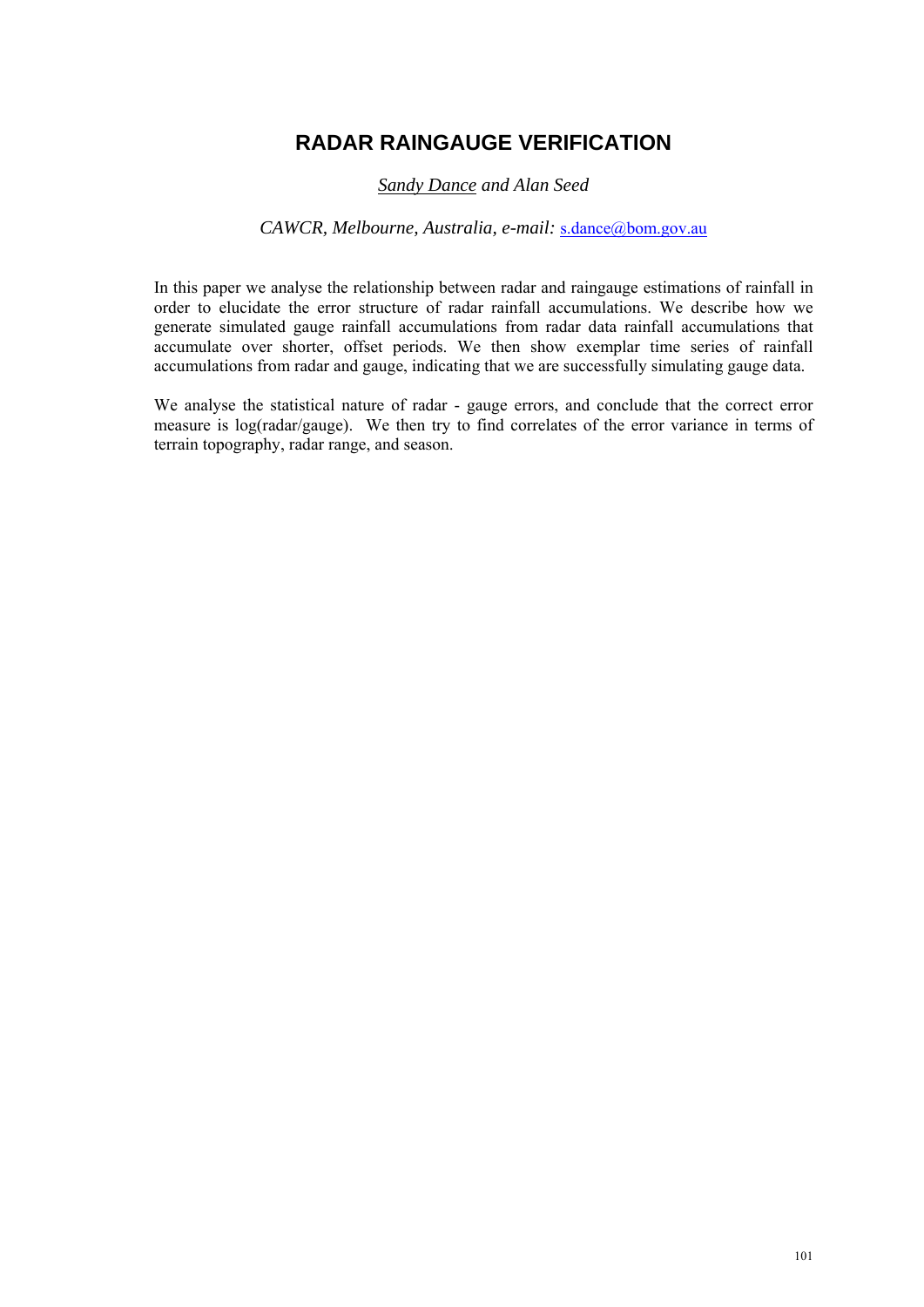# RADAR RAINGAUGE VERIFICATION

*Sandy Dance and Alan Seed*

*CAWCR, Melbourne, Australia, e-mail:* s.dance@bom.gov.au

In this paper we analyse the relationship between radar and raingauge estimations of rainfall in order to elucidate the error structure of radar rainfall accumulations. We describe how we generate simulated gauge rainfall accumulations from radar data rainfall accumulations that accumulate over shorter, offset periods. We then show exemplar time series of rainfall accumulations from radar and gauge, indicating that we are successfully simulating gauge data.

We analyse the statistical nature of radar - gauge errors, and conclude that the correct error measure is log(radar/gauge). We then try to find correlates of the error variance in terms of terrain topography, radar range, and season.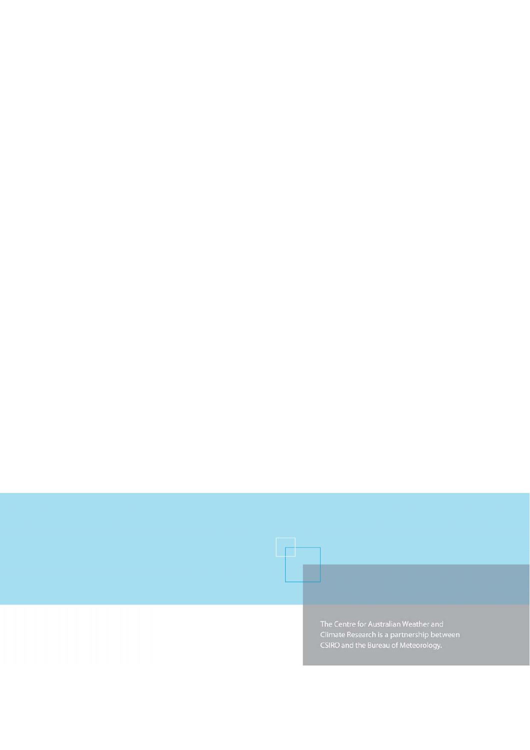The Centre for Australian Weather and Climate Research is a partnership between CSIRO and the Bureau of Meteorology.